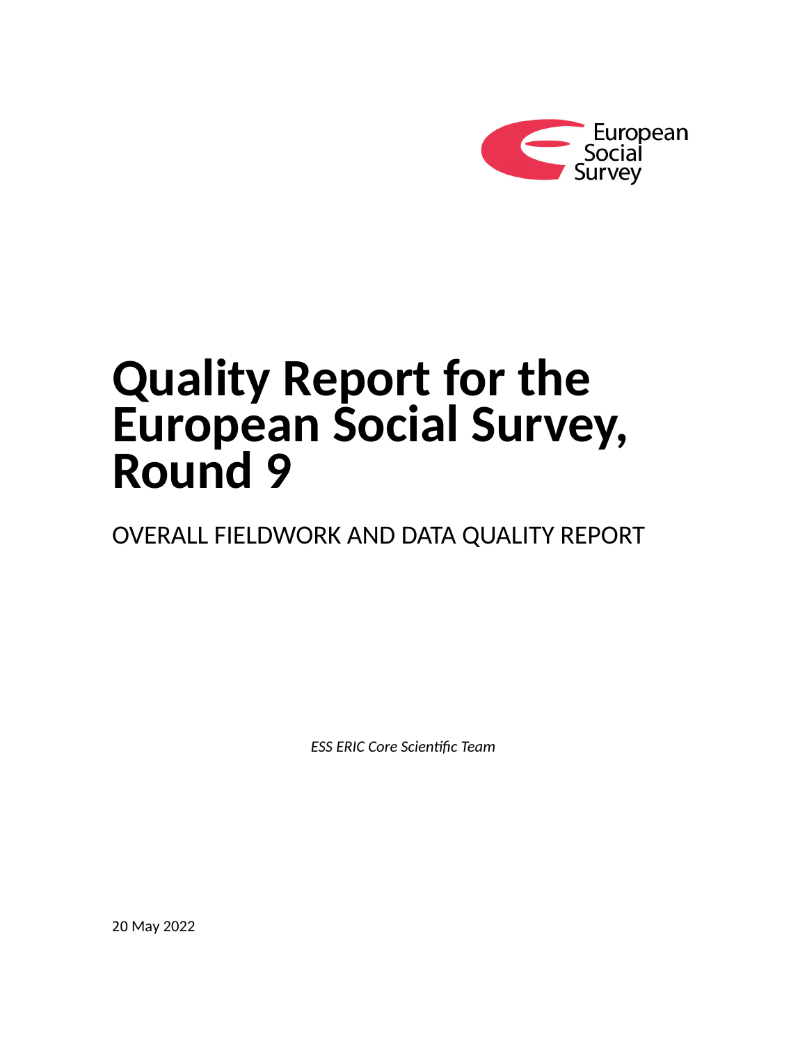European Social Survey

# Quality Report for the European Social Survey, Round 9

OVERALL FIELDWORK AND DATA QUALITY REPORT

*ESS ERIC Core Scientific Team*

20 May 2022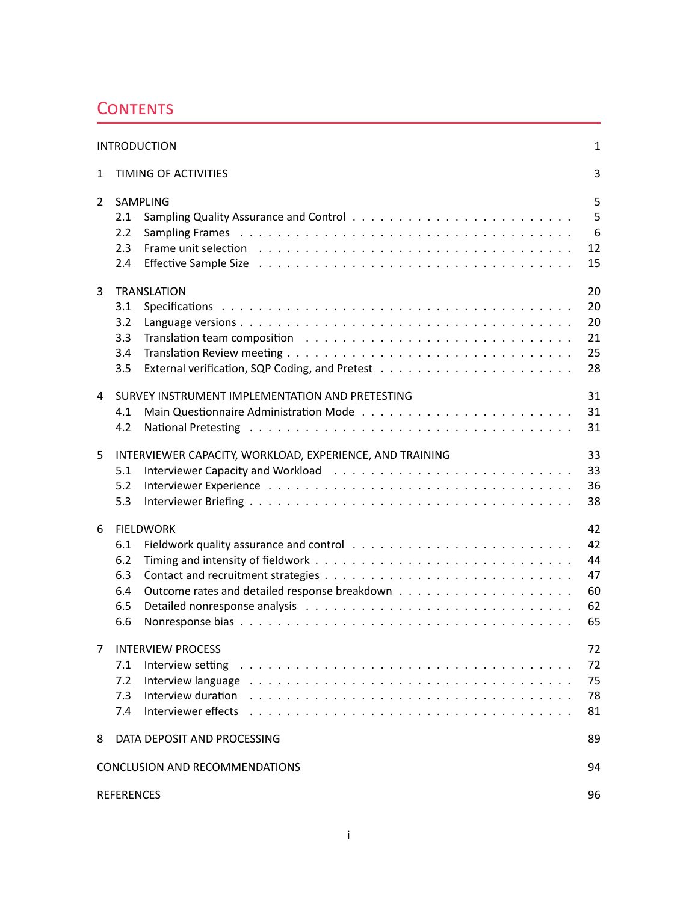# CONTENTS

| | | |
|---|---|---|
| INTRODUCTION | | 1 |
| 1 | TIMING OF ACTIVITIES | 3 |
| 2 | SAMPLING | 5 |
| | 2.1 Sampling Quality Assurance and Control | 5 |
| | 2.2 Sampling Frames | 6 |
| | 2.3 Frame unit selection | 12 |
| | 2.4 Effective Sample Size | 15 |
| 3 | TRANSLATION | 20 |
| | 3.1 Specifications | 20 |
| | 3.2 Language versions | 20 |
| | 3.3 Translation team composition | 21 |
| | 3.4 Translation Review meeting | 25 |
| | 3.5 External verification, SQP Coding, and Pretest | 28 |
| 4 | SURVEY INSTRUMENT IMPLEMENTATION AND PRETESTING | 31 |
| | 4.1 Main Questionnaire Administration Mode | 31 |
| | 4.2 National Pretesting | 31 |
| 5 | INTERVIEWER CAPACITY, WORKLOAD, EXPERIENCE, AND TRAINING | 33 |
| | 5.1 Interviewer Capacity and Workload | 33 |
| | 5.2 Interviewer Experience | 36 |
| | 5.3 Interviewer Briefing | 38 |
| 6 | FIELDWORK | 42 |
| | 6.1 Fieldwork quality assurance and control | 42 |
| | 6.2 Timing and intensity of fieldwork | 44 |
| | 6.3 Contact and recruitment strategies | 47 |
| | 6.4 Outcome rates and detailed response breakdown | 60 |
| | 6.5 Detailed nonresponse analysis | 62 |
| | 6.6 Nonresponse bias | 65 |
| 7 | INTERVIEW PROCESS | 72 |
| | 7.1 Interview setting | 72 |
| | 7.2 Interview language | 75 |
| | 7.3 Interview duration | 78 |
| | 7.4 Interviewer effects | 81 |
| 8 | DATA DEPOSIT AND PROCESSING | 89 |
| CONCLUSION AND RECOMMENDATIONS | | 94 |
| REFERENCES | | 96 |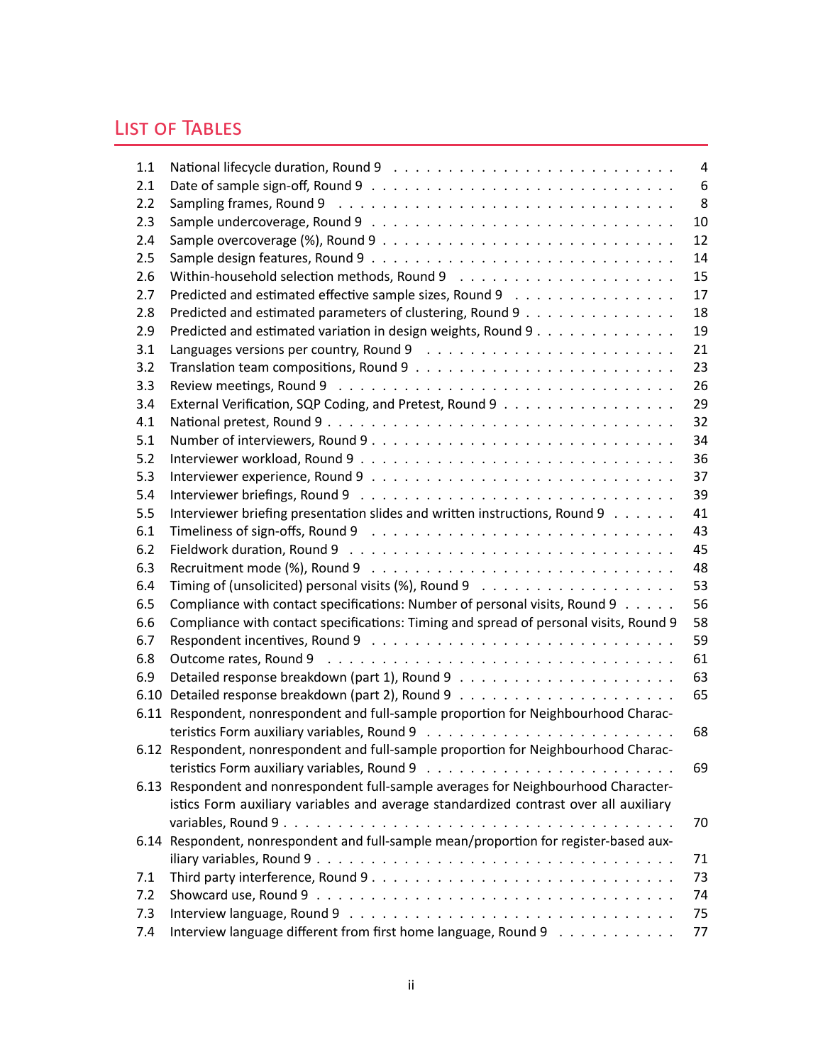# List of Tables

| | | |
|---|---|---|
| 1.1 | National lifecycle duration, Round 9 | 4 |
| 2.1 | Date of sample sign-off, Round 9 | 6 |
| 2.2 | Sampling frames, Round 9 | 8 |
| 2.3 | Sample undercoverage, Round 9 | 10 |
| 2.4 | Sample overcoverage (%), Round 9 | 12 |
| 2.5 | Sample design features, Round 9 | 14 |
| 2.6 | Within-household selection methods, Round 9 | 15 |
| 2.7 | Predicted and estimated effective sample sizes, Round 9 | 17 |
| 2.8 | Predicted and estimated parameters of clustering, Round 9 | 18 |
| 2.9 | Predicted and estimated variation in design weights, Round 9 | 19 |
| 3.1 | Languages versions per country, Round 9 | 21 |
| 3.2 | Translation team compositions, Round 9 | 23 |
| 3.3 | Review meetings, Round 9 | 26 |
| 3.4 | External Verification, SQP Coding, and Pretest, Round 9 | 29 |
| 4.1 | National pretest, Round 9 | 32 |
| 5.1 | Number of interviewers, Round 9 | 34 |
| 5.2 | Interviewer workload, Round 9 | 36 |
| 5.3 | Interviewer experience, Round 9 | 37 |
| 5.4 | Interviewer briefings, Round 9 | 39 |
| 5.5 | Interviewer briefing presentation slides and written instructions, Round 9 | 41 |
| 6.1 | Timeliness of sign-offs, Round 9 | 43 |
| 6.2 | Fieldwork duration, Round 9 | 45 |
| 6.3 | Recruitment mode (%), Round 9 | 48 |
| 6.4 | Timing of (unsolicited) personal visits (%), Round 9 | 53 |
| 6.5 | Compliance with contact specifications: Number of personal visits, Round 9 | 56 |
| 6.6 | Compliance with contact specifications: Timing and spread of personal visits, Round 9 | 58 |
| 6.7 | Respondent incentives, Round 9 | 59 |
| 6.8 | Outcome rates, Round 9 | 61 |
| 6.9 | Detailed response breakdown (part 1), Round 9 | 63 |
| 6.10 | Detailed response breakdown (part 2), Round 9 | 65 |
| 6.11 | Respondent, nonrespondent and full-sample proportion for Neighbourhood Characteristics Form auxiliary variables, Round 9 | 68 |
| 6.12 | Respondent, nonrespondent and full-sample proportion for Neighbourhood Characteristics Form auxiliary variables, Round 9 | 69 |
| 6.13 | Respondent and nonrespondent full-sample averages for Neighbourhood Characteristics Form auxiliary variables and average standardized contrast over all auxiliary variables, Round 9 | 70 |
| 6.14 | Respondent, nonrespondent and full-sample mean/proportion for register-based auxiliary variables, Round 9 | 71 |
| 7.1 | Third party interference, Round 9 | 73 |
| 7.2 | Showcard use, Round 9 | 74 |
| 7.3 | Interview language, Round 9 | 75 |
| 7.4 | Interview language different from first home language, Round 9 | 77 |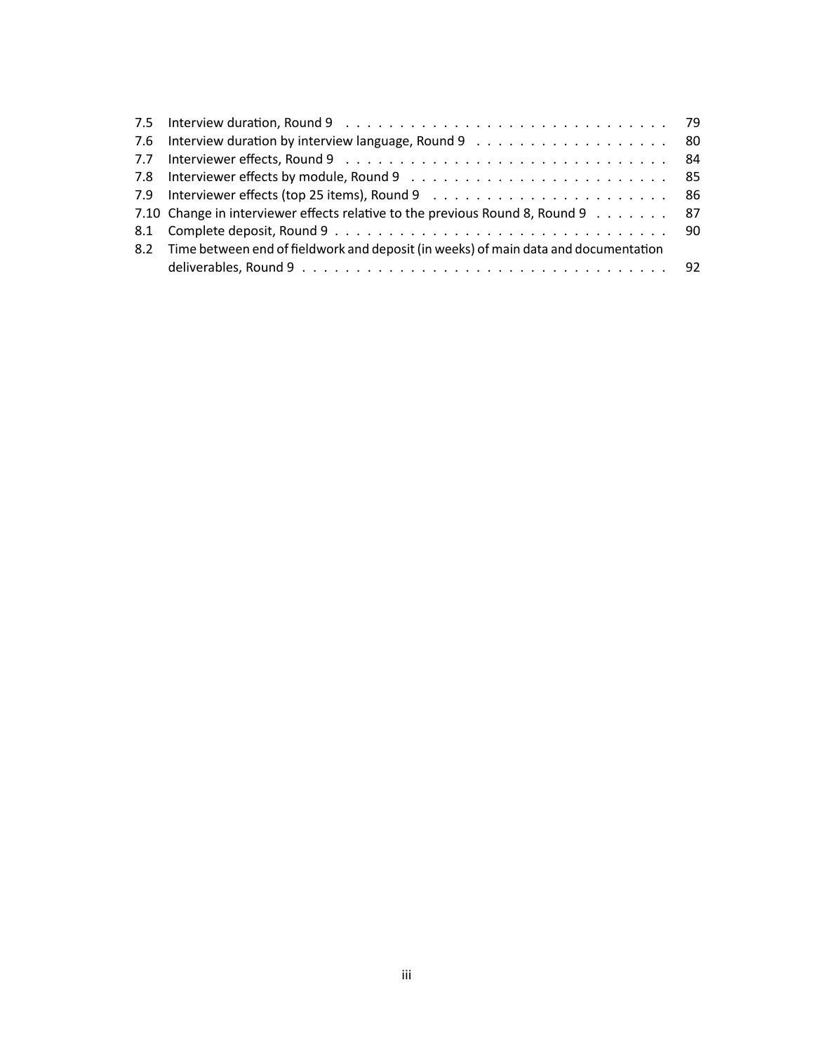7.5 Interview duration, Round 9 . . . . . . . . . . . . . . . . . . . . . . . . . . . . . . 79
7.6 Interview duration by interview language, Round 9 . . . . . . . . . . . . . . . . . . 80
7.7 Interviewer effects, Round 9 . . . . . . . . . . . . . . . . . . . . . . . . . . . . . . 84
7.8 Interviewer effects by module, Round 9 . . . . . . . . . . . . . . . . . . . . . . . . 85
7.9 Interviewer effects (top 25 items), Round 9 . . . . . . . . . . . . . . . . . . . . . . 86
7.10 Change in interviewer effects relative to the previous Round 8, Round 9 . . . . . . . 87
8.1 Complete deposit, Round 9 . . . . . . . . . . . . . . . . . . . . . . . . . . . . . . . 90
8.2 Time between end of fieldwork and deposit (in weeks) of main data and documentation deliverables, Round 9 . . . . . . . . . . . . . . . . . . . . . . . . . . . . . . . . . . 92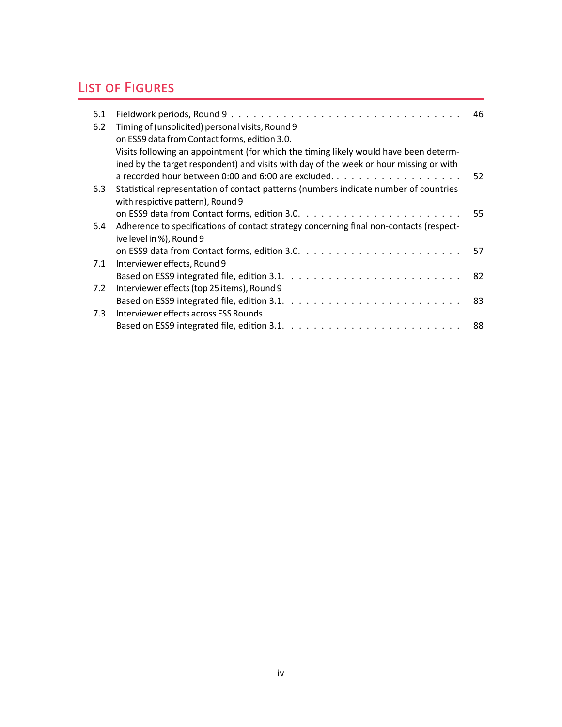# List of Figures

| | | |
|---|---|---|
| 6.1 | Fieldwork periods, Round 9 | 46 |
| 6.2 | Timing of (unsolicited) personal visits, Round 9<br>on ESS9 data from Contact forms, edition 3.0.<br>Visits following an appointment (for which the timing likely would have been determined by the target respondent) and visits with day of the week or hour missing or with a recorded hour between 0:00 and 6:00 are excluded. | 52 |
| 6.3 | Statistical representation of contact patterns (numbers indicate number of countries with respictive pattern), Round 9<br>on ESS9 data from Contact forms, edition 3.0. | 55 |
| 6.4 | Adherence to specifications of contact strategy concerning final non-contacts (respective level in %), Round 9<br>on ESS9 data from Contact forms, edition 3.0. | 57 |
| 7.1 | Interviewer effects, Round 9<br>Based on ESS9 integrated file, edition 3.1. | 82 |
| 7.2 | Interviewer effects (top 25 items), Round 9<br>Based on ESS9 integrated file, edition 3.1. | 83 |
| 7.3 | Interviewer effects across ESS Rounds<br>Based on ESS9 integrated file, edition 3.1. | 88 |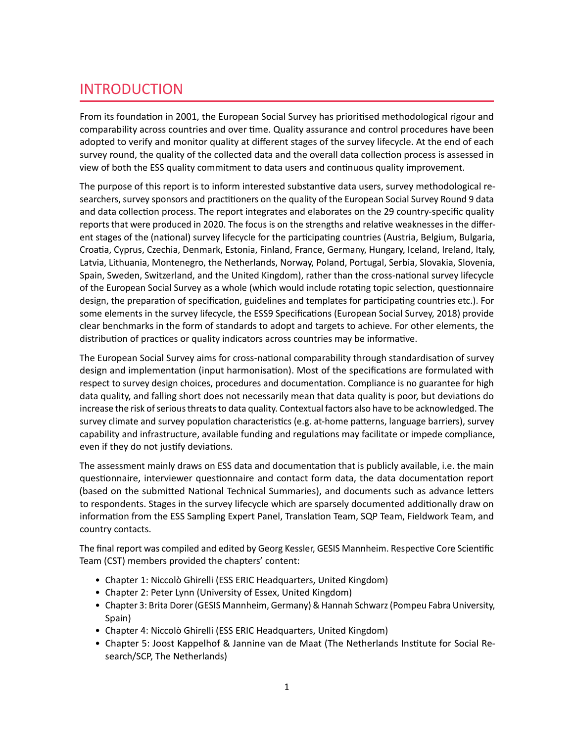# INTRODUCTION

From its foundation in 2001, the European Social Survey has prioritised methodological rigour and comparability across countries and over time. Quality assurance and control procedures have been adopted to verify and monitor quality at different stages of the survey lifecycle. At the end of each survey round, the quality of the collected data and the overall data collection process is assessed in view of both the ESS quality commitment to data users and continuous quality improvement.

The purpose of this report is to inform interested substantive data users, survey methodological researchers, survey sponsors and practitioners on the quality of the European Social Survey Round 9 data and data collection process. The report integrates and elaborates on the 29 country-specific quality reports that were produced in 2020. The focus is on the strengths and relative weaknesses in the different stages of the (national) survey lifecycle for the participating countries (Austria, Belgium, Bulgaria, Croatia, Cyprus, Czechia, Denmark, Estonia, Finland, France, Germany, Hungary, Iceland, Ireland, Italy, Latvia, Lithuania, Montenegro, the Netherlands, Norway, Poland, Portugal, Serbia, Slovakia, Slovenia, Spain, Sweden, Switzerland, and the United Kingdom), rather than the cross-national survey lifecycle of the European Social Survey as a whole (which would include rotating topic selection, questionnaire design, the preparation of specification, guidelines and templates for participating countries etc.). For some elements in the survey lifecycle, the ESS9 Specifications (European Social Survey, 2018) provide clear benchmarks in the form of standards to adopt and targets to achieve. For other elements, the distribution of practices or quality indicators across countries may be informative.

The European Social Survey aims for cross-national comparability through standardisation of survey design and implementation (input harmonisation). Most of the specifications are formulated with respect to survey design choices, procedures and documentation. Compliance is no guarantee for high data quality, and falling short does not necessarily mean that data quality is poor, but deviations do increase the risk of serious threats to data quality. Contextual factors also have to be acknowledged. The survey climate and survey population characteristics (e.g. at-home patterns, language barriers), survey capability and infrastructure, available funding and regulations may facilitate or impede compliance, even if they do not justify deviations.

The assessment mainly draws on ESS data and documentation that is publicly available, i.e. the main questionnaire, interviewer questionnaire and contact form data, the data documentation report (based on the submitted National Technical Summaries), and documents such as advance letters to respondents. Stages in the survey lifecycle which are sparsely documented additionally draw on information from the ESS Sampling Expert Panel, Translation Team, SQP Team, Fieldwork Team, and country contacts.

The final report was compiled and edited by Georg Kessler, GESIS Mannheim. Respective Core Scientific Team (CST) members provided the chapters' content:

- Chapter 1: Niccolò Ghirelli (ESS ERIC Headquarters, United Kingdom)
- Chapter 2: Peter Lynn (University of Essex, United Kingdom)
- Chapter 3: Brita Dorer (GESIS Mannheim, Germany) & Hannah Schwarz (Pompeu Fabra University, Spain)
- Chapter 4: Niccolò Ghirelli (ESS ERIC Headquarters, United Kingdom)
- Chapter 5: Joost Kappelhof & Jannine van de Maat (The Netherlands Institute for Social Research/SCP, The Netherlands)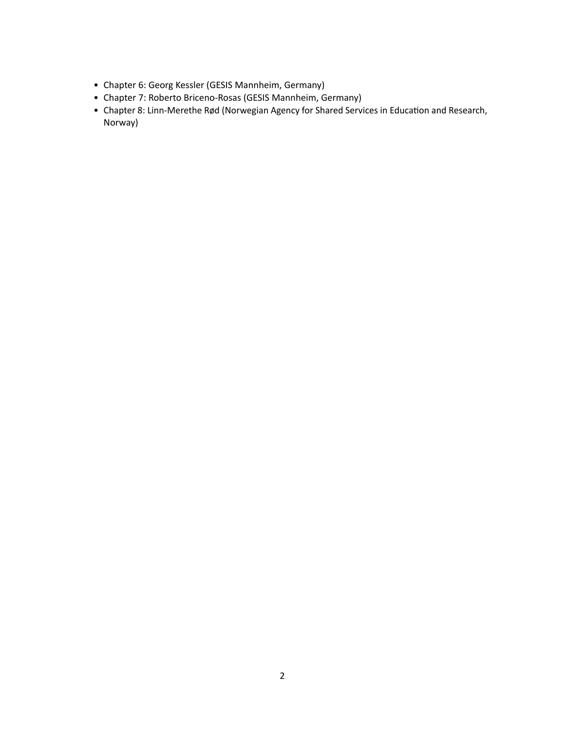- Chapter 6: Georg Kessler (GESIS Mannheim, Germany)
- Chapter 7: Roberto Briceno-Rosas (GESIS Mannheim, Germany)
- Chapter 8: Linn-Merethe Rød (Norwegian Agency for Shared Services in Education and Research, Norway)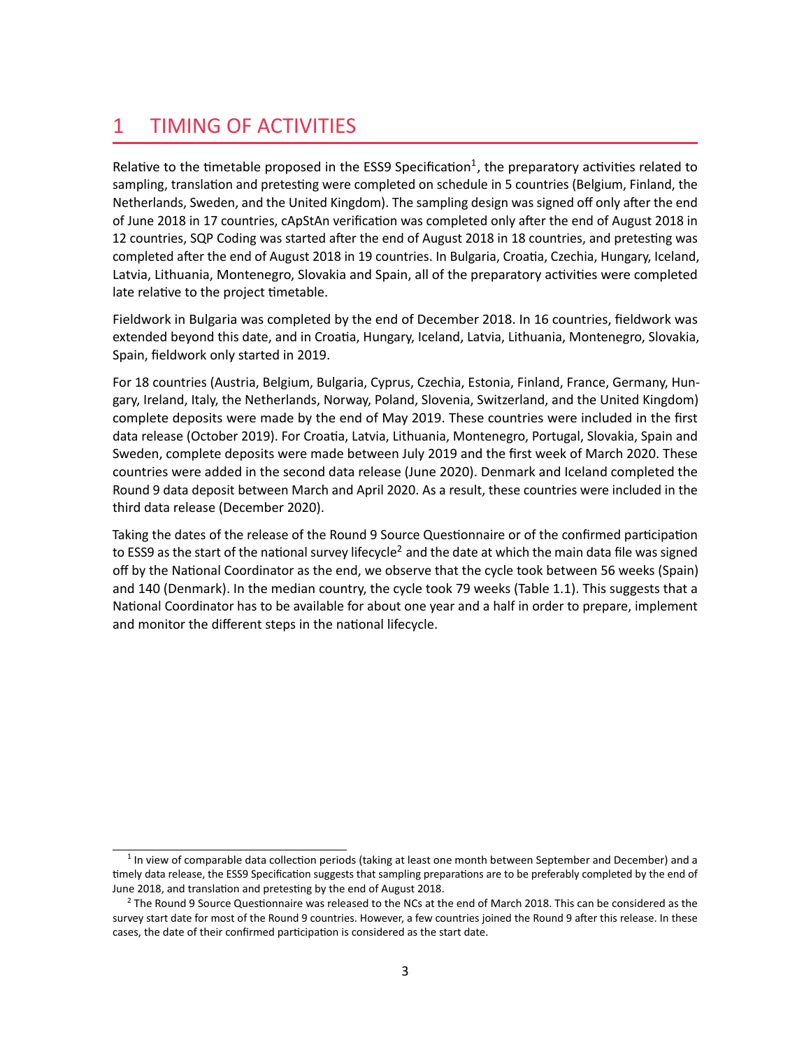# 1 TIMING OF ACTIVITIES

Relative to the timetable proposed in the ESS9 Specification[1], the preparatory activities related to sampling, translation and pretesting were completed on schedule in 5 countries (Belgium, Finland, the Netherlands, Sweden, and the United Kingdom). The sampling design was signed off only after the end of June 2018 in 17 countries, cApStAn verification was completed only after the end of August 2018 in 12 countries, SQP Coding was started after the end of August 2018 in 18 countries, and pretesting was completed after the end of August 2018 in 19 countries. In Bulgaria, Croatia, Czechia, Hungary, Iceland, Latvia, Lithuania, Montenegro, Slovakia and Spain, all of the preparatory activities were completed late relative to the project timetable.

Fieldwork in Bulgaria was completed by the end of December 2018. In 16 countries, fieldwork was extended beyond this date, and in Croatia, Hungary, Iceland, Latvia, Lithuania, Montenegro, Slovakia, Spain, fieldwork only started in 2019.

For 18 countries (Austria, Belgium, Bulgaria, Cyprus, Czechia, Estonia, Finland, France, Germany, Hungary, Ireland, Italy, the Netherlands, Norway, Poland, Slovenia, Switzerland, and the United Kingdom) complete deposits were made by the end of May 2019. These countries were included in the first data release (October 2019). For Croatia, Latvia, Lithuania, Montenegro, Portugal, Slovakia, Spain and Sweden, complete deposits were made between July 2019 and the first week of March 2020. These countries were added in the second data release (June 2020). Denmark and Iceland completed the Round 9 data deposit between March and April 2020. As a result, these countries were included in the third data release (December 2020).

Taking the dates of the release of the Round 9 Source Questionnaire or of the confirmed participation to ESS9 as the start of the national survey lifecycle[2] and the date at which the main data file was signed off by the National Coordinator as the end, we observe that the cycle took between 56 weeks (Spain) and 140 (Denmark). In the median country, the cycle took 79 weeks (Table 1.1). This suggests that a National Coordinator has to be available for about one year and a half in order to prepare, implement and monitor the different steps in the national lifecycle.

---

[1] In view of comparable data collection periods (taking at least one month between September and December) and a timely data release, the ESS9 Specification suggests that sampling preparations are to be preferably completed by the end of June 2018, and translation and pretesting by the end of August 2018.

[2] The Round 9 Source Questionnaire was released to the NCs at the end of March 2018. This can be considered as the survey start date for most of the Round 9 countries. However, a few countries joined the Round 9 after this release. In these cases, the date of their confirmed participation is considered as the start date.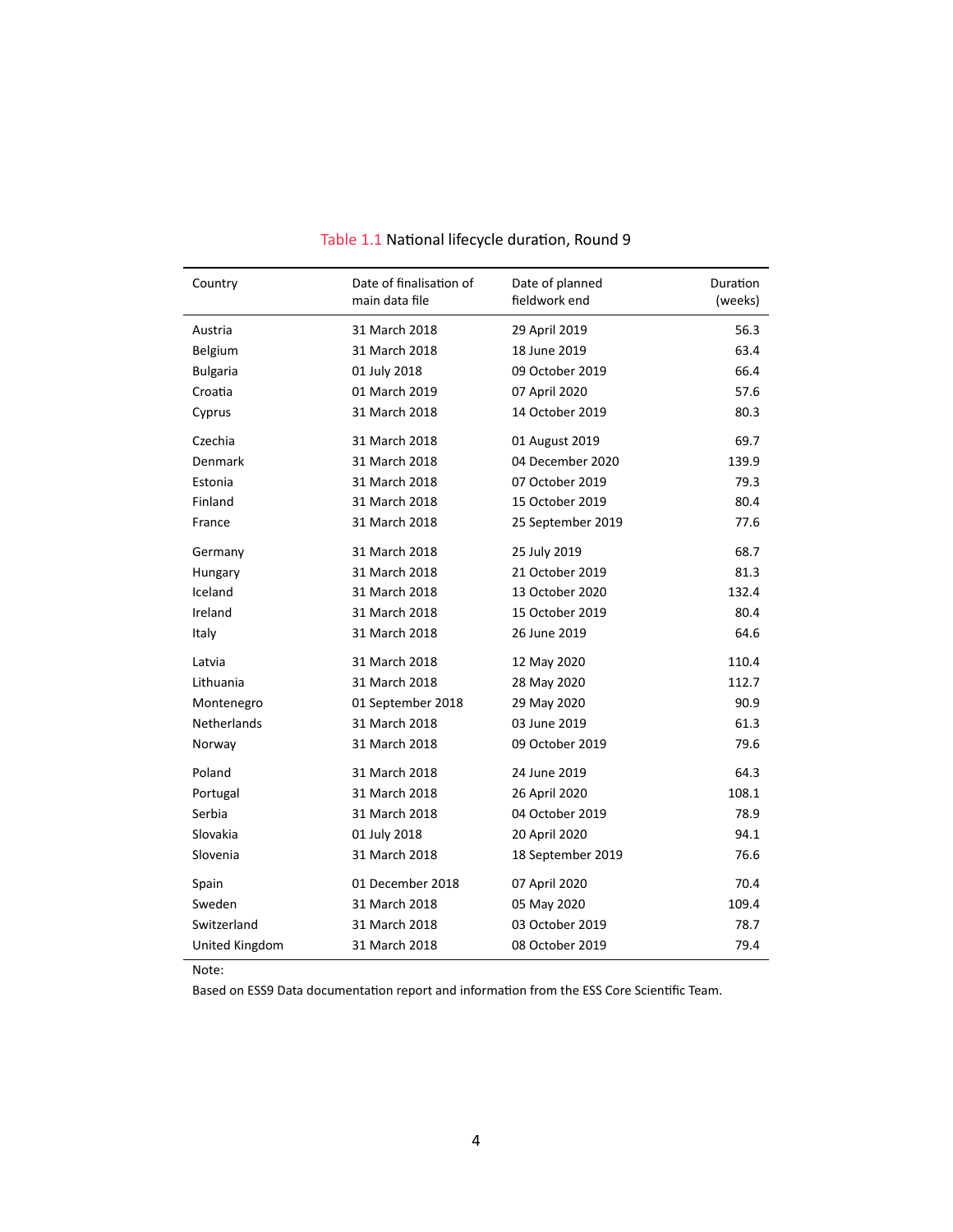Table 1.1 National lifecycle duration, Round 9

| Country | Date of finalisation of main data file | Date of planned fieldwork end | Duration (weeks) |
|---|---|---|---|
| Austria | 31 March 2018 | 29 April 2019 | 56.3 |
| Belgium | 31 March 2018 | 18 June 2019 | 63.4 |
| Bulgaria | 01 July 2018 | 09 October 2019 | 66.4 |
| Croatia | 01 March 2019 | 07 April 2020 | 57.6 |
| Cyprus | 31 March 2018 | 14 October 2019 | 80.3 |
| Czechia | 31 March 2018 | 01 August 2019 | 69.7 |
| Denmark | 31 March 2018 | 04 December 2020 | 139.9 |
| Estonia | 31 March 2018 | 07 October 2019 | 79.3 |
| Finland | 31 March 2018 | 15 October 2019 | 80.4 |
| France | 31 March 2018 | 25 September 2019 | 77.6 |
| Germany | 31 March 2018 | 25 July 2019 | 68.7 |
| Hungary | 31 March 2018 | 21 October 2019 | 81.3 |
| Iceland | 31 March 2018 | 13 October 2020 | 132.4 |
| Ireland | 31 March 2018 | 15 October 2019 | 80.4 |
| Italy | 31 March 2018 | 26 June 2019 | 64.6 |
| Latvia | 31 March 2018 | 12 May 2020 | 110.4 |
| Lithuania | 31 March 2018 | 28 May 2020 | 112.7 |
| Montenegro | 01 September 2018 | 29 May 2020 | 90.9 |
| Netherlands | 31 March 2018 | 03 June 2019 | 61.3 |
| Norway | 31 March 2018 | 09 October 2019 | 79.6 |
| Poland | 31 March 2018 | 24 June 2019 | 64.3 |
| Portugal | 31 March 2018 | 26 April 2020 | 108.1 |
| Serbia | 31 March 2018 | 04 October 2019 | 78.9 |
| Slovakia | 01 July 2018 | 20 April 2020 | 94.1 |
| Slovenia | 31 March 2018 | 18 September 2019 | 76.6 |
| Spain | 01 December 2018 | 07 April 2020 | 70.4 |
| Sweden | 31 March 2018 | 05 May 2020 | 109.4 |
| Switzerland | 31 March 2018 | 03 October 2019 | 78.7 |
| United Kingdom | 31 March 2018 | 08 October 2019 | 79.4 |

Note:

Based on ESS9 Data documentation report and information from the ESS Core Scientific Team.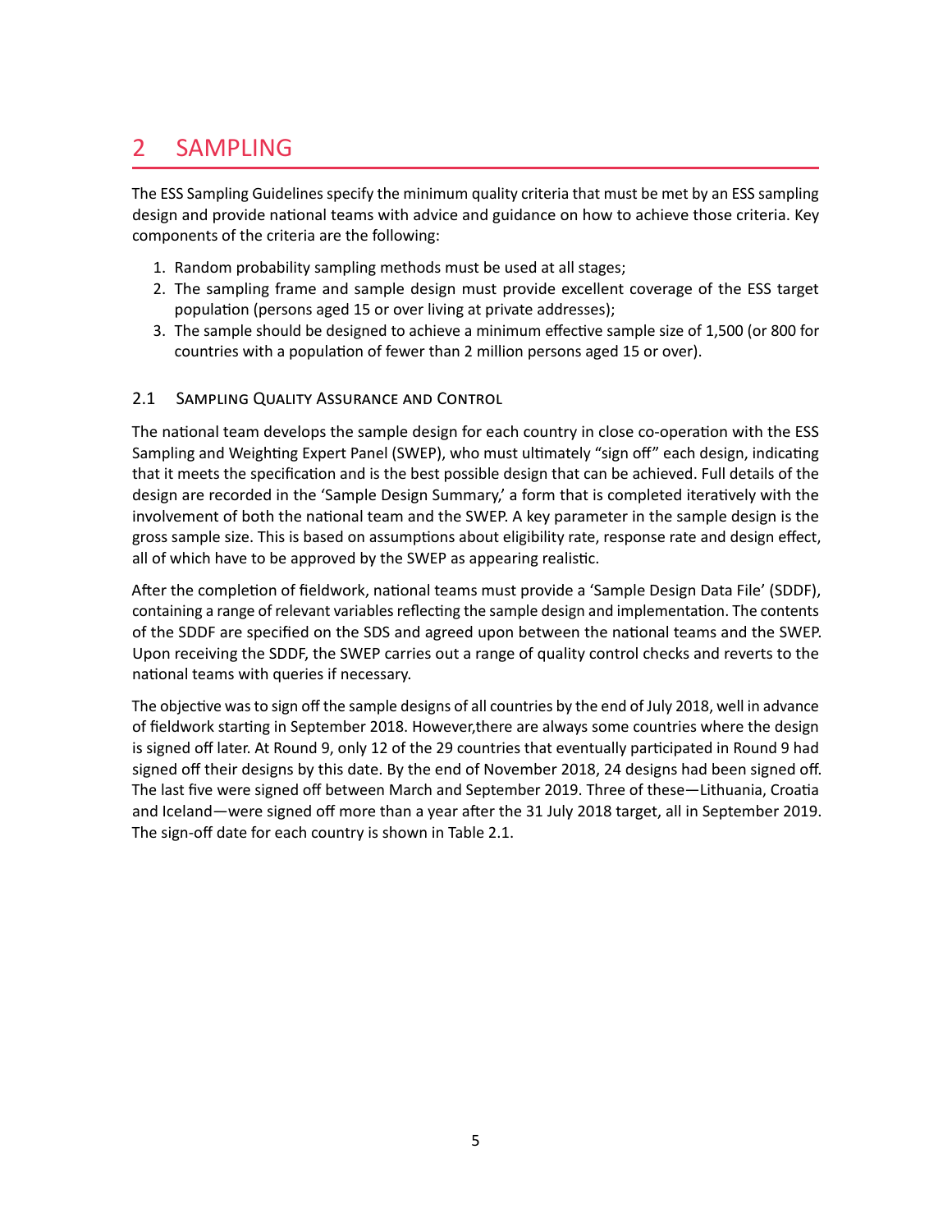# 2 SAMPLING

The ESS Sampling Guidelines specify the minimum quality criteria that must be met by an ESS sampling design and provide national teams with advice and guidance on how to achieve those criteria. Key components of the criteria are the following:

1. Random probability sampling methods must be used at all stages;
2. The sampling frame and sample design must provide excellent coverage of the ESS target population (persons aged 15 or over living at private addresses);
3. The sample should be designed to achieve a minimum effective sample size of 1,500 (or 800 for countries with a population of fewer than 2 million persons aged 15 or over).

## 2.1 Sampling Quality Assurance and Control

The national team develops the sample design for each country in close co-operation with the ESS Sampling and Weighting Expert Panel (SWEP), who must ultimately "sign off" each design, indicating that it meets the specification and is the best possible design that can be achieved. Full details of the design are recorded in the 'Sample Design Summary,' a form that is completed iteratively with the involvement of both the national team and the SWEP. A key parameter in the sample design is the gross sample size. This is based on assumptions about eligibility rate, response rate and design effect, all of which have to be approved by the SWEP as appearing realistic.

After the completion of fieldwork, national teams must provide a 'Sample Design Data File' (SDDF), containing a range of relevant variables reflecting the sample design and implementation. The contents of the SDDF are specified on the SDS and agreed upon between the national teams and the SWEP. Upon receiving the SDDF, the SWEP carries out a range of quality control checks and reverts to the national teams with queries if necessary.

The objective was to sign off the sample designs of all countries by the end of July 2018, well in advance of fieldwork starting in September 2018. However,there are always some countries where the design is signed off later. At Round 9, only 12 of the 29 countries that eventually participated in Round 9 had signed off their designs by this date. By the end of November 2018, 24 designs had been signed off. The last five were signed off between March and September 2019. Three of these—Lithuania, Croatia and Iceland—were signed off more than a year after the 31 July 2018 target, all in September 2019. The sign-off date for each country is shown in Table 2.1.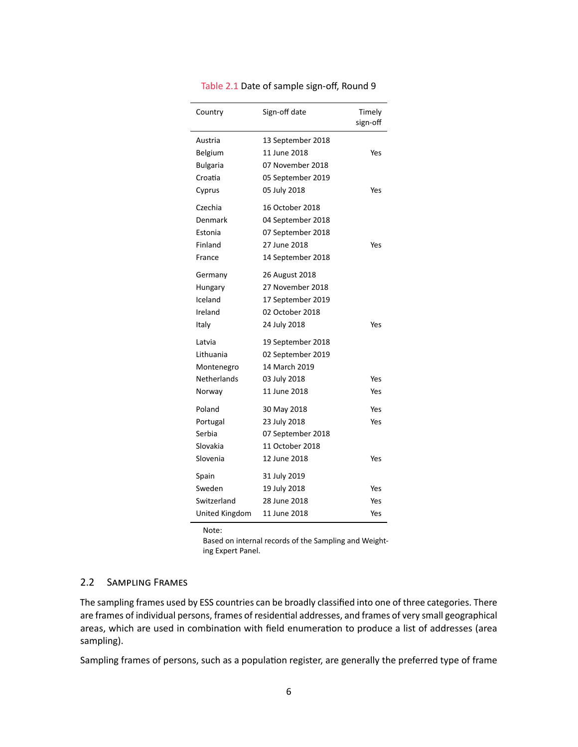Table 2.1 Date of sample sign-off, Round 9

| Country | Sign-off date | Timely sign-off |
|---|---|---|
| Austria | 13 September 2018 | |
| Belgium | 11 June 2018 | Yes |
| Bulgaria | 07 November 2018 | |
| Croatia | 05 September 2019 | |
| Cyprus | 05 July 2018 | Yes |
| Czechia | 16 October 2018 | |
| Denmark | 04 September 2018 | |
| Estonia | 07 September 2018 | |
| Finland | 27 June 2018 | Yes |
| France | 14 September 2018 | |
| Germany | 26 August 2018 | |
| Hungary | 27 November 2018 | |
| Iceland | 17 September 2019 | |
| Ireland | 02 October 2018 | |
| Italy | 24 July 2018 | Yes |
| Latvia | 19 September 2018 | |
| Lithuania | 02 September 2019 | |
| Montenegro | 14 March 2019 | |
| Netherlands | 03 July 2018 | Yes |
| Norway | 11 June 2018 | Yes |
| Poland | 30 May 2018 | Yes |
| Portugal | 23 July 2018 | Yes |
| Serbia | 07 September 2018 | |
| Slovakia | 11 October 2018 | |
| Slovenia | 12 June 2018 | Yes |
| Spain | 31 July 2019 | |
| Sweden | 19 July 2018 | Yes |
| Switzerland | 28 June 2018 | Yes |
| United Kingdom | 11 June 2018 | Yes |

Note:
Based on internal records of the Sampling and Weighting Expert Panel.

## 2.2 Sampling Frames

The sampling frames used by ESS countries can be broadly classified into one of three categories. There are frames of individual persons, frames of residential addresses, and frames of very small geographical areas, which are used in combination with field enumeration to produce a list of addresses (area sampling).

Sampling frames of persons, such as a population register, are generally the preferred type of frame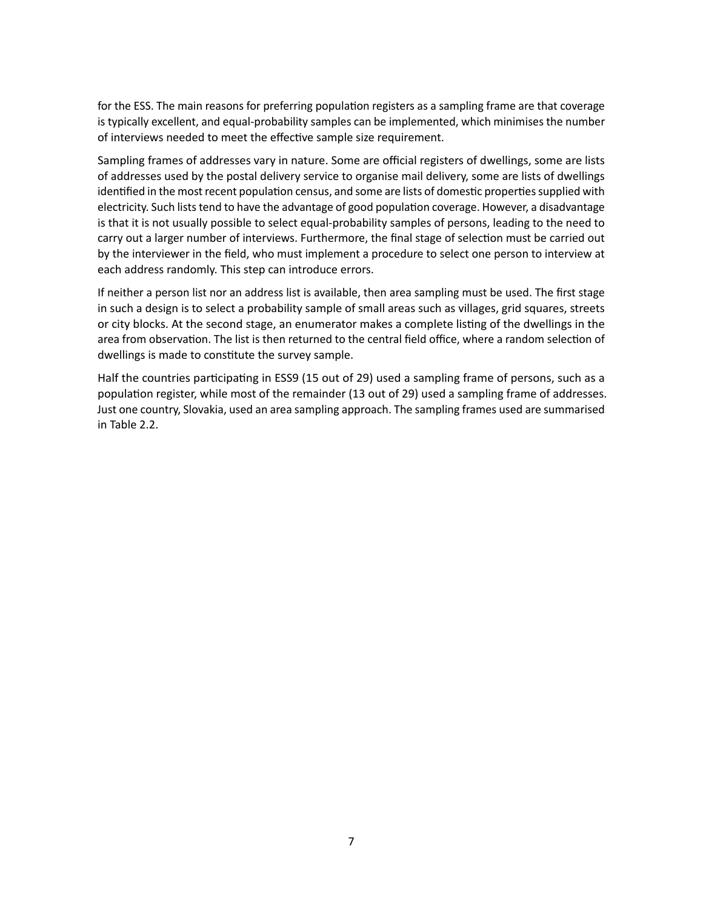for the ESS. The main reasons for preferring population registers as a sampling frame are that coverage is typically excellent, and equal-probability samples can be implemented, which minimises the number of interviews needed to meet the effective sample size requirement.

Sampling frames of addresses vary in nature. Some are official registers of dwellings, some are lists of addresses used by the postal delivery service to organise mail delivery, some are lists of dwellings identified in the most recent population census, and some are lists of domestic properties supplied with electricity. Such lists tend to have the advantage of good population coverage. However, a disadvantage is that it is not usually possible to select equal-probability samples of persons, leading to the need to carry out a larger number of interviews. Furthermore, the final stage of selection must be carried out by the interviewer in the field, who must implement a procedure to select one person to interview at each address randomly. This step can introduce errors.

If neither a person list nor an address list is available, then area sampling must be used. The first stage in such a design is to select a probability sample of small areas such as villages, grid squares, streets or city blocks. At the second stage, an enumerator makes a complete listing of the dwellings in the area from observation. The list is then returned to the central field office, where a random selection of dwellings is made to constitute the survey sample.

Half the countries participating in ESS9 (15 out of 29) used a sampling frame of persons, such as a population register, while most of the remainder (13 out of 29) used a sampling frame of addresses. Just one country, Slovakia, used an area sampling approach. The sampling frames used are summarised in Table 2.2.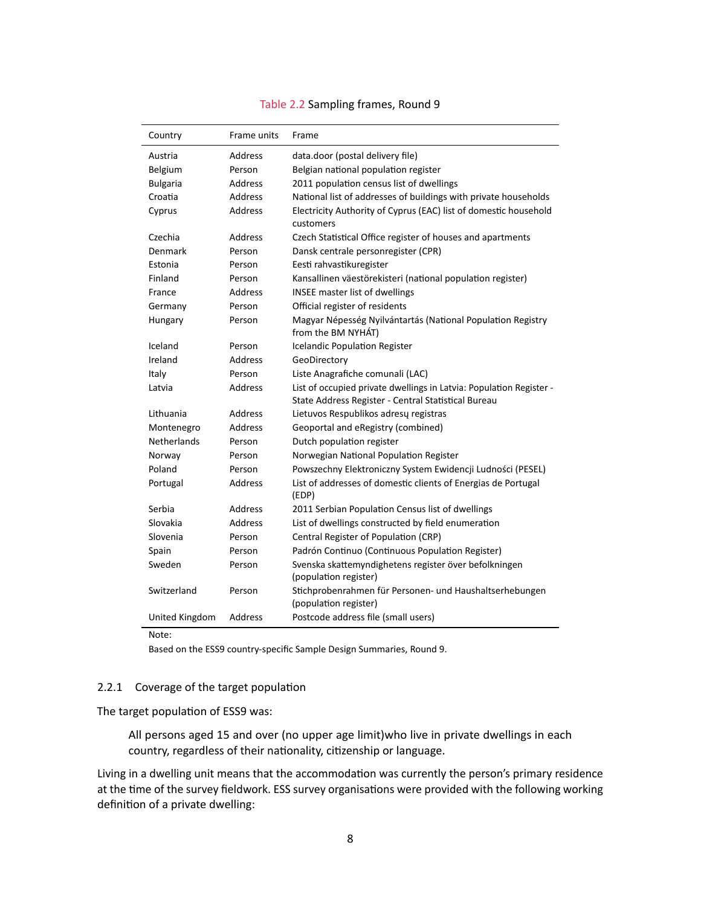Table 2.2 Sampling frames, Round 9

| Country | Frame units | Frame |
|---|---|---|
| Austria | Address | data.door (postal delivery file) |
| Belgium | Person | Belgian national population register |
| Bulgaria | Address | 2011 population census list of dwellings |
| Croatia | Address | National list of addresses of buildings with private households |
| Cyprus | Address | Electricity Authority of Cyprus (EAC) list of domestic household customers |
| Czechia | Address | Czech Statistical Office register of houses and apartments |
| Denmark | Person | Dansk centrale personregister (CPR) |
| Estonia | Person | Eesti rahvastikuregister |
| Finland | Person | Kansallinen väestörekisteri (national population register) |
| France | Address | INSEE master list of dwellings |
| Germany | Person | Official register of residents |
| Hungary | Person | Magyar Népesség Nyilvántartás (National Population Registry from the BM NYHÁT) |
| Iceland | Person | Icelandic Population Register |
| Ireland | Address | GeoDirectory |
| Italy | Person | Liste Anagrafiche comunali (LAC) |
| Latvia | Address | List of occupied private dwellings in Latvia: Population Register - State Address Register - Central Statistical Bureau |
| Lithuania | Address | Lietuvos Respublikos adresų registras |
| Montenegro | Address | Geoportal and eRegistry (combined) |
| Netherlands | Person | Dutch population register |
| Norway | Person | Norwegian National Population Register |
| Poland | Person | Powszechny Elektroniczny System Ewidencji Ludności (PESEL) |
| Portugal | Address | List of addresses of domestic clients of Energias de Portugal (EDP) |
| Serbia | Address | 2011 Serbian Population Census list of dwellings |
| Slovakia | Address | List of dwellings constructed by field enumeration |
| Slovenia | Person | Central Register of Population (CRP) |
| Spain | Person | Padrón Continuo (Continuous Population Register) |
| Sweden | Person | Svenska skattemyndighetens register över befolkningen (population register) |
| Switzerland | Person | Stichprobenrahmen für Personen- und Haushaltserhebungen (population register) |
| United Kingdom | Address | Postcode address file (small users) |

Note:

Based on the ESS9 country-specific Sample Design Summaries, Round 9.

### 2.2.1 Coverage of the target population

The target population of ESS9 was:

> All persons aged 15 and over (no upper age limit)who live in private dwellings in each country, regardless of their nationality, citizenship or language.

Living in a dwelling unit means that the accommodation was currently the person's primary residence at the time of the survey fieldwork. ESS survey organisations were provided with the following working definition of a private dwelling: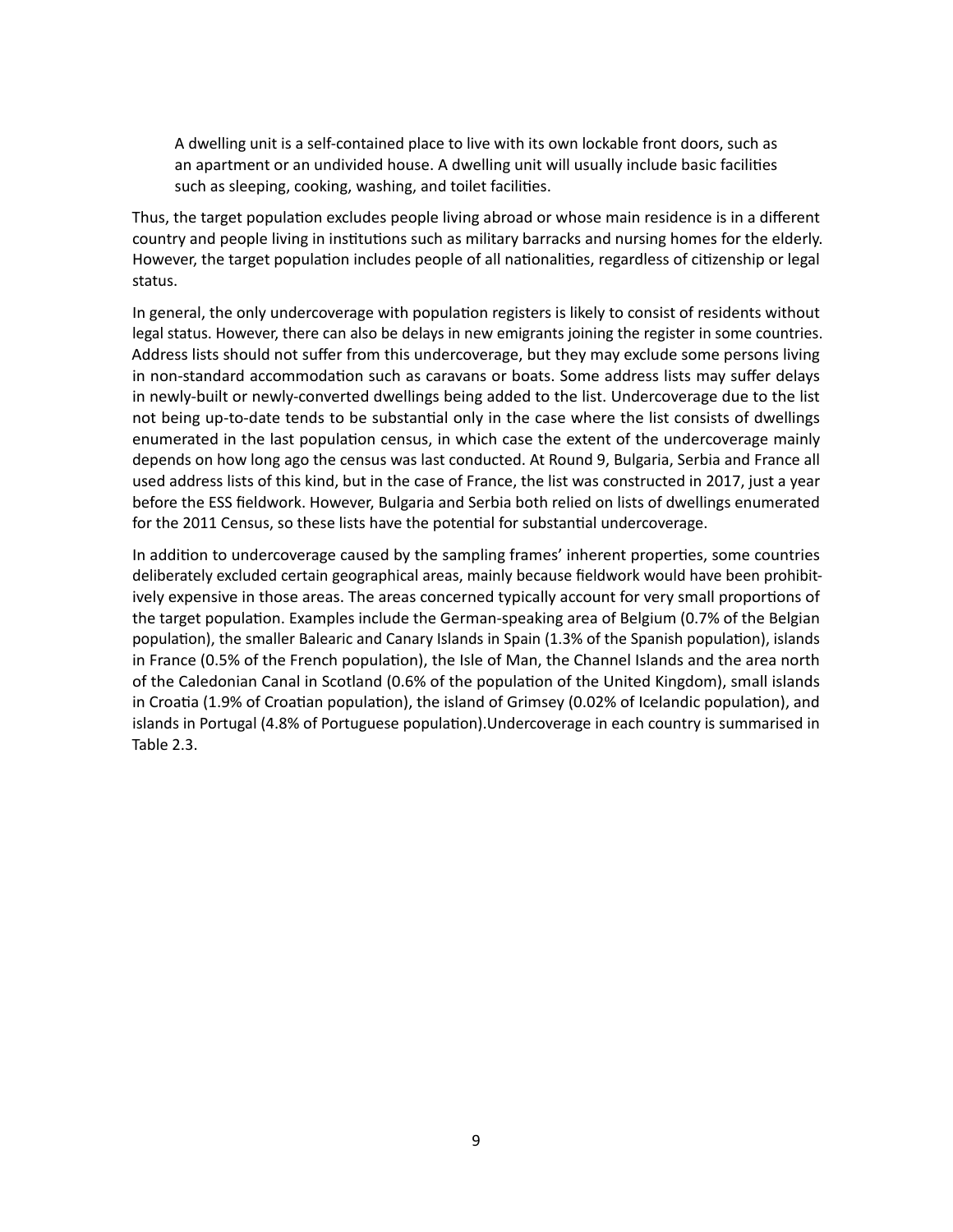> A dwelling unit is a self-contained place to live with its own lockable front doors, such as an apartment or an undivided house. A dwelling unit will usually include basic facilities such as sleeping, cooking, washing, and toilet facilities.

Thus, the target population excludes people living abroad or whose main residence is in a different country and people living in institutions such as military barracks and nursing homes for the elderly. However, the target population includes people of all nationalities, regardless of citizenship or legal status.

In general, the only undercoverage with population registers is likely to consist of residents without legal status. However, there can also be delays in new emigrants joining the register in some countries. Address lists should not suffer from this undercoverage, but they may exclude some persons living in non-standard accommodation such as caravans or boats. Some address lists may suffer delays in newly-built or newly-converted dwellings being added to the list. Undercoverage due to the list not being up-to-date tends to be substantial only in the case where the list consists of dwellings enumerated in the last population census, in which case the extent of the undercoverage mainly depends on how long ago the census was last conducted. At Round 9, Bulgaria, Serbia and France all used address lists of this kind, but in the case of France, the list was constructed in 2017, just a year before the ESS fieldwork. However, Bulgaria and Serbia both relied on lists of dwellings enumerated for the 2011 Census, so these lists have the potential for substantial undercoverage.

In addition to undercoverage caused by the sampling frames' inherent properties, some countries deliberately excluded certain geographical areas, mainly because fieldwork would have been prohibitively expensive in those areas. The areas concerned typically account for very small proportions of the target population. Examples include the German-speaking area of Belgium (0.7% of the Belgian population), the smaller Balearic and Canary Islands in Spain (1.3% of the Spanish population), islands in France (0.5% of the French population), the Isle of Man, the Channel Islands and the area north of the Caledonian Canal in Scotland (0.6% of the population of the United Kingdom), small islands in Croatia (1.9% of Croatian population), the island of Grimsey (0.02% of Icelandic population), and islands in Portugal (4.8% of Portuguese population).Undercoverage in each country is summarised in Table 2.3.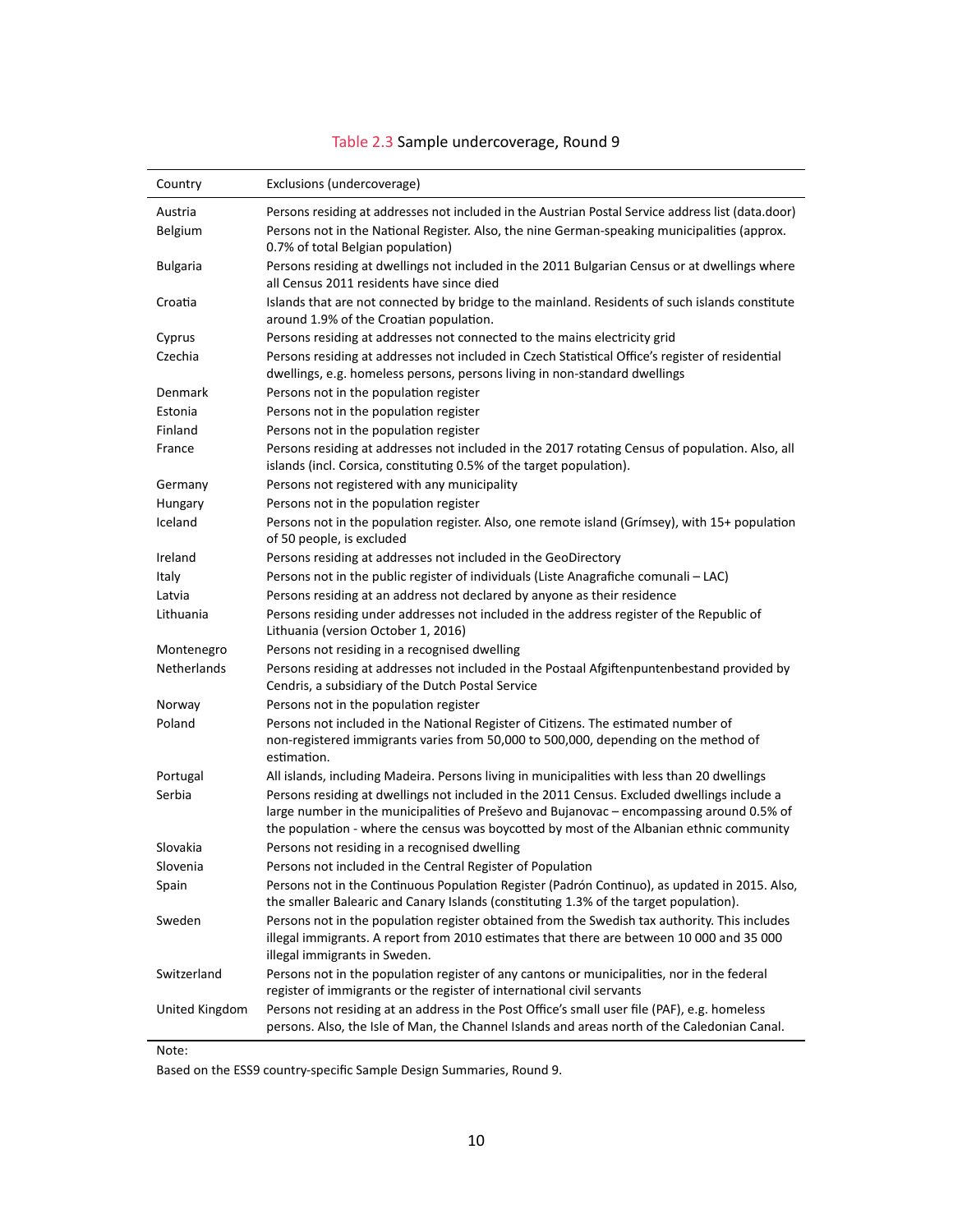Table 2.3 Sample undercoverage, Round 9

| Country | Exclusions (undercoverage) |
|---|---|
| Austria | Persons residing at addresses not included in the Austrian Postal Service address list (data.door) |
| Belgium | Persons not in the National Register. Also, the nine German-speaking municipalities (approx. 0.7% of total Belgian population) |
| Bulgaria | Persons residing at dwellings not included in the 2011 Bulgarian Census or at dwellings where all Census 2011 residents have since died |
| Croatia | Islands that are not connected by bridge to the mainland. Residents of such islands constitute around 1.9% of the Croatian population. |
| Cyprus | Persons residing at addresses not connected to the mains electricity grid |
| Czechia | Persons residing at addresses not included in Czech Statistical Office's register of residential dwellings, e.g. homeless persons, persons living in non-standard dwellings |
| Denmark | Persons not in the population register |
| Estonia | Persons not in the population register |
| Finland | Persons not in the population register |
| France | Persons residing at addresses not included in the 2017 rotating Census of population. Also, all islands (incl. Corsica, constituting 0.5% of the target population). |
| Germany | Persons not registered with any municipality |
| Hungary | Persons not in the population register |
| Iceland | Persons not in the population register. Also, one remote island (Grímsey), with 15+ population of 50 people, is excluded |
| Ireland | Persons residing at addresses not included in the GeoDirectory |
| Italy | Persons not in the public register of individuals (Liste Anagrafiche comunali – LAC) |
| Latvia | Persons residing at an address not declared by anyone as their residence |
| Lithuania | Persons residing under addresses not included in the address register of the Republic of Lithuania (version October 1, 2016) |
| Montenegro | Persons not residing in a recognised dwelling |
| Netherlands | Persons residing at addresses not included in the Postaal Afgiftenpuntenbestand provided by Cendris, a subsidiary of the Dutch Postal Service |
| Norway | Persons not in the population register |
| Poland | Persons not included in the National Register of Citizens. The estimated number of non-registered immigrants varies from 50,000 to 500,000, depending on the method of estimation. |
| Portugal | All islands, including Madeira. Persons living in municipalities with less than 20 dwellings |
| Serbia | Persons residing at dwellings not included in the 2011 Census. Excluded dwellings include a large number in the municipalities of Preševo and Bujanovac – encompassing around 0.5% of the population - where the census was boycotted by most of the Albanian ethnic community |
| Slovakia | Persons not residing in a recognised dwelling |
| Slovenia | Persons not included in the Central Register of Population |
| Spain | Persons not in the Continuous Population Register (Padrón Continuo), as updated in 2015. Also, the smaller Balearic and Canary Islands (constituting 1.3% of the target population). |
| Sweden | Persons not in the population register obtained from the Swedish tax authority. This includes illegal immigrants. A report from 2010 estimates that there are between 10 000 and 35 000 illegal immigrants in Sweden. |
| Switzerland | Persons not in the population register of any cantons or municipalities, nor in the federal register of immigrants or the register of international civil servants |
| United Kingdom | Persons not residing at an address in the Post Office's small user file (PAF), e.g. homeless persons. Also, the Isle of Man, the Channel Islands and areas north of the Caledonian Canal. |

Note:

Based on the ESS9 country-specific Sample Design Summaries, Round 9.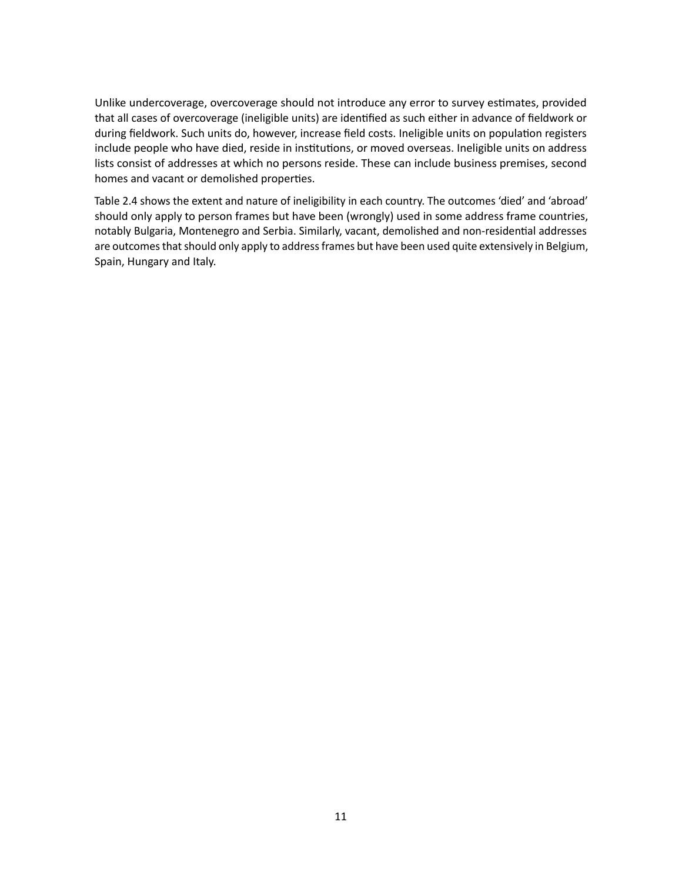Unlike undercoverage, overcoverage should not introduce any error to survey estimates, provided that all cases of overcoverage (ineligible units) are identified as such either in advance of fieldwork or during fieldwork. Such units do, however, increase field costs. Ineligible units on population registers include people who have died, reside in institutions, or moved overseas. Ineligible units on address lists consist of addresses at which no persons reside. These can include business premises, second homes and vacant or demolished properties.

Table 2.4 shows the extent and nature of ineligibility in each country. The outcomes 'died' and 'abroad' should only apply to person frames but have been (wrongly) used in some address frame countries, notably Bulgaria, Montenegro and Serbia. Similarly, vacant, demolished and non-residential addresses are outcomes that should only apply to address frames but have been used quite extensively in Belgium, Spain, Hungary and Italy.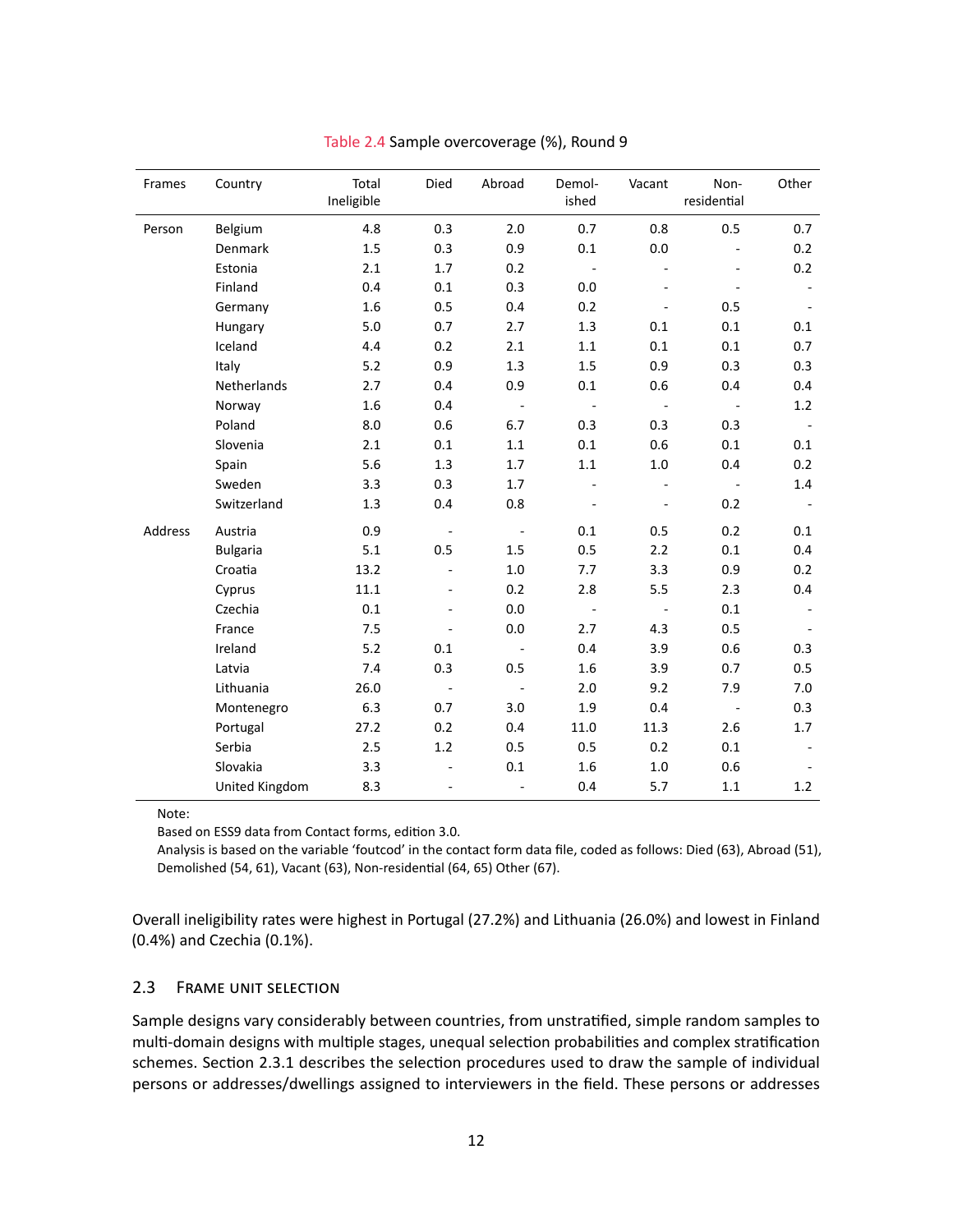Table 2.4 Sample overcoverage (%), Round 9

| Frames | Country | Total Ineligible | Died | Abroad | Demol-ished | Vacant | Non-residential | Other |
|---|---|---|---|---|---|---|---|---|
| Person | Belgium | 4.8 | 0.3 | 2.0 | 0.7 | 0.8 | 0.5 | 0.7 |
| | Denmark | 1.5 | 0.3 | 0.9 | 0.1 | 0.0 | - | 0.2 |
| | Estonia | 2.1 | 1.7 | 0.2 | - | - | - | 0.2 |
| | Finland | 0.4 | 0.1 | 0.3 | 0.0 | - | - | - |
| | Germany | 1.6 | 0.5 | 0.4 | 0.2 | - | 0.5 | - |
| | Hungary | 5.0 | 0.7 | 2.7 | 1.3 | 0.1 | 0.1 | 0.1 |
| | Iceland | 4.4 | 0.2 | 2.1 | 1.1 | 0.1 | 0.1 | 0.7 |
| | Italy | 5.2 | 0.9 | 1.3 | 1.5 | 0.9 | 0.3 | 0.3 |
| | Netherlands | 2.7 | 0.4 | 0.9 | 0.1 | 0.6 | 0.4 | 0.4 |
| | Norway | 1.6 | 0.4 | - | - | - | - | 1.2 |
| | Poland | 8.0 | 0.6 | 6.7 | 0.3 | 0.3 | 0.3 | - |
| | Slovenia | 2.1 | 0.1 | 1.1 | 0.1 | 0.6 | 0.1 | 0.1 |
| | Spain | 5.6 | 1.3 | 1.7 | 1.1 | 1.0 | 0.4 | 0.2 |
| | Sweden | 3.3 | 0.3 | 1.7 | - | - | - | 1.4 |
| | Switzerland | 1.3 | 0.4 | 0.8 | - | - | 0.2 | - |
| Address | Austria | 0.9 | - | - | 0.1 | 0.5 | 0.2 | 0.1 |
| | Bulgaria | 5.1 | 0.5 | 1.5 | 0.5 | 2.2 | 0.1 | 0.4 |
| | Croatia | 13.2 | - | 1.0 | 7.7 | 3.3 | 0.9 | 0.2 |
| | Cyprus | 11.1 | - | 0.2 | 2.8 | 5.5 | 2.3 | 0.4 |
| | Czechia | 0.1 | - | 0.0 | - | - | 0.1 | - |
| | France | 7.5 | - | 0.0 | 2.7 | 4.3 | 0.5 | - |
| | Ireland | 5.2 | 0.1 | - | 0.4 | 3.9 | 0.6 | 0.3 |
| | Latvia | 7.4 | 0.3 | 0.5 | 1.6 | 3.9 | 0.7 | 0.5 |
| | Lithuania | 26.0 | - | - | 2.0 | 9.2 | 7.9 | 7.0 |
| | Montenegro | 6.3 | 0.7 | 3.0 | 1.9 | 0.4 | - | 0.3 |
| | Portugal | 27.2 | 0.2 | 0.4 | 11.0 | 11.3 | 2.6 | 1.7 |
| | Serbia | 2.5 | 1.2 | 0.5 | 0.5 | 0.2 | 0.1 | - |
| | Slovakia | 3.3 | - | 0.1 | 1.6 | 1.0 | 0.6 | - |
| | United Kingdom | 8.3 | - | - | 0.4 | 5.7 | 1.1 | 1.2 |

Note:
Based on ESS9 data from Contact forms, edition 3.0.
Analysis is based on the variable 'foutcod' in the contact form data file, coded as follows: Died (63), Abroad (51), Demolished (54, 61), Vacant (63), Non-residential (64, 65) Other (67).

Overall ineligibility rates were highest in Portugal (27.2%) and Lithuania (26.0%) and lowest in Finland (0.4%) and Czechia (0.1%).

## 2.3 Frame unit selection

Sample designs vary considerably between countries, from unstratified, simple random samples to multi-domain designs with multiple stages, unequal selection probabilities and complex stratification schemes. Section 2.3.1 describes the selection procedures used to draw the sample of individual persons or addresses/dwellings assigned to interviewers in the field. These persons or addresses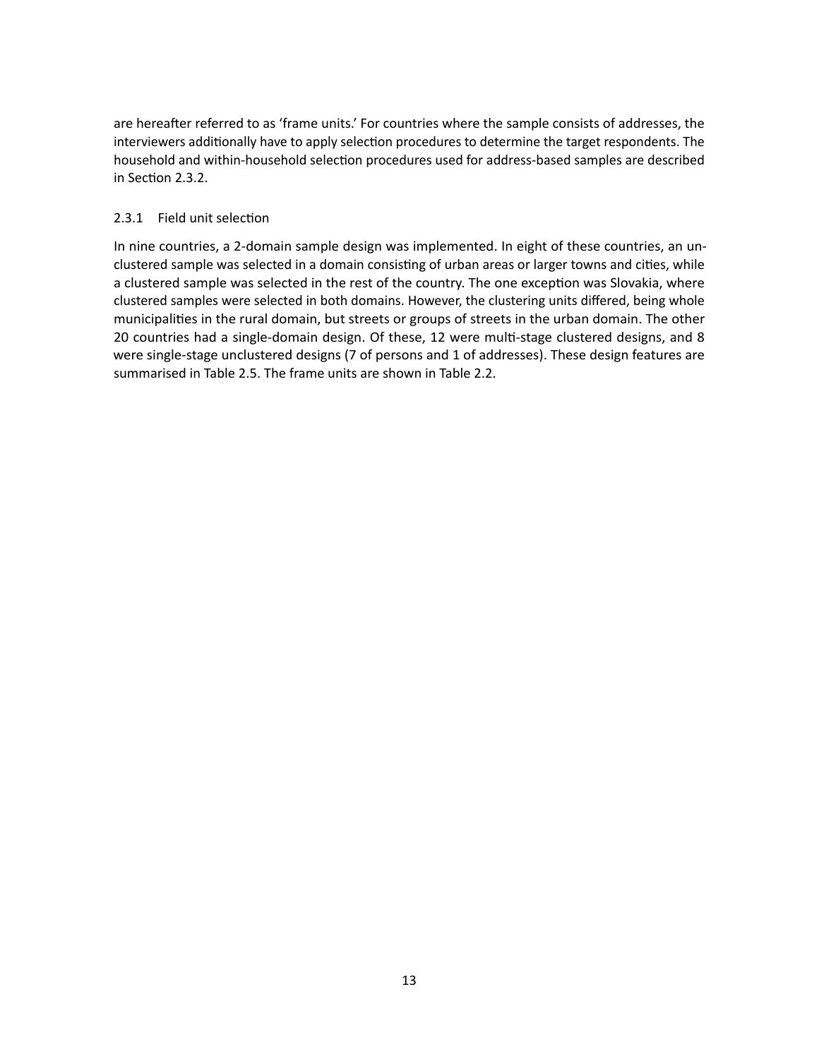are hereafter referred to as 'frame units.' For countries where the sample consists of addresses, the interviewers additionally have to apply selection procedures to determine the target respondents. The household and within-household selection procedures used for address-based samples are described in Section 2.3.2.

### 2.3.1 Field unit selection

In nine countries, a 2-domain sample design was implemented. In eight of these countries, an unclustered sample was selected in a domain consisting of urban areas or larger towns and cities, while a clustered sample was selected in the rest of the country. The one exception was Slovakia, where clustered samples were selected in both domains. However, the clustering units differed, being whole municipalities in the rural domain, but streets or groups of streets in the urban domain. The other 20 countries had a single-domain design. Of these, 12 were multi-stage clustered designs, and 8 were single-stage unclustered designs (7 of persons and 1 of addresses). These design features are summarised in Table 2.5. The frame units are shown in Table 2.2.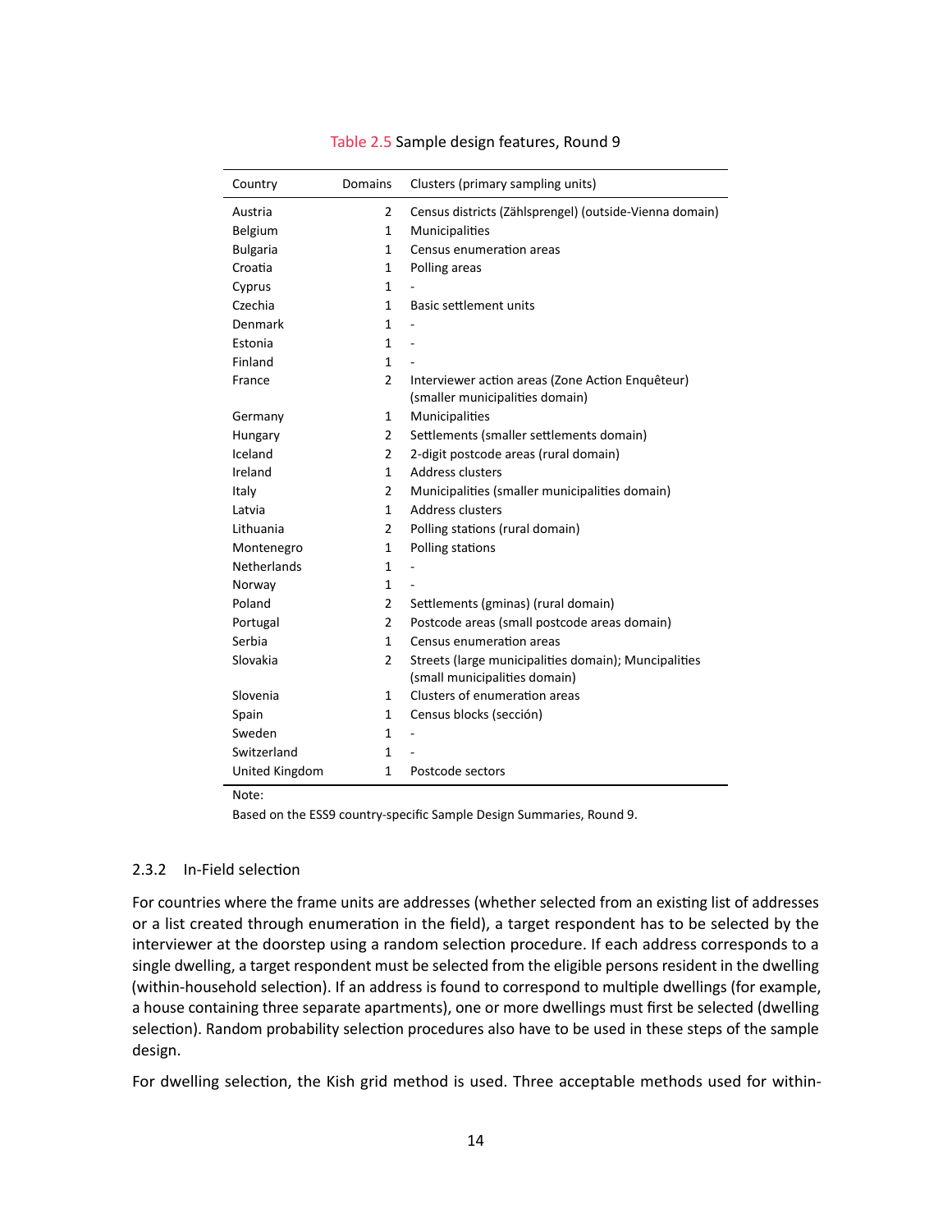Table 2.5 Sample design features, Round 9

| Country | Domains | Clusters (primary sampling units) |
|---|---|---|
| Austria | 2 | Census districts (Zählsprengel) (outside-Vienna domain) |
| Belgium | 1 | Municipalities |
| Bulgaria | 1 | Census enumeration areas |
| Croatia | 1 | Polling areas |
| Cyprus | 1 | - |
| Czechia | 1 | Basic settlement units |
| Denmark | 1 | - |
| Estonia | 1 | - |
| Finland | 1 | - |
| France | 2 | Interviewer action areas (Zone Action Enquêteur) (smaller municipalities domain) |
| Germany | 1 | Municipalities |
| Hungary | 2 | Settlements (smaller settlements domain) |
| Iceland | 2 | 2-digit postcode areas (rural domain) |
| Ireland | 1 | Address clusters |
| Italy | 2 | Municipalities (smaller municipalities domain) |
| Latvia | 1 | Address clusters |
| Lithuania | 2 | Polling stations (rural domain) |
| Montenegro | 1 | Polling stations |
| Netherlands | 1 | - |
| Norway | 1 | - |
| Poland | 2 | Settlements (gminas) (rural domain) |
| Portugal | 2 | Postcode areas (small postcode areas domain) |
| Serbia | 1 | Census enumeration areas |
| Slovakia | 2 | Streets (large municipalities domain); Muncipalities (small municipalities domain) |
| Slovenia | 1 | Clusters of enumeration areas |
| Spain | 1 | Census blocks (sección) |
| Sweden | 1 | - |
| Switzerland | 1 | - |
| United Kingdom | 1 | Postcode sectors |

Note:

Based on the ESS9 country-specific Sample Design Summaries, Round 9.

### 2.3.2 In-Field selection

For countries where the frame units are addresses (whether selected from an existing list of addresses or a list created through enumeration in the field), a target respondent has to be selected by the interviewer at the doorstep using a random selection procedure. If each address corresponds to a single dwelling, a target respondent must be selected from the eligible persons resident in the dwelling (within-household selection). If an address is found to correspond to multiple dwellings (for example, a house containing three separate apartments), one or more dwellings must first be selected (dwelling selection). Random probability selection procedures also have to be used in these steps of the sample design.

For dwelling selection, the Kish grid method is used. Three acceptable methods used for within-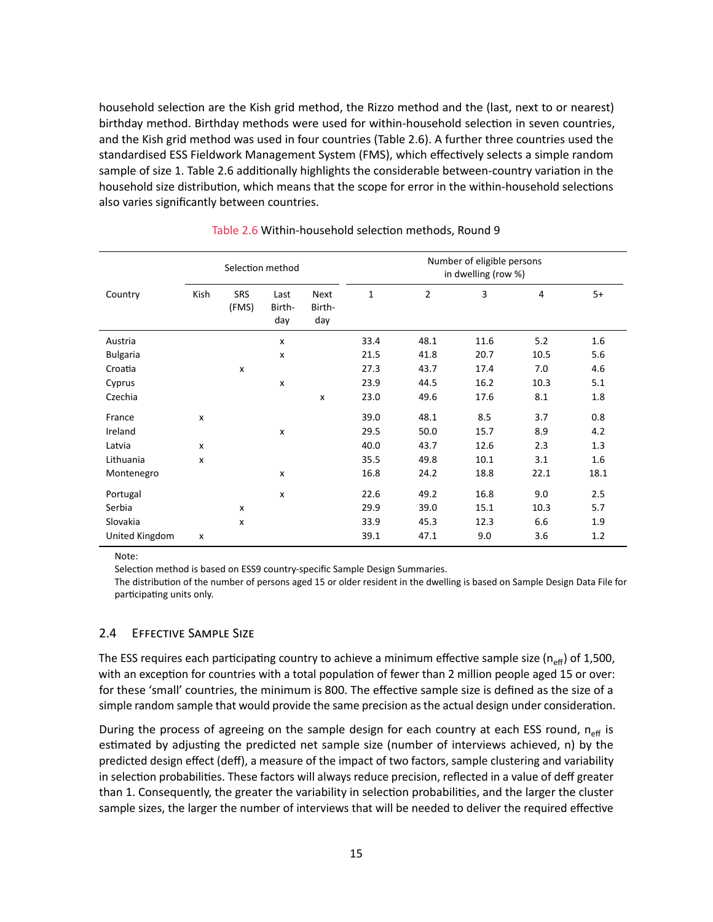household selection are the Kish grid method, the Rizzo method and the (last, next to or nearest) birthday method. Birthday methods were used for within-household selection in seven countries, and the Kish grid method was used in four countries (Table 2.6). A further three countries used the standardised ESS Fieldwork Management System (FMS), which effectively selects a simple random sample of size 1. Table 2.6 additionally highlights the considerable between-country variation in the household size distribution, which means that the scope for error in the within-household selections also varies significantly between countries.

Table 2.6 Within-household selection methods, Round 9

| Country | Selection method | | | | Number of eligible persons in dwelling (row %) | | | | |
|---|---|---|---|---|---|---|---|---|---|
| | Kish | SRS (FMS) | Last Birth-day | Next Birth-day | 1 | 2 | 3 | 4 | 5+ |
| Austria | | | x | | 33.4 | 48.1 | 11.6 | 5.2 | 1.6 |
| Bulgaria | | | x | | 21.5 | 41.8 | 20.7 | 10.5 | 5.6 |
| Croatia | | x | | | 27.3 | 43.7 | 17.4 | 7.0 | 4.6 |
| Cyprus | | | x | | 23.9 | 44.5 | 16.2 | 10.3 | 5.1 |
| Czechia | | | | x | 23.0 | 49.6 | 17.6 | 8.1 | 1.8 |
| France | x | | | | 39.0 | 48.1 | 8.5 | 3.7 | 0.8 |
| Ireland | | | x | | 29.5 | 50.0 | 15.7 | 8.9 | 4.2 |
| Latvia | x | | | | 40.0 | 43.7 | 12.6 | 2.3 | 1.3 |
| Lithuania | x | | | | 35.5 | 49.8 | 10.1 | 3.1 | 1.6 |
| Montenegro | | | x | | 16.8 | 24.2 | 18.8 | 22.1 | 18.1 |
| Portugal | | | x | | 22.6 | 49.2 | 16.8 | 9.0 | 2.5 |
| Serbia | | x | | | 29.9 | 39.0 | 15.1 | 10.3 | 5.7 |
| Slovakia | | x | | | 33.9 | 45.3 | 12.3 | 6.6 | 1.9 |
| United Kingdom | x | | | | 39.1 | 47.1 | 9.0 | 3.6 | 1.2 |

Note:
Selection method is based on ESS9 country-specific Sample Design Summaries.
The distribution of the number of persons aged 15 or older resident in the dwelling is based on Sample Design Data File for participating units only.

## 2.4 Effective Sample Size

The ESS requires each participating country to achieve a minimum effective sample size ($n_{eff}$) of 1,500, with an exception for countries with a total population of fewer than 2 million people aged 15 or over: for these 'small' countries, the minimum is 800. The effective sample size is defined as the size of a simple random sample that would provide the same precision as the actual design under consideration.

During the process of agreeing on the sample design for each country at each ESS round, $n_{eff}$ is estimated by adjusting the predicted net sample size (number of interviews achieved, n) by the predicted design effect (deff), a measure of the impact of two factors, sample clustering and variability in selection probabilities. These factors will always reduce precision, reflected in a value of deff greater than 1. Consequently, the greater the variability in selection probabilities, and the larger the cluster sample sizes, the larger the number of interviews that will be needed to deliver the required effective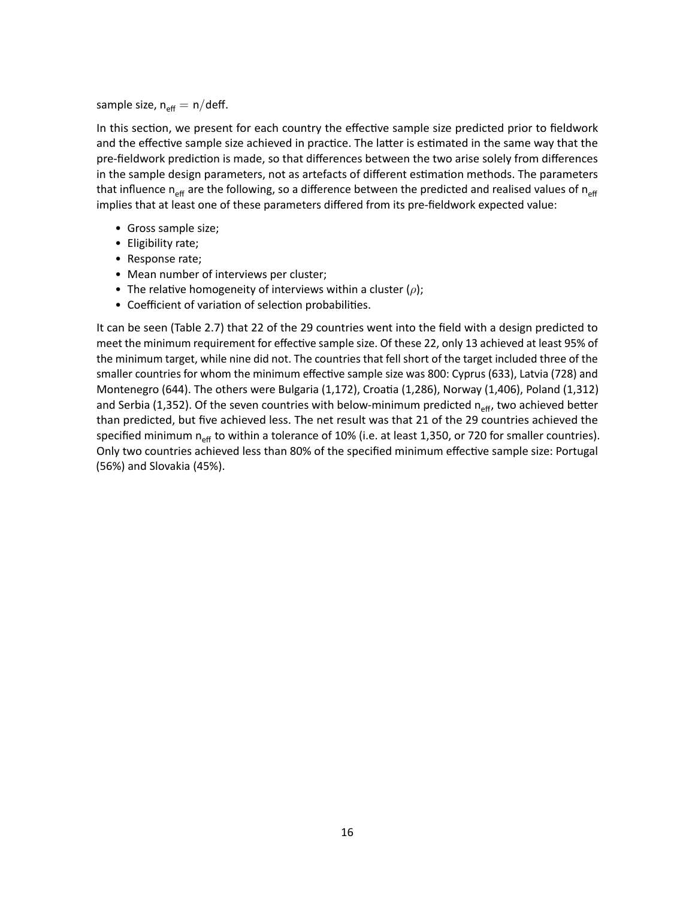sample size, $n_{eff} = n/deff$.

In this section, we present for each country the effective sample size predicted prior to fieldwork and the effective sample size achieved in practice. The latter is estimated in the same way that the pre-fieldwork prediction is made, so that differences between the two arise solely from differences in the sample design parameters, not as artefacts of different estimation methods. The parameters that influence $n_{eff}$ are the following, so a difference between the predicted and realised values of $n_{eff}$ implies that at least one of these parameters differed from its pre-fieldwork expected value:

- Gross sample size;
- Eligibility rate;
- Response rate;
- Mean number of interviews per cluster;
- The relative homogeneity of interviews within a cluster ($\rho$);
- Coefficient of variation of selection probabilities.

It can be seen (Table 2.7) that 22 of the 29 countries went into the field with a design predicted to meet the minimum requirement for effective sample size. Of these 22, only 13 achieved at least 95% of the minimum target, while nine did not. The countries that fell short of the target included three of the smaller countries for whom the minimum effective sample size was 800: Cyprus (633), Latvia (728) and Montenegro (644). The others were Bulgaria (1,172), Croatia (1,286), Norway (1,406), Poland (1,312) and Serbia (1,352). Of the seven countries with below-minimum predicted $n_{eff}$, two achieved better than predicted, but five achieved less. The net result was that 21 of the 29 countries achieved the specified minimum $n_{eff}$ to within a tolerance of 10% (i.e. at least 1,350, or 720 for smaller countries). Only two countries achieved less than 80% of the specified minimum effective sample size: Portugal (56%) and Slovakia (45%).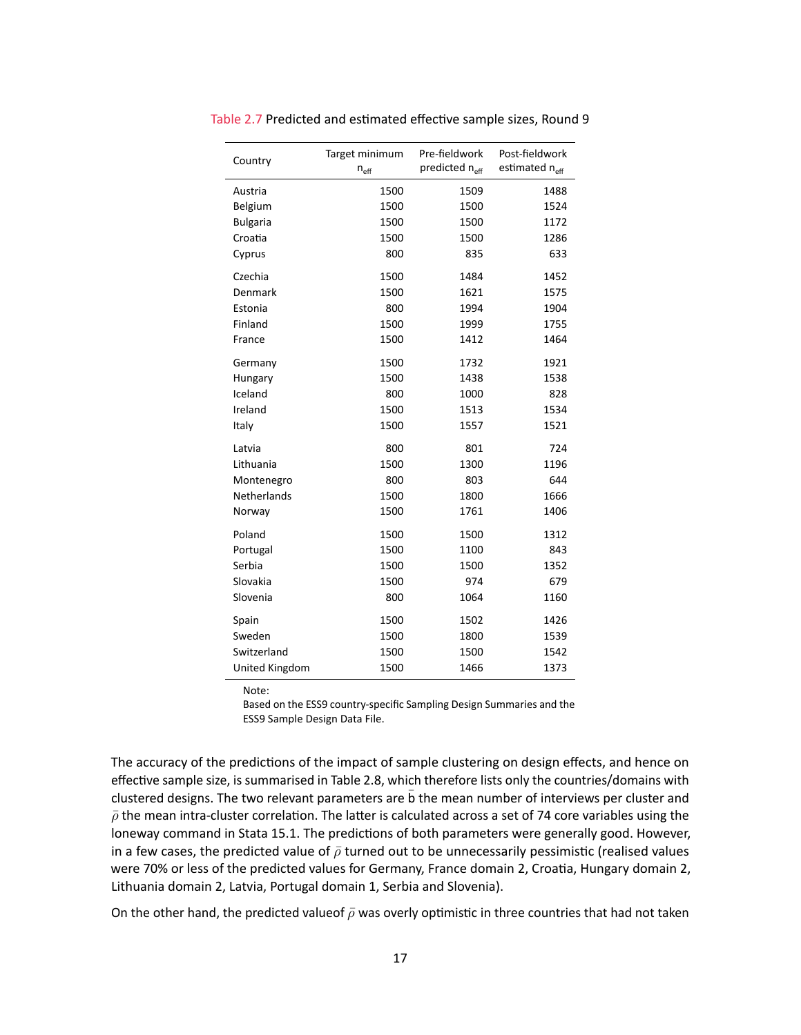Table 2.7 Predicted and estimated effective sample sizes, Round 9

| Country | Target minimum $n_{eff}$ | Pre-fieldwork predicted $n_{eff}$ | Post-fieldwork estimated $n_{eff}$ |
|---|---|---|---|
| Austria | 1500 | 1509 | 1488 |
| Belgium | 1500 | 1500 | 1524 |
| Bulgaria | 1500 | 1500 | 1172 |
| Croatia | 1500 | 1500 | 1286 |
| Cyprus | 800 | 835 | 633 |
| Czechia | 1500 | 1484 | 1452 |
| Denmark | 1500 | 1621 | 1575 |
| Estonia | 800 | 1994 | 1904 |
| Finland | 1500 | 1999 | 1755 |
| France | 1500 | 1412 | 1464 |
| Germany | 1500 | 1732 | 1921 |
| Hungary | 1500 | 1438 | 1538 |
| Iceland | 800 | 1000 | 828 |
| Ireland | 1500 | 1513 | 1534 |
| Italy | 1500 | 1557 | 1521 |
| Latvia | 800 | 801 | 724 |
| Lithuania | 1500 | 1300 | 1196 |
| Montenegro | 800 | 803 | 644 |
| Netherlands | 1500 | 1800 | 1666 |
| Norway | 1500 | 1761 | 1406 |
| Poland | 1500 | 1500 | 1312 |
| Portugal | 1500 | 1100 | 843 |
| Serbia | 1500 | 1500 | 1352 |
| Slovakia | 1500 | 974 | 679 |
| Slovenia | 800 | 1064 | 1160 |
| Spain | 1500 | 1502 | 1426 |
| Sweden | 1500 | 1800 | 1539 |
| Switzerland | 1500 | 1500 | 1542 |
| United Kingdom | 1500 | 1466 | 1373 |

Note:
Based on the ESS9 country-specific Sampling Design Summaries and the ESS9 Sample Design Data File.

The accuracy of the predictions of the impact of sample clustering on design effects, and hence on effective sample size, is summarised in Table 2.8, which therefore lists only the countries/domains with clustered designs. The two relevant parameters are $\bar{b}$ the mean number of interviews per cluster and $\bar{\rho}$ the mean intra-cluster correlation. The latter is calculated across a set of 74 core variables using the loneway command in Stata 15.1. The predictions of both parameters were generally good. However, in a few cases, the predicted value of $\bar{\rho}$ turned out to be unnecessarily pessimistic (realised values were 70% or less of the predicted values for Germany, France domain 2, Croatia, Hungary domain 2, Lithuania domain 2, Latvia, Portugal domain 1, Serbia and Slovenia).

On the other hand, the predicted valueof $\bar{\rho}$ was overly optimistic in three countries that had not taken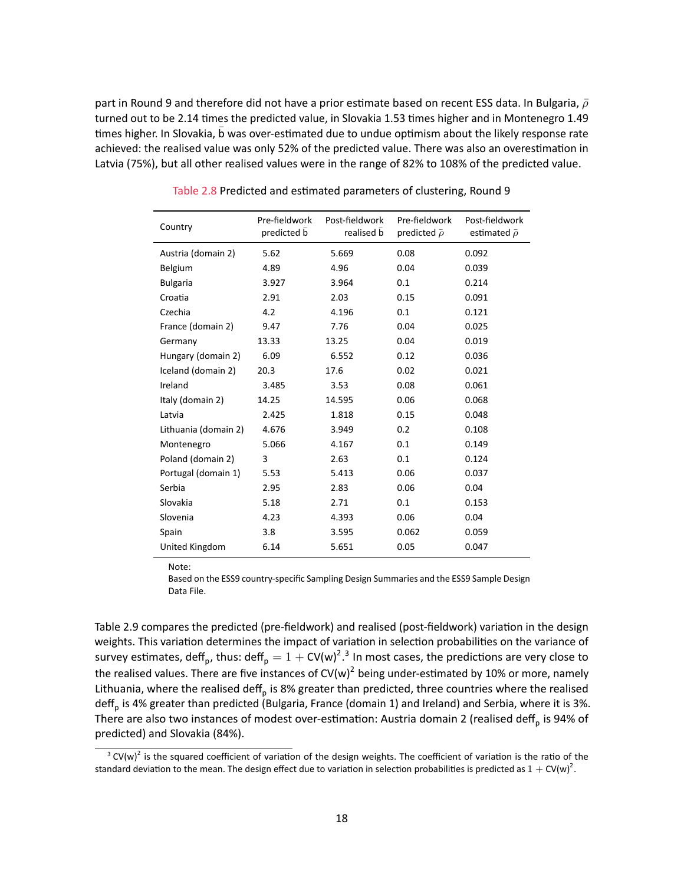part in Round 9 and therefore did not have a prior estimate based on recent ESS data. In Bulgaria, $\bar{\rho}$ turned out to be 2.14 times the predicted value, in Slovakia 1.53 times higher and in Montenegro 1.49 times higher. In Slovakia, $\bar{b}$ was over-estimated due to undue optimism about the likely response rate achieved: the realised value was only 52% of the predicted value. There was also an overestimation in Latvia (75%), but all other realised values were in the range of 82% to 108% of the predicted value.

Table 2.8 Predicted and estimated parameters of clustering, Round 9

| Country | Pre-fieldwork predicted $\bar{b}$ | Post-fieldwork realised $\bar{b}$ | Pre-fieldwork predicted $\bar{\rho}$ | Post-fieldwork estimated $\bar{\rho}$ |
|---|---|---|---|---|
| Austria (domain 2) | 5.62 | 5.669 | 0.08 | 0.092 |
| Belgium | 4.89 | 4.96 | 0.04 | 0.039 |
| Bulgaria | 3.927 | 3.964 | 0.1 | 0.214 |
| Croatia | 2.91 | 2.03 | 0.15 | 0.091 |
| Czechia | 4.2 | 4.196 | 0.1 | 0.121 |
| France (domain 2) | 9.47 | 7.76 | 0.04 | 0.025 |
| Germany | 13.33 | 13.25 | 0.04 | 0.019 |
| Hungary (domain 2) | 6.09 | 6.552 | 0.12 | 0.036 |
| Iceland (domain 2) | 20.3 | 17.6 | 0.02 | 0.021 |
| Ireland | 3.485 | 3.53 | 0.08 | 0.061 |
| Italy (domain 2) | 14.25 | 14.595 | 0.06 | 0.068 |
| Latvia | 2.425 | 1.818 | 0.15 | 0.048 |
| Lithuania (domain 2) | 4.676 | 3.949 | 0.2 | 0.108 |
| Montenegro | 5.066 | 4.167 | 0.1 | 0.149 |
| Poland (domain 2) | 3 | 2.63 | 0.1 | 0.124 |
| Portugal (domain 1) | 5.53 | 5.413 | 0.06 | 0.037 |
| Serbia | 2.95 | 2.83 | 0.06 | 0.04 |
| Slovakia | 5.18 | 2.71 | 0.1 | 0.153 |
| Slovenia | 4.23 | 4.393 | 0.06 | 0.04 |
| Spain | 3.8 | 3.595 | 0.062 | 0.059 |
| United Kingdom | 6.14 | 5.651 | 0.05 | 0.047 |

Note:
Based on the ESS9 country-specific Sampling Design Summaries and the ESS9 Sample Design Data File.

Table 2.9 compares the predicted (pre-fieldwork) and realised (post-fieldwork) variation in the design weights. This variation determines the impact of variation in selection probabilities on the variance of survey estimates, $deff_p$, thus: $deff_p = 1 + CV(w)^2$.[3] In most cases, the predictions are very close to the realised values. There are five instances of $CV(w)^2$ being under-estimated by 10% or more, namely Lithuania, where the realised $deff_p$ is 8% greater than predicted, three countries where the realised $deff_p$ is 4% greater than predicted (Bulgaria, France (domain 1) and Ireland) and Serbia, where it is 3%. There are also two instances of modest over-estimation: Austria domain 2 (realised $deff_p$ is 94% of predicted) and Slovakia (84%).

[3] $CV(w)^2$ is the squared coefficient of variation of the design weights. The coefficient of variation is the ratio of the standard deviation to the mean. The design effect due to variation in selection probabilities is predicted as $1 + CV(w)^2$.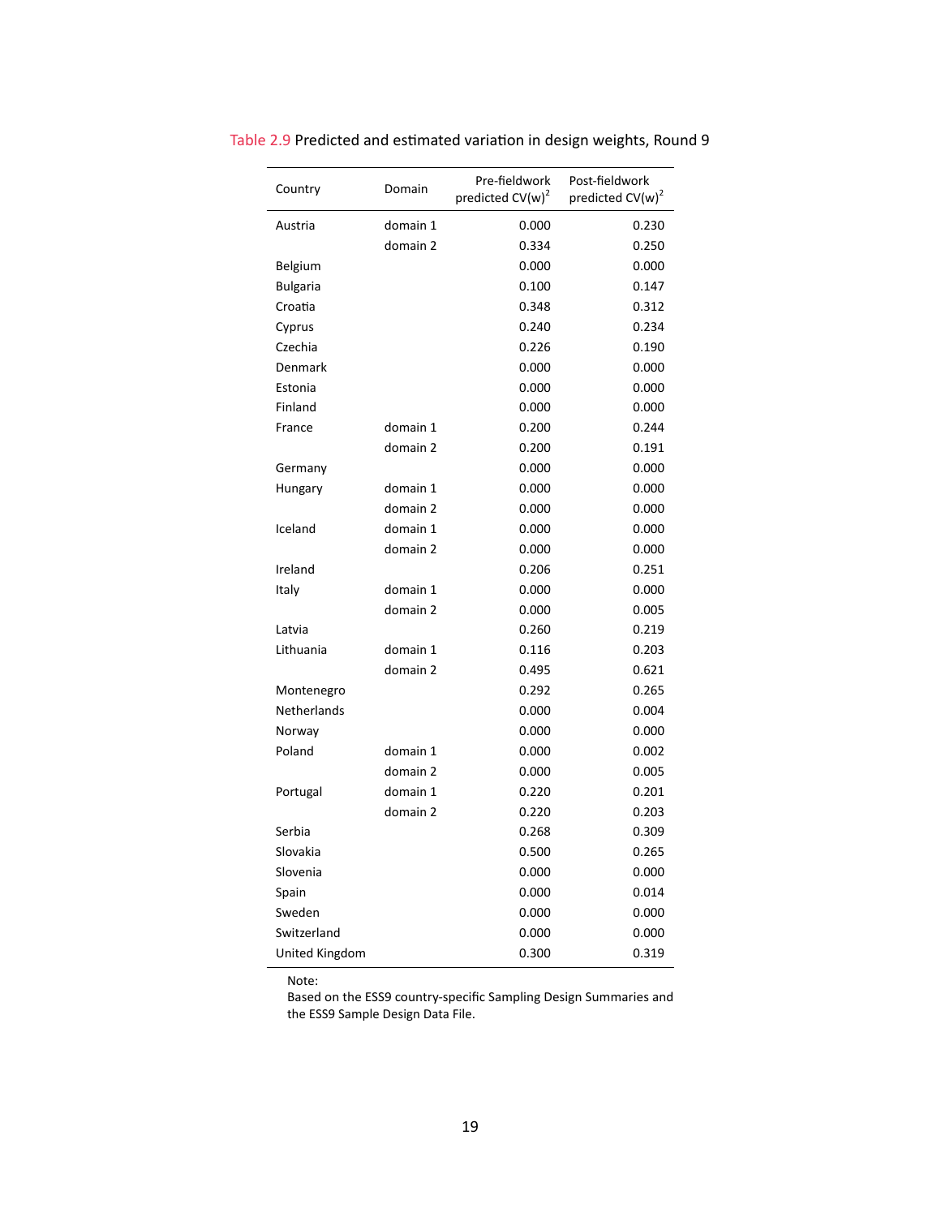Table 2.9 Predicted and estimated variation in design weights, Round 9

| Country | Domain | Pre-fieldwork predicted $CV(w)^2$ | Post-fieldwork predicted $CV(w)^2$ |
|---|---|---|---|
| Austria | domain 1 | 0.000 | 0.230 |
| | domain 2 | 0.334 | 0.250 |
| Belgium | | 0.000 | 0.000 |
| Bulgaria | | 0.100 | 0.147 |
| Croatia | | 0.348 | 0.312 |
| Cyprus | | 0.240 | 0.234 |
| Czechia | | 0.226 | 0.190 |
| Denmark | | 0.000 | 0.000 |
| Estonia | | 0.000 | 0.000 |
| Finland | | 0.000 | 0.000 |
| France | domain 1 | 0.200 | 0.244 |
| | domain 2 | 0.200 | 0.191 |
| Germany | | 0.000 | 0.000 |
| Hungary | domain 1 | 0.000 | 0.000 |
| | domain 2 | 0.000 | 0.000 |
| Iceland | domain 1 | 0.000 | 0.000 |
| | domain 2 | 0.000 | 0.000 |
| Ireland | | 0.206 | 0.251 |
| Italy | domain 1 | 0.000 | 0.000 |
| | domain 2 | 0.000 | 0.005 |
| Latvia | | 0.260 | 0.219 |
| Lithuania | domain 1 | 0.116 | 0.203 |
| | domain 2 | 0.495 | 0.621 |
| Montenegro | | 0.292 | 0.265 |
| Netherlands | | 0.000 | 0.004 |
| Norway | | 0.000 | 0.000 |
| Poland | domain 1 | 0.000 | 0.002 |
| | domain 2 | 0.000 | 0.005 |
| Portugal | domain 1 | 0.220 | 0.201 |
| | domain 2 | 0.220 | 0.203 |
| Serbia | | 0.268 | 0.309 |
| Slovakia | | 0.500 | 0.265 |
| Slovenia | | 0.000 | 0.000 |
| Spain | | 0.000 | 0.014 |
| Sweden | | 0.000 | 0.000 |
| Switzerland | | 0.000 | 0.000 |
| United Kingdom | | 0.300 | 0.319 |

Note:
Based on the ESS9 country-specific Sampling Design Summaries and the ESS9 Sample Design Data File.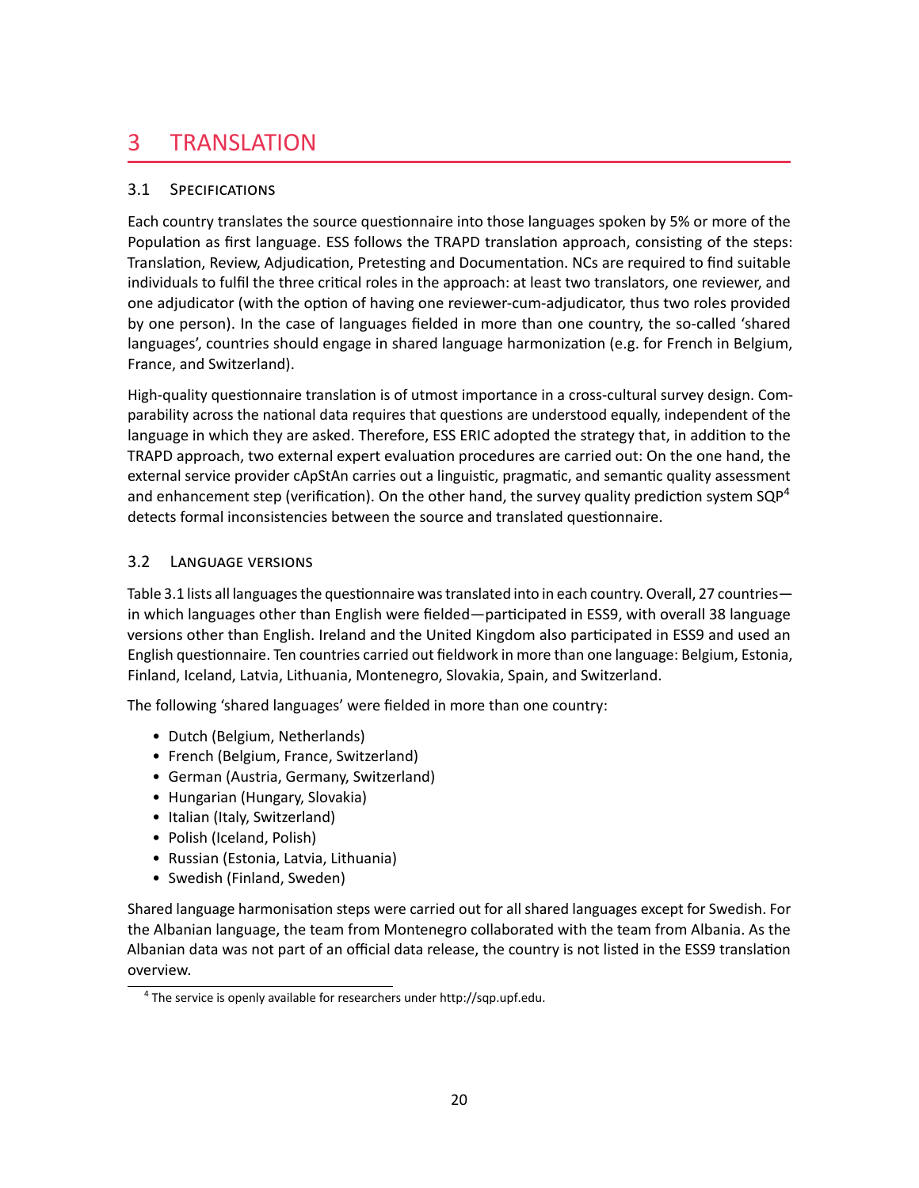# 3 TRANSLATION

## 3.1 Specifications

Each country translates the source questionnaire into those languages spoken by 5% or more of the Population as first language. ESS follows the TRAPD translation approach, consisting of the steps: Translation, Review, Adjudication, Pretesting and Documentation. NCs are required to find suitable individuals to fulfil the three critical roles in the approach: at least two translators, one reviewer, and one adjudicator (with the option of having one reviewer-cum-adjudicator, thus two roles provided by one person). In the case of languages fielded in more than one country, the so-called 'shared languages', countries should engage in shared language harmonization (e.g. for French in Belgium, France, and Switzerland).

High-quality questionnaire translation is of utmost importance in a cross-cultural survey design. Comparability across the national data requires that questions are understood equally, independent of the language in which they are asked. Therefore, ESS ERIC adopted the strategy that, in addition to the TRAPD approach, two external expert evaluation procedures are carried out: On the one hand, the external service provider cApStAn carries out a linguistic, pragmatic, and semantic quality assessment and enhancement step (verification). On the other hand, the survey quality prediction system SQP[4] detects formal inconsistencies between the source and translated questionnaire.

## 3.2 Language versions

Table 3.1 lists all languages the questionnaire was translated into in each country. Overall, 27 countries—in which languages other than English were fielded—participated in ESS9, with overall 38 language versions other than English. Ireland and the United Kingdom also participated in ESS9 and used an English questionnaire. Ten countries carried out fieldwork in more than one language: Belgium, Estonia, Finland, Iceland, Latvia, Lithuania, Montenegro, Slovakia, Spain, and Switzerland.

The following 'shared languages' were fielded in more than one country:

- Dutch (Belgium, Netherlands)
- French (Belgium, France, Switzerland)
- German (Austria, Germany, Switzerland)
- Hungarian (Hungary, Slovakia)
- Italian (Italy, Switzerland)
- Polish (Iceland, Polish)
- Russian (Estonia, Latvia, Lithuania)
- Swedish (Finland, Sweden)

Shared language harmonisation steps were carried out for all shared languages except for Swedish. For the Albanian language, the team from Montenegro collaborated with the team from Albania. As the Albanian data was not part of an official data release, the country is not listed in the ESS9 translation overview.

[4] The service is openly available for researchers under http://sqp.upf.edu.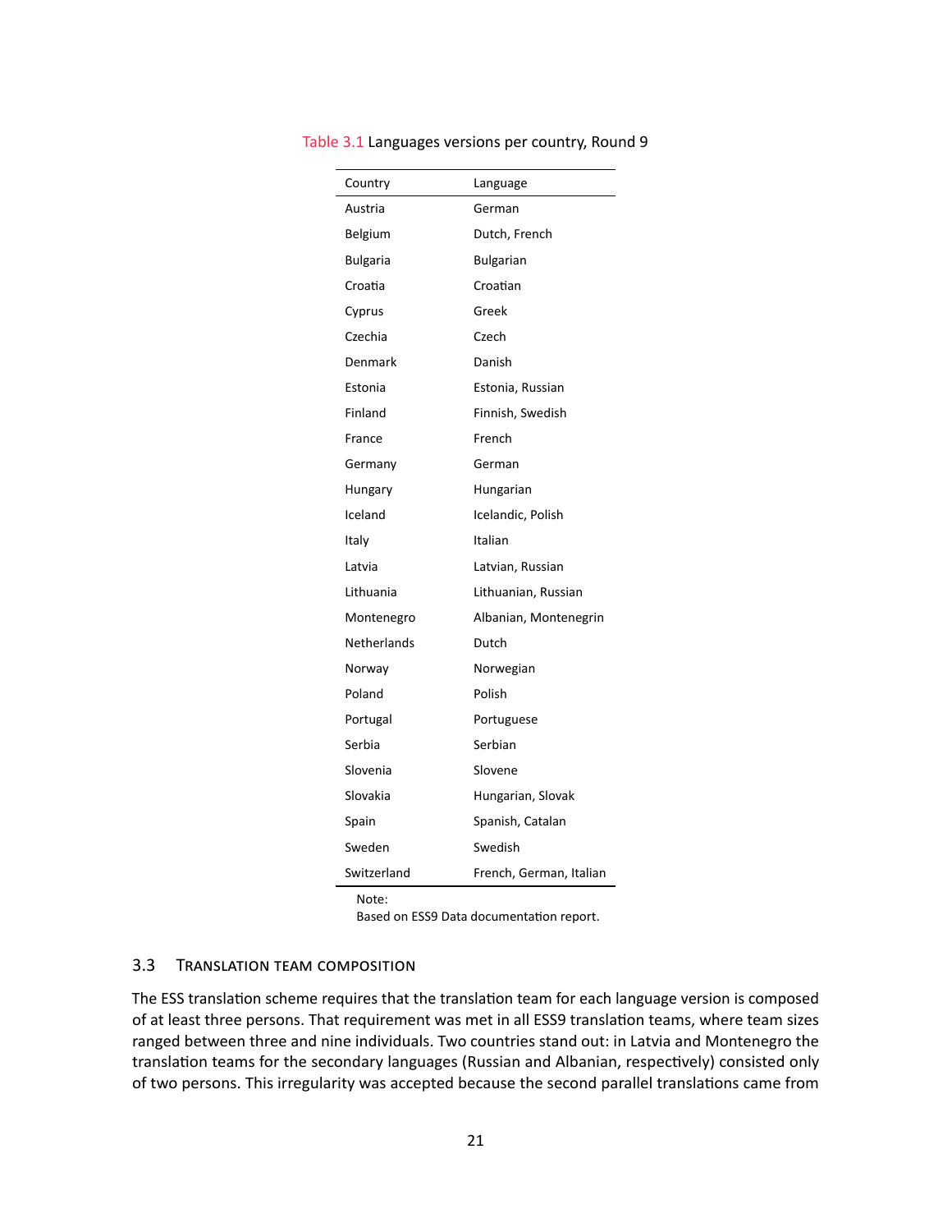Table 3.1 Languages versions per country, Round 9

| Country | Language |
|---|---|
| Austria | German |
| Belgium | Dutch, French |
| Bulgaria | Bulgarian |
| Croatia | Croatian |
| Cyprus | Greek |
| Czechia | Czech |
| Denmark | Danish |
| Estonia | Estonia, Russian |
| Finland | Finnish, Swedish |
| France | French |
| Germany | German |
| Hungary | Hungarian |
| Iceland | Icelandic, Polish |
| Italy | Italian |
| Latvia | Latvian, Russian |
| Lithuania | Lithuanian, Russian |
| Montenegro | Albanian, Montenegrin |
| Netherlands | Dutch |
| Norway | Norwegian |
| Poland | Polish |
| Portugal | Portuguese |
| Serbia | Serbian |
| Slovenia | Slovene |
| Slovakia | Hungarian, Slovak |
| Spain | Spanish, Catalan |
| Sweden | Swedish |
| Switzerland | French, German, Italian |

Note:
Based on ESS9 Data documentation report.

## 3.3 Translation team composition

The ESS translation scheme requires that the translation team for each language version is composed of at least three persons. That requirement was met in all ESS9 translation teams, where team sizes ranged between three and nine individuals. Two countries stand out: in Latvia and Montenegro the translation teams for the secondary languages (Russian and Albanian, respectively) consisted only of two persons. This irregularity was accepted because the second parallel translations came from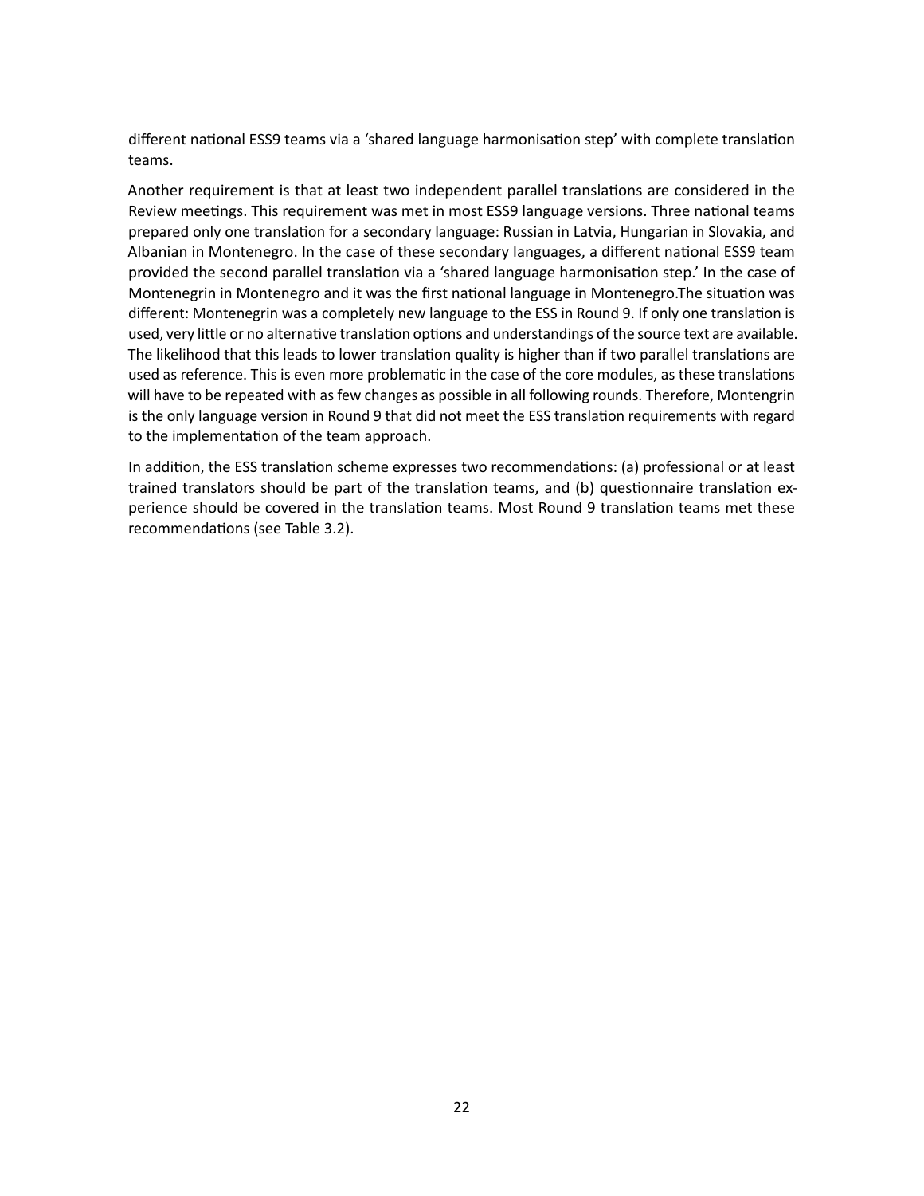different national ESS9 teams via a 'shared language harmonisation step' with complete translation teams.

Another requirement is that at least two independent parallel translations are considered in the Review meetings. This requirement was met in most ESS9 language versions. Three national teams prepared only one translation for a secondary language: Russian in Latvia, Hungarian in Slovakia, and Albanian in Montenegro. In the case of these secondary languages, a different national ESS9 team provided the second parallel translation via a 'shared language harmonisation step.' In the case of Montenegrin in Montenegro and it was the first national language in Montenegro.The situation was different: Montenegrin was a completely new language to the ESS in Round 9. If only one translation is used, very little or no alternative translation options and understandings of the source text are available. The likelihood that this leads to lower translation quality is higher than if two parallel translations are used as reference. This is even more problematic in the case of the core modules, as these translations will have to be repeated with as few changes as possible in all following rounds. Therefore, Montengrin is the only language version in Round 9 that did not meet the ESS translation requirements with regard to the implementation of the team approach.

In addition, the ESS translation scheme expresses two recommendations: (a) professional or at least trained translators should be part of the translation teams, and (b) questionnaire translation experience should be covered in the translation teams. Most Round 9 translation teams met these recommendations (see Table 3.2).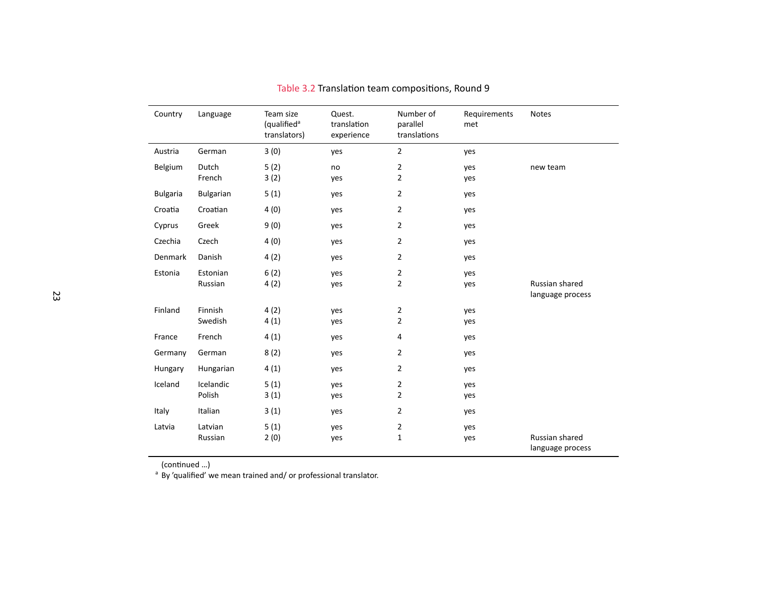Table 3.2 Translation team compositions, Round 9

| Country | Language | Team size (qualified[a] translators) | Quest. translation experience | Number of parallel translations | Requirements met | Notes |
|---|---|---|---|---|---|---|
| Austria | German | 3 (0) | yes | 2 | yes | |
| Belgium | Dutch | 5 (2) | no | 2 | yes | new team |
| | French | 3 (2) | yes | 2 | yes | |
| Bulgaria | Bulgarian | 5 (1) | yes | 2 | yes | |
| Croatia | Croatian | 4 (0) | yes | 2 | yes | |
| Cyprus | Greek | 9 (0) | yes | 2 | yes | |
| Czechia | Czech | 4 (0) | yes | 2 | yes | |
| Denmark | Danish | 4 (2) | yes | 2 | yes | |
| Estonia | Estonian | 6 (2) | yes | 2 | yes | |
| | Russian | 4 (2) | yes | 2 | yes | Russian shared language process |
| Finland | Finnish | 4 (2) | yes | 2 | yes | |
| | Swedish | 4 (1) | yes | 2 | yes | |
| France | French | 4 (1) | yes | 4 | yes | |
| Germany | German | 8 (2) | yes | 2 | yes | |
| Hungary | Hungarian | 4 (1) | yes | 2 | yes | |
| Iceland | Icelandic | 5 (1) | yes | 2 | yes | |
| | Polish | 3 (1) | yes | 2 | yes | |
| Italy | Italian | 3 (1) | yes | 2 | yes | |
| Latvia | Latvian | 5 (1) | yes | 2 | yes | |
| | Russian | 2 (0) | yes | 1 | yes | Russian shared language process |

(continued ...)

[a] By 'qualified' we mean trained and/ or professional translator.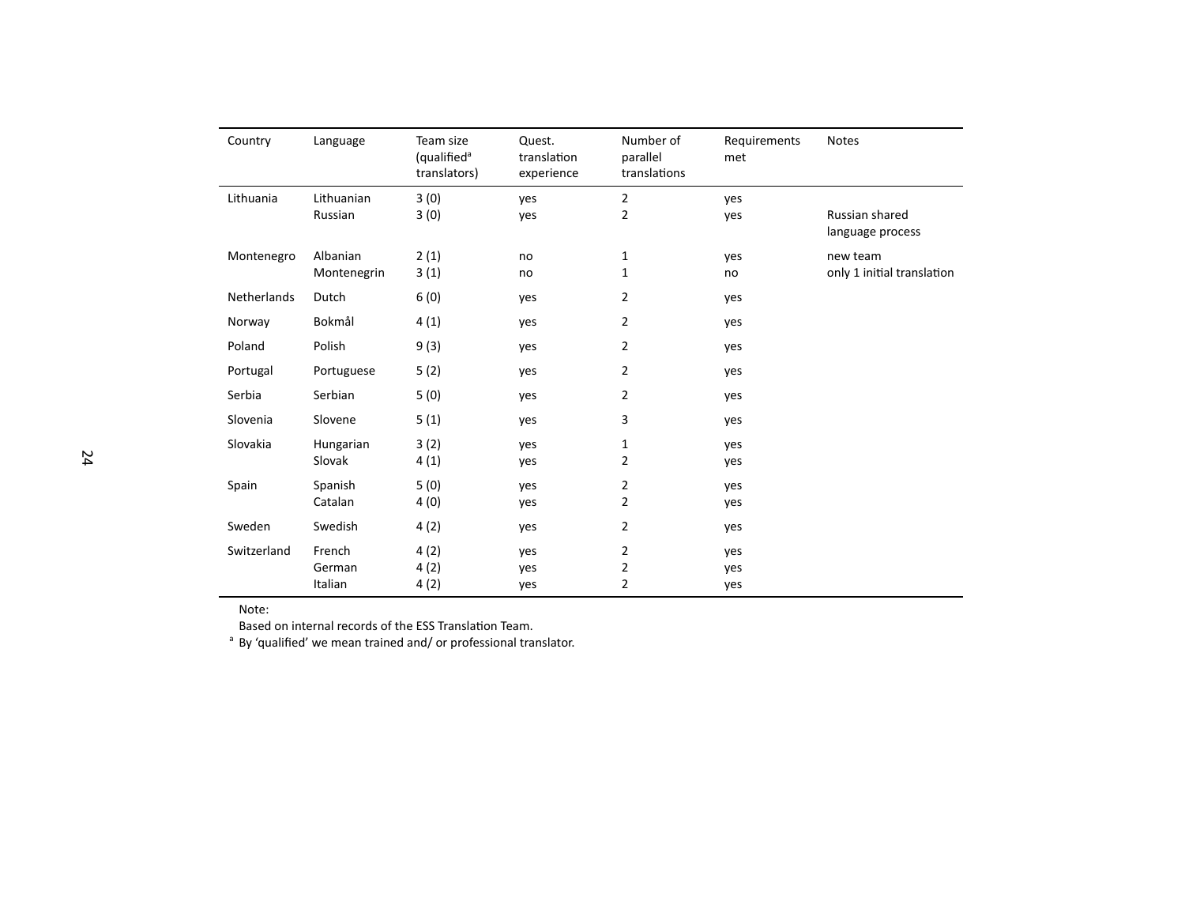| Country | Language | Team size (qualified[a] translators) | Quest. translation experience | Number of parallel translations | Requirements met | Notes |
|---|---|---|---|---|---|---|
| Lithuania | Lithuanian | 3 (0) | yes | 2 | yes | |
| | Russian | 3 (0) | yes | 2 | yes | Russian shared language process |
| Montenegro | Albanian | 2 (1) | no | 1 | yes | new team |
| | Montenegrin | 3 (1) | no | 1 | no | only 1 initial translation |
| Netherlands | Dutch | 6 (0) | yes | 2 | yes | |
| Norway | Bokmål | 4 (1) | yes | 2 | yes | |
| Poland | Polish | 9 (3) | yes | 2 | yes | |
| Portugal | Portuguese | 5 (2) | yes | 2 | yes | |
| Serbia | Serbian | 5 (0) | yes | 2 | yes | |
| Slovenia | Slovene | 5 (1) | yes | 3 | yes | |
| Slovakia | Hungarian | 3 (2) | yes | 1 | yes | |
| | Slovak | 4 (1) | yes | 2 | yes | |
| Spain | Spanish | 5 (0) | yes | 2 | yes | |
| | Catalan | 4 (0) | yes | 2 | yes | |
| Sweden | Swedish | 4 (2) | yes | 2 | yes | |
| Switzerland | French | 4 (2) | yes | 2 | yes | |
| | German | 4 (2) | yes | 2 | yes | |
| | Italian | 4 (2) | yes | 2 | yes | |

Note:
Based on internal records of the ESS Translation Team.
[a] By 'qualified' we mean trained and/ or professional translator.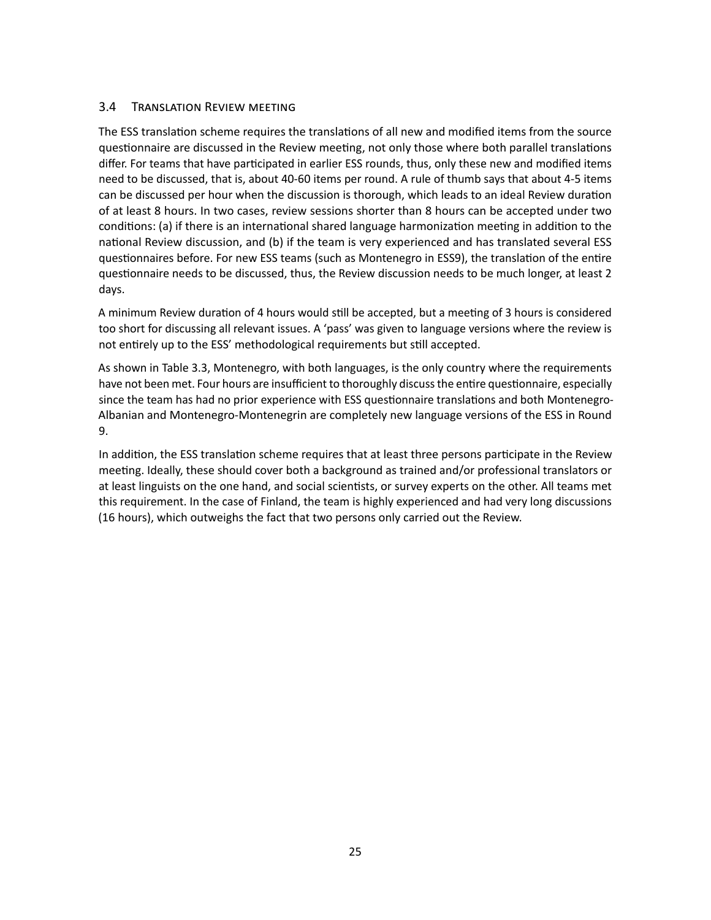### 3.4 Translation Review meeting

The ESS translation scheme requires the translations of all new and modified items from the source questionnaire are discussed in the Review meeting, not only those where both parallel translations differ. For teams that have participated in earlier ESS rounds, thus, only these new and modified items need to be discussed, that is, about 40-60 items per round. A rule of thumb says that about 4-5 items can be discussed per hour when the discussion is thorough, which leads to an ideal Review duration of at least 8 hours. In two cases, review sessions shorter than 8 hours can be accepted under two conditions: (a) if there is an international shared language harmonization meeting in addition to the national Review discussion, and (b) if the team is very experienced and has translated several ESS questionnaires before. For new ESS teams (such as Montenegro in ESS9), the translation of the entire questionnaire needs to be discussed, thus, the Review discussion needs to be much longer, at least 2 days.

A minimum Review duration of 4 hours would still be accepted, but a meeting of 3 hours is considered too short for discussing all relevant issues. A 'pass' was given to language versions where the review is not entirely up to the ESS' methodological requirements but still accepted.

As shown in Table 3.3, Montenegro, with both languages, is the only country where the requirements have not been met. Four hours are insufficient to thoroughly discuss the entire questionnaire, especially since the team has had no prior experience with ESS questionnaire translations and both Montenegro-Albanian and Montenegro-Montenegrin are completely new language versions of the ESS in Round 9.

In addition, the ESS translation scheme requires that at least three persons participate in the Review meeting. Ideally, these should cover both a background as trained and/or professional translators or at least linguists on the one hand, and social scientists, or survey experts on the other. All teams met this requirement. In the case of Finland, the team is highly experienced and had very long discussions (16 hours), which outweighs the fact that two persons only carried out the Review.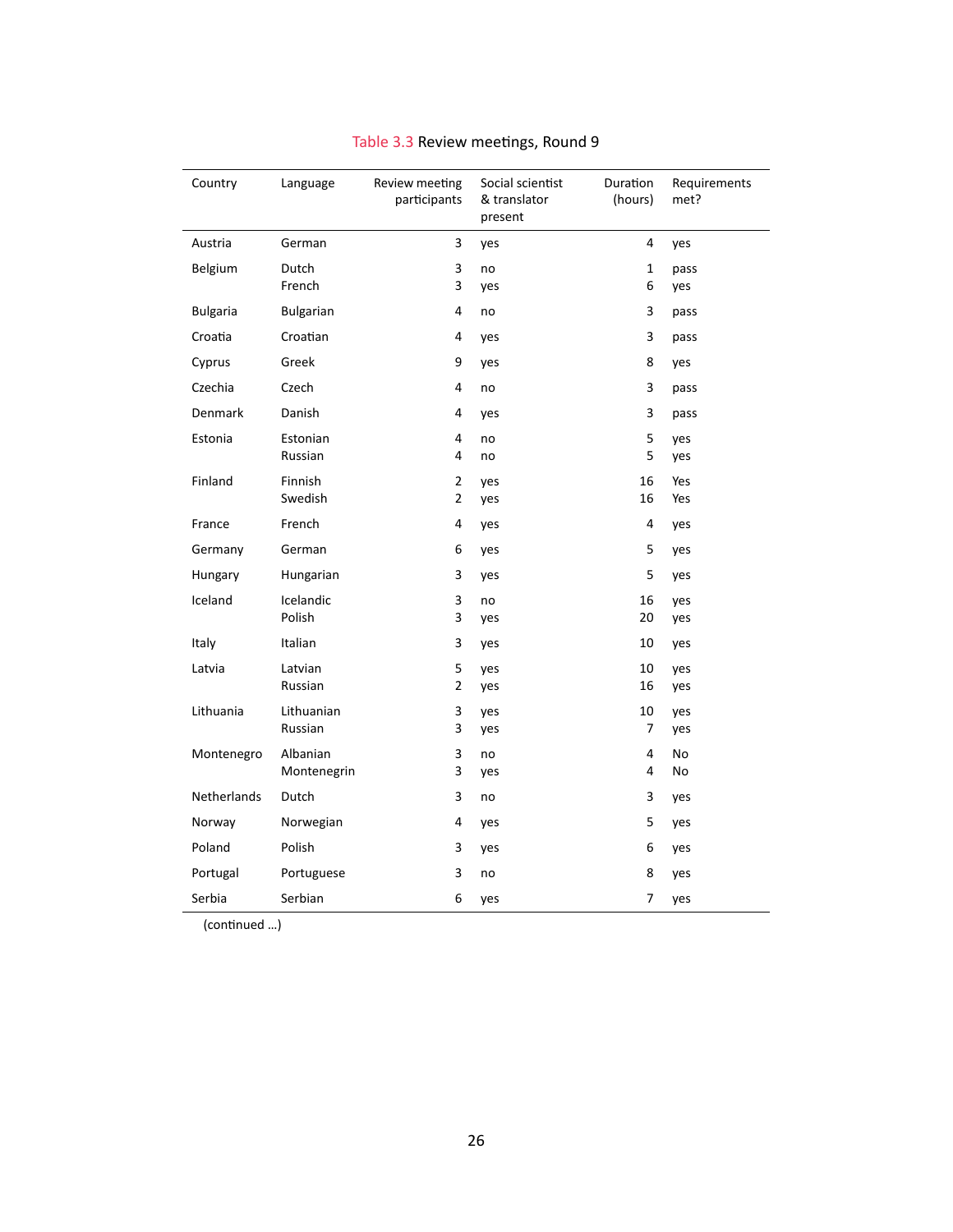Table 3.3 Review meetings, Round 9

| Country | Language | Review meeting participants | Social scientist & translator present | Duration (hours) | Requirements met? |
|---|---|---|---|---|---|
| Austria | German | 3 | yes | 4 | yes |
| Belgium | Dutch | 3 | no | 1 | pass |
| | French | 3 | yes | 6 | yes |
| Bulgaria | Bulgarian | 4 | no | 3 | pass |
| Croatia | Croatian | 4 | yes | 3 | pass |
| Cyprus | Greek | 9 | yes | 8 | yes |
| Czechia | Czech | 4 | no | 3 | pass |
| Denmark | Danish | 4 | yes | 3 | pass |
| Estonia | Estonian | 4 | no | 5 | yes |
| | Russian | 4 | no | 5 | yes |
| Finland | Finnish | 2 | yes | 16 | Yes |
| | Swedish | 2 | yes | 16 | Yes |
| France | French | 4 | yes | 4 | yes |
| Germany | German | 6 | yes | 5 | yes |
| Hungary | Hungarian | 3 | yes | 5 | yes |
| Iceland | Icelandic | 3 | no | 16 | yes |
| | Polish | 3 | yes | 20 | yes |
| Italy | Italian | 3 | yes | 10 | yes |
| Latvia | Latvian | 5 | yes | 10 | yes |
| | Russian | 2 | yes | 16 | yes |
| Lithuania | Lithuanian | 3 | yes | 10 | yes |
| | Russian | 3 | yes | 7 | yes |
| Montenegro | Albanian | 3 | no | 4 | No |
| | Montenegrin | 3 | yes | 4 | No |
| Netherlands | Dutch | 3 | no | 3 | yes |
| Norway | Norwegian | 4 | yes | 5 | yes |
| Poland | Polish | 3 | yes | 6 | yes |
| Portugal | Portuguese | 3 | no | 8 | yes |
| Serbia | Serbian | 6 | yes | 7 | yes |

(continued ...)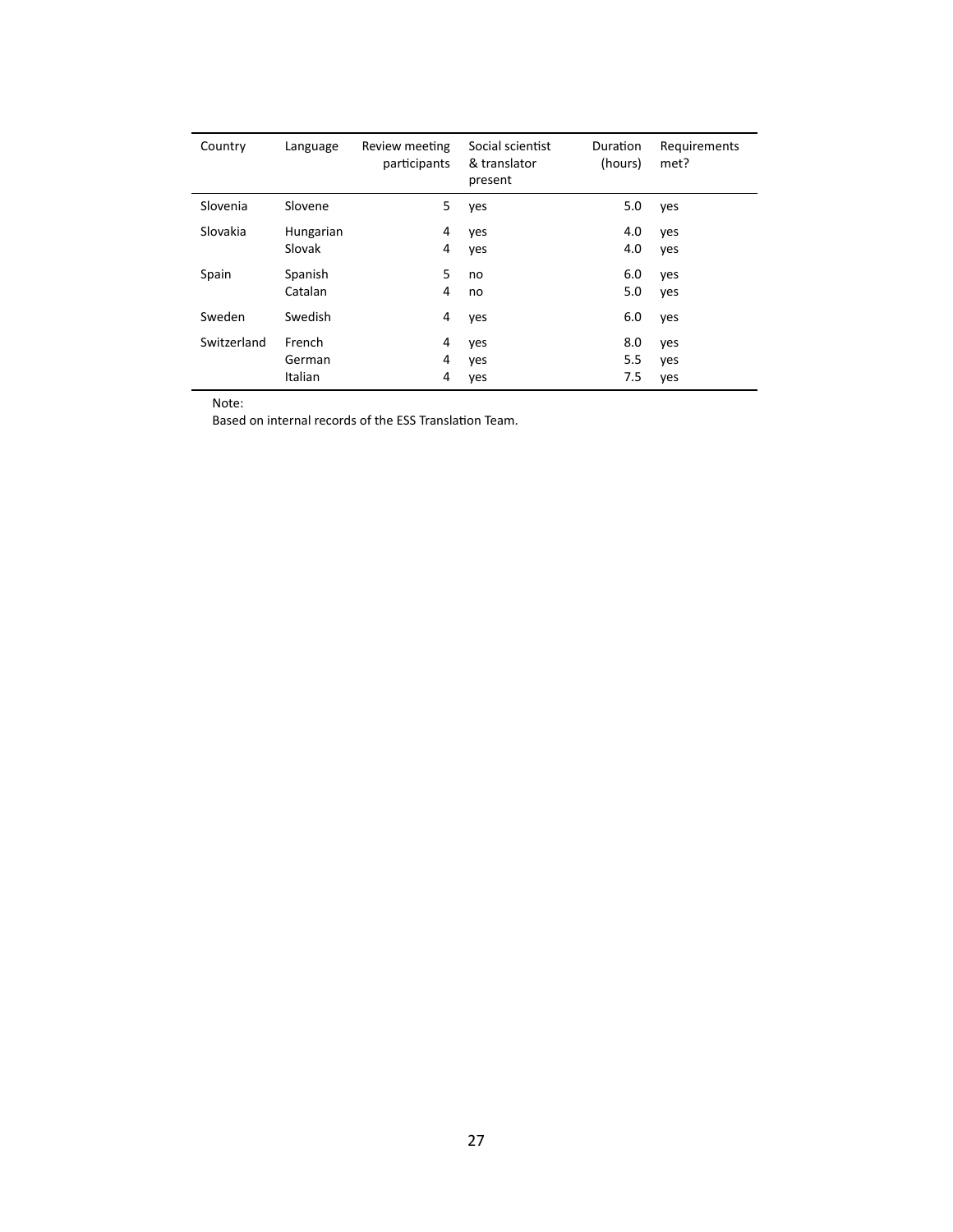| Country | Language | Review meeting participants | Social scientist & translator present | Duration (hours) | Requirements met? |
|---|---|---|---|---|---|
| Slovenia | Slovene | 5 | yes | 5.0 | yes |
| Slovakia | Hungarian | 4 | yes | 4.0 | yes |
| | Slovak | 4 | yes | 4.0 | yes |
| Spain | Spanish | 5 | no | 6.0 | yes |
| | Catalan | 4 | no | 5.0 | yes |
| Sweden | Swedish | 4 | yes | 6.0 | yes |
| Switzerland | French | 4 | yes | 8.0 | yes |
| | German | 4 | yes | 5.5 | yes |
| | Italian | 4 | yes | 7.5 | yes |

Note:
Based on internal records of the ESS Translation Team.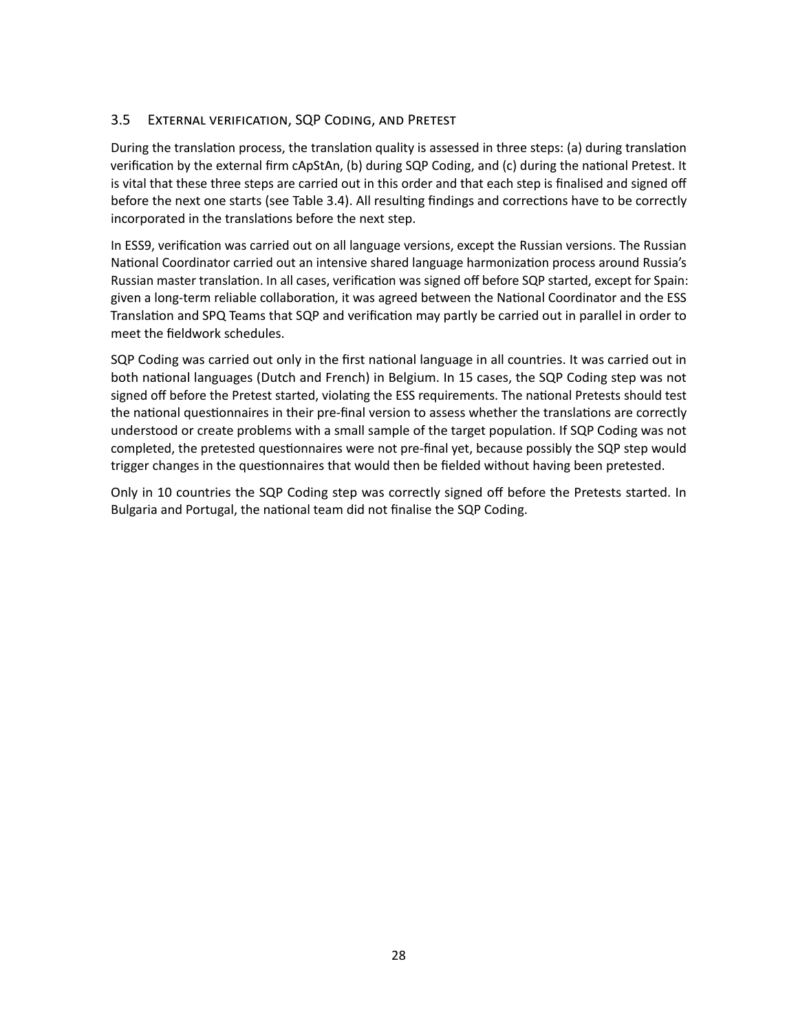## 3.5 External verification, SQP Coding, and Pretest

During the translation process, the translation quality is assessed in three steps: (a) during translation verification by the external firm cApStAn, (b) during SQP Coding, and (c) during the national Pretest. It is vital that these three steps are carried out in this order and that each step is finalised and signed off before the next one starts (see Table 3.4). All resulting findings and corrections have to be correctly incorporated in the translations before the next step.

In ESS9, verification was carried out on all language versions, except the Russian versions. The Russian National Coordinator carried out an intensive shared language harmonization process around Russia's Russian master translation. In all cases, verification was signed off before SQP started, except for Spain: given a long-term reliable collaboration, it was agreed between the National Coordinator and the ESS Translation and SPQ Teams that SQP and verification may partly be carried out in parallel in order to meet the fieldwork schedules.

SQP Coding was carried out only in the first national language in all countries. It was carried out in both national languages (Dutch and French) in Belgium. In 15 cases, the SQP Coding step was not signed off before the Pretest started, violating the ESS requirements. The national Pretests should test the national questionnaires in their pre-final version to assess whether the translations are correctly understood or create problems with a small sample of the target population. If SQP Coding was not completed, the pretested questionnaires were not pre-final yet, because possibly the SQP step would trigger changes in the questionnaires that would then be fielded without having been pretested.

Only in 10 countries the SQP Coding step was correctly signed off before the Pretests started. In Bulgaria and Portugal, the national team did not finalise the SQP Coding.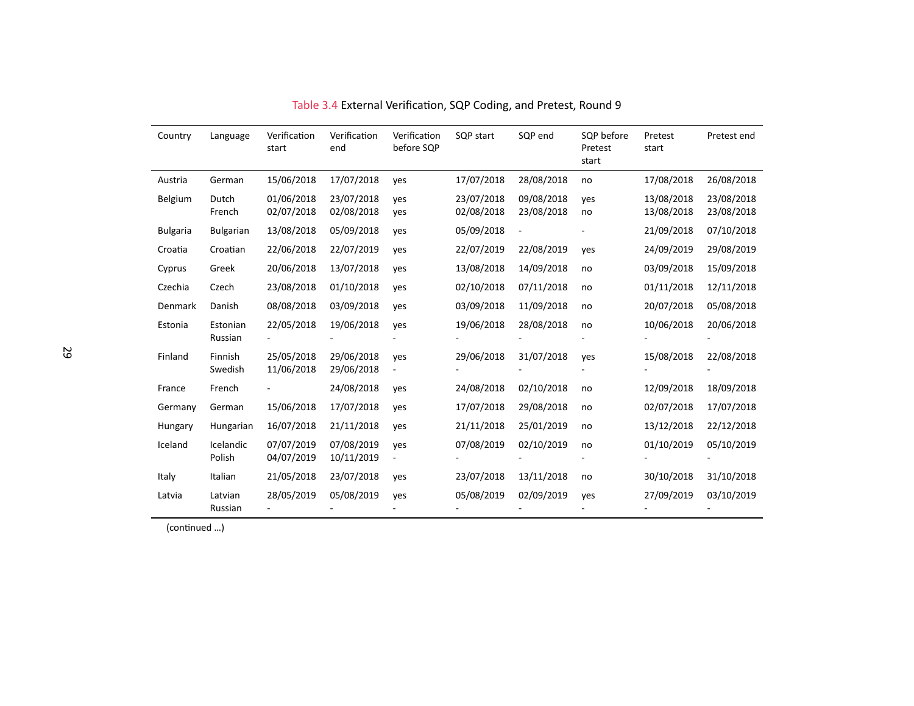Table 3.4 External Verification, SQP Coding, and Pretest, Round 9

| Country | Language | Verification start | Verification end | Verification before SQP | SQP start | SQP end | SQP before Pretest start | Pretest start | Pretest end |
|---|---|---|---|---|---|---|---|---|---|
| Austria | German | 15/06/2018 | 17/07/2018 | yes | 17/07/2018 | 28/08/2018 | no | 17/08/2018 | 26/08/2018 |
| Belgium | Dutch | 01/06/2018 | 23/07/2018 | yes | 23/07/2018 | 09/08/2018 | yes | 13/08/2018 | 23/08/2018 |
| | French | 02/07/2018 | 02/08/2018 | yes | 02/08/2018 | 23/08/2018 | no | 13/08/2018 | 23/08/2018 |
| Bulgaria | Bulgarian | 13/08/2018 | 05/09/2018 | yes | 05/09/2018 | - | - | 21/09/2018 | 07/10/2018 |
| Croatia | Croatian | 22/06/2018 | 22/07/2019 | yes | 22/07/2019 | 22/08/2019 | yes | 24/09/2019 | 29/08/2019 |
| Cyprus | Greek | 20/06/2018 | 13/07/2018 | yes | 13/08/2018 | 14/09/2018 | no | 03/09/2018 | 15/09/2018 |
| Czechia | Czech | 23/08/2018 | 01/10/2018 | yes | 02/10/2018 | 07/11/2018 | no | 01/11/2018 | 12/11/2018 |
| Denmark | Danish | 08/08/2018 | 03/09/2018 | yes | 03/09/2018 | 11/09/2018 | no | 20/07/2018 | 05/08/2018 |
| Estonia | Estonian | 22/05/2018 | 19/06/2018 | yes | 19/06/2018 | 28/08/2018 | no | 10/06/2018 | 20/06/2018 |
| | Russian | - | - | - | - | - | - | - | - |
| Finland | Finnish | 25/05/2018 | 29/06/2018 | yes | 29/06/2018 | 31/07/2018 | yes | 15/08/2018 | 22/08/2018 |
| | Swedish | 11/06/2018 | 29/06/2018 | - | - | - | - | - | - |
| France | French | - | 24/08/2018 | yes | 24/08/2018 | 02/10/2018 | no | 12/09/2018 | 18/09/2018 |
| Germany | German | 15/06/2018 | 17/07/2018 | yes | 17/07/2018 | 29/08/2018 | no | 02/07/2018 | 17/07/2018 |
| Hungary | Hungarian | 16/07/2018 | 21/11/2018 | yes | 21/11/2018 | 25/01/2019 | no | 13/12/2018 | 22/12/2018 |
| Iceland | Icelandic | 07/07/2019 | 07/08/2019 | yes | 07/08/2019 | 02/10/2019 | no | 01/10/2019 | 05/10/2019 |
| | Polish | 04/07/2019 | 10/11/2019 | - | - | - | - | - | - |
| Italy | Italian | 21/05/2018 | 23/07/2018 | yes | 23/07/2018 | 13/11/2018 | no | 30/10/2018 | 31/10/2018 |
| Latvia | Latvian | 28/05/2019 | 05/08/2019 | yes | 05/08/2019 | 02/09/2019 | yes | 27/09/2019 | 03/10/2019 |
| | Russian | - | - | - | - | - | - | - | - |

(continued …)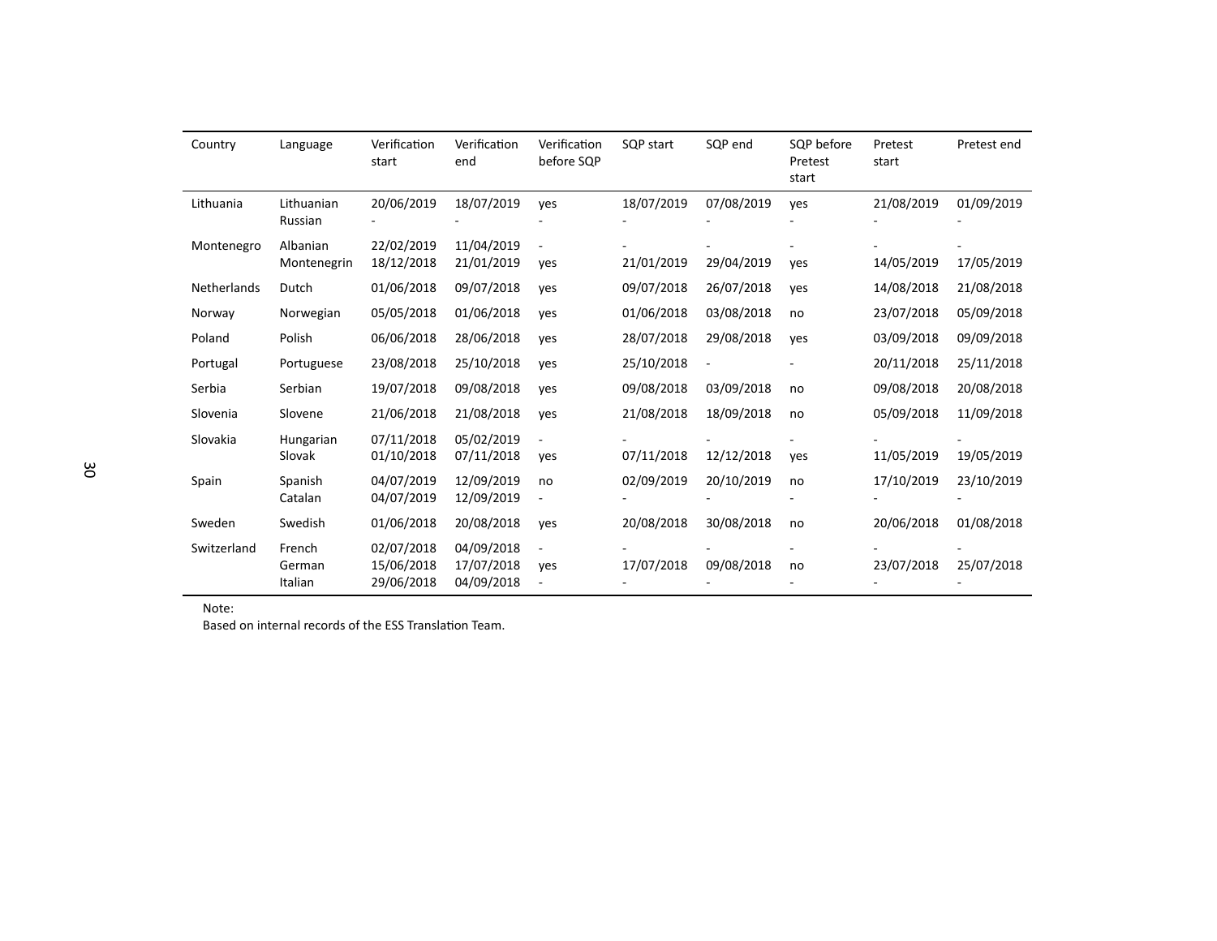| Country | Language | Verification start | Verification end | Verification before SQP | SQP start | SQP end | SQP before Pretest start | Pretest start | Pretest end |
|---|---|---|---|---|---|---|---|---|---|
| Lithuania | Lithuanian | 20/06/2019 | 18/07/2019 | yes | 18/07/2019 | 07/08/2019 | yes | 21/08/2019 | 01/09/2019 |
| | Russian | - | - | - | - | - | - | - | - |
| Montenegro | Albanian | 22/02/2019 | 11/04/2019 | - | - | - | - | - | - |
| | Montenegrin | 18/12/2018 | 21/01/2019 | yes | 21/01/2019 | 29/04/2019 | yes | 14/05/2019 | 17/05/2019 |
| Netherlands | Dutch | 01/06/2018 | 09/07/2018 | yes | 09/07/2018 | 26/07/2018 | yes | 14/08/2018 | 21/08/2018 |
| Norway | Norwegian | 05/05/2018 | 01/06/2018 | yes | 01/06/2018 | 03/08/2018 | no | 23/07/2018 | 05/09/2018 |
| Poland | Polish | 06/06/2018 | 28/06/2018 | yes | 28/07/2018 | 29/08/2018 | yes | 03/09/2018 | 09/09/2018 |
| Portugal | Portuguese | 23/08/2018 | 25/10/2018 | yes | 25/10/2018 | - | - | 20/11/2018 | 25/11/2018 |
| Serbia | Serbian | 19/07/2018 | 09/08/2018 | yes | 09/08/2018 | 03/09/2018 | no | 09/08/2018 | 20/08/2018 |
| Slovenia | Slovene | 21/06/2018 | 21/08/2018 | yes | 21/08/2018 | 18/09/2018 | no | 05/09/2018 | 11/09/2018 |
| Slovakia | Hungarian | 07/11/2018 | 05/02/2019 | - | - | - | - | - | - |
| | Slovak | 01/10/2018 | 07/11/2018 | yes | 07/11/2018 | 12/12/2018 | yes | 11/05/2019 | 19/05/2019 |
| Spain | Spanish | 04/07/2019 | 12/09/2019 | no | 02/09/2019 | 20/10/2019 | no | 17/10/2019 | 23/10/2019 |
| | Catalan | 04/07/2019 | 12/09/2019 | - | - | - | - | - | - |
| Sweden | Swedish | 01/06/2018 | 20/08/2018 | yes | 20/08/2018 | 30/08/2018 | no | 20/06/2018 | 01/08/2018 |
| Switzerland | French | 02/07/2018 | 04/09/2018 | - | - | - | - | - | - |
| | German | 15/06/2018 | 17/07/2018 | yes | 17/07/2018 | 09/08/2018 | no | 23/07/2018 | 25/07/2018 |
| | Italian | 29/06/2018 | 04/09/2018 | - | - | - | - | - | - |

Note:
Based on internal records of the ESS Translation Team.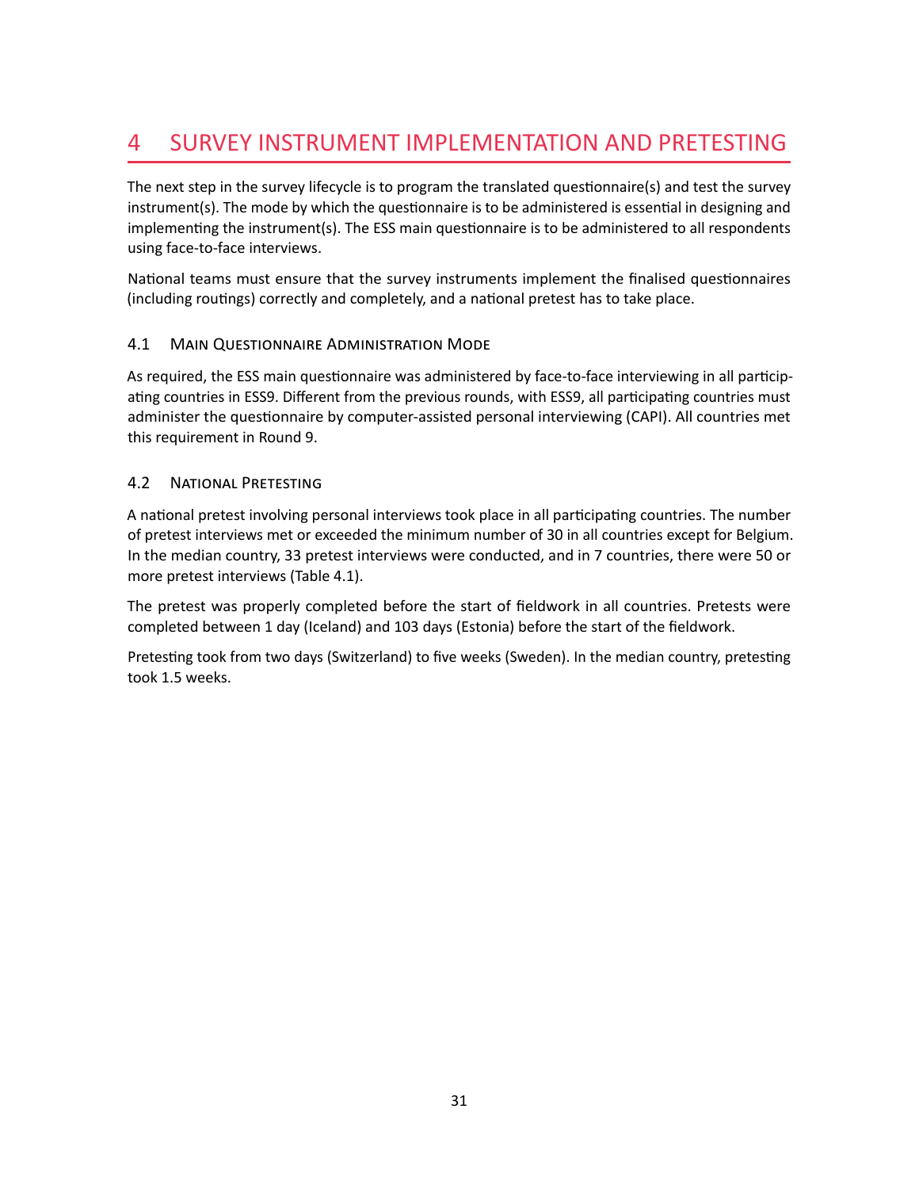# 4 SURVEY INSTRUMENT IMPLEMENTATION AND PRETESTING

The next step in the survey lifecycle is to program the translated questionnaire(s) and test the survey instrument(s). The mode by which the questionnaire is to be administered is essential in designing and implementing the instrument(s). The ESS main questionnaire is to be administered to all respondents using face-to-face interviews.

National teams must ensure that the survey instruments implement the finalised questionnaires (including routings) correctly and completely, and a national pretest has to take place.

## 4.1 Main Questionnaire Administration Mode

As required, the ESS main questionnaire was administered by face-to-face interviewing in all participating countries in ESS9. Different from the previous rounds, with ESS9, all participating countries must administer the questionnaire by computer-assisted personal interviewing (CAPI). All countries met this requirement in Round 9.

## 4.2 National Pretesting

A national pretest involving personal interviews took place in all participating countries. The number of pretest interviews met or exceeded the minimum number of 30 in all countries except for Belgium. In the median country, 33 pretest interviews were conducted, and in 7 countries, there were 50 or more pretest interviews (Table 4.1).

The pretest was properly completed before the start of fieldwork in all countries. Pretests were completed between 1 day (Iceland) and 103 days (Estonia) before the start of the fieldwork.

Pretesting took from two days (Switzerland) to five weeks (Sweden). In the median country, pretesting took 1.5 weeks.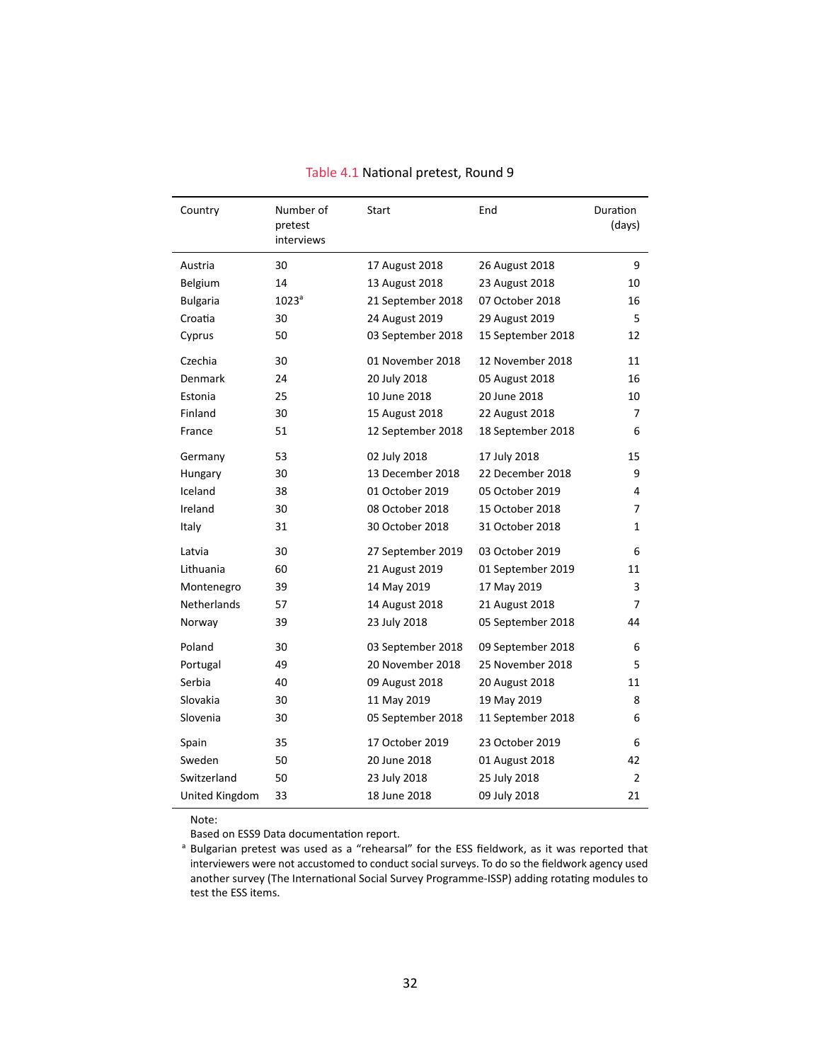Table 4.1 National pretest, Round 9

| Country | Number of pretest interviews | Start | End | Duration (days) |
|---|---|---|---|---|
| Austria | 30 | 17 August 2018 | 26 August 2018 | 9 |
| Belgium | 14 | 13 August 2018 | 23 August 2018 | 10 |
| Bulgaria | 1023[a] | 21 September 2018 | 07 October 2018 | 16 |
| Croatia | 30 | 24 August 2019 | 29 August 2019 | 5 |
| Cyprus | 50 | 03 September 2018 | 15 September 2018 | 12 |
| Czechia | 30 | 01 November 2018 | 12 November 2018 | 11 |
| Denmark | 24 | 20 July 2018 | 05 August 2018 | 16 |
| Estonia | 25 | 10 June 2018 | 20 June 2018 | 10 |
| Finland | 30 | 15 August 2018 | 22 August 2018 | 7 |
| France | 51 | 12 September 2018 | 18 September 2018 | 6 |
| Germany | 53 | 02 July 2018 | 17 July 2018 | 15 |
| Hungary | 30 | 13 December 2018 | 22 December 2018 | 9 |
| Iceland | 38 | 01 October 2019 | 05 October 2019 | 4 |
| Ireland | 30 | 08 October 2018 | 15 October 2018 | 7 |
| Italy | 31 | 30 October 2018 | 31 October 2018 | 1 |
| Latvia | 30 | 27 September 2019 | 03 October 2019 | 6 |
| Lithuania | 60 | 21 August 2019 | 01 September 2019 | 11 |
| Montenegro | 39 | 14 May 2019 | 17 May 2019 | 3 |
| Netherlands | 57 | 14 August 2018 | 21 August 2018 | 7 |
| Norway | 39 | 23 July 2018 | 05 September 2018 | 44 |
| Poland | 30 | 03 September 2018 | 09 September 2018 | 6 |
| Portugal | 49 | 20 November 2018 | 25 November 2018 | 5 |
| Serbia | 40 | 09 August 2018 | 20 August 2018 | 11 |
| Slovakia | 30 | 11 May 2019 | 19 May 2019 | 8 |
| Slovenia | 30 | 05 September 2018 | 11 September 2018 | 6 |
| Spain | 35 | 17 October 2019 | 23 October 2019 | 6 |
| Sweden | 50 | 20 June 2018 | 01 August 2018 | 42 |
| Switzerland | 50 | 23 July 2018 | 25 July 2018 | 2 |
| United Kingdom | 33 | 18 June 2018 | 09 July 2018 | 21 |

Note:
Based on ESS9 Data documentation report.
[a] Bulgarian pretest was used as a "rehearsal" for the ESS fieldwork, as it was reported that interviewers were not accustomed to conduct social surveys. To do so the fieldwork agency used another survey (The International Social Survey Programme-ISSP) adding rotating modules to test the ESS items.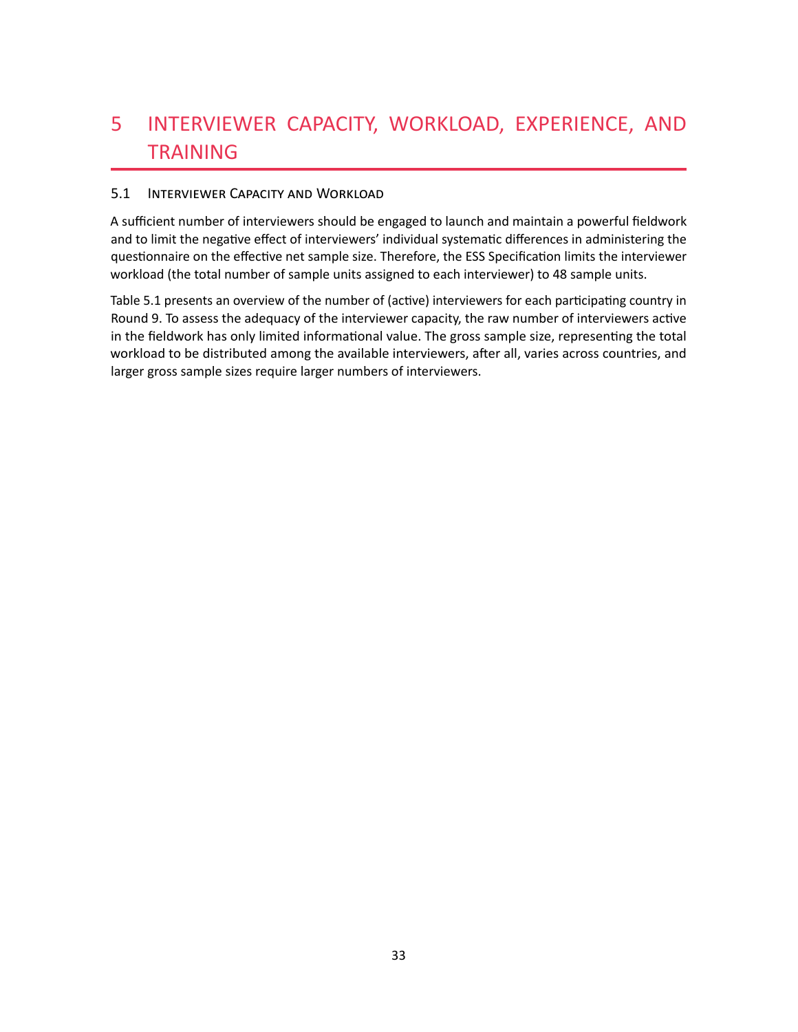# 5 INTERVIEWER CAPACITY, WORKLOAD, EXPERIENCE, AND TRAINING

## 5.1 Interviewer Capacity and Workload

A sufficient number of interviewers should be engaged to launch and maintain a powerful fieldwork and to limit the negative effect of interviewers' individual systematic differences in administering the questionnaire on the effective net sample size. Therefore, the ESS Specification limits the interviewer workload (the total number of sample units assigned to each interviewer) to 48 sample units.

Table 5.1 presents an overview of the number of (active) interviewers for each participating country in Round 9. To assess the adequacy of the interviewer capacity, the raw number of interviewers active in the fieldwork has only limited informational value. The gross sample size, representing the total workload to be distributed among the available interviewers, after all, varies across countries, and larger gross sample sizes require larger numbers of interviewers.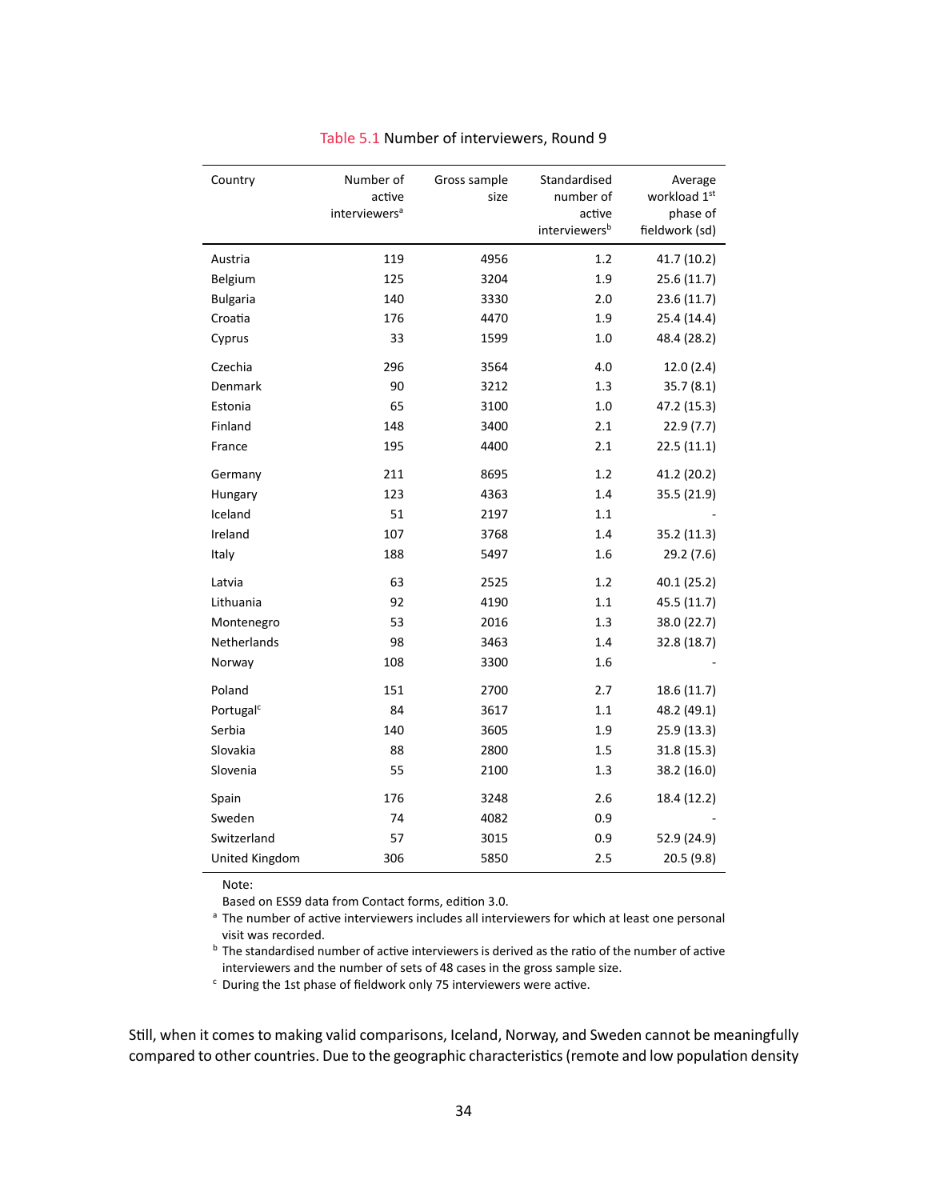Table 5.1 Number of interviewers, Round 9

| Country | Number of active interviewers[a] | Gross sample size | Standardised number of active interviewers[b] | Average workload 1st phase of fieldwork (sd) |
|---|---|---|---|---|
| Austria | 119 | 4956 | 1.2 | 41.7 (10.2) |
| Belgium | 125 | 3204 | 1.9 | 25.6 (11.7) |
| Bulgaria | 140 | 3330 | 2.0 | 23.6 (11.7) |
| Croatia | 176 | 4470 | 1.9 | 25.4 (14.4) |
| Cyprus | 33 | 1599 | 1.0 | 48.4 (28.2) |
| Czechia | 296 | 3564 | 4.0 | 12.0 (2.4) |
| Denmark | 90 | 3212 | 1.3 | 35.7 (8.1) |
| Estonia | 65 | 3100 | 1.0 | 47.2 (15.3) |
| Finland | 148 | 3400 | 2.1 | 22.9 (7.7) |
| France | 195 | 4400 | 2.1 | 22.5 (11.1) |
| Germany | 211 | 8695 | 1.2 | 41.2 (20.2) |
| Hungary | 123 | 4363 | 1.4 | 35.5 (21.9) |
| Iceland | 51 | 2197 | 1.1 | - |
| Ireland | 107 | 3768 | 1.4 | 35.2 (11.3) |
| Italy | 188 | 5497 | 1.6 | 29.2 (7.6) |
| Latvia | 63 | 2525 | 1.2 | 40.1 (25.2) |
| Lithuania | 92 | 4190 | 1.1 | 45.5 (11.7) |
| Montenegro | 53 | 2016 | 1.3 | 38.0 (22.7) |
| Netherlands | 98 | 3463 | 1.4 | 32.8 (18.7) |
| Norway | 108 | 3300 | 1.6 | - |
| Poland | 151 | 2700 | 2.7 | 18.6 (11.7) |
| Portugal[c] | 84 | 3617 | 1.1 | 48.2 (49.1) |
| Serbia | 140 | 3605 | 1.9 | 25.9 (13.3) |
| Slovakia | 88 | 2800 | 1.5 | 31.8 (15.3) |
| Slovenia | 55 | 2100 | 1.3 | 38.2 (16.0) |
| Spain | 176 | 3248 | 2.6 | 18.4 (12.2) |
| Sweden | 74 | 4082 | 0.9 | - |
| Switzerland | 57 | 3015 | 0.9 | 52.9 (24.9) |
| United Kingdom | 306 | 5850 | 2.5 | 20.5 (9.8) |

Note:
Based on ESS9 data from Contact forms, edition 3.0.
[a] The number of active interviewers includes all interviewers for which at least one personal visit was recorded.
[b] The standardised number of active interviewers is derived as the ratio of the number of active interviewers and the number of sets of 48 cases in the gross sample size.
[c] During the 1st phase of fieldwork only 75 interviewers were active.

Still, when it comes to making valid comparisons, Iceland, Norway, and Sweden cannot be meaningfully compared to other countries. Due to the geographic characteristics (remote and low population density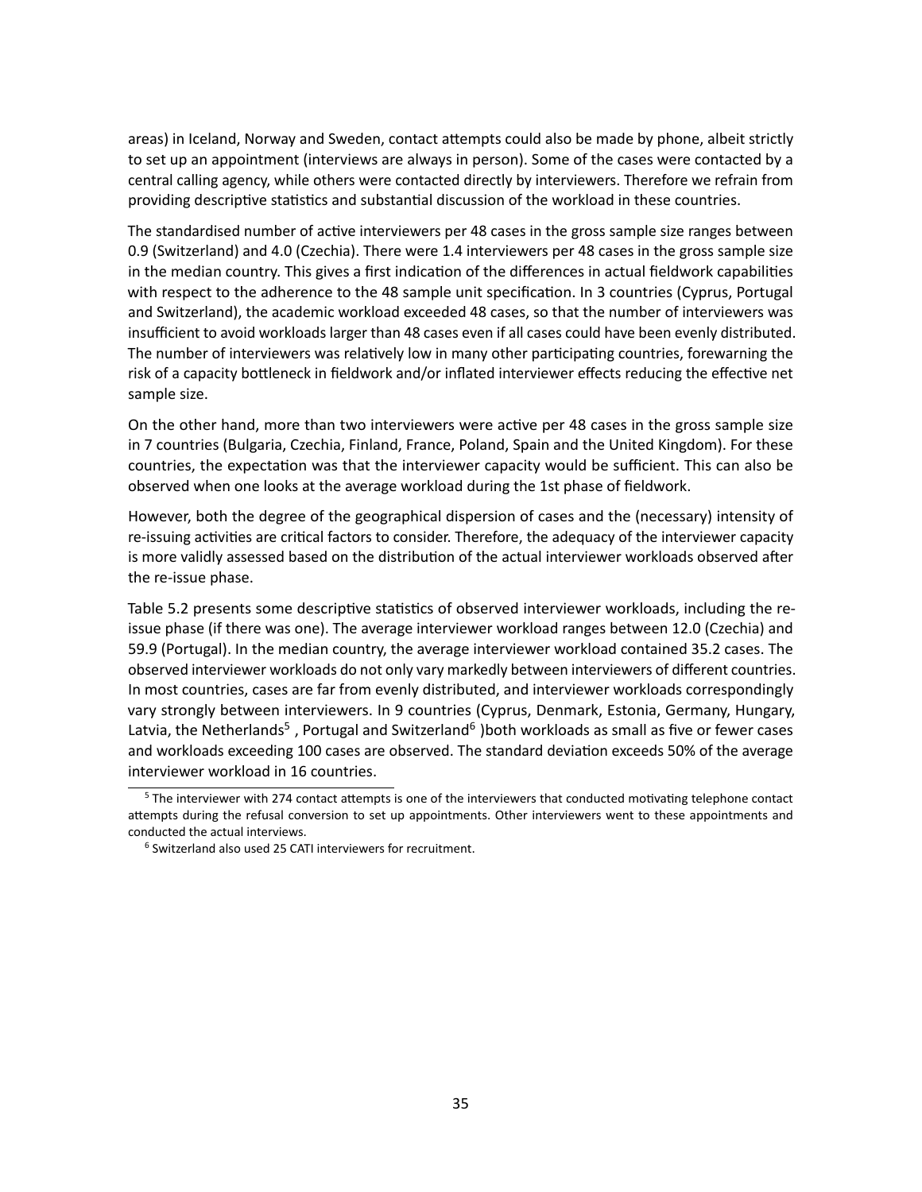areas) in Iceland, Norway and Sweden, contact attempts could also be made by phone, albeit strictly to set up an appointment (interviews are always in person). Some of the cases were contacted by a central calling agency, while others were contacted directly by interviewers. Therefore we refrain from providing descriptive statistics and substantial discussion of the workload in these countries.

The standardised number of active interviewers per 48 cases in the gross sample size ranges between 0.9 (Switzerland) and 4.0 (Czechia). There were 1.4 interviewers per 48 cases in the gross sample size in the median country. This gives a first indication of the differences in actual fieldwork capabilities with respect to the adherence to the 48 sample unit specification. In 3 countries (Cyprus, Portugal and Switzerland), the academic workload exceeded 48 cases, so that the number of interviewers was insufficient to avoid workloads larger than 48 cases even if all cases could have been evenly distributed. The number of interviewers was relatively low in many other participating countries, forewarning the risk of a capacity bottleneck in fieldwork and/or inflated interviewer effects reducing the effective net sample size.

On the other hand, more than two interviewers were active per 48 cases in the gross sample size in 7 countries (Bulgaria, Czechia, Finland, France, Poland, Spain and the United Kingdom). For these countries, the expectation was that the interviewer capacity would be sufficient. This can also be observed when one looks at the average workload during the 1st phase of fieldwork.

However, both the degree of the geographical dispersion of cases and the (necessary) intensity of re-issuing activities are critical factors to consider. Therefore, the adequacy of the interviewer capacity is more validly assessed based on the distribution of the actual interviewer workloads observed after the re-issue phase.

Table 5.2 presents some descriptive statistics of observed interviewer workloads, including the re-issue phase (if there was one). The average interviewer workload ranges between 12.0 (Czechia) and 59.9 (Portugal). In the median country, the average interviewer workload contained 35.2 cases. The observed interviewer workloads do not only vary markedly between interviewers of different countries. In most countries, cases are far from evenly distributed, and interviewer workloads correspondingly vary strongly between interviewers. In 9 countries (Cyprus, Denmark, Estonia, Germany, Hungary, Latvia, the Netherlands[5] , Portugal and Switzerland[6] )both workloads as small as five or fewer cases and workloads exceeding 100 cases are observed. The standard deviation exceeds 50% of the average interviewer workload in 16 countries.

[5] The interviewer with 274 contact attempts is one of the interviewers that conducted motivating telephone contact attempts during the refusal conversion to set up appointments. Other interviewers went to these appointments and conducted the actual interviews.

[6] Switzerland also used 25 CATI interviewers for recruitment.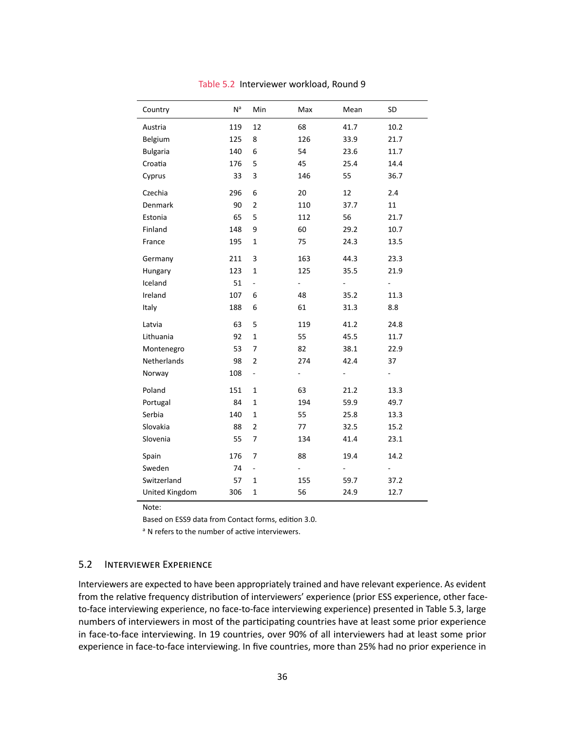Table 5.2 Interviewer workload, Round 9

| Country | N[a] | Min | Max | Mean | SD |
|---|---|---|---|---|---|
| Austria | 119 | 12 | 68 | 41.7 | 10.2 |
| Belgium | 125 | 8 | 126 | 33.9 | 21.7 |
| Bulgaria | 140 | 6 | 54 | 23.6 | 11.7 |
| Croatia | 176 | 5 | 45 | 25.4 | 14.4 |
| Cyprus | 33 | 3 | 146 | 55 | 36.7 |
| Czechia | 296 | 6 | 20 | 12 | 2.4 |
| Denmark | 90 | 2 | 110 | 37.7 | 11 |
| Estonia | 65 | 5 | 112 | 56 | 21.7 |
| Finland | 148 | 9 | 60 | 29.2 | 10.7 |
| France | 195 | 1 | 75 | 24.3 | 13.5 |
| Germany | 211 | 3 | 163 | 44.3 | 23.3 |
| Hungary | 123 | 1 | 125 | 35.5 | 21.9 |
| Iceland | 51 | - | - | - | - |
| Ireland | 107 | 6 | 48 | 35.2 | 11.3 |
| Italy | 188 | 6 | 61 | 31.3 | 8.8 |
| Latvia | 63 | 5 | 119 | 41.2 | 24.8 |
| Lithuania | 92 | 1 | 55 | 45.5 | 11.7 |
| Montenegro | 53 | 7 | 82 | 38.1 | 22.9 |
| Netherlands | 98 | 2 | 274 | 42.4 | 37 |
| Norway | 108 | - | - | - | - |
| Poland | 151 | 1 | 63 | 21.2 | 13.3 |
| Portugal | 84 | 1 | 194 | 59.9 | 49.7 |
| Serbia | 140 | 1 | 55 | 25.8 | 13.3 |
| Slovakia | 88 | 2 | 77 | 32.5 | 15.2 |
| Slovenia | 55 | 7 | 134 | 41.4 | 23.1 |
| Spain | 176 | 7 | 88 | 19.4 | 14.2 |
| Sweden | 74 | - | - | - | - |
| Switzerland | 57 | 1 | 155 | 59.7 | 37.2 |
| United Kingdom | 306 | 1 | 56 | 24.9 | 12.7 |

Note:

Based on ESS9 data from Contact forms, edition 3.0.

[a] N refers to the number of active interviewers.

## 5.2 Interviewer Experience

Interviewers are expected to have been appropriately trained and have relevant experience. As evident from the relative frequency distribution of interviewers' experience (prior ESS experience, other face-to-face interviewing experience, no face-to-face interviewing experience) presented in Table 5.3, large numbers of interviewers in most of the participating countries have at least some prior experience in face-to-face interviewing. In 19 countries, over 90% of all interviewers had at least some prior experience in face-to-face interviewing. In five countries, more than 25% had no prior experience in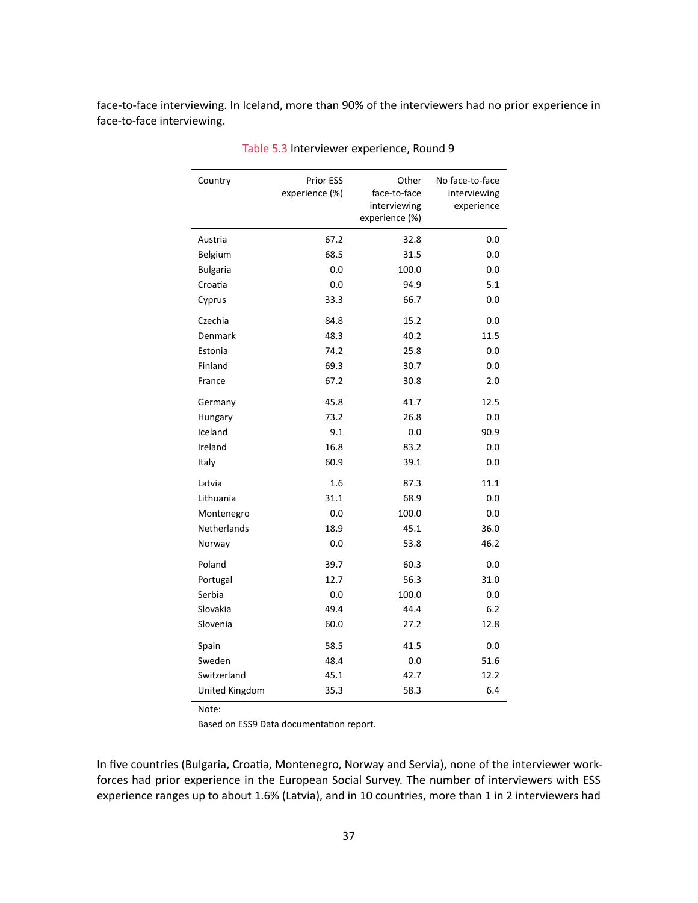face-to-face interviewing. In Iceland, more than 90% of the interviewers had no prior experience in face-to-face interviewing.

Table 5.3 Interviewer experience, Round 9

| Country | Prior ESS experience (%) | Other face-to-face interviewing experience (%) | No face-to-face interviewing experience |
|---|---|---|---|
| Austria | 67.2 | 32.8 | 0.0 |
| Belgium | 68.5 | 31.5 | 0.0 |
| Bulgaria | 0.0 | 100.0 | 0.0 |
| Croatia | 0.0 | 94.9 | 5.1 |
| Cyprus | 33.3 | 66.7 | 0.0 |
| Czechia | 84.8 | 15.2 | 0.0 |
| Denmark | 48.3 | 40.2 | 11.5 |
| Estonia | 74.2 | 25.8 | 0.0 |
| Finland | 69.3 | 30.7 | 0.0 |
| France | 67.2 | 30.8 | 2.0 |
| Germany | 45.8 | 41.7 | 12.5 |
| Hungary | 73.2 | 26.8 | 0.0 |
| Iceland | 9.1 | 0.0 | 90.9 |
| Ireland | 16.8 | 83.2 | 0.0 |
| Italy | 60.9 | 39.1 | 0.0 |
| Latvia | 1.6 | 87.3 | 11.1 |
| Lithuania | 31.1 | 68.9 | 0.0 |
| Montenegro | 0.0 | 100.0 | 0.0 |
| Netherlands | 18.9 | 45.1 | 36.0 |
| Norway | 0.0 | 53.8 | 46.2 |
| Poland | 39.7 | 60.3 | 0.0 |
| Portugal | 12.7 | 56.3 | 31.0 |
| Serbia | 0.0 | 100.0 | 0.0 |
| Slovakia | 49.4 | 44.4 | 6.2 |
| Slovenia | 60.0 | 27.2 | 12.8 |
| Spain | 58.5 | 41.5 | 0.0 |
| Sweden | 48.4 | 0.0 | 51.6 |
| Switzerland | 45.1 | 42.7 | 12.2 |
| United Kingdom | 35.3 | 58.3 | 6.4 |

Note:

Based on ESS9 Data documentation report.

In five countries (Bulgaria, Croatia, Montenegro, Norway and Servia), none of the interviewer workforces had prior experience in the European Social Survey. The number of interviewers with ESS experience ranges up to about 1.6% (Latvia), and in 10 countries, more than 1 in 2 interviewers had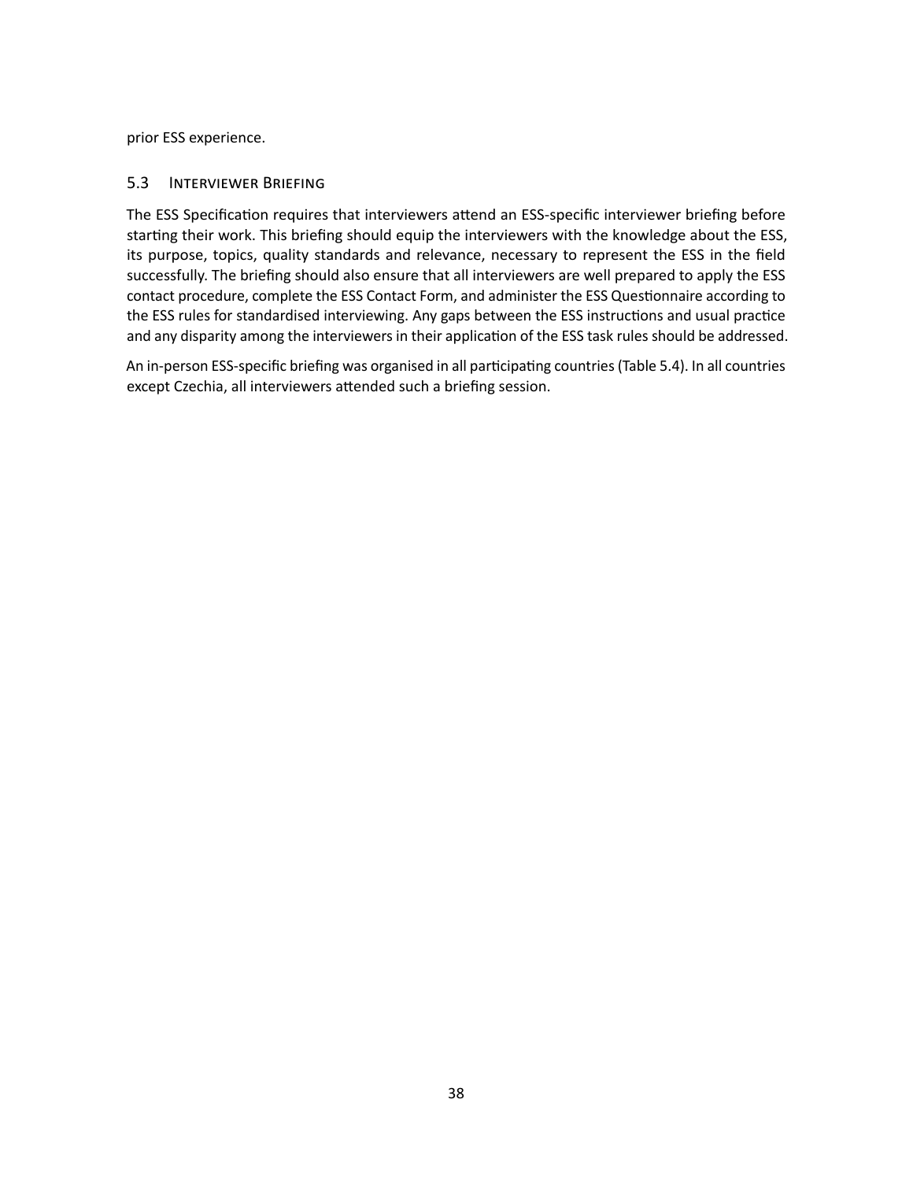prior ESS experience.

## 5.3 Interviewer Briefing

The ESS Specification requires that interviewers attend an ESS-specific interviewer briefing before starting their work. This briefing should equip the interviewers with the knowledge about the ESS, its purpose, topics, quality standards and relevance, necessary to represent the ESS in the field successfully. The briefing should also ensure that all interviewers are well prepared to apply the ESS contact procedure, complete the ESS Contact Form, and administer the ESS Questionnaire according to the ESS rules for standardised interviewing. Any gaps between the ESS instructions and usual practice and any disparity among the interviewers in their application of the ESS task rules should be addressed.

An in-person ESS-specific briefing was organised in all participating countries (Table 5.4). In all countries except Czechia, all interviewers attended such a briefing session.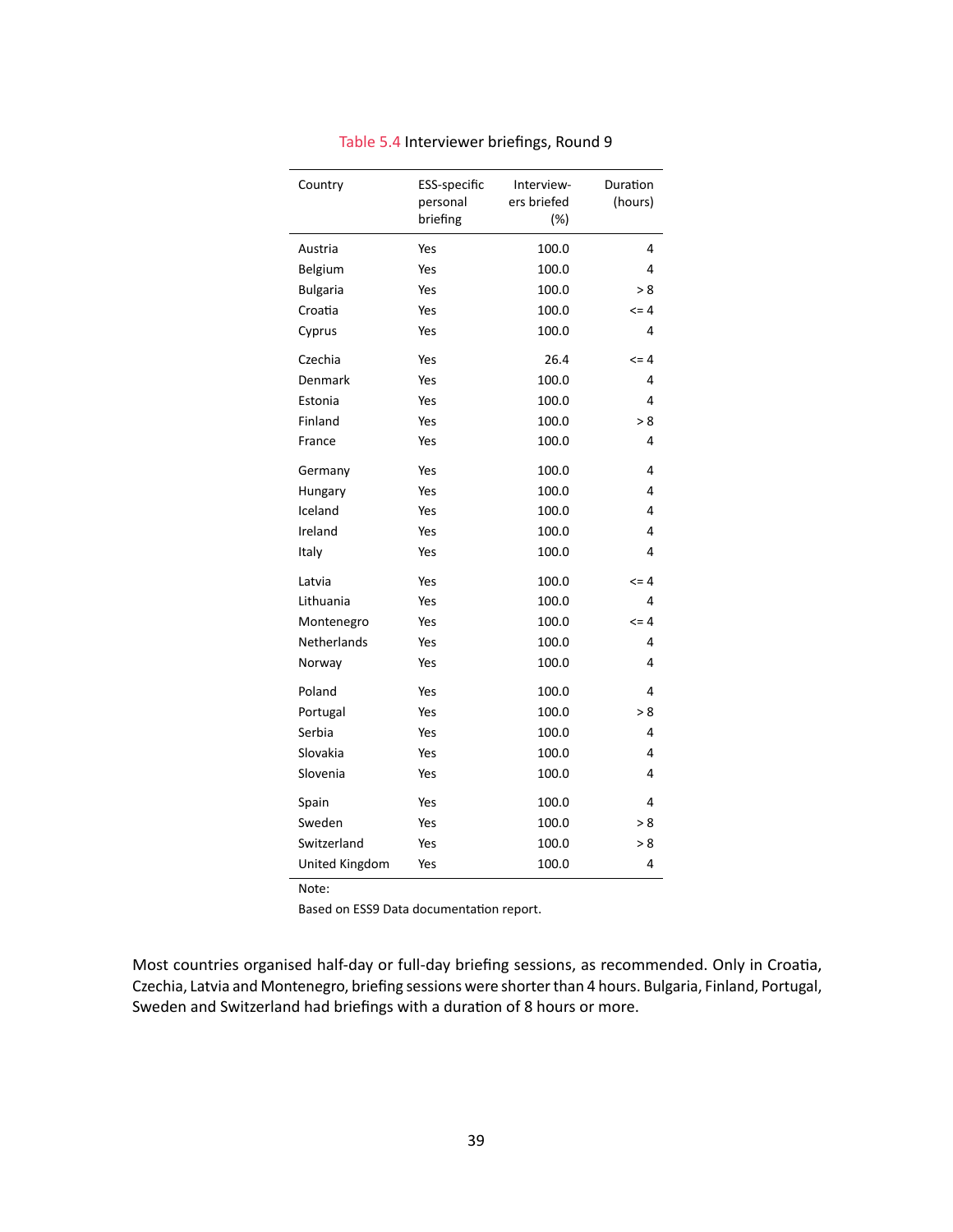Table 5.4 Interviewer briefings, Round 9

| Country | ESS-specific personal briefing | Interviewers briefed (%) | Duration (hours) |
|---|---|---|---|
| Austria | Yes | 100.0 | 4 |
| Belgium | Yes | 100.0 | 4 |
| Bulgaria | Yes | 100.0 | > 8 |
| Croatia | Yes | 100.0 | <= 4 |
| Cyprus | Yes | 100.0 | 4 |
| Czechia | Yes | 26.4 | <= 4 |
| Denmark | Yes | 100.0 | 4 |
| Estonia | Yes | 100.0 | 4 |
| Finland | Yes | 100.0 | > 8 |
| France | Yes | 100.0 | 4 |
| Germany | Yes | 100.0 | 4 |
| Hungary | Yes | 100.0 | 4 |
| Iceland | Yes | 100.0 | 4 |
| Ireland | Yes | 100.0 | 4 |
| Italy | Yes | 100.0 | 4 |
| Latvia | Yes | 100.0 | <= 4 |
| Lithuania | Yes | 100.0 | 4 |
| Montenegro | Yes | 100.0 | <= 4 |
| Netherlands | Yes | 100.0 | 4 |
| Norway | Yes | 100.0 | 4 |
| Poland | Yes | 100.0 | 4 |
| Portugal | Yes | 100.0 | > 8 |
| Serbia | Yes | 100.0 | 4 |
| Slovakia | Yes | 100.0 | 4 |
| Slovenia | Yes | 100.0 | 4 |
| Spain | Yes | 100.0 | 4 |
| Sweden | Yes | 100.0 | > 8 |
| Switzerland | Yes | 100.0 | > 8 |
| United Kingdom | Yes | 100.0 | 4 |

Note:

Based on ESS9 Data documentation report.

Most countries organised half-day or full-day briefing sessions, as recommended. Only in Croatia, Czechia, Latvia and Montenegro, briefing sessions were shorter than 4 hours. Bulgaria, Finland, Portugal, Sweden and Switzerland had briefings with a duration of 8 hours or more.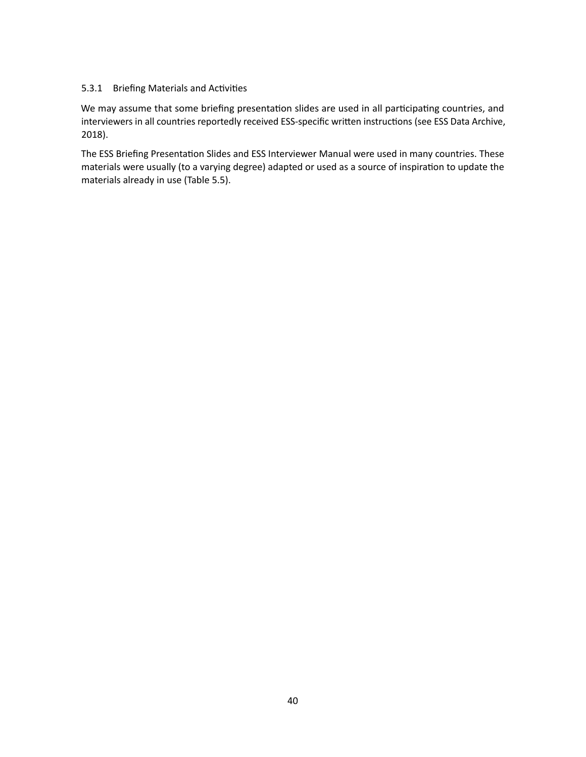### 5.3.1 Briefing Materials and Activities

We may assume that some briefing presentation slides are used in all participating countries, and interviewers in all countries reportedly received ESS-specific written instructions (see ESS Data Archive, 2018).

The ESS Briefing Presentation Slides and ESS Interviewer Manual were used in many countries. These materials were usually (to a varying degree) adapted or used as a source of inspiration to update the materials already in use (Table 5.5).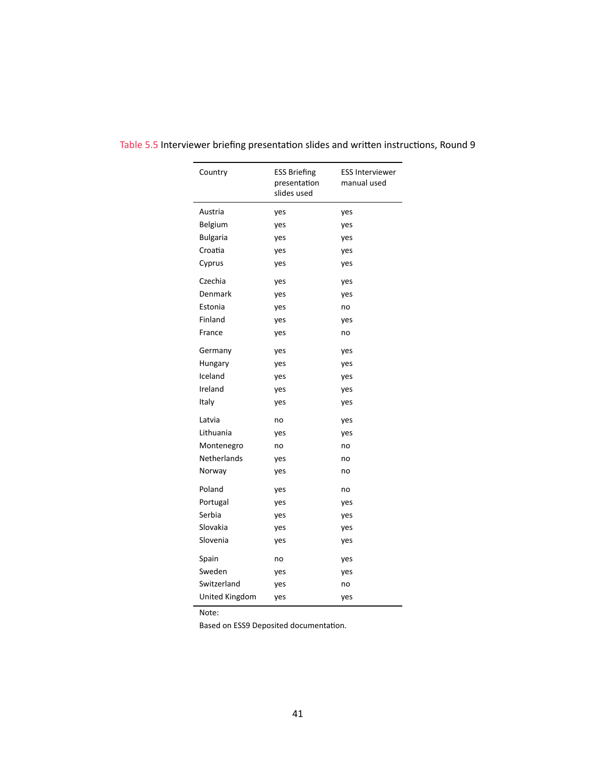Table 5.5 Interviewer briefing presentation slides and written instructions, Round 9

| Country | ESS Briefing presentation slides used | ESS Interviewer manual used |
|---|---|---|
| Austria | yes | yes |
| Belgium | yes | yes |
| Bulgaria | yes | yes |
| Croatia | yes | yes |
| Cyprus | yes | yes |
| Czechia | yes | yes |
| Denmark | yes | yes |
| Estonia | yes | no |
| Finland | yes | yes |
| France | yes | no |
| Germany | yes | yes |
| Hungary | yes | yes |
| Iceland | yes | yes |
| Ireland | yes | yes |
| Italy | yes | yes |
| Latvia | no | yes |
| Lithuania | yes | yes |
| Montenegro | no | no |
| Netherlands | yes | no |
| Norway | yes | no |
| Poland | yes | no |
| Portugal | yes | yes |
| Serbia | yes | yes |
| Slovakia | yes | yes |
| Slovenia | yes | yes |
| Spain | no | yes |
| Sweden | yes | yes |
| Switzerland | yes | no |
| United Kingdom | yes | yes |

Note:

Based on ESS9 Deposited documentation.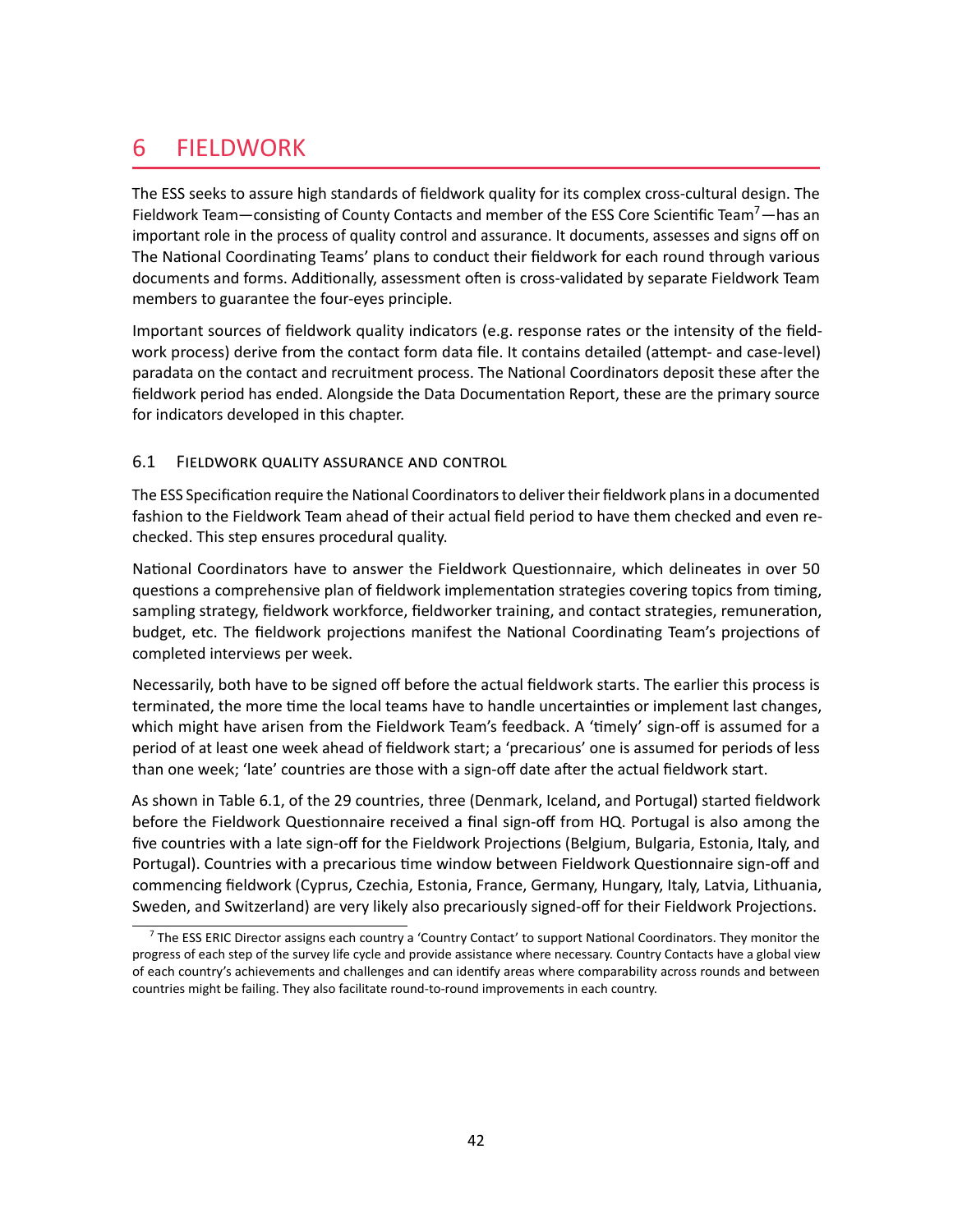# 6 FIELDWORK

The ESS seeks to assure high standards of fieldwork quality for its complex cross-cultural design. The Fieldwork Team—consisting of County Contacts and member of the ESS Core Scientific Team[7]—has an important role in the process of quality control and assurance. It documents, assesses and signs off on The National Coordinating Teams' plans to conduct their fieldwork for each round through various documents and forms. Additionally, assessment often is cross-validated by separate Fieldwork Team members to guarantee the four-eyes principle.

Important sources of fieldwork quality indicators (e.g. response rates or the intensity of the fieldwork process) derive from the contact form data file. It contains detailed (attempt- and case-level) paradata on the contact and recruitment process. The National Coordinators deposit these after the fieldwork period has ended. Alongside the Data Documentation Report, these are the primary source for indicators developed in this chapter.

## 6.1 Fieldwork quality assurance and control

The ESS Specification require the National Coordinators to deliver their fieldwork plans in a documented fashion to the Fieldwork Team ahead of their actual field period to have them checked and even re-checked. This step ensures procedural quality.

National Coordinators have to answer the Fieldwork Questionnaire, which delineates in over 50 questions a comprehensive plan of fieldwork implementation strategies covering topics from timing, sampling strategy, fieldwork workforce, fieldworker training, and contact strategies, remuneration, budget, etc. The fieldwork projections manifest the National Coordinating Team's projections of completed interviews per week.

Necessarily, both have to be signed off before the actual fieldwork starts. The earlier this process is terminated, the more time the local teams have to handle uncertainties or implement last changes, which might have arisen from the Fieldwork Team's feedback. A 'timely' sign-off is assumed for a period of at least one week ahead of fieldwork start; a 'precarious' one is assumed for periods of less than one week; 'late' countries are those with a sign-off date after the actual fieldwork start.

As shown in Table 6.1, of the 29 countries, three (Denmark, Iceland, and Portugal) started fieldwork before the Fieldwork Questionnaire received a final sign-off from HQ. Portugal is also among the five countries with a late sign-off for the Fieldwork Projections (Belgium, Bulgaria, Estonia, Italy, and Portugal). Countries with a precarious time window between Fieldwork Questionnaire sign-off and commencing fieldwork (Cyprus, Czechia, Estonia, France, Germany, Hungary, Italy, Latvia, Lithuania, Sweden, and Switzerland) are very likely also precariously signed-off for their Fieldwork Projections.

[7] The ESS ERIC Director assigns each country a 'Country Contact' to support National Coordinators. They monitor the progress of each step of the survey life cycle and provide assistance where necessary. Country Contacts have a global view of each country's achievements and challenges and can identify areas where comparability across rounds and between countries might be failing. They also facilitate round-to-round improvements in each country.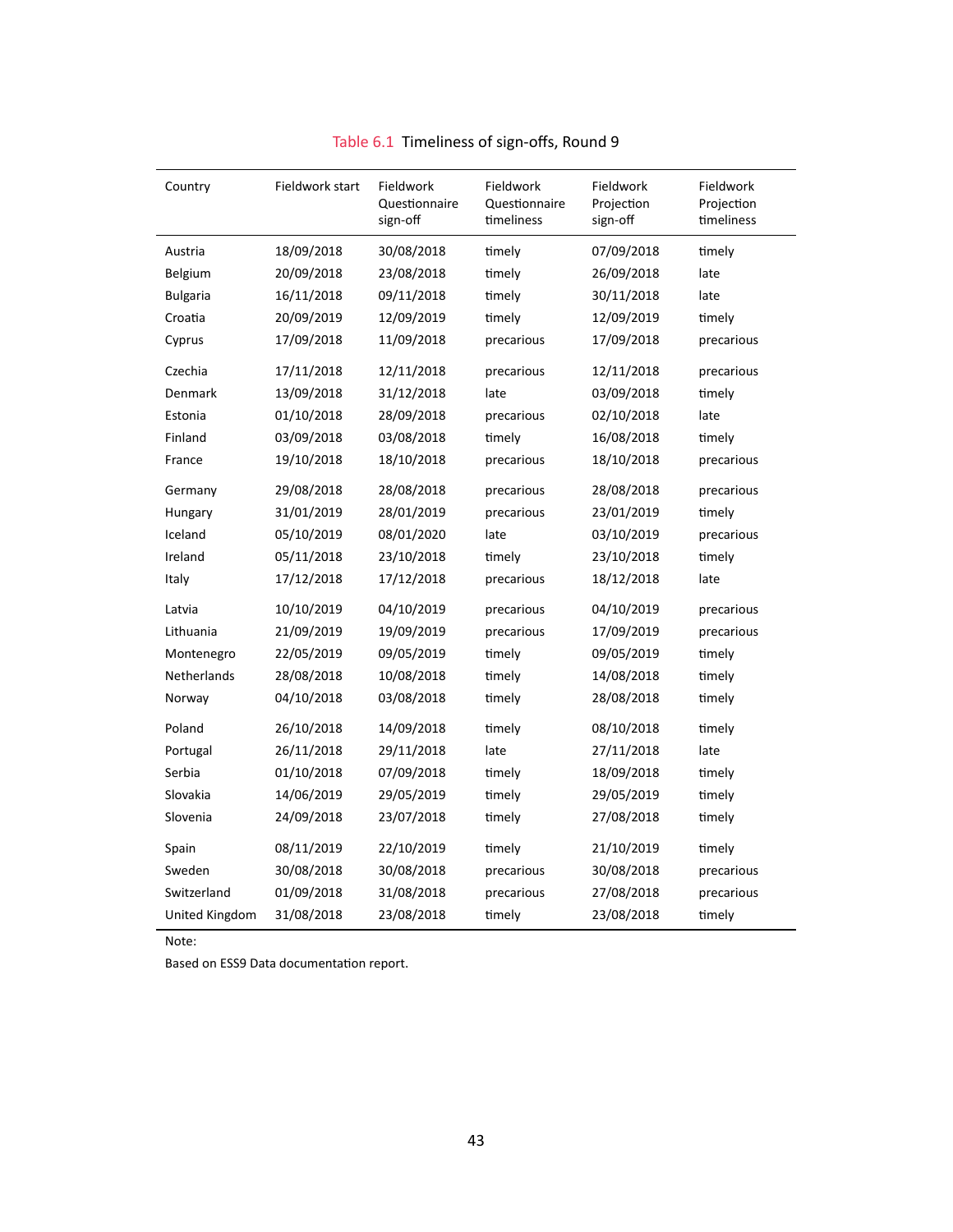Table 6.1 Timeliness of sign-offs, Round 9

| Country | Fieldwork start | Fieldwork Questionnaire sign-off | Fieldwork Questionnaire timeliness | Fieldwork Projection sign-off | Fieldwork Projection timeliness |
|---|---|---|---|---|---|
| Austria | 18/09/2018 | 30/08/2018 | timely | 07/09/2018 | timely |
| Belgium | 20/09/2018 | 23/08/2018 | timely | 26/09/2018 | late |
| Bulgaria | 16/11/2018 | 09/11/2018 | timely | 30/11/2018 | late |
| Croatia | 20/09/2019 | 12/09/2019 | timely | 12/09/2019 | timely |
| Cyprus | 17/09/2018 | 11/09/2018 | precarious | 17/09/2018 | precarious |
| Czechia | 17/11/2018 | 12/11/2018 | precarious | 12/11/2018 | precarious |
| Denmark | 13/09/2018 | 31/12/2018 | late | 03/09/2018 | timely |
| Estonia | 01/10/2018 | 28/09/2018 | precarious | 02/10/2018 | late |
| Finland | 03/09/2018 | 03/08/2018 | timely | 16/08/2018 | timely |
| France | 19/10/2018 | 18/10/2018 | precarious | 18/10/2018 | precarious |
| Germany | 29/08/2018 | 28/08/2018 | precarious | 28/08/2018 | precarious |
| Hungary | 31/01/2019 | 28/01/2019 | precarious | 23/01/2019 | timely |
| Iceland | 05/10/2019 | 08/01/2020 | late | 03/10/2019 | precarious |
| Ireland | 05/11/2018 | 23/10/2018 | timely | 23/10/2018 | timely |
| Italy | 17/12/2018 | 17/12/2018 | precarious | 18/12/2018 | late |
| Latvia | 10/10/2019 | 04/10/2019 | precarious | 04/10/2019 | precarious |
| Lithuania | 21/09/2019 | 19/09/2019 | precarious | 17/09/2019 | precarious |
| Montenegro | 22/05/2019 | 09/05/2019 | timely | 09/05/2019 | timely |
| Netherlands | 28/08/2018 | 10/08/2018 | timely | 14/08/2018 | timely |
| Norway | 04/10/2018 | 03/08/2018 | timely | 28/08/2018 | timely |
| Poland | 26/10/2018 | 14/09/2018 | timely | 08/10/2018 | timely |
| Portugal | 26/11/2018 | 29/11/2018 | late | 27/11/2018 | late |
| Serbia | 01/10/2018 | 07/09/2018 | timely | 18/09/2018 | timely |
| Slovakia | 14/06/2019 | 29/05/2019 | timely | 29/05/2019 | timely |
| Slovenia | 24/09/2018 | 23/07/2018 | timely | 27/08/2018 | timely |
| Spain | 08/11/2019 | 22/10/2019 | timely | 21/10/2019 | timely |
| Sweden | 30/08/2018 | 30/08/2018 | precarious | 30/08/2018 | precarious |
| Switzerland | 01/09/2018 | 31/08/2018 | precarious | 27/08/2018 | precarious |
| United Kingdom | 31/08/2018 | 23/08/2018 | timely | 23/08/2018 | timely |

Note:

Based on ESS9 Data documentation report.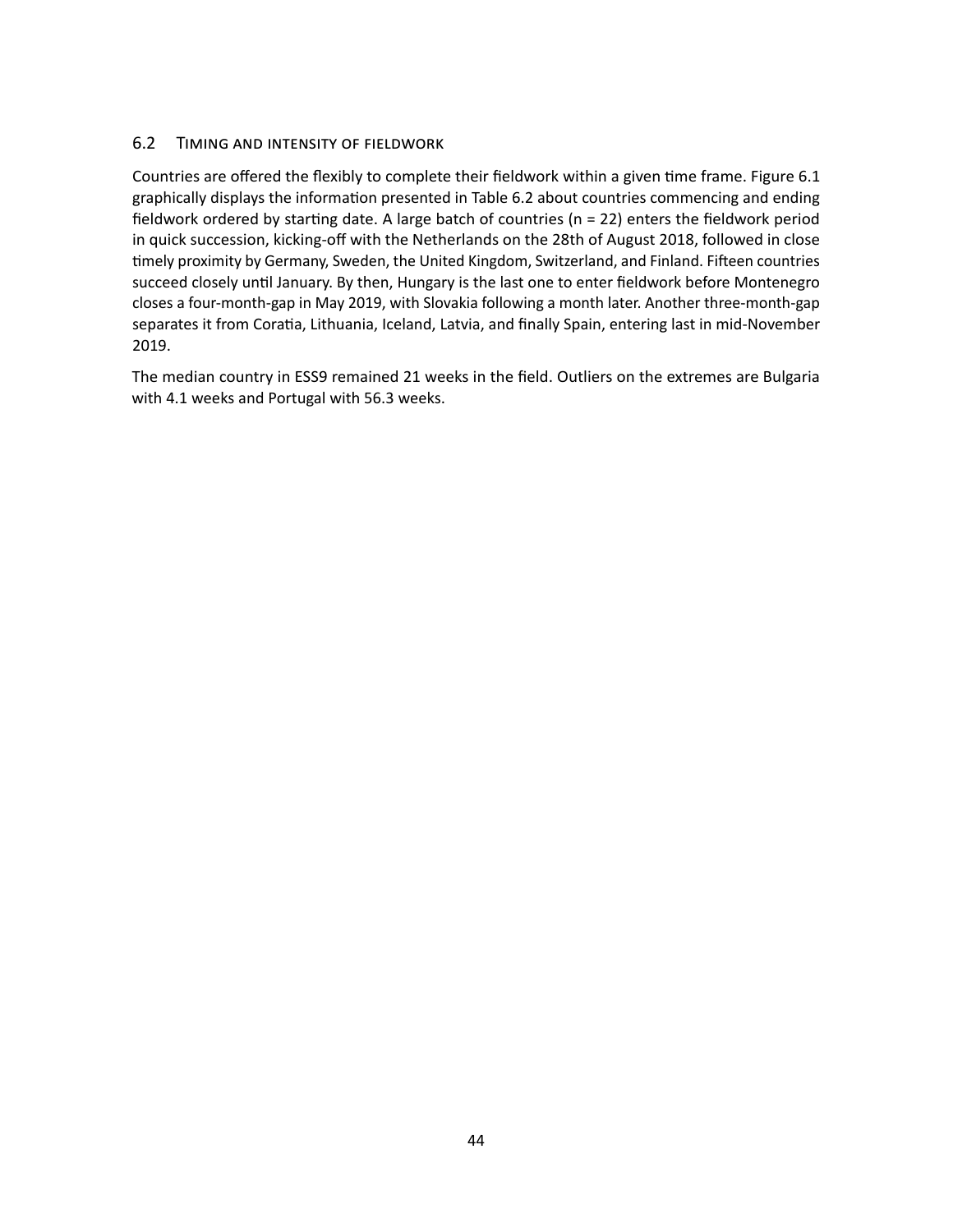## 6.2 Timing and intensity of fieldwork

Countries are offered the flexibly to complete their fieldwork within a given time frame. Figure 6.1 graphically displays the information presented in Table 6.2 about countries commencing and ending fieldwork ordered by starting date. A large batch of countries (n = 22) enters the fieldwork period in quick succession, kicking-off with the Netherlands on the 28th of August 2018, followed in close timely proximity by Germany, Sweden, the United Kingdom, Switzerland, and Finland. Fifteen countries succeed closely until January. By then, Hungary is the last one to enter fieldwork before Montenegro closes a four-month-gap in May 2019, with Slovakia following a month later. Another three-month-gap separates it from Coratia, Lithuania, Iceland, Latvia, and finally Spain, entering last in mid-November 2019.

The median country in ESS9 remained 21 weeks in the field. Outliers on the extremes are Bulgaria with 4.1 weeks and Portugal with 56.3 weeks.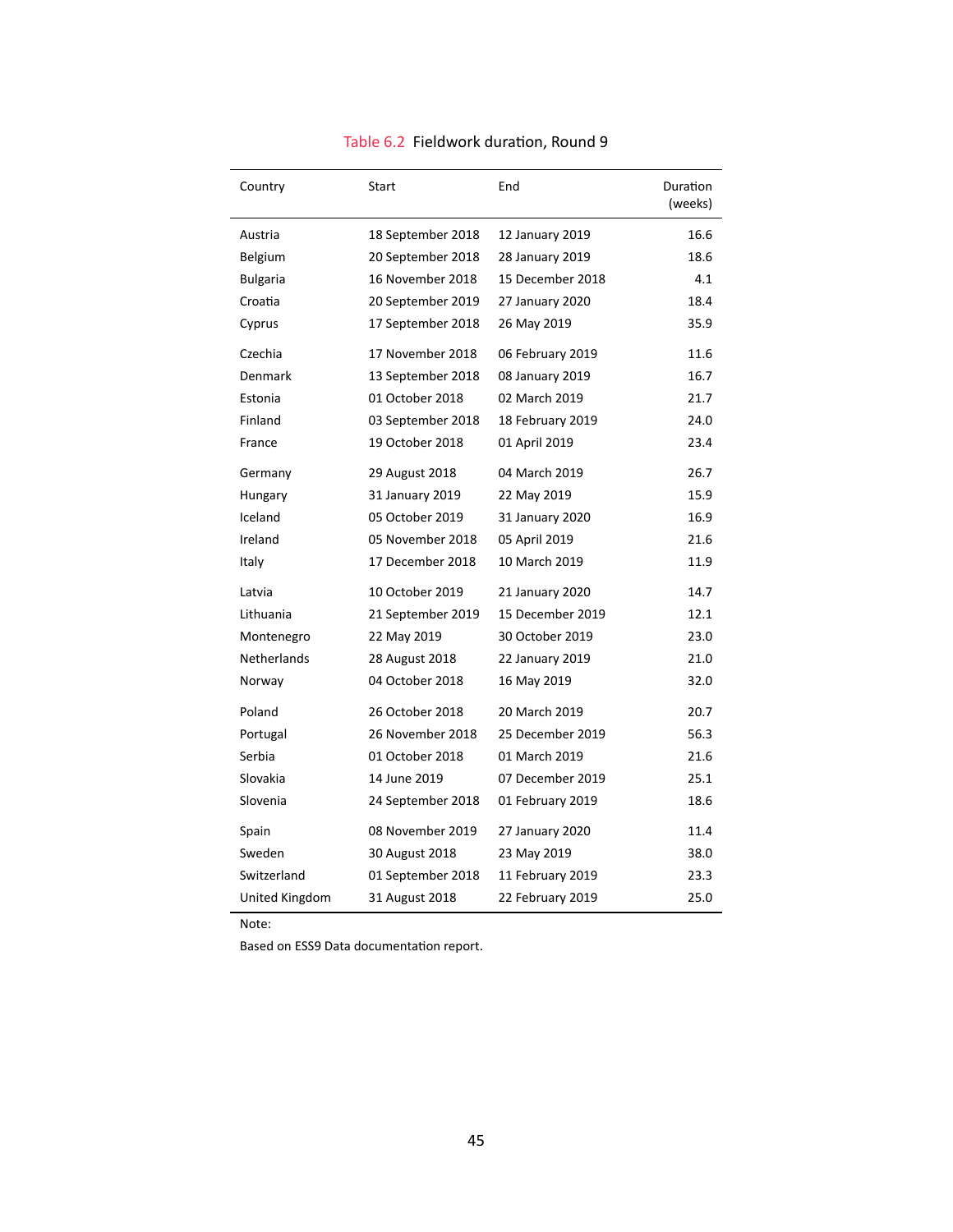Table 6.2 Fieldwork duration, Round 9

| Country | Start | End | Duration (weeks) |
|---|---|---|---|
| Austria | 18 September 2018 | 12 January 2019 | 16.6 |
| Belgium | 20 September 2018 | 28 January 2019 | 18.6 |
| Bulgaria | 16 November 2018 | 15 December 2018 | 4.1 |
| Croatia | 20 September 2019 | 27 January 2020 | 18.4 |
| Cyprus | 17 September 2018 | 26 May 2019 | 35.9 |
| Czechia | 17 November 2018 | 06 February 2019 | 11.6 |
| Denmark | 13 September 2018 | 08 January 2019 | 16.7 |
| Estonia | 01 October 2018 | 02 March 2019 | 21.7 |
| Finland | 03 September 2018 | 18 February 2019 | 24.0 |
| France | 19 October 2018 | 01 April 2019 | 23.4 |
| Germany | 29 August 2018 | 04 March 2019 | 26.7 |
| Hungary | 31 January 2019 | 22 May 2019 | 15.9 |
| Iceland | 05 October 2019 | 31 January 2020 | 16.9 |
| Ireland | 05 November 2018 | 05 April 2019 | 21.6 |
| Italy | 17 December 2018 | 10 March 2019 | 11.9 |
| Latvia | 10 October 2019 | 21 January 2020 | 14.7 |
| Lithuania | 21 September 2019 | 15 December 2019 | 12.1 |
| Montenegro | 22 May 2019 | 30 October 2019 | 23.0 |
| Netherlands | 28 August 2018 | 22 January 2019 | 21.0 |
| Norway | 04 October 2018 | 16 May 2019 | 32.0 |
| Poland | 26 October 2018 | 20 March 2019 | 20.7 |
| Portugal | 26 November 2018 | 25 December 2019 | 56.3 |
| Serbia | 01 October 2018 | 01 March 2019 | 21.6 |
| Slovakia | 14 June 2019 | 07 December 2019 | 25.1 |
| Slovenia | 24 September 2018 | 01 February 2019 | 18.6 |
| Spain | 08 November 2019 | 27 January 2020 | 11.4 |
| Sweden | 30 August 2018 | 23 May 2019 | 38.0 |
| Switzerland | 01 September 2018 | 11 February 2019 | 23.3 |
| United Kingdom | 31 August 2018 | 22 February 2019 | 25.0 |

Note:

Based on ESS9 Data documentation report.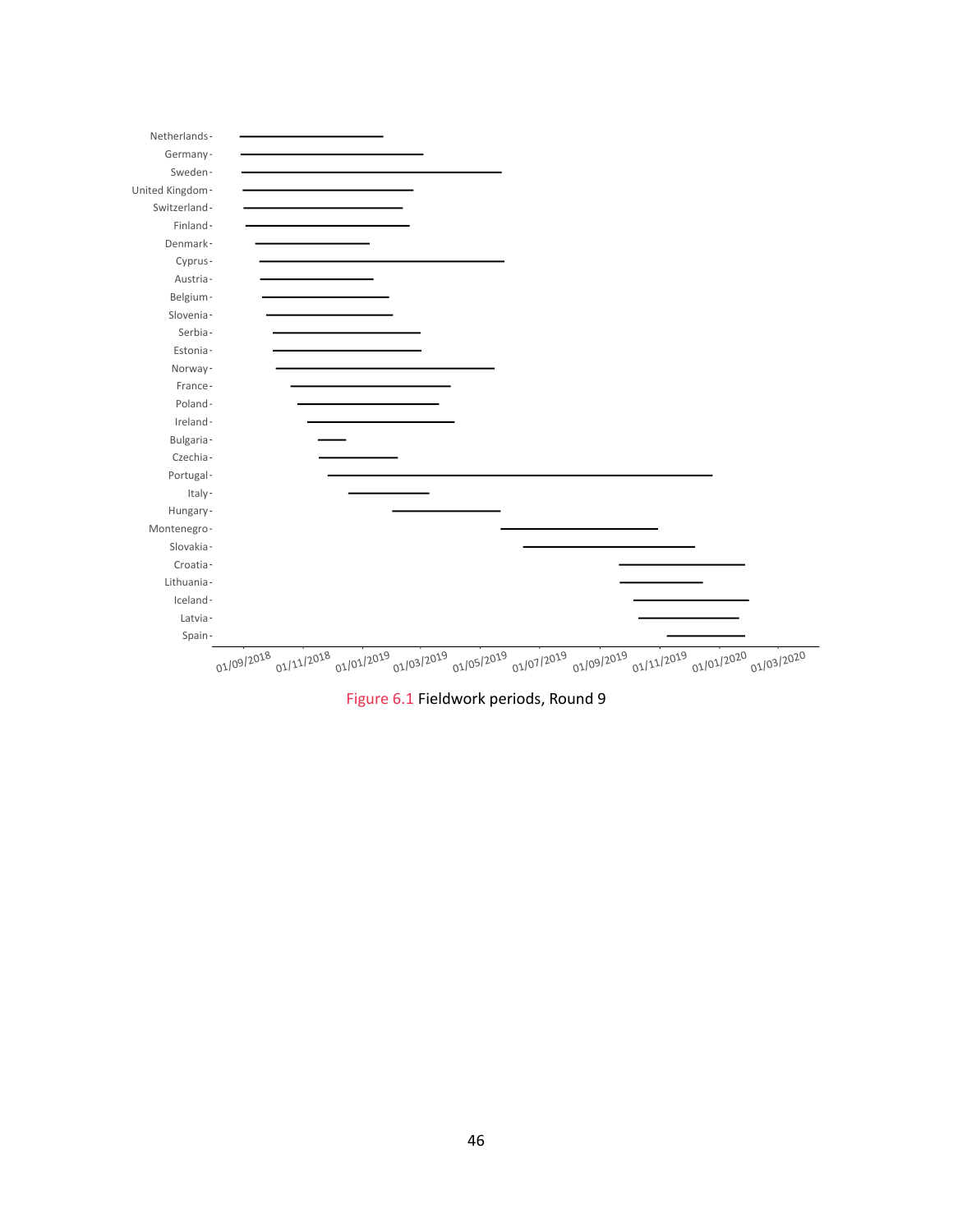Figure 6.1 Fieldwork periods, Round 9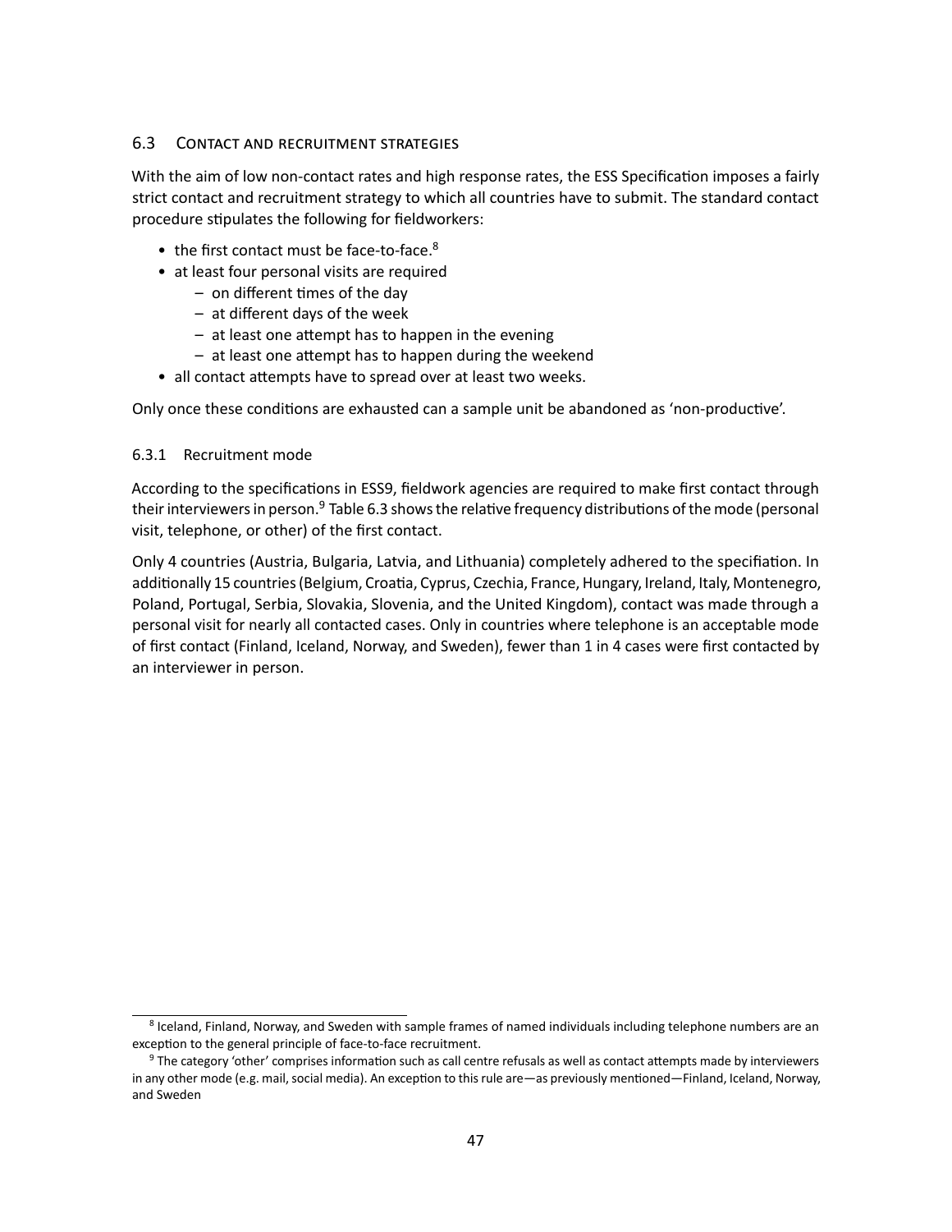## 6.3 Contact and recruitment strategies

With the aim of low non-contact rates and high response rates, the ESS Specification imposes a fairly strict contact and recruitment strategy to which all countries have to submit. The standard contact procedure stipulates the following for fieldworkers:

- the first contact must be face-to-face.[8]
- at least four personal visits are required
  - on different times of the day
  - at different days of the week
  - at least one attempt has to happen in the evening
  - at least one attempt has to happen during the weekend
- all contact attempts have to spread over at least two weeks.

Only once these conditions are exhausted can a sample unit be abandoned as 'non-productive'.

### 6.3.1 Recruitment mode

According to the specifications in ESS9, fieldwork agencies are required to make first contact through their interviewers in person.[9] Table 6.3 shows the relative frequency distributions of the mode (personal visit, telephone, or other) of the first contact.

Only 4 countries (Austria, Bulgaria, Latvia, and Lithuania) completely adhered to the specifiation. In additionally 15 countries (Belgium, Croatia, Cyprus, Czechia, France, Hungary, Ireland, Italy, Montenegro, Poland, Portugal, Serbia, Slovakia, Slovenia, and the United Kingdom), contact was made through a personal visit for nearly all contacted cases. Only in countries where telephone is an acceptable mode of first contact (Finland, Iceland, Norway, and Sweden), fewer than 1 in 4 cases were first contacted by an interviewer in person.

---

[8] Iceland, Finland, Norway, and Sweden with sample frames of named individuals including telephone numbers are an exception to the general principle of face-to-face recruitment.

[9] The category 'other' comprises information such as call centre refusals as well as contact attempts made by interviewers in any other mode (e.g. mail, social media). An exception to this rule are—as previously mentioned—Finland, Iceland, Norway, and Sweden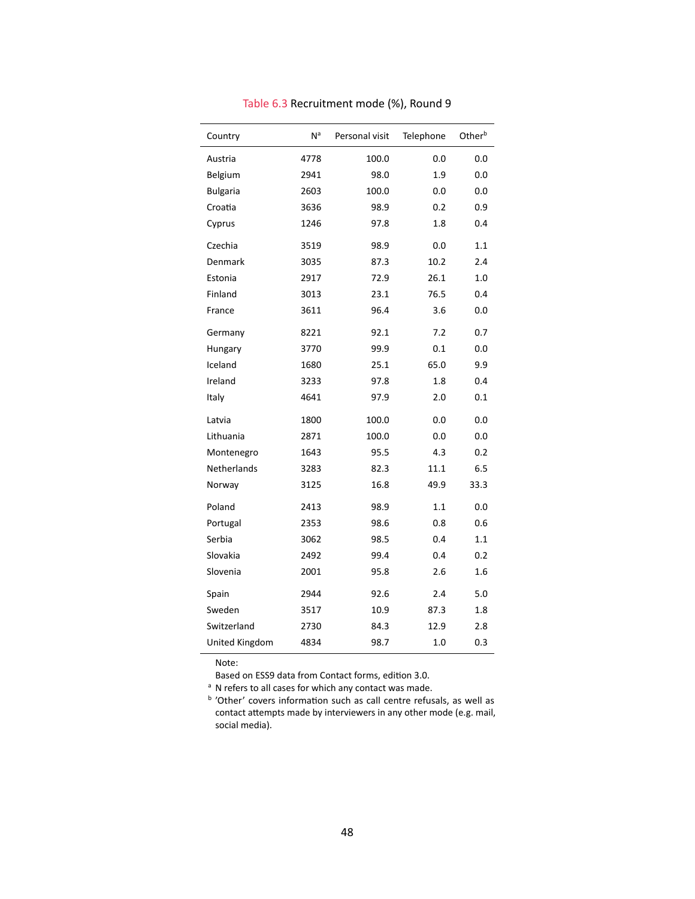Table 6.3 Recruitment mode (%), Round 9

| Country | N[a] | Personal visit | Telephone | Other[b] |
|---|---|---|---|---|
| Austria | 4778 | 100.0 | 0.0 | 0.0 |
| Belgium | 2941 | 98.0 | 1.9 | 0.0 |
| Bulgaria | 2603 | 100.0 | 0.0 | 0.0 |
| Croatia | 3636 | 98.9 | 0.2 | 0.9 |
| Cyprus | 1246 | 97.8 | 1.8 | 0.4 |
| Czechia | 3519 | 98.9 | 0.0 | 1.1 |
| Denmark | 3035 | 87.3 | 10.2 | 2.4 |
| Estonia | 2917 | 72.9 | 26.1 | 1.0 |
| Finland | 3013 | 23.1 | 76.5 | 0.4 |
| France | 3611 | 96.4 | 3.6 | 0.0 |
| Germany | 8221 | 92.1 | 7.2 | 0.7 |
| Hungary | 3770 | 99.9 | 0.1 | 0.0 |
| Iceland | 1680 | 25.1 | 65.0 | 9.9 |
| Ireland | 3233 | 97.8 | 1.8 | 0.4 |
| Italy | 4641 | 97.9 | 2.0 | 0.1 |
| Latvia | 1800 | 100.0 | 0.0 | 0.0 |
| Lithuania | 2871 | 100.0 | 0.0 | 0.0 |
| Montenegro | 1643 | 95.5 | 4.3 | 0.2 |
| Netherlands | 3283 | 82.3 | 11.1 | 6.5 |
| Norway | 3125 | 16.8 | 49.9 | 33.3 |
| Poland | 2413 | 98.9 | 1.1 | 0.0 |
| Portugal | 2353 | 98.6 | 0.8 | 0.6 |
| Serbia | 3062 | 98.5 | 0.4 | 1.1 |
| Slovakia | 2492 | 99.4 | 0.4 | 0.2 |
| Slovenia | 2001 | 95.8 | 2.6 | 1.6 |
| Spain | 2944 | 92.6 | 2.4 | 5.0 |
| Sweden | 3517 | 10.9 | 87.3 | 1.8 |
| Switzerland | 2730 | 84.3 | 12.9 | 2.8 |
| United Kingdom | 4834 | 98.7 | 1.0 | 0.3 |

Note:
Based on ESS9 data from Contact forms, edition 3.0.
[a] N refers to all cases for which any contact was made.
[b] 'Other' covers information such as call centre refusals, as well as contact attempts made by interviewers in any other mode (e.g. mail, social media).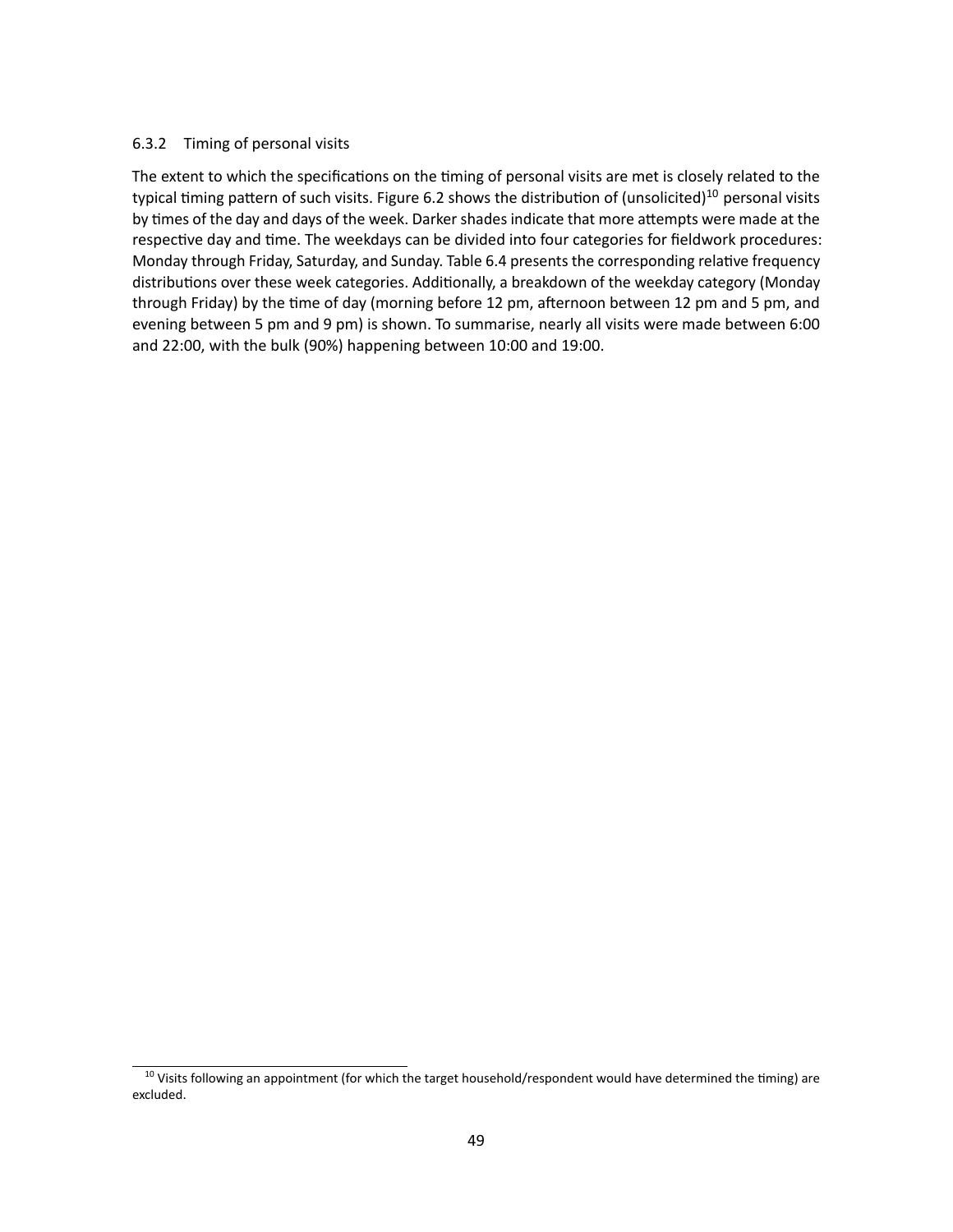### 6.3.2 Timing of personal visits

The extent to which the specifications on the timing of personal visits are met is closely related to the typical timing pattern of such visits. Figure 6.2 shows the distribution of (unsolicited)[10] personal visits by times of the day and days of the week. Darker shades indicate that more attempts were made at the respective day and time. The weekdays can be divided into four categories for fieldwork procedures: Monday through Friday, Saturday, and Sunday. Table 6.4 presents the corresponding relative frequency distributions over these week categories. Additionally, a breakdown of the weekday category (Monday through Friday) by the time of day (morning before 12 pm, afternoon between 12 pm and 5 pm, and evening between 5 pm and 9 pm) is shown. To summarise, nearly all visits were made between 6:00 and 22:00, with the bulk (90%) happening between 10:00 and 19:00.

[10] Visits following an appointment (for which the target household/respondent would have determined the timing) are excluded.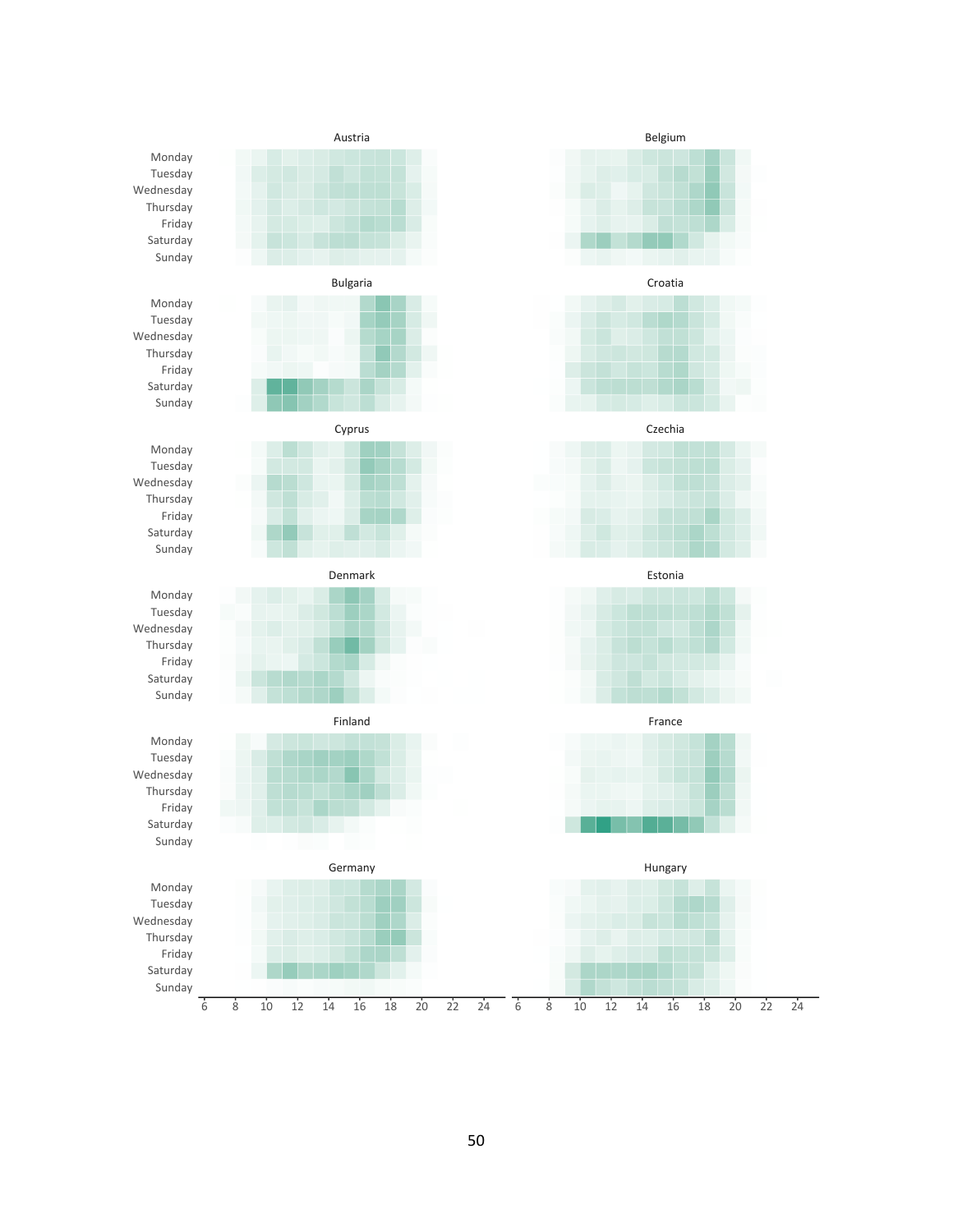Austria

Belgium

Bulgaria

Croatia

Cyprus

Czechia

Denmark

Estonia

Finland

France

Germany

Hungary

Monday
Tuesday
Wednesday
Thursday
Friday
Saturday
Sunday

6 8 10 12 14 16 18 20 22 24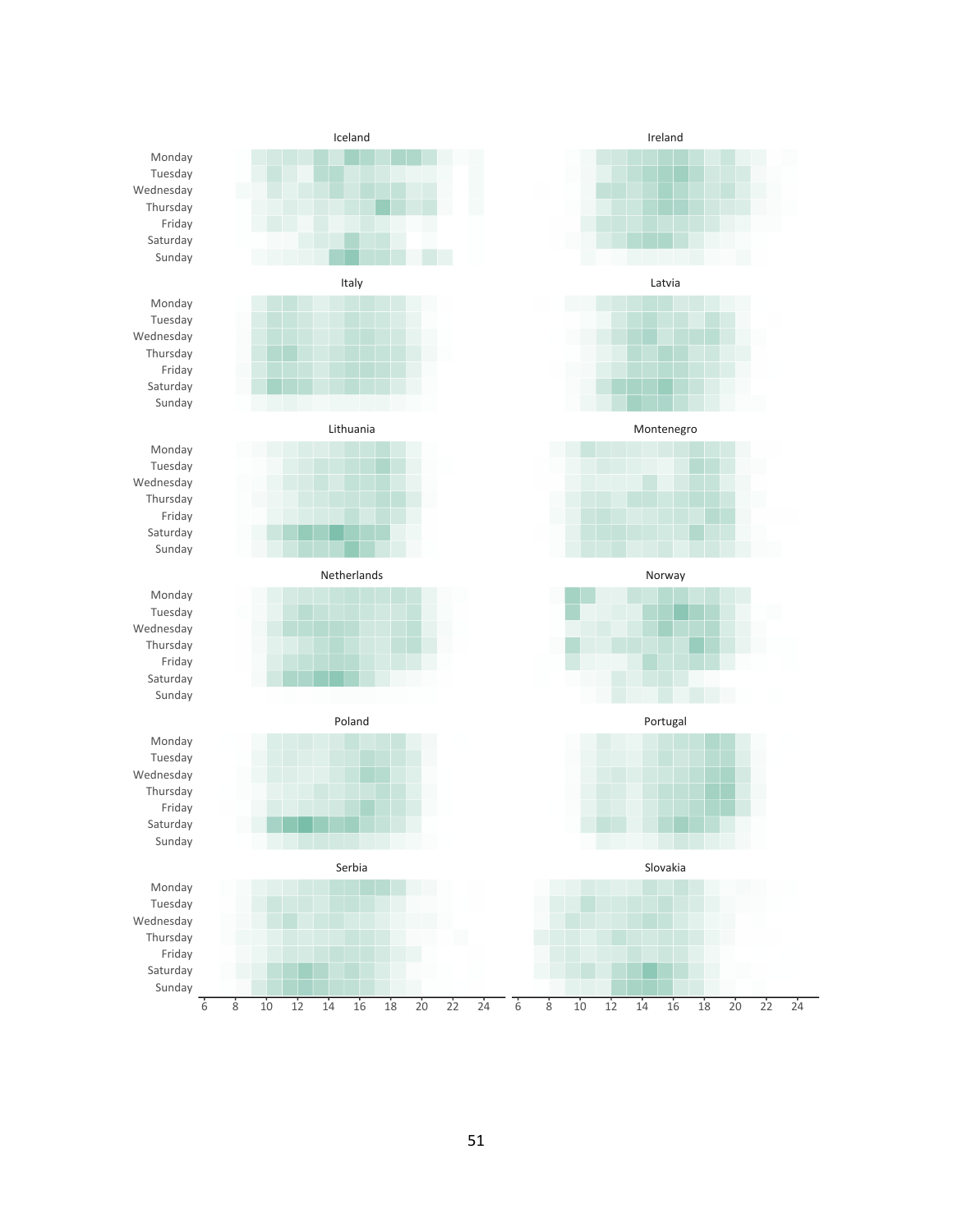Iceland

Ireland

Italy

Latvia

Lithuania

Montenegro

Netherlands

Norway

Poland

Portugal

Serbia

Slovakia

Monday
Tuesday
Wednesday
Thursday
Friday
Saturday
Sunday

6 8 10 12 14 16 18 20 22 24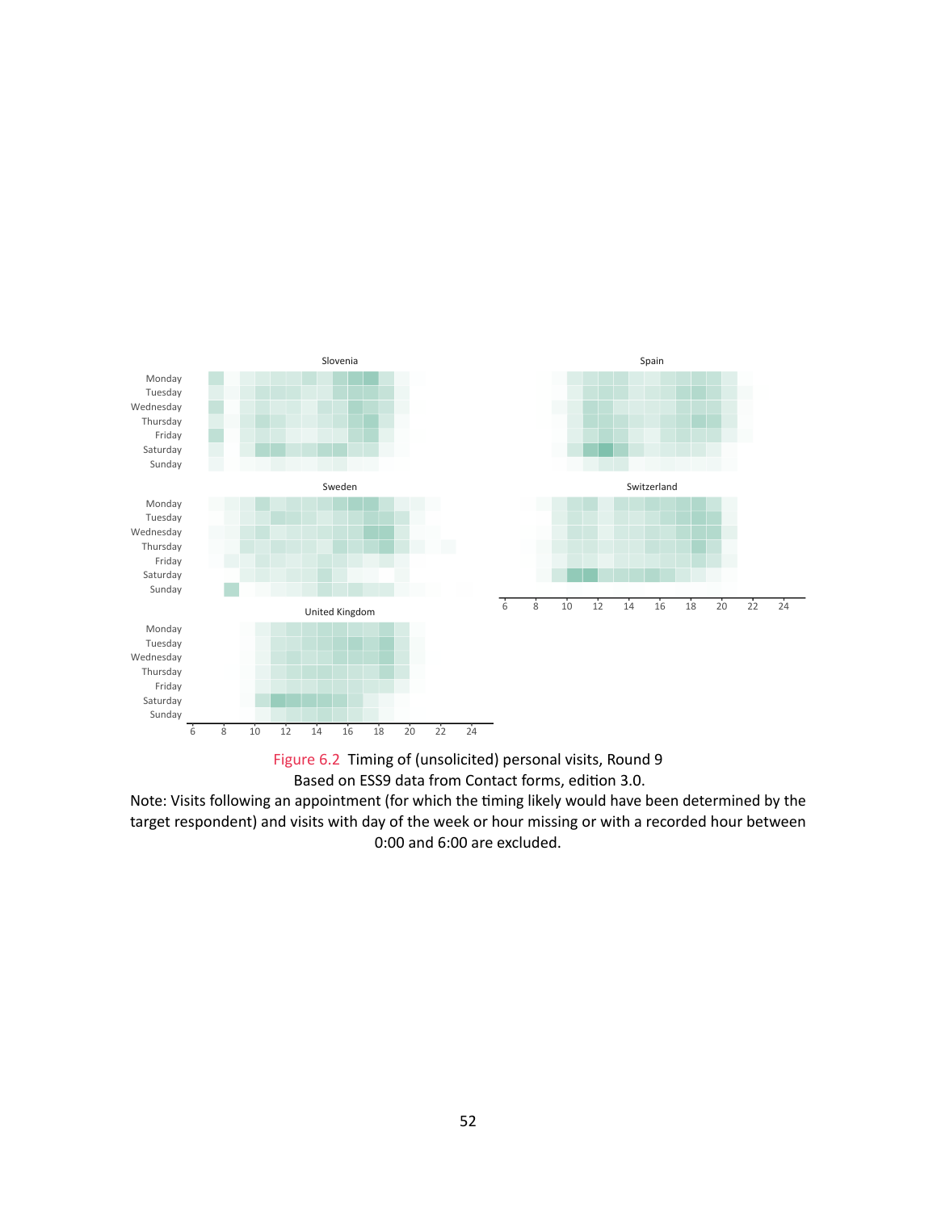Figure 6.2 Timing of (unsolicited) personal visits, Round 9
Based on ESS9 data from Contact forms, edition 3.0.
Note: Visits following an appointment (for which the timing likely would have been determined by the target respondent) and visits with day of the week or hour missing or with a recorded hour between 0:00 and 6:00 are excluded.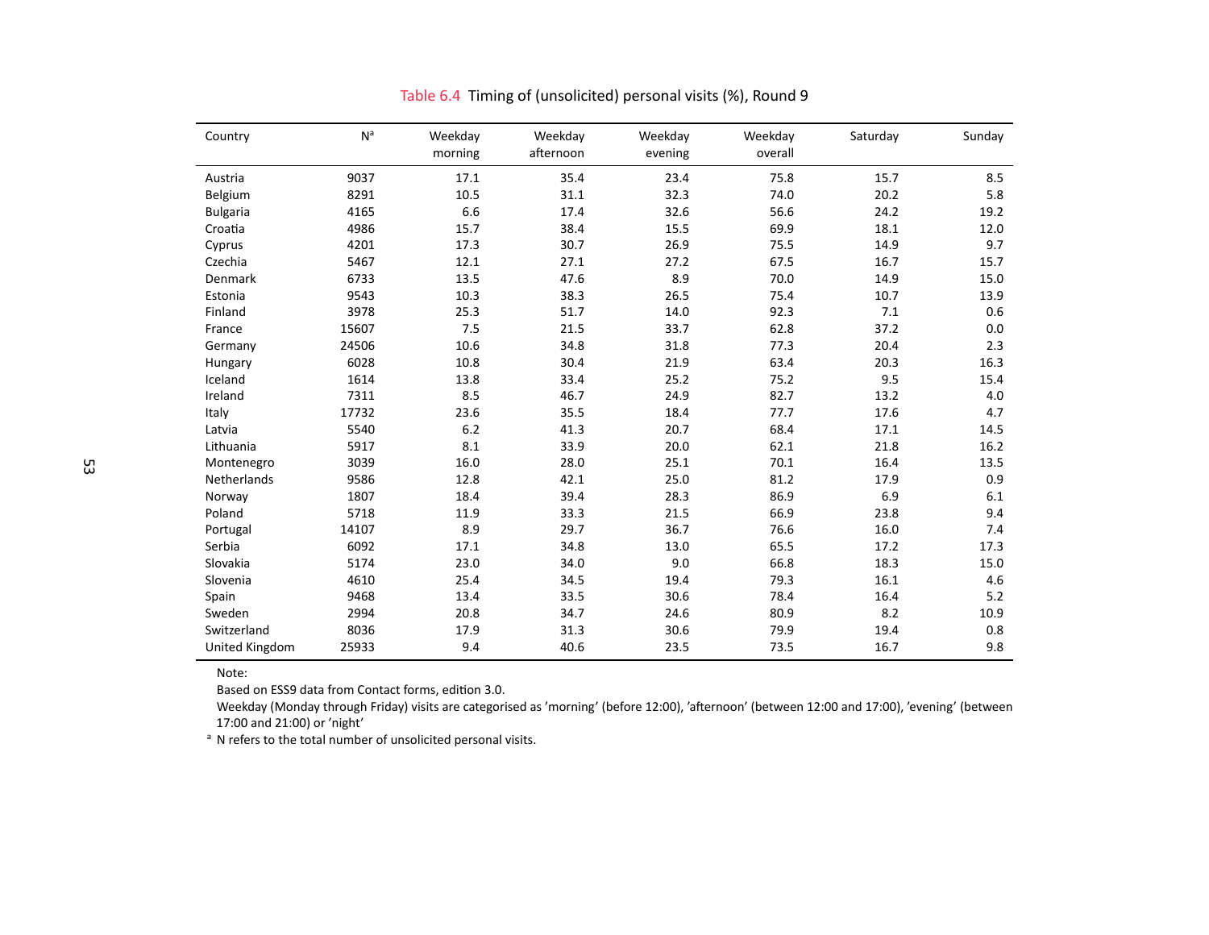Table 6.4 Timing of (unsolicited) personal visits (%), Round 9

| Country | N[a] | Weekday morning | Weekday afternoon | Weekday evening | Weekday overall | Saturday | Sunday |
|---|---|---|---|---|---|---|---|
| Austria | 9037 | 17.1 | 35.4 | 23.4 | 75.8 | 15.7 | 8.5 |
| Belgium | 8291 | 10.5 | 31.1 | 32.3 | 74.0 | 20.2 | 5.8 |
| Bulgaria | 4165 | 6.6 | 17.4 | 32.6 | 56.6 | 24.2 | 19.2 |
| Croatia | 4986 | 15.7 | 38.4 | 15.5 | 69.9 | 18.1 | 12.0 |
| Cyprus | 4201 | 17.3 | 30.7 | 26.9 | 75.5 | 14.9 | 9.7 |
| Czechia | 5467 | 12.1 | 27.1 | 27.2 | 67.5 | 16.7 | 15.7 |
| Denmark | 6733 | 13.5 | 47.6 | 8.9 | 70.0 | 14.9 | 15.0 |
| Estonia | 9543 | 10.3 | 38.3 | 26.5 | 75.4 | 10.7 | 13.9 |
| Finland | 3978 | 25.3 | 51.7 | 14.0 | 92.3 | 7.1 | 0.6 |
| France | 15607 | 7.5 | 21.5 | 33.7 | 62.8 | 37.2 | 0.0 |
| Germany | 24506 | 10.6 | 34.8 | 31.8 | 77.3 | 20.4 | 2.3 |
| Hungary | 6028 | 10.8 | 30.4 | 21.9 | 63.4 | 20.3 | 16.3 |
| Iceland | 1614 | 13.8 | 33.4 | 25.2 | 75.2 | 9.5 | 15.4 |
| Ireland | 7311 | 8.5 | 46.7 | 24.9 | 82.7 | 13.2 | 4.0 |
| Italy | 17732 | 23.6 | 35.5 | 18.4 | 77.7 | 17.6 | 4.7 |
| Latvia | 5540 | 6.2 | 41.3 | 20.7 | 68.4 | 17.1 | 14.5 |
| Lithuania | 5917 | 8.1 | 33.9 | 20.0 | 62.1 | 21.8 | 16.2 |
| Montenegro | 3039 | 16.0 | 28.0 | 25.1 | 70.1 | 16.4 | 13.5 |
| Netherlands | 9586 | 12.8 | 42.1 | 25.0 | 81.2 | 17.9 | 0.9 |
| Norway | 1807 | 18.4 | 39.4 | 28.3 | 86.9 | 6.9 | 6.1 |
| Poland | 5718 | 11.9 | 33.3 | 21.5 | 66.9 | 23.8 | 9.4 |
| Portugal | 14107 | 8.9 | 29.7 | 36.7 | 76.6 | 16.0 | 7.4 |
| Serbia | 6092 | 17.1 | 34.8 | 13.0 | 65.5 | 17.2 | 17.3 |
| Slovakia | 5174 | 23.0 | 34.0 | 9.0 | 66.8 | 18.3 | 15.0 |
| Slovenia | 4610 | 25.4 | 34.5 | 19.4 | 79.3 | 16.1 | 4.6 |
| Spain | 9468 | 13.4 | 33.5 | 30.6 | 78.4 | 16.4 | 5.2 |
| Sweden | 2994 | 20.8 | 34.7 | 24.6 | 80.9 | 8.2 | 10.9 |
| Switzerland | 8036 | 17.9 | 31.3 | 30.6 | 79.9 | 19.4 | 0.8 |
| United Kingdom | 25933 | 9.4 | 40.6 | 23.5 | 73.5 | 16.7 | 9.8 |

Note:

Based on ESS9 data from Contact forms, edition 3.0.

Weekday (Monday through Friday) visits are categorised as 'morning' (before 12:00), 'afternoon' (between 12:00 and 17:00), 'evening' (between 17:00 and 21:00) or 'night'

[a] N refers to the total number of unsolicited personal visits.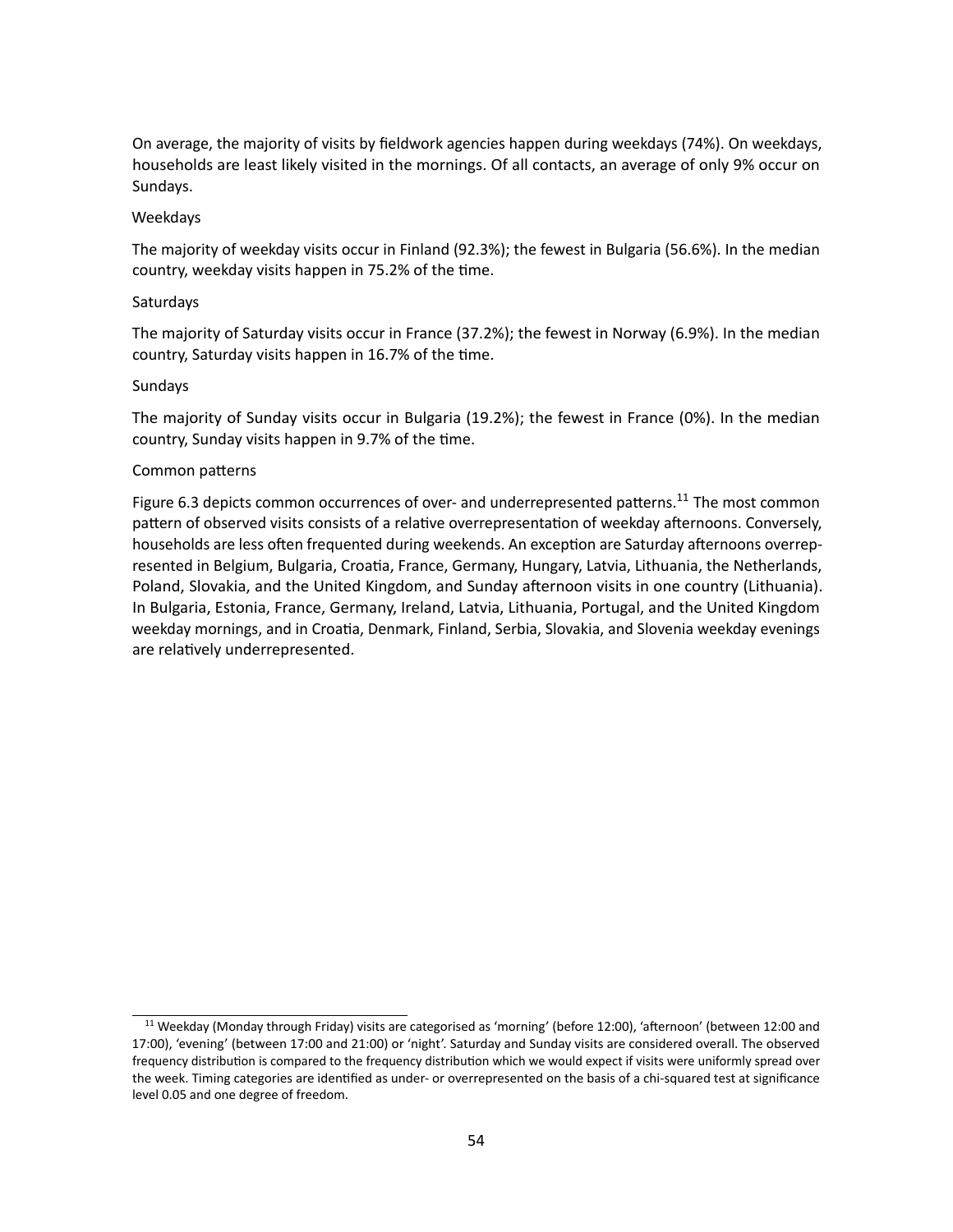On average, the majority of visits by fieldwork agencies happen during weekdays (74%). On weekdays, households are least likely visited in the mornings. Of all contacts, an average of only 9% occur on Sundays.

Weekdays

The majority of weekday visits occur in Finland (92.3%); the fewest in Bulgaria (56.6%). In the median country, weekday visits happen in 75.2% of the time.

Saturdays

The majority of Saturday visits occur in France (37.2%); the fewest in Norway (6.9%). In the median country, Saturday visits happen in 16.7% of the time.

Sundays

The majority of Sunday visits occur in Bulgaria (19.2%); the fewest in France (0%). In the median country, Sunday visits happen in 9.7% of the time.

Common patterns

Figure 6.3 depicts common occurrences of over- and underrepresented patterns.[11] The most common pattern of observed visits consists of a relative overrepresentation of weekday afternoons. Conversely, households are less often frequented during weekends. An exception are Saturday afternoons overrepresented in Belgium, Bulgaria, Croatia, France, Germany, Hungary, Latvia, Lithuania, the Netherlands, Poland, Slovakia, and the United Kingdom, and Sunday afternoon visits in one country (Lithuania). In Bulgaria, Estonia, France, Germany, Ireland, Latvia, Lithuania, Portugal, and the United Kingdom weekday mornings, and in Croatia, Denmark, Finland, Serbia, Slovakia, and Slovenia weekday evenings are relatively underrepresented.

[11] Weekday (Monday through Friday) visits are categorised as 'morning' (before 12:00), 'afternoon' (between 12:00 and 17:00), 'evening' (between 17:00 and 21:00) or 'night'. Saturday and Sunday visits are considered overall. The observed frequency distribution is compared to the frequency distribution which we would expect if visits were uniformly spread over the week. Timing categories are identified as under- or overrepresented on the basis of a chi-squared test at significance level 0.05 and one degree of freedom.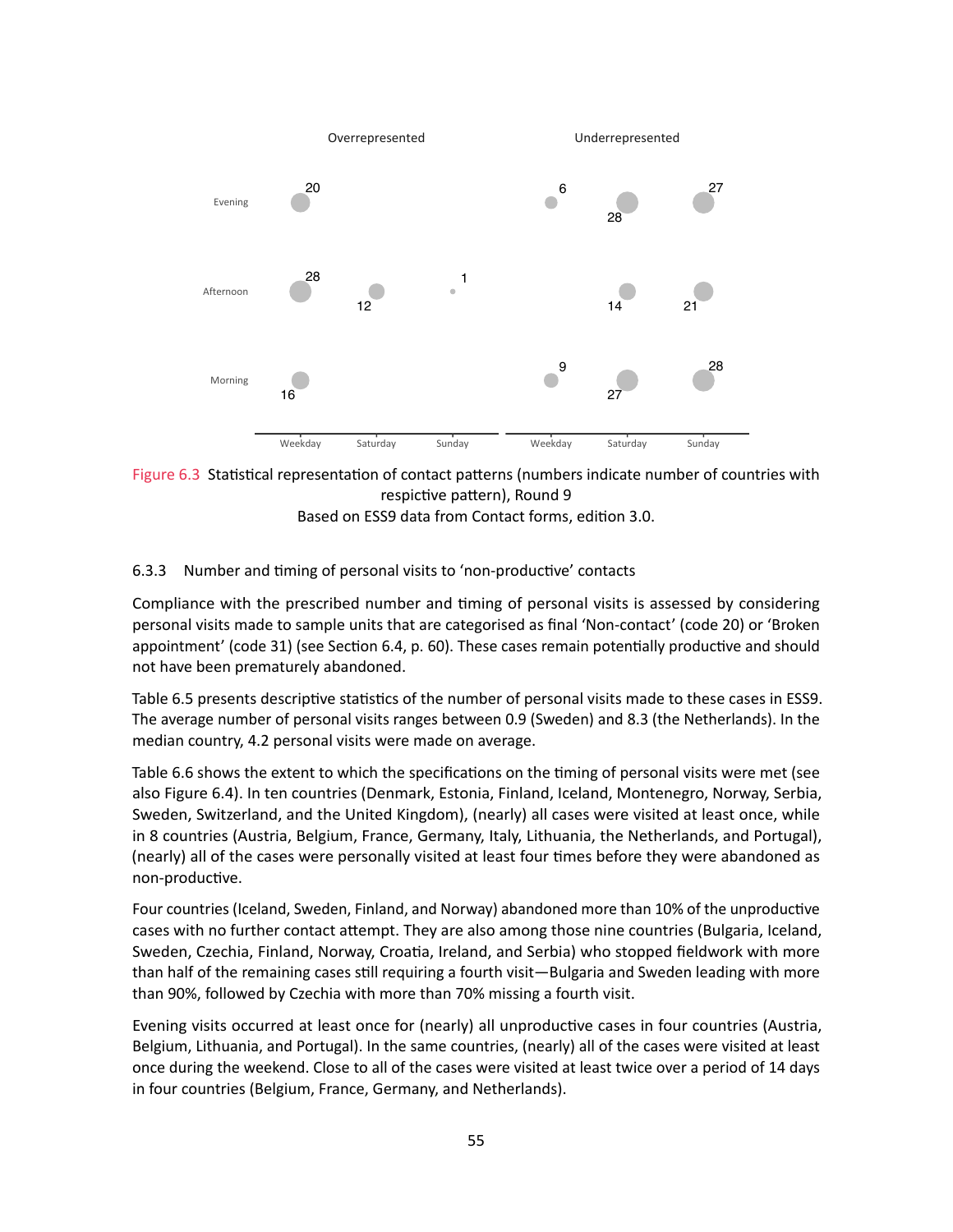Figure 6.3 Statistical representation of contact patterns (numbers indicate number of countries with respictive pattern), Round 9
Based on ESS9 data from Contact forms, edition 3.0.

### 6.3.3 Number and timing of personal visits to 'non-productive' contacts

Compliance with the prescribed number and timing of personal visits is assessed by considering personal visits made to sample units that are categorised as final 'Non-contact' (code 20) or 'Broken appointment' (code 31) (see Section 6.4, p. 60). These cases remain potentially productive and should not have been prematurely abandoned.

Table 6.5 presents descriptive statistics of the number of personal visits made to these cases in ESS9. The average number of personal visits ranges between 0.9 (Sweden) and 8.3 (the Netherlands). In the median country, 4.2 personal visits were made on average.

Table 6.6 shows the extent to which the specifications on the timing of personal visits were met (see also Figure 6.4). In ten countries (Denmark, Estonia, Finland, Iceland, Montenegro, Norway, Serbia, Sweden, Switzerland, and the United Kingdom), (nearly) all cases were visited at least once, while in 8 countries (Austria, Belgium, France, Germany, Italy, Lithuania, the Netherlands, and Portugal), (nearly) all of the cases were personally visited at least four times before they were abandoned as non-productive.

Four countries (Iceland, Sweden, Finland, and Norway) abandoned more than 10% of the unproductive cases with no further contact attempt. They are also among those nine countries (Bulgaria, Iceland, Sweden, Czechia, Finland, Norway, Croatia, Ireland, and Serbia) who stopped fieldwork with more than half of the remaining cases still requiring a fourth visit—Bulgaria and Sweden leading with more than 90%, followed by Czechia with more than 70% missing a fourth visit.

Evening visits occurred at least once for (nearly) all unproductive cases in four countries (Austria, Belgium, Lithuania, and Portugal). In the same countries, (nearly) all of the cases were visited at least once during the weekend. Close to all of the cases were visited at least twice over a period of 14 days in four countries (Belgium, France, Germany, and Netherlands).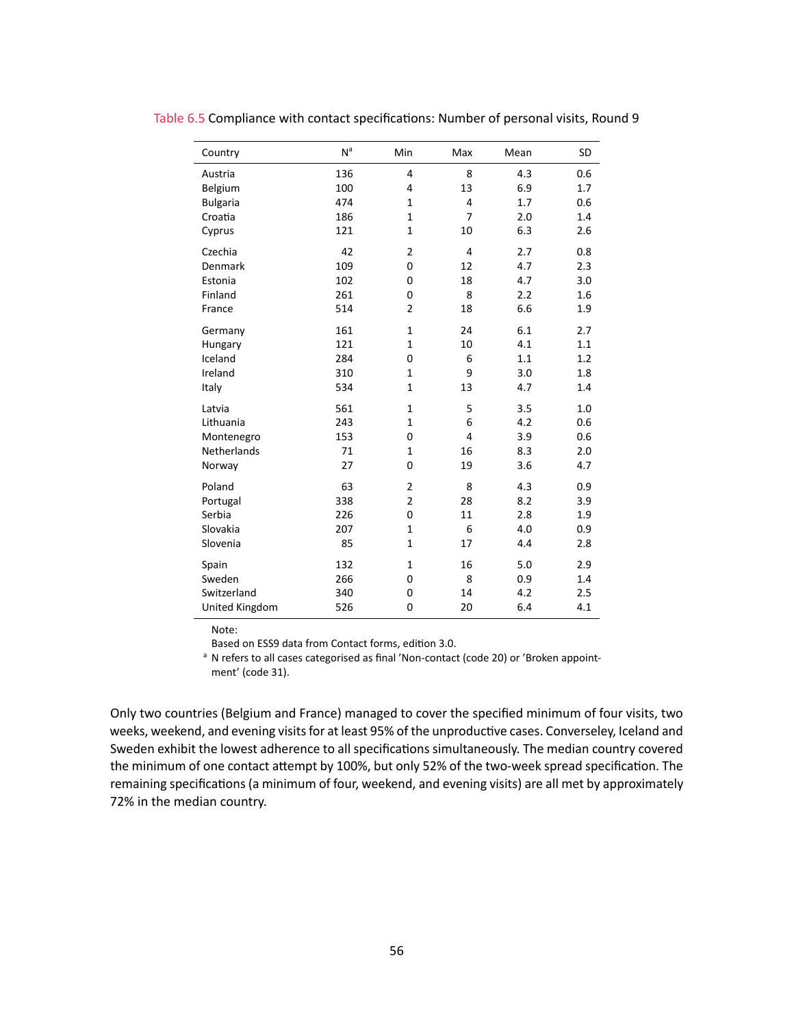Table 6.5 Compliance with contact specifications: Number of personal visits, Round 9

| Country | N[a] | Min | Max | Mean | SD |
|---|---|---|---|---|---|
| Austria | 136 | 4 | 8 | 4.3 | 0.6 |
| Belgium | 100 | 4 | 13 | 6.9 | 1.7 |
| Bulgaria | 474 | 1 | 4 | 1.7 | 0.6 |
| Croatia | 186 | 1 | 7 | 2.0 | 1.4 |
| Cyprus | 121 | 1 | 10 | 6.3 | 2.6 |
| Czechia | 42 | 2 | 4 | 2.7 | 0.8 |
| Denmark | 109 | 0 | 12 | 4.7 | 2.3 |
| Estonia | 102 | 0 | 18 | 4.7 | 3.0 |
| Finland | 261 | 0 | 8 | 2.2 | 1.6 |
| France | 514 | 2 | 18 | 6.6 | 1.9 |
| Germany | 161 | 1 | 24 | 6.1 | 2.7 |
| Hungary | 121 | 1 | 10 | 4.1 | 1.1 |
| Iceland | 284 | 0 | 6 | 1.1 | 1.2 |
| Ireland | 310 | 1 | 9 | 3.0 | 1.8 |
| Italy | 534 | 1 | 13 | 4.7 | 1.4 |
| Latvia | 561 | 1 | 5 | 3.5 | 1.0 |
| Lithuania | 243 | 1 | 6 | 4.2 | 0.6 |
| Montenegro | 153 | 0 | 4 | 3.9 | 0.6 |
| Netherlands | 71 | 1 | 16 | 8.3 | 2.0 |
| Norway | 27 | 0 | 19 | 3.6 | 4.7 |
| Poland | 63 | 2 | 8 | 4.3 | 0.9 |
| Portugal | 338 | 2 | 28 | 8.2 | 3.9 |
| Serbia | 226 | 0 | 11 | 2.8 | 1.9 |
| Slovakia | 207 | 1 | 6 | 4.0 | 0.9 |
| Slovenia | 85 | 1 | 17 | 4.4 | 2.8 |
| Spain | 132 | 1 | 16 | 5.0 | 2.9 |
| Sweden | 266 | 0 | 8 | 0.9 | 1.4 |
| Switzerland | 340 | 0 | 14 | 4.2 | 2.5 |
| United Kingdom | 526 | 0 | 20 | 6.4 | 4.1 |

Note:
Based on ESS9 data from Contact forms, edition 3.0.
[a] N refers to all cases categorised as final 'Non-contact (code 20) or 'Broken appointment' (code 31).

Only two countries (Belgium and France) managed to cover the specified minimum of four visits, two weeks, weekend, and evening visits for at least 95% of the unproductive cases. Converseley, Iceland and Sweden exhibit the lowest adherence to all specifications simultaneously. The median country covered the minimum of one contact attempt by 100%, but only 52% of the two-week spread specification. The remaining specifications (a minimum of four, weekend, and evening visits) are all met by approximately 72% in the median country.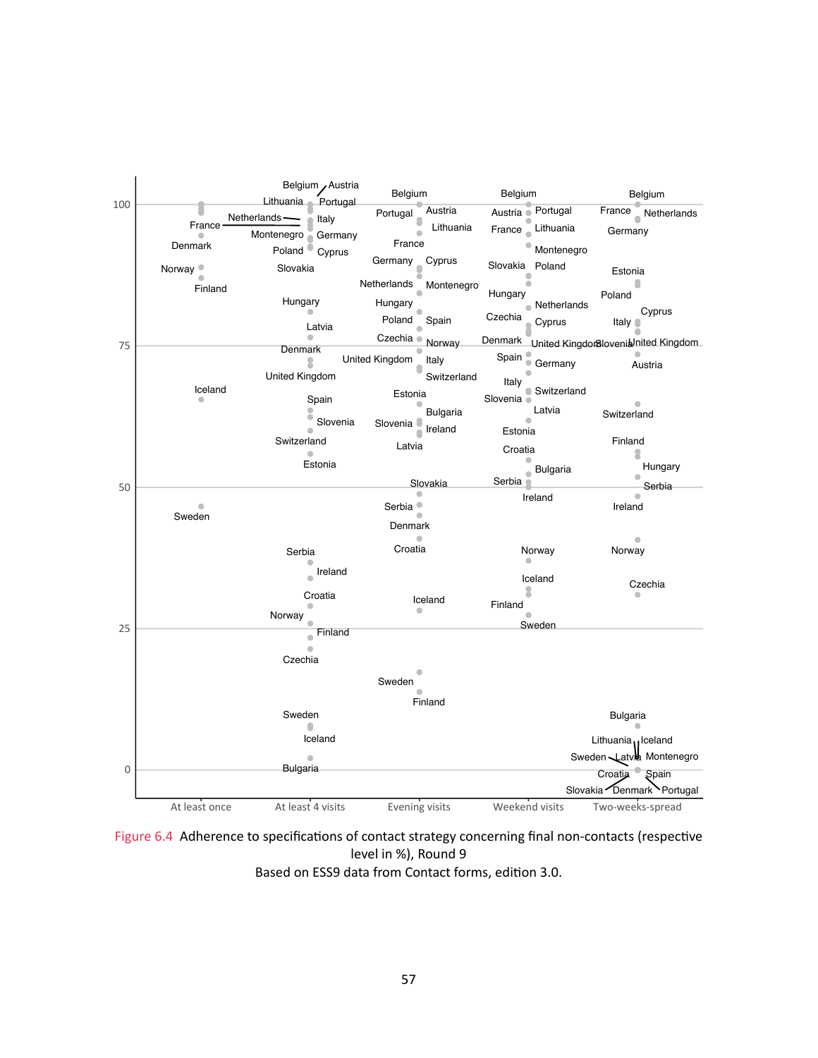Figure 6.4 Adherence to specifications of contact strategy concerning final non-contacts (respective level in %), Round 9
Based on ESS9 data from Contact forms, edition 3.0.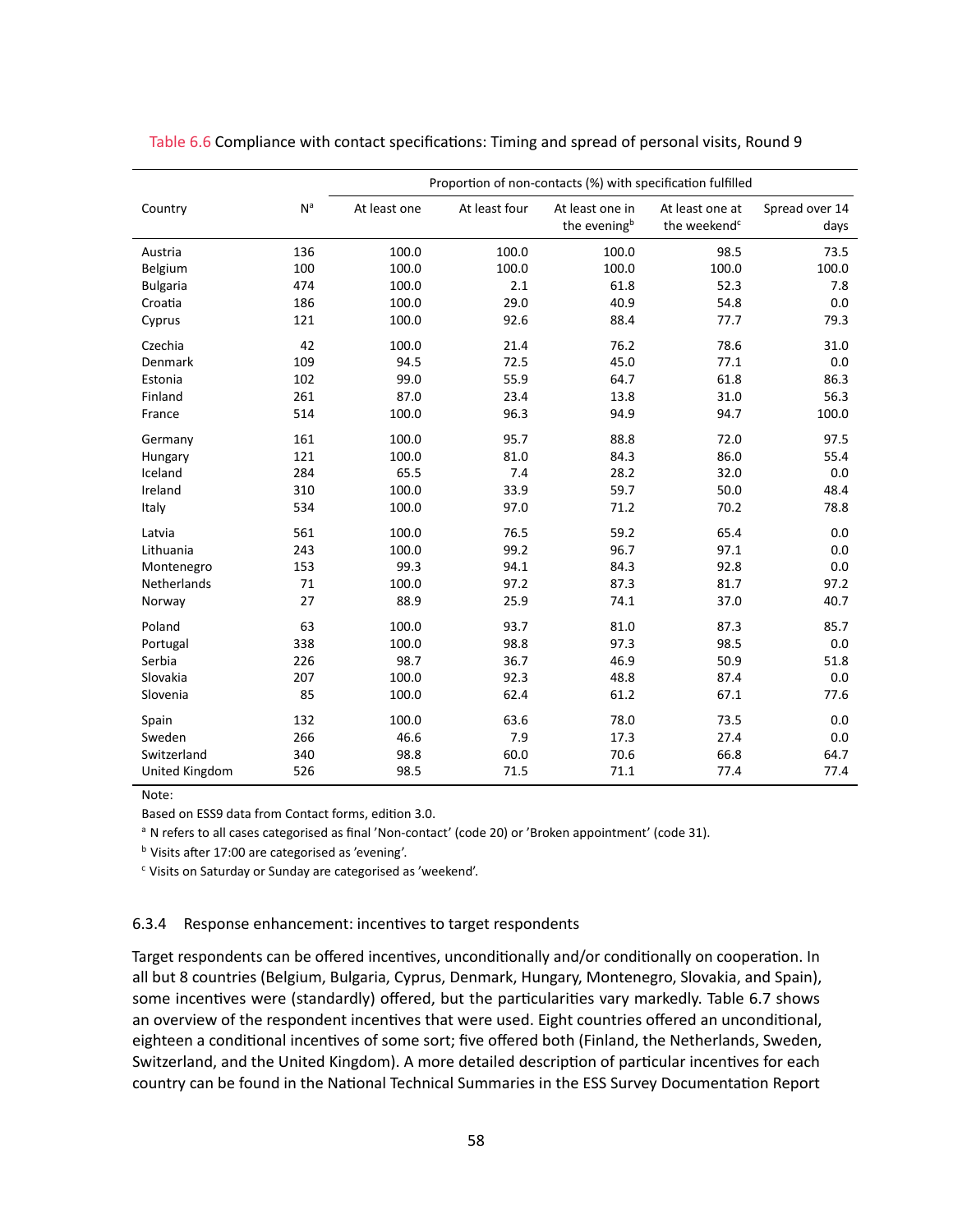Table 6.6 Compliance with contact specifications: Timing and spread of personal visits, Round 9

| Country | N[a] | Proportion of non-contacts (%) with specification fulfilled | | | | |
|---|---|---|---|---|---|---|
| | | At least one | At least four | At least one in the evening[b] | At least one at the weekend[c] | Spread over 14 days |
| Austria | 136 | 100.0 | 100.0 | 100.0 | 98.5 | 73.5 |
| Belgium | 100 | 100.0 | 100.0 | 100.0 | 100.0 | 100.0 |
| Bulgaria | 474 | 100.0 | 2.1 | 61.8 | 52.3 | 7.8 |
| Croatia | 186 | 100.0 | 29.0 | 40.9 | 54.8 | 0.0 |
| Cyprus | 121 | 100.0 | 92.6 | 88.4 | 77.7 | 79.3 |
| Czechia | 42 | 100.0 | 21.4 | 76.2 | 78.6 | 31.0 |
| Denmark | 109 | 94.5 | 72.5 | 45.0 | 77.1 | 0.0 |
| Estonia | 102 | 99.0 | 55.9 | 64.7 | 61.8 | 86.3 |
| Finland | 261 | 87.0 | 23.4 | 13.8 | 31.0 | 56.3 |
| France | 514 | 100.0 | 96.3 | 94.9 | 94.7 | 100.0 |
| Germany | 161 | 100.0 | 95.7 | 88.8 | 72.0 | 97.5 |
| Hungary | 121 | 100.0 | 81.0 | 84.3 | 86.0 | 55.4 |
| Iceland | 284 | 65.5 | 7.4 | 28.2 | 32.0 | 0.0 |
| Ireland | 310 | 100.0 | 33.9 | 59.7 | 50.0 | 48.4 |
| Italy | 534 | 100.0 | 97.0 | 71.2 | 70.2 | 78.8 |
| Latvia | 561 | 100.0 | 76.5 | 59.2 | 65.4 | 0.0 |
| Lithuania | 243 | 100.0 | 99.2 | 96.7 | 97.1 | 0.0 |
| Montenegro | 153 | 99.3 | 94.1 | 84.3 | 92.8 | 0.0 |
| Netherlands | 71 | 100.0 | 97.2 | 87.3 | 81.7 | 97.2 |
| Norway | 27 | 88.9 | 25.9 | 74.1 | 37.0 | 40.7 |
| Poland | 63 | 100.0 | 93.7 | 81.0 | 87.3 | 85.7 |
| Portugal | 338 | 100.0 | 98.8 | 97.3 | 98.5 | 0.0 |
| Serbia | 226 | 98.7 | 36.7 | 46.9 | 50.9 | 51.8 |
| Slovakia | 207 | 100.0 | 92.3 | 48.8 | 87.4 | 0.0 |
| Slovenia | 85 | 100.0 | 62.4 | 61.2 | 67.1 | 77.6 |
| Spain | 132 | 100.0 | 63.6 | 78.0 | 73.5 | 0.0 |
| Sweden | 266 | 46.6 | 7.9 | 17.3 | 27.4 | 0.0 |
| Switzerland | 340 | 98.8 | 60.0 | 70.6 | 66.8 | 64.7 |
| United Kingdom | 526 | 98.5 | 71.5 | 71.1 | 77.4 | 77.4 |

Note:

Based on ESS9 data from Contact forms, edition 3.0.

[a] N refers to all cases categorised as final 'Non-contact' (code 20) or 'Broken appointment' (code 31).

[b] Visits after 17:00 are categorised as 'evening'.

[c] Visits on Saturday or Sunday are categorised as 'weekend'.

### 6.3.4 Response enhancement: incentives to target respondents

Target respondents can be offered incentives, unconditionally and/or conditionally on cooperation. In all but 8 countries (Belgium, Bulgaria, Cyprus, Denmark, Hungary, Montenegro, Slovakia, and Spain), some incentives were (standardly) offered, but the particularities vary markedly. Table 6.7 shows an overview of the respondent incentives that were used. Eight countries offered an unconditional, eighteen a conditional incentives of some sort; five offered both (Finland, the Netherlands, Sweden, Switzerland, and the United Kingdom). A more detailed description of particular incentives for each country can be found in the National Technical Summaries in the ESS Survey Documentation Report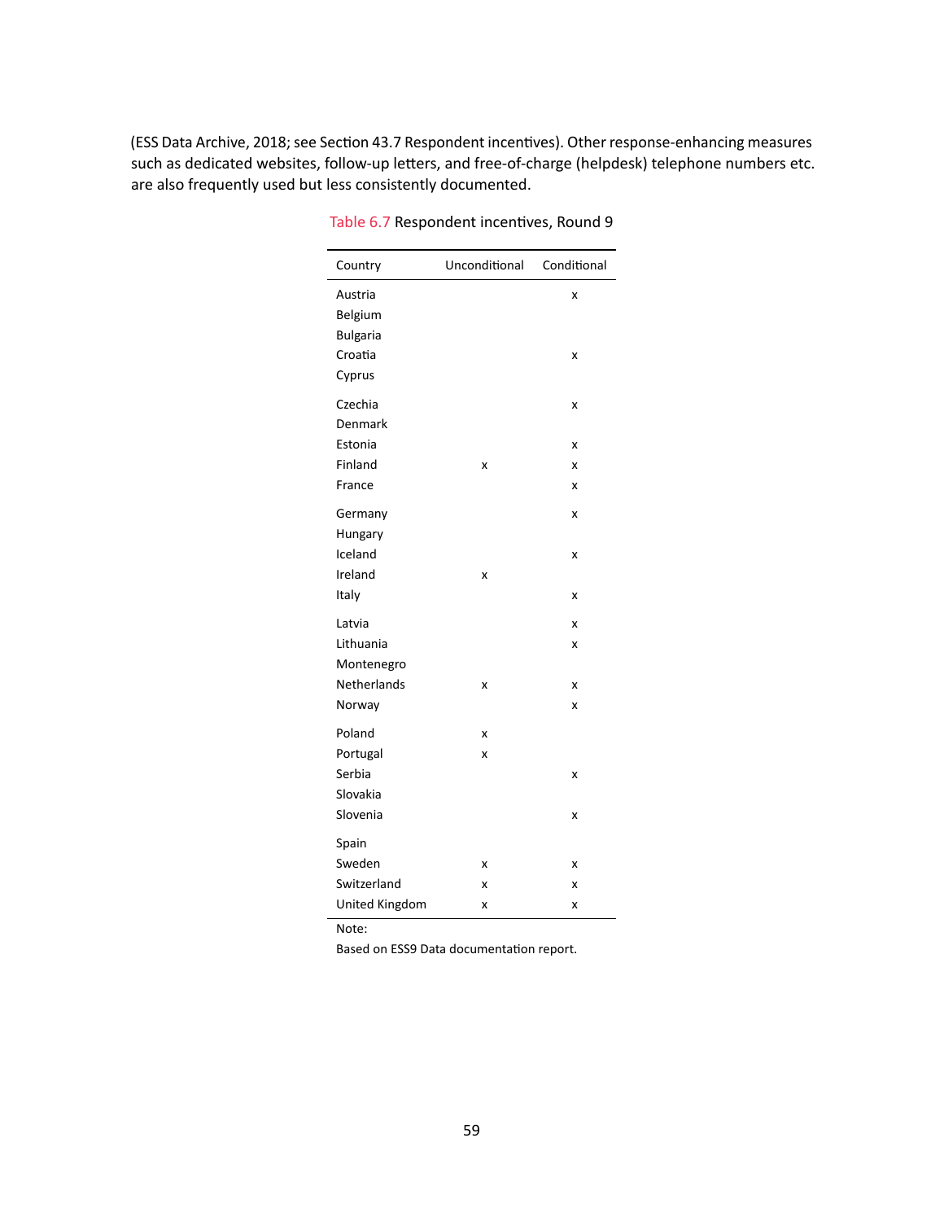(ESS Data Archive, 2018; see Section 43.7 Respondent incentives). Other response-enhancing measures such as dedicated websites, follow-up letters, and free-of-charge (helpdesk) telephone numbers etc. are also frequently used but less consistently documented.

Table 6.7 Respondent incentives, Round 9

| Country | Unconditional | Conditional |
|---|---|---|
| Austria | | x |
| Belgium | | |
| Bulgaria | | |
| Croatia | | x |
| Cyprus | | |
| Czechia | | x |
| Denmark | | |
| Estonia | | x |
| Finland | x | x |
| France | | x |
| Germany | | x |
| Hungary | | |
| Iceland | | x |
| Ireland | x | |
| Italy | | x |
| Latvia | | x |
| Lithuania | | x |
| Montenegro | | |
| Netherlands | x | x |
| Norway | | x |
| Poland | x | |
| Portugal | x | |
| Serbia | | x |
| Slovakia | | |
| Slovenia | | x |
| Spain | | |
| Sweden | x | x |
| Switzerland | x | x |
| United Kingdom | x | x |

Note:
Based on ESS9 Data documentation report.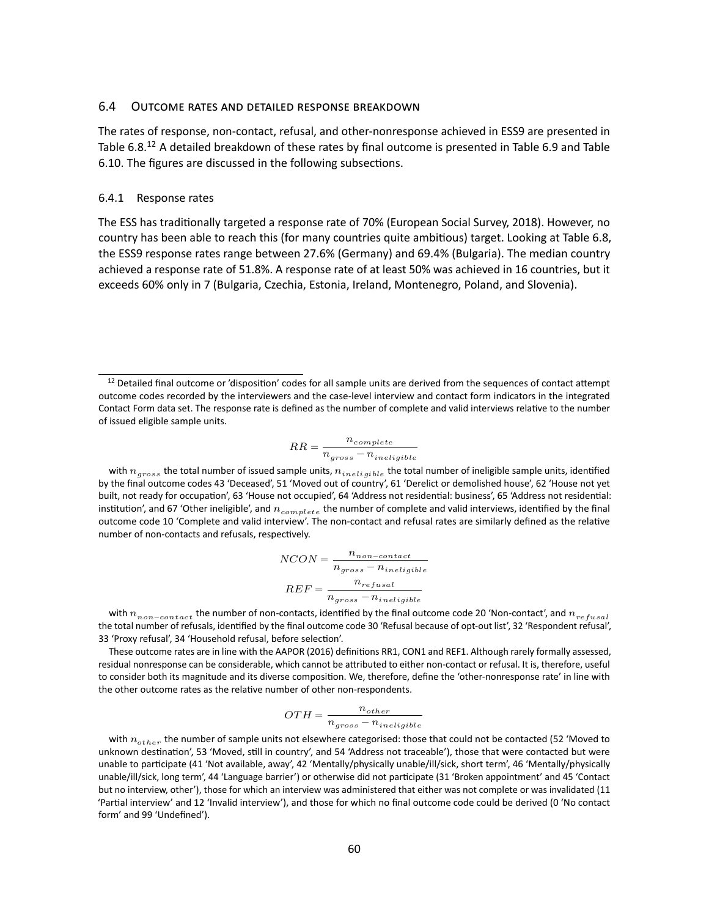## 6.4 Outcome rates and detailed response breakdown

The rates of response, non-contact, refusal, and other-nonresponse achieved in ESS9 are presented in Table 6.8.[12] A detailed breakdown of these rates by final outcome is presented in Table 6.9 and Table 6.10. The figures are discussed in the following subsections.

### 6.4.1 Response rates

The ESS has traditionally targeted a response rate of 70% (European Social Survey, 2018). However, no country has been able to reach this (for many countries quite ambitious) target. Looking at Table 6.8, the ESS9 response rates range between 27.6% (Germany) and 69.4% (Bulgaria). The median country achieved a response rate of 51.8%. A response rate of at least 50% was achieved in 16 countries, but it exceeds 60% only in 7 (Bulgaria, Czechia, Estonia, Ireland, Montenegro, Poland, and Slovenia).

---

[12] Detailed final outcome or 'disposition' codes for all sample units are derived from the sequences of contact attempt outcome codes recorded by the interviewers and the case-level interview and contact form indicators in the integrated Contact Form data set. The response rate is defined as the number of complete and valid interviews relative to the number of issued eligible sample units.

$$RR = \frac{n_{complete}}{n_{gross} - n_{ineligible}}$$

with $n_{gross}$ the total number of issued sample units, $n_{ineligible}$ the total number of ineligible sample units, identified by the final outcome codes 43 'Deceased', 51 'Moved out of country', 61 'Derelict or demolished house', 62 'House not yet built, not ready for occupation', 63 'House not occupied', 64 'Address not residential: business', 65 'Address not residential: institution', and 67 'Other ineligible', and $n_{complete}$ the number of complete and valid interviews, identified by the final outcome code 10 'Complete and valid interview'. The non-contact and refusal rates are similarly defined as the relative number of non-contacts and refusals, respectively.

$$NCON = \frac{n_{non-contact}}{n_{gross} - n_{ineligible}}$$

$$REF = \frac{n_{refusal}}{n_{gross} - n_{ineligible}}$$

with $n_{non-contact}$ the number of non-contacts, identified by the final outcome code 20 'Non-contact', and $n_{refusal}$ the total number of refusals, identified by the final outcome code 30 'Refusal because of opt-out list', 32 'Respondent refusal', 33 'Proxy refusal', 34 'Household refusal, before selection'.

These outcome rates are in line with the AAPOR (2016) definitions RR1, CON1 and REF1. Although rarely formally assessed, residual nonresponse can be considerable, which cannot be attributed to either non-contact or refusal. It is, therefore, useful to consider both its magnitude and its diverse composition. We, therefore, define the 'other-nonresponse rate' in line with the other outcome rates as the relative number of other non-respondents.

$$OTH = \frac{n_{other}}{n_{gross} - n_{ineligible}}$$

with $n_{other}$ the number of sample units not elsewhere categorised: those that could not be contacted (52 'Moved to unknown destination', 53 'Moved, still in country', and 54 'Address not traceable'), those that were contacted but were unable to participate (41 'Not available, away', 42 'Mentally/physically unable/ill/sick, short term', 46 'Mentally/physically unable/ill/sick, long term', 44 'Language barrier') or otherwise did not participate (31 'Broken appointment' and 45 'Contact but no interview, other'), those for which an interview was administered that either was not complete or was invalidated (11 'Partial interview' and 12 'Invalid interview'), and those for which no final outcome code could be derived (0 'No contact form' and 99 'Undefined').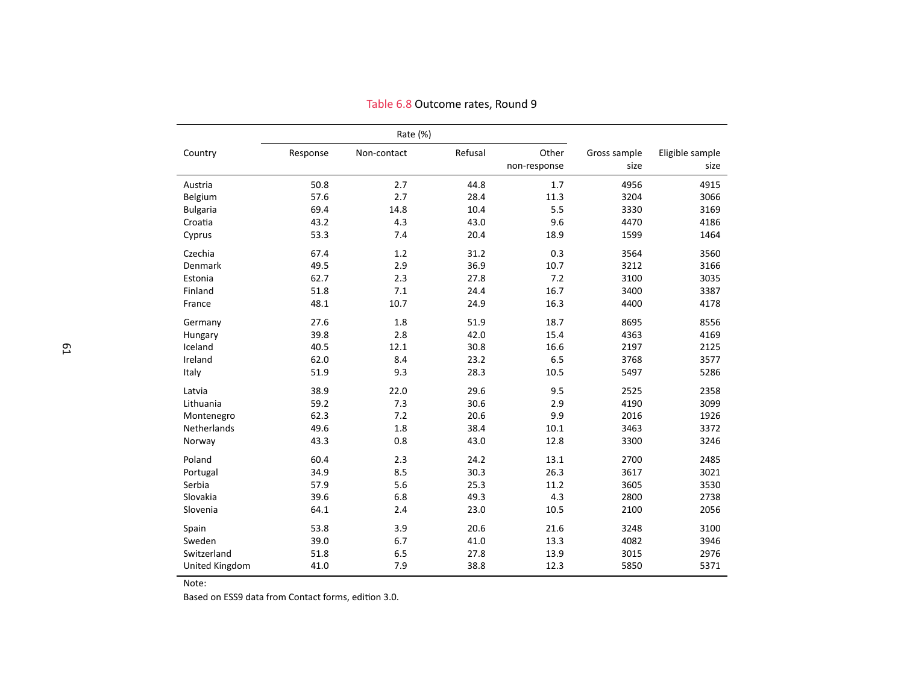Table 6.8 Outcome rates, Round 9

| Country | Rate (%) | | | | Gross sample size | Eligible sample size |
|---|---|---|---|---|---|---|
| | Response | Non-contact | Refusal | Other non-response | | |
| Austria | 50.8 | 2.7 | 44.8 | 1.7 | 4956 | 4915 |
| Belgium | 57.6 | 2.7 | 28.4 | 11.3 | 3204 | 3066 |
| Bulgaria | 69.4 | 14.8 | 10.4 | 5.5 | 3330 | 3169 |
| Croatia | 43.2 | 4.3 | 43.0 | 9.6 | 4470 | 4186 |
| Cyprus | 53.3 | 7.4 | 20.4 | 18.9 | 1599 | 1464 |
| Czechia | 67.4 | 1.2 | 31.2 | 0.3 | 3564 | 3560 |
| Denmark | 49.5 | 2.9 | 36.9 | 10.7 | 3212 | 3166 |
| Estonia | 62.7 | 2.3 | 27.8 | 7.2 | 3100 | 3035 |
| Finland | 51.8 | 7.1 | 24.4 | 16.7 | 3400 | 3387 |
| France | 48.1 | 10.7 | 24.9 | 16.3 | 4400 | 4178 |
| Germany | 27.6 | 1.8 | 51.9 | 18.7 | 8695 | 8556 |
| Hungary | 39.8 | 2.8 | 42.0 | 15.4 | 4363 | 4169 |
| Iceland | 40.5 | 12.1 | 30.8 | 16.6 | 2197 | 2125 |
| Ireland | 62.0 | 8.4 | 23.2 | 6.5 | 3768 | 3577 |
| Italy | 51.9 | 9.3 | 28.3 | 10.5 | 5497 | 5286 |
| Latvia | 38.9 | 22.0 | 29.6 | 9.5 | 2525 | 2358 |
| Lithuania | 59.2 | 7.3 | 30.6 | 2.9 | 4190 | 3099 |
| Montenegro | 62.3 | 7.2 | 20.6 | 9.9 | 2016 | 1926 |
| Netherlands | 49.6 | 1.8 | 38.4 | 10.1 | 3463 | 3372 |
| Norway | 43.3 | 0.8 | 43.0 | 12.8 | 3300 | 3246 |
| Poland | 60.4 | 2.3 | 24.2 | 13.1 | 2700 | 2485 |
| Portugal | 34.9 | 8.5 | 30.3 | 26.3 | 3617 | 3021 |
| Serbia | 57.9 | 5.6 | 25.3 | 11.2 | 3605 | 3530 |
| Slovakia | 39.6 | 6.8 | 49.3 | 4.3 | 2800 | 2738 |
| Slovenia | 64.1 | 2.4 | 23.0 | 10.5 | 2100 | 2056 |
| Spain | 53.8 | 3.9 | 20.6 | 21.6 | 3248 | 3100 |
| Sweden | 39.0 | 6.7 | 41.0 | 13.3 | 4082 | 3946 |
| Switzerland | 51.8 | 6.5 | 27.8 | 13.9 | 3015 | 2976 |
| United Kingdom | 41.0 | 7.9 | 38.8 | 12.3 | 5850 | 5371 |

Note:

Based on ESS9 data from Contact forms, edition 3.0.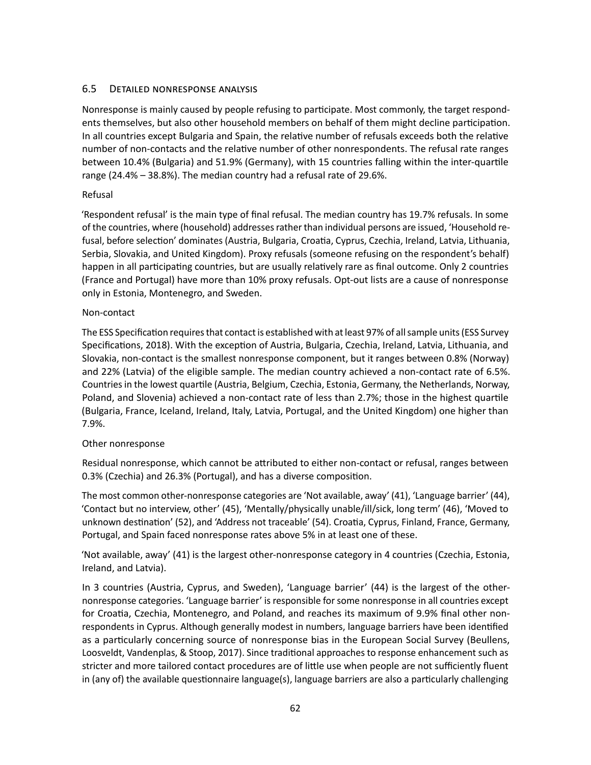## 6.5 Detailed nonresponse analysis

Nonresponse is mainly caused by people refusing to participate. Most commonly, the target respondents themselves, but also other household members on behalf of them might decline participation. In all countries except Bulgaria and Spain, the relative number of refusals exceeds both the relative number of non-contacts and the relative number of other nonrespondents. The refusal rate ranges between 10.4% (Bulgaria) and 51.9% (Germany), with 15 countries falling within the inter-quartile range (24.4% – 38.8%). The median country had a refusal rate of 29.6%.

Refusal

'Respondent refusal' is the main type of final refusal. The median country has 19.7% refusals. In some of the countries, where (household) addresses rather than individual persons are issued, 'Household refusal, before selection' dominates (Austria, Bulgaria, Croatia, Cyprus, Czechia, Ireland, Latvia, Lithuania, Serbia, Slovakia, and United Kingdom). Proxy refusals (someone refusing on the respondent's behalf) happen in all participating countries, but are usually relatively rare as final outcome. Only 2 countries (France and Portugal) have more than 10% proxy refusals. Opt-out lists are a cause of nonresponse only in Estonia, Montenegro, and Sweden.

Non-contact

The ESS Specification requires that contact is established with at least 97% of all sample units (ESS Survey Specifications, 2018). With the exception of Austria, Bulgaria, Czechia, Ireland, Latvia, Lithuania, and Slovakia, non-contact is the smallest nonresponse component, but it ranges between 0.8% (Norway) and 22% (Latvia) of the eligible sample. The median country achieved a non-contact rate of 6.5%. Countries in the lowest quartile (Austria, Belgium, Czechia, Estonia, Germany, the Netherlands, Norway, Poland, and Slovenia) achieved a non-contact rate of less than 2.7%; those in the highest quartile (Bulgaria, France, Iceland, Ireland, Italy, Latvia, Portugal, and the United Kingdom) one higher than 7.9%.

Other nonresponse

Residual nonresponse, which cannot be attributed to either non-contact or refusal, ranges between 0.3% (Czechia) and 26.3% (Portugal), and has a diverse composition.

The most common other-nonresponse categories are 'Not available, away' (41), 'Language barrier' (44), 'Contact but no interview, other' (45), 'Mentally/physically unable/ill/sick, long term' (46), 'Moved to unknown destination' (52), and 'Address not traceable' (54). Croatia, Cyprus, Finland, France, Germany, Portugal, and Spain faced nonresponse rates above 5% in at least one of these.

'Not available, away' (41) is the largest other-nonresponse category in 4 countries (Czechia, Estonia, Ireland, and Latvia).

In 3 countries (Austria, Cyprus, and Sweden), 'Language barrier' (44) is the largest of the other-nonresponse categories. 'Language barrier' is responsible for some nonresponse in all countries except for Croatia, Czechia, Montenegro, and Poland, and reaches its maximum of 9.9% final other nonrespondents in Cyprus. Although generally modest in numbers, language barriers have been identified as a particularly concerning source of nonresponse bias in the European Social Survey (Beullens, Loosveldt, Vandenplas, & Stoop, 2017). Since traditional approaches to response enhancement such as stricter and more tailored contact procedures are of little use when people are not sufficiently fluent in (any of) the available questionnaire language(s), language barriers are also a particularly challenging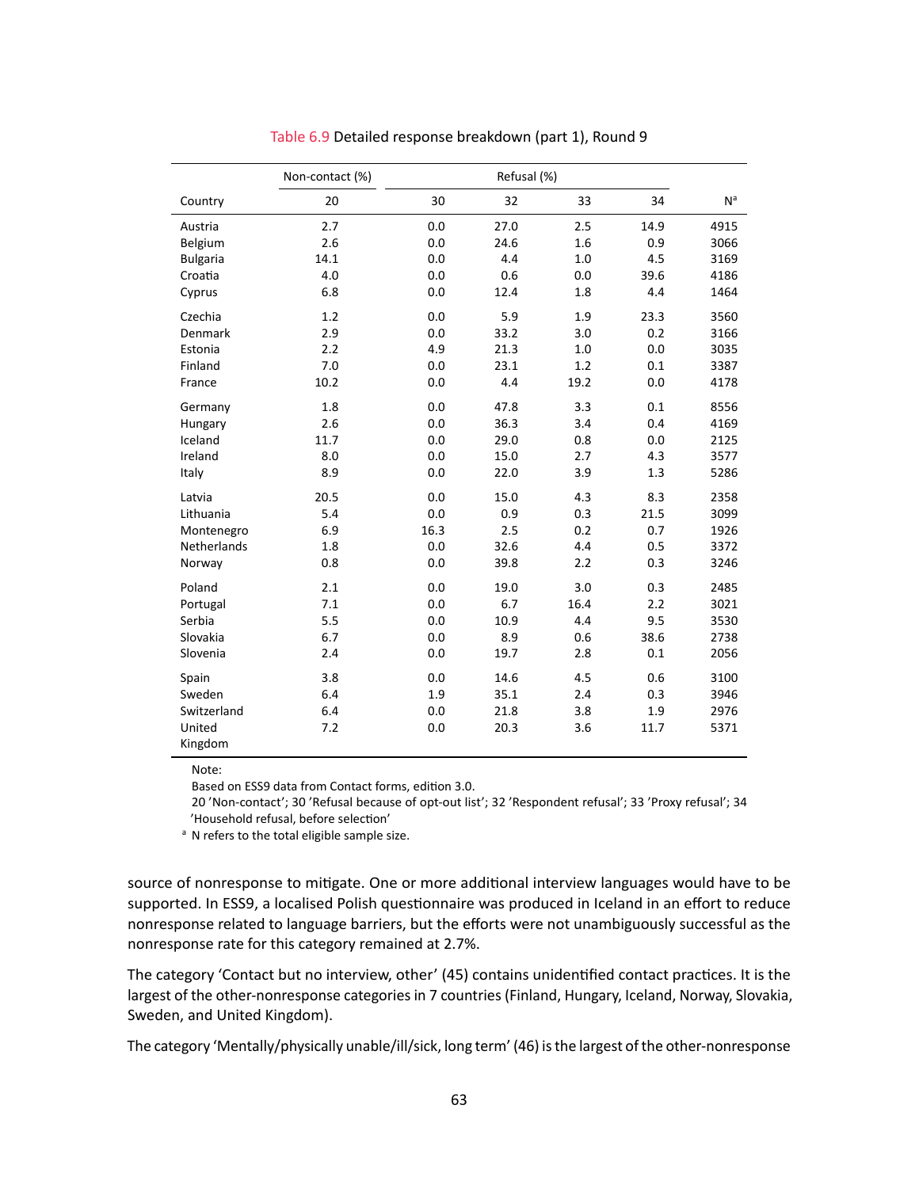Table 6.9 Detailed response breakdown (part 1), Round 9

| | Non-contact (%) | Refusal (%) | | | | |
|---|---|---|---|---|---|---|
| Country | 20 | 30 | 32 | 33 | 34 | N[a] |
| Austria | 2.7 | 0.0 | 27.0 | 2.5 | 14.9 | 4915 |
| Belgium | 2.6 | 0.0 | 24.6 | 1.6 | 0.9 | 3066 |
| Bulgaria | 14.1 | 0.0 | 4.4 | 1.0 | 4.5 | 3169 |
| Croatia | 4.0 | 0.0 | 0.6 | 0.0 | 39.6 | 4186 |
| Cyprus | 6.8 | 0.0 | 12.4 | 1.8 | 4.4 | 1464 |
| Czechia | 1.2 | 0.0 | 5.9 | 1.9 | 23.3 | 3560 |
| Denmark | 2.9 | 0.0 | 33.2 | 3.0 | 0.2 | 3166 |
| Estonia | 2.2 | 4.9 | 21.3 | 1.0 | 0.0 | 3035 |
| Finland | 7.0 | 0.0 | 23.1 | 1.2 | 0.1 | 3387 |
| France | 10.2 | 0.0 | 4.4 | 19.2 | 0.0 | 4178 |
| Germany | 1.8 | 0.0 | 47.8 | 3.3 | 0.1 | 8556 |
| Hungary | 2.6 | 0.0 | 36.3 | 3.4 | 0.4 | 4169 |
| Iceland | 11.7 | 0.0 | 29.0 | 0.8 | 0.0 | 2125 |
| Ireland | 8.0 | 0.0 | 15.0 | 2.7 | 4.3 | 3577 |
| Italy | 8.9 | 0.0 | 22.0 | 3.9 | 1.3 | 5286 |
| Latvia | 20.5 | 0.0 | 15.0 | 4.3 | 8.3 | 2358 |
| Lithuania | 5.4 | 0.0 | 0.9 | 0.3 | 21.5 | 3099 |
| Montenegro | 6.9 | 16.3 | 2.5 | 0.2 | 0.7 | 1926 |
| Netherlands | 1.8 | 0.0 | 32.6 | 4.4 | 0.5 | 3372 |
| Norway | 0.8 | 0.0 | 39.8 | 2.2 | 0.3 | 3246 |
| Poland | 2.1 | 0.0 | 19.0 | 3.0 | 0.3 | 2485 |
| Portugal | 7.1 | 0.0 | 6.7 | 16.4 | 2.2 | 3021 |
| Serbia | 5.5 | 0.0 | 10.9 | 4.4 | 9.5 | 3530 |
| Slovakia | 6.7 | 0.0 | 8.9 | 0.6 | 38.6 | 2738 |
| Slovenia | 2.4 | 0.0 | 19.7 | 2.8 | 0.1 | 2056 |
| Spain | 3.8 | 0.0 | 14.6 | 4.5 | 0.6 | 3100 |
| Sweden | 6.4 | 1.9 | 35.1 | 2.4 | 0.3 | 3946 |
| Switzerland | 6.4 | 0.0 | 21.8 | 3.8 | 1.9 | 2976 |
| United Kingdom | 7.2 | 0.0 | 20.3 | 3.6 | 11.7 | 5371 |

Note:
Based on ESS9 data from Contact forms, edition 3.0.
20 'Non-contact'; 30 'Refusal because of opt-out list'; 32 'Respondent refusal'; 33 'Proxy refusal'; 34 'Household refusal, before selection'
[a] N refers to the total eligible sample size.

source of nonresponse to mitigate. One or more additional interview languages would have to be supported. In ESS9, a localised Polish questionnaire was produced in Iceland in an effort to reduce nonresponse related to language barriers, but the efforts were not unambiguously successful as the nonresponse rate for this category remained at 2.7%.

The category 'Contact but no interview, other' (45) contains unidentified contact practices. It is the largest of the other-nonresponse categories in 7 countries (Finland, Hungary, Iceland, Norway, Slovakia, Sweden, and United Kingdom).

The category 'Mentally/physically unable/ill/sick, long term' (46) is the largest of the other-nonresponse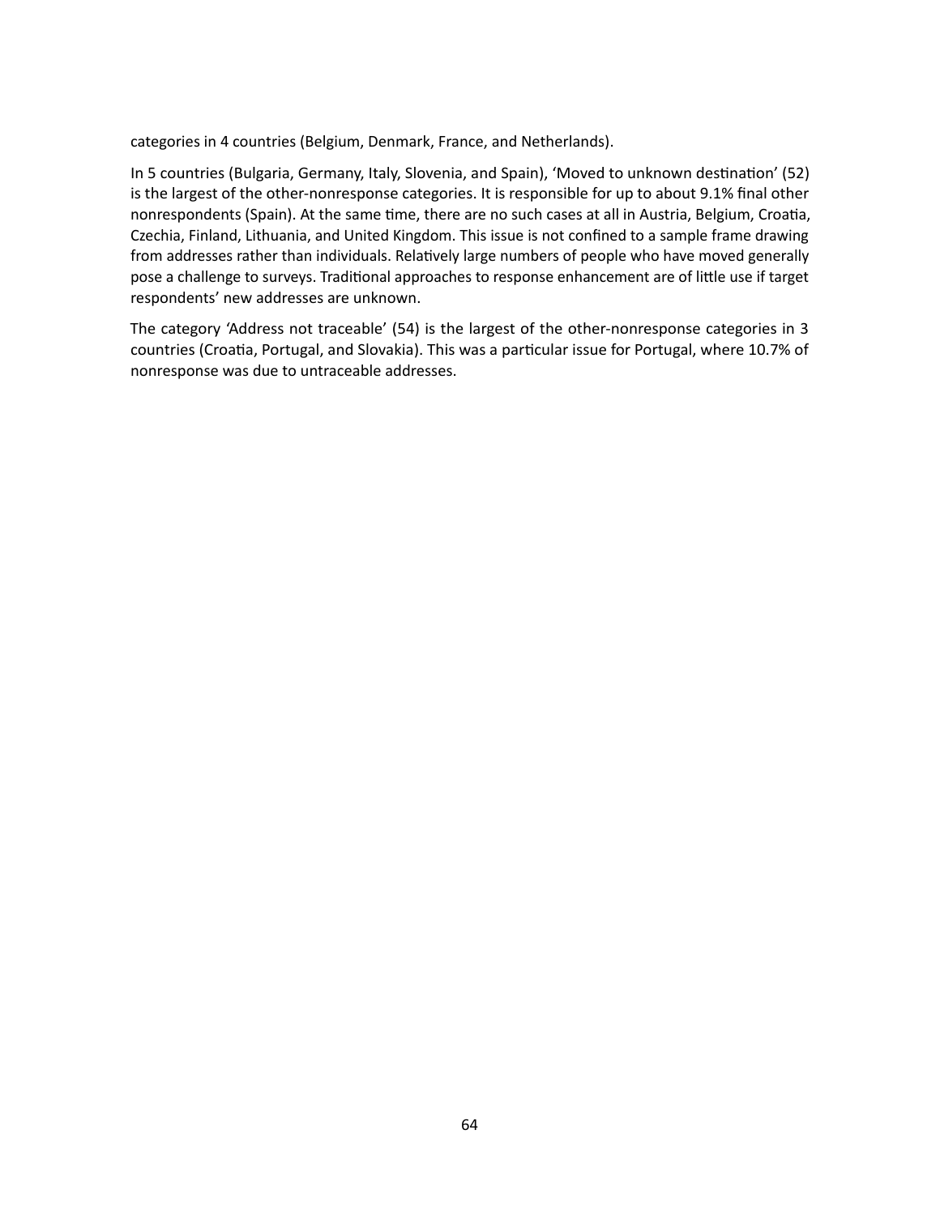categories in 4 countries (Belgium, Denmark, France, and Netherlands).

In 5 countries (Bulgaria, Germany, Italy, Slovenia, and Spain), 'Moved to unknown destination' (52) is the largest of the other-nonresponse categories. It is responsible for up to about 9.1% final other nonrespondents (Spain). At the same time, there are no such cases at all in Austria, Belgium, Croatia, Czechia, Finland, Lithuania, and United Kingdom. This issue is not confined to a sample frame drawing from addresses rather than individuals. Relatively large numbers of people who have moved generally pose a challenge to surveys. Traditional approaches to response enhancement are of little use if target respondents' new addresses are unknown.

The category 'Address not traceable' (54) is the largest of the other-nonresponse categories in 3 countries (Croatia, Portugal, and Slovakia). This was a particular issue for Portugal, where 10.7% of nonresponse was due to untraceable addresses.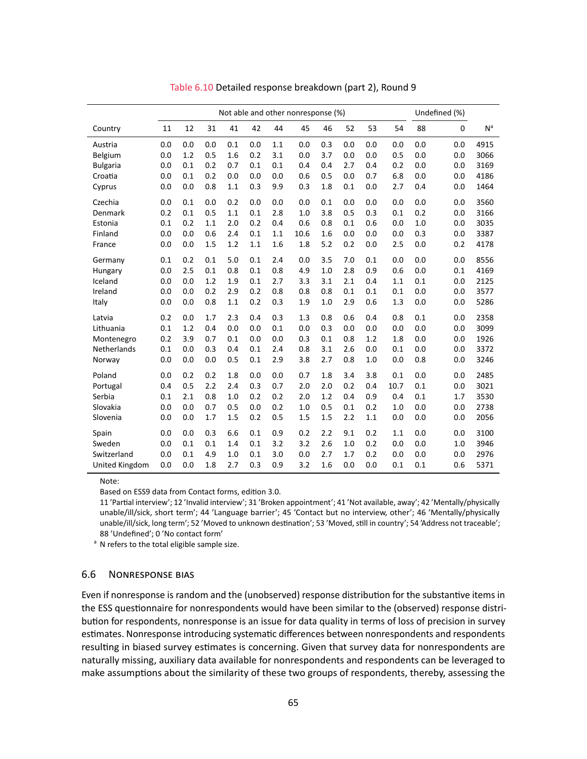Table 6.10 Detailed response breakdown (part 2), Round 9

| | Not able and other nonresponse (%) | | | | | | | | | | | Undefined (%) | | |
|---|---|---|---|---|---|---|---|---|---|---|---|---|---|---|
| Country | 11 | 12 | 31 | 41 | 42 | 44 | 45 | 46 | 52 | 53 | 54 | 88 | 0 | N[a] |
| Austria | 0.0 | 0.0 | 0.0 | 0.1 | 0.0 | 1.1 | 0.0 | 0.3 | 0.0 | 0.0 | 0.0 | 0.0 | 0.0 | 4915 |
| Belgium | 0.0 | 1.2 | 0.5 | 1.6 | 0.2 | 3.1 | 0.0 | 3.7 | 0.0 | 0.0 | 0.5 | 0.0 | 0.0 | 3066 |
| Bulgaria | 0.0 | 0.1 | 0.2 | 0.7 | 0.1 | 0.1 | 0.4 | 0.4 | 2.7 | 0.4 | 0.2 | 0.0 | 0.0 | 3169 |
| Croatia | 0.0 | 0.1 | 0.2 | 0.0 | 0.0 | 0.0 | 0.6 | 0.5 | 0.0 | 0.7 | 6.8 | 0.0 | 0.0 | 4186 |
| Cyprus | 0.0 | 0.0 | 0.8 | 1.1 | 0.3 | 9.9 | 0.3 | 1.8 | 0.1 | 0.0 | 2.7 | 0.4 | 0.0 | 1464 |
| Czechia | 0.0 | 0.1 | 0.0 | 0.2 | 0.0 | 0.0 | 0.0 | 0.1 | 0.0 | 0.0 | 0.0 | 0.0 | 0.0 | 3560 |
| Denmark | 0.2 | 0.1 | 0.5 | 1.1 | 0.1 | 2.8 | 1.0 | 3.8 | 0.5 | 0.3 | 0.1 | 0.2 | 0.0 | 3166 |
| Estonia | 0.1 | 0.2 | 1.1 | 2.0 | 0.2 | 0.4 | 0.6 | 0.8 | 0.1 | 0.6 | 0.0 | 1.0 | 0.0 | 3035 |
| Finland | 0.0 | 0.0 | 0.6 | 2.4 | 0.1 | 1.1 | 10.6 | 1.6 | 0.0 | 0.0 | 0.0 | 0.3 | 0.0 | 3387 |
| France | 0.0 | 0.0 | 1.5 | 1.2 | 1.1 | 1.6 | 1.8 | 5.2 | 0.2 | 0.0 | 2.5 | 0.0 | 0.2 | 4178 |
| Germany | 0.1 | 0.2 | 0.1 | 5.0 | 0.1 | 2.4 | 0.0 | 3.5 | 7.0 | 0.1 | 0.0 | 0.0 | 0.0 | 8556 |
| Hungary | 0.0 | 2.5 | 0.1 | 0.8 | 0.1 | 0.8 | 4.9 | 1.0 | 2.8 | 0.9 | 0.6 | 0.0 | 0.1 | 4169 |
| Iceland | 0.0 | 0.0 | 1.2 | 1.9 | 0.1 | 2.7 | 3.3 | 3.1 | 2.1 | 0.4 | 1.1 | 0.1 | 0.0 | 2125 |
| Ireland | 0.0 | 0.0 | 0.2 | 2.9 | 0.2 | 0.8 | 0.8 | 0.8 | 0.1 | 0.1 | 0.1 | 0.0 | 0.0 | 3577 |
| Italy | 0.0 | 0.0 | 0.8 | 1.1 | 0.2 | 0.3 | 1.9 | 1.0 | 2.9 | 0.6 | 1.3 | 0.0 | 0.0 | 5286 |
| Latvia | 0.2 | 0.0 | 1.7 | 2.3 | 0.4 | 0.3 | 1.3 | 0.8 | 0.6 | 0.4 | 0.8 | 0.1 | 0.0 | 2358 |
| Lithuania | 0.1 | 1.2 | 0.4 | 0.0 | 0.0 | 0.1 | 0.0 | 0.3 | 0.0 | 0.0 | 0.0 | 0.0 | 0.0 | 3099 |
| Montenegro | 0.2 | 3.9 | 0.7 | 0.1 | 0.0 | 0.0 | 0.3 | 0.1 | 0.8 | 1.2 | 1.8 | 0.0 | 0.0 | 1926 |
| Netherlands | 0.1 | 0.0 | 0.3 | 0.4 | 0.1 | 2.4 | 0.8 | 3.1 | 2.6 | 0.0 | 0.1 | 0.0 | 0.0 | 3372 |
| Norway | 0.0 | 0.0 | 0.0 | 0.5 | 0.1 | 2.9 | 3.8 | 2.7 | 0.8 | 1.0 | 0.0 | 0.8 | 0.0 | 3246 |
| Poland | 0.0 | 0.2 | 0.2 | 1.8 | 0.0 | 0.0 | 0.7 | 1.8 | 3.4 | 3.8 | 0.1 | 0.0 | 0.0 | 2485 |
| Portugal | 0.4 | 0.5 | 2.2 | 2.4 | 0.3 | 0.7 | 2.0 | 2.0 | 0.2 | 0.4 | 10.7 | 0.1 | 0.0 | 3021 |
| Serbia | 0.1 | 2.1 | 0.8 | 1.0 | 0.2 | 0.2 | 2.0 | 1.2 | 0.4 | 0.9 | 0.4 | 0.1 | 1.7 | 3530 |
| Slovakia | 0.0 | 0.0 | 0.7 | 0.5 | 0.0 | 0.2 | 1.0 | 0.5 | 0.1 | 0.2 | 1.0 | 0.0 | 0.0 | 2738 |
| Slovenia | 0.0 | 0.0 | 1.7 | 1.5 | 0.2 | 0.5 | 1.5 | 1.5 | 2.2 | 1.1 | 0.0 | 0.0 | 0.0 | 2056 |
| Spain | 0.0 | 0.0 | 0.3 | 6.6 | 0.1 | 0.9 | 0.2 | 2.2 | 9.1 | 0.2 | 1.1 | 0.0 | 0.0 | 3100 |
| Sweden | 0.0 | 0.1 | 0.1 | 1.4 | 0.1 | 3.2 | 3.2 | 2.6 | 1.0 | 0.2 | 0.0 | 0.0 | 1.0 | 3946 |
| Switzerland | 0.0 | 0.1 | 4.9 | 1.0 | 0.1 | 3.0 | 0.0 | 2.7 | 1.7 | 0.2 | 0.0 | 0.0 | 0.0 | 2976 |
| United Kingdom | 0.0 | 0.0 | 1.8 | 2.7 | 0.3 | 0.9 | 3.2 | 1.6 | 0.0 | 0.0 | 0.1 | 0.1 | 0.6 | 5371 |

Note:

Based on ESS9 data from Contact forms, edition 3.0.

11 'Partial interview'; 12 'Invalid interview'; 31 'Broken appointment'; 41 'Not available, away'; 42 'Mentally/physically unable/ill/sick, short term'; 44 'Language barrier'; 45 'Contact but no interview, other'; 46 'Mentally/physically unable/ill/sick, long term'; 52 'Moved to unknown destination'; 53 'Moved, still in country'; 54 'Address not traceable'; 88 'Undefined'; 0 'No contact form'

[a] N refers to the total eligible sample size.

## 6.6 Nonresponse bias

Even if nonresponse is random and the (unobserved) response distribution for the substantive items in the ESS questionnaire for nonrespondents would have been similar to the (observed) response distribution for respondents, nonresponse is an issue for data quality in terms of loss of precision in survey estimates. Nonresponse introducing systematic differences between nonrespondents and respondents resulting in biased survey estimates is concerning. Given that survey data for nonrespondents are naturally missing, auxiliary data available for nonrespondents and respondents can be leveraged to make assumptions about the similarity of these two groups of respondents, thereby, assessing the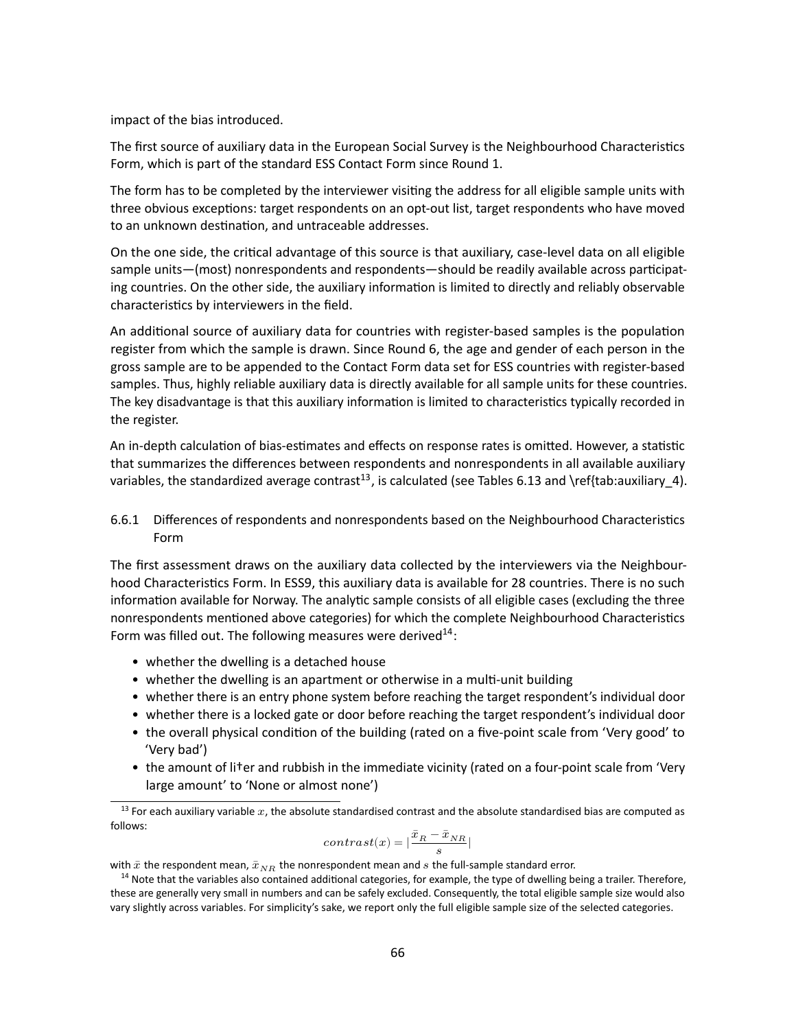impact of the bias introduced.

The first source of auxiliary data in the European Social Survey is the Neighbourhood Characteristics Form, which is part of the standard ESS Contact Form since Round 1.

The form has to be completed by the interviewer visiting the address for all eligible sample units with three obvious exceptions: target respondents on an opt-out list, target respondents who have moved to an unknown destination, and untraceable addresses.

On the one side, the critical advantage of this source is that auxiliary, case-level data on all eligible sample units—(most) nonrespondents and respondents—should be readily available across participating countries. On the other side, the auxiliary information is limited to directly and reliably observable characteristics by interviewers in the field.

An additional source of auxiliary data for countries with register-based samples is the population register from which the sample is drawn. Since Round 6, the age and gender of each person in the gross sample are to be appended to the Contact Form data set for ESS countries with register-based samples. Thus, highly reliable auxiliary data is directly available for all sample units for these countries. The key disadvantage is that this auxiliary information is limited to characteristics typically recorded in the register.

An in-depth calculation of bias-estimates and effects on response rates is omitted. However, a statistic that summarizes the differences between respondents and nonrespondents in all available auxiliary variables, the standardized average contrast[13], is calculated (see Tables 6.13 and \ref{tab:auxiliary_4}).

### 6.6.1 Differences of respondents and nonrespondents based on the Neighbourhood Characteristics Form

The first assessment draws on the auxiliary data collected by the interviewers via the Neighbourhood Characteristics Form. In ESS9, this auxiliary data is available for 28 countries. There is no such information available for Norway. The analytic sample consists of all eligible cases (excluding the three nonrespondents mentioned above categories) for which the complete Neighbourhood Characteristics Form was filled out. The following measures were derived[14]:

- whether the dwelling is a detached house
- whether the dwelling is an apartment or otherwise in a multi-unit building
- whether there is an entry phone system before reaching the target respondent's individual door
- whether there is a locked gate or door before reaching the target respondent's individual door
- the overall physical condition of the building (rated on a five-point scale from 'Very good' to 'Very bad')
- the amount of litter and rubbish in the immediate vicinity (rated on a four-point scale from 'Very large amount' to 'None or almost none')

[13] For each auxiliary variable $x$, the absolute standardised contrast and the absolute standardised bias are computed as follows:

$$contrast(x) = |\frac{\bar{x}_R - \bar{x}_{NR}}{s}|$$

with $\bar{x}$ the respondent mean, $\bar{x}_{NR}$ the nonrespondent mean and $s$ the full-sample standard error.

[14] Note that the variables also contained additional categories, for example, the type of dwelling being a trailer. Therefore, these are generally very small in numbers and can be safely excluded. Consequently, the total eligible sample size would also vary slightly across variables. For simplicity's sake, we report only the full eligible sample size of the selected categories.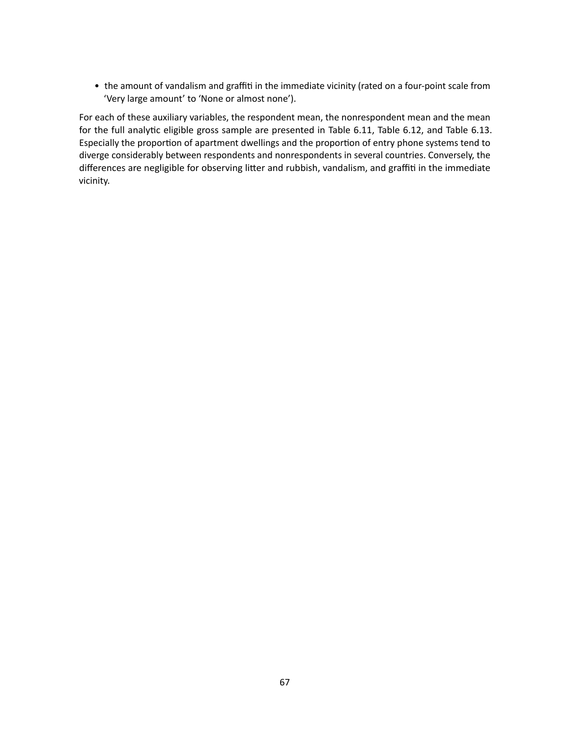- the amount of vandalism and graffiti in the immediate vicinity (rated on a four-point scale from 'Very large amount' to 'None or almost none').

For each of these auxiliary variables, the respondent mean, the nonrespondent mean and the mean for the full analytic eligible gross sample are presented in Table 6.11, Table 6.12, and Table 6.13. Especially the proportion of apartment dwellings and the proportion of entry phone systems tend to diverge considerably between respondents and nonrespondents in several countries. Conversely, the differences are negligible for observing litter and rubbish, vandalism, and graffiti in the immediate vicinity.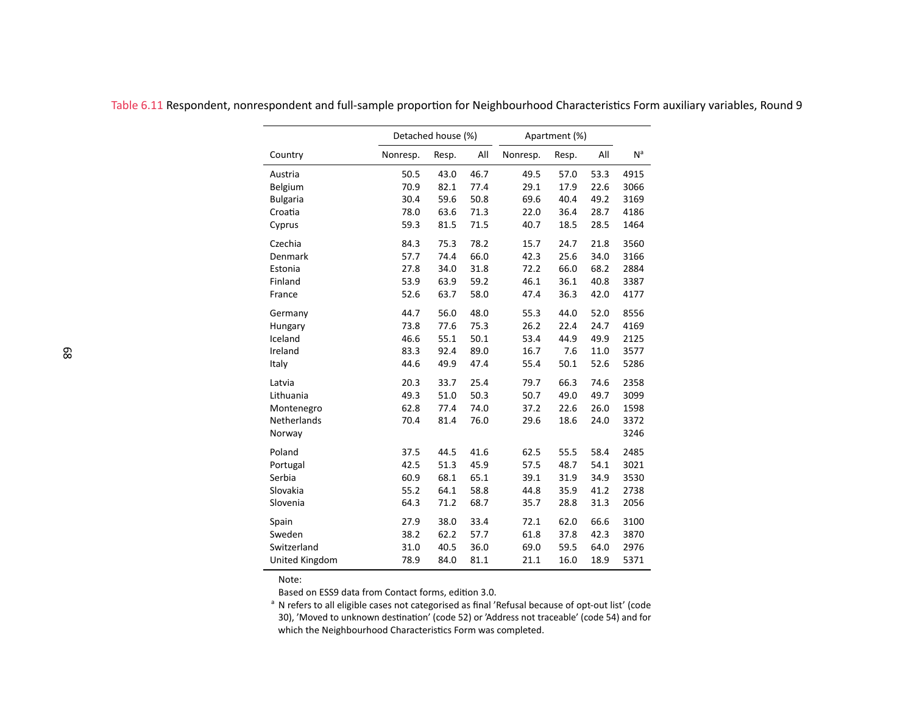Table 6.11 Respondent, nonrespondent and full-sample proportion for Neighbourhood Characteristics Form auxiliary variables, Round 9

| | Detached house (%) | | | Apartment (%) | | | |
|---|---|---|---|---|---|---|---|
| Country | Nonresp. | Resp. | All | Nonresp. | Resp. | All | N[a] |
| Austria | 50.5 | 43.0 | 46.7 | 49.5 | 57.0 | 53.3 | 4915 |
| Belgium | 70.9 | 82.1 | 77.4 | 29.1 | 17.9 | 22.6 | 3066 |
| Bulgaria | 30.4 | 59.6 | 50.8 | 69.6 | 40.4 | 49.2 | 3169 |
| Croatia | 78.0 | 63.6 | 71.3 | 22.0 | 36.4 | 28.7 | 4186 |
| Cyprus | 59.3 | 81.5 | 71.5 | 40.7 | 18.5 | 28.5 | 1464 |
| Czechia | 84.3 | 75.3 | 78.2 | 15.7 | 24.7 | 21.8 | 3560 |
| Denmark | 57.7 | 74.4 | 66.0 | 42.3 | 25.6 | 34.0 | 3166 |
| Estonia | 27.8 | 34.0 | 31.8 | 72.2 | 66.0 | 68.2 | 2884 |
| Finland | 53.9 | 63.9 | 59.2 | 46.1 | 36.1 | 40.8 | 3387 |
| France | 52.6 | 63.7 | 58.0 | 47.4 | 36.3 | 42.0 | 4177 |
| Germany | 44.7 | 56.0 | 48.0 | 55.3 | 44.0 | 52.0 | 8556 |
| Hungary | 73.8 | 77.6 | 75.3 | 26.2 | 22.4 | 24.7 | 4169 |
| Iceland | 46.6 | 55.1 | 50.1 | 53.4 | 44.9 | 49.9 | 2125 |
| Ireland | 83.3 | 92.4 | 89.0 | 16.7 | 7.6 | 11.0 | 3577 |
| Italy | 44.6 | 49.9 | 47.4 | 55.4 | 50.1 | 52.6 | 5286 |
| Latvia | 20.3 | 33.7 | 25.4 | 79.7 | 66.3 | 74.6 | 2358 |
| Lithuania | 49.3 | 51.0 | 50.3 | 50.7 | 49.0 | 49.7 | 3099 |
| Montenegro | 62.8 | 77.4 | 74.0 | 37.2 | 22.6 | 26.0 | 1598 |
| Netherlands | 70.4 | 81.4 | 76.0 | 29.6 | 18.6 | 24.0 | 3372 |
| Norway | | | | | | | 3246 |
| Poland | 37.5 | 44.5 | 41.6 | 62.5 | 55.5 | 58.4 | 2485 |
| Portugal | 42.5 | 51.3 | 45.9 | 57.5 | 48.7 | 54.1 | 3021 |
| Serbia | 60.9 | 68.1 | 65.1 | 39.1 | 31.9 | 34.9 | 3530 |
| Slovakia | 55.2 | 64.1 | 58.8 | 44.8 | 35.9 | 41.2 | 2738 |
| Slovenia | 64.3 | 71.2 | 68.7 | 35.7 | 28.8 | 31.3 | 2056 |
| Spain | 27.9 | 38.0 | 33.4 | 72.1 | 62.0 | 66.6 | 3100 |
| Sweden | 38.2 | 62.2 | 57.7 | 61.8 | 37.8 | 42.3 | 3870 |
| Switzerland | 31.0 | 40.5 | 36.0 | 69.0 | 59.5 | 64.0 | 2976 |
| United Kingdom | 78.9 | 84.0 | 81.1 | 21.1 | 16.0 | 18.9 | 5371 |

Note:
Based on ESS9 data from Contact forms, edition 3.0.
[a] N refers to all eligible cases not categorised as final 'Refusal because of opt-out list' (code 30), 'Moved to unknown destination' (code 52) or 'Address not traceable' (code 54) and for which the Neighbourhood Characteristics Form was completed.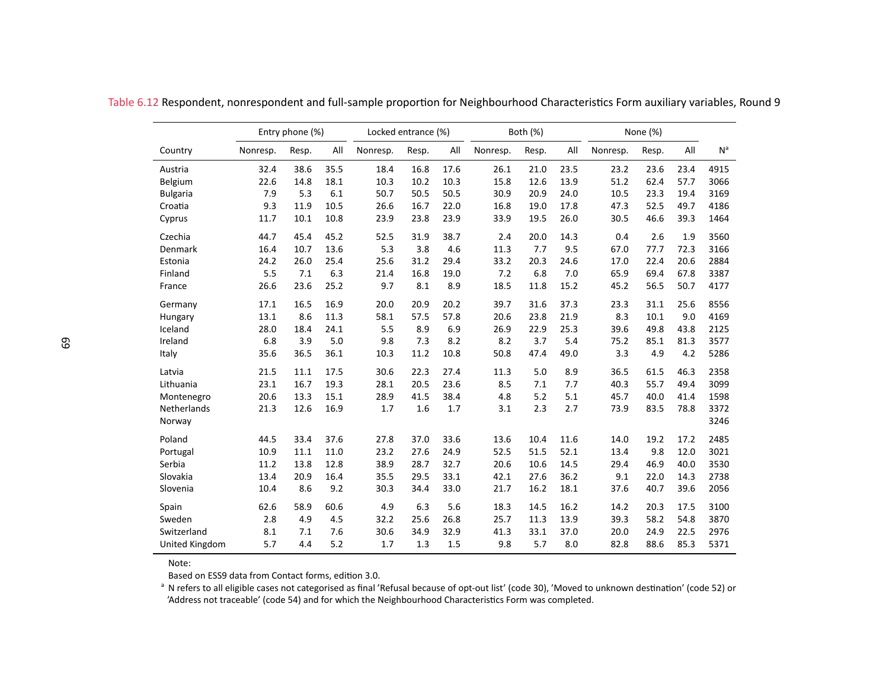Table 6.12 Respondent, nonrespondent and full-sample proportion for Neighbourhood Characteristics Form auxiliary variables, Round 9

| | Entry phone (%) | | | Locked entrance (%) | | | Both (%) | | | None (%) | | | |
|---|---|---|---|---|---|---|---|---|---|---|---|---|---|
| Country | Nonresp. | Resp. | All | Nonresp. | Resp. | All | Nonresp. | Resp. | All | Nonresp. | Resp. | All | N[a] |
| Austria | 32.4 | 38.6 | 35.5 | 18.4 | 16.8 | 17.6 | 26.1 | 21.0 | 23.5 | 23.2 | 23.6 | 23.4 | 4915 |
| Belgium | 22.6 | 14.8 | 18.1 | 10.3 | 10.2 | 10.3 | 15.8 | 12.6 | 13.9 | 51.2 | 62.4 | 57.7 | 3066 |
| Bulgaria | 7.9 | 5.3 | 6.1 | 50.7 | 50.5 | 50.5 | 30.9 | 20.9 | 24.0 | 10.5 | 23.3 | 19.4 | 3169 |
| Croatia | 9.3 | 11.9 | 10.5 | 26.6 | 16.7 | 22.0 | 16.8 | 19.0 | 17.8 | 47.3 | 52.5 | 49.7 | 4186 |
| Cyprus | 11.7 | 10.1 | 10.8 | 23.9 | 23.8 | 23.9 | 33.9 | 19.5 | 26.0 | 30.5 | 46.6 | 39.3 | 1464 |
| Czechia | 44.7 | 45.4 | 45.2 | 52.5 | 31.9 | 38.7 | 2.4 | 20.0 | 14.3 | 0.4 | 2.6 | 1.9 | 3560 |
| Denmark | 16.4 | 10.7 | 13.6 | 5.3 | 3.8 | 4.6 | 11.3 | 7.7 | 9.5 | 67.0 | 77.7 | 72.3 | 3166 |
| Estonia | 24.2 | 26.0 | 25.4 | 25.6 | 31.2 | 29.4 | 33.2 | 20.3 | 24.6 | 17.0 | 22.4 | 20.6 | 2884 |
| Finland | 5.5 | 7.1 | 6.3 | 21.4 | 16.8 | 19.0 | 7.2 | 6.8 | 7.0 | 65.9 | 69.4 | 67.8 | 3387 |
| France | 26.6 | 23.6 | 25.2 | 9.7 | 8.1 | 8.9 | 18.5 | 11.8 | 15.2 | 45.2 | 56.5 | 50.7 | 4177 |
| Germany | 17.1 | 16.5 | 16.9 | 20.0 | 20.9 | 20.2 | 39.7 | 31.6 | 37.3 | 23.3 | 31.1 | 25.6 | 8556 |
| Hungary | 13.1 | 8.6 | 11.3 | 58.1 | 57.5 | 57.8 | 20.6 | 23.8 | 21.9 | 8.3 | 10.1 | 9.0 | 4169 |
| Iceland | 28.0 | 18.4 | 24.1 | 5.5 | 8.9 | 6.9 | 26.9 | 22.9 | 25.3 | 39.6 | 49.8 | 43.8 | 2125 |
| Ireland | 6.8 | 3.9 | 5.0 | 9.8 | 7.3 | 8.2 | 8.2 | 3.7 | 5.4 | 75.2 | 85.1 | 81.3 | 3577 |
| Italy | 35.6 | 36.5 | 36.1 | 10.3 | 11.2 | 10.8 | 50.8 | 47.4 | 49.0 | 3.3 | 4.9 | 4.2 | 5286 |
| Latvia | 21.5 | 11.1 | 17.5 | 30.6 | 22.3 | 27.4 | 11.3 | 5.0 | 8.9 | 36.5 | 61.5 | 46.3 | 2358 |
| Lithuania | 23.1 | 16.7 | 19.3 | 28.1 | 20.5 | 23.6 | 8.5 | 7.1 | 7.7 | 40.3 | 55.7 | 49.4 | 3099 |
| Montenegro | 20.6 | 13.3 | 15.1 | 28.9 | 41.5 | 38.4 | 4.8 | 5.2 | 5.1 | 45.7 | 40.0 | 41.4 | 1598 |
| Netherlands | 21.3 | 12.6 | 16.9 | 1.7 | 1.6 | 1.7 | 3.1 | 2.3 | 2.7 | 73.9 | 83.5 | 78.8 | 3372 |
| Norway | | | | | | | | | | | | | 3246 |
| Poland | 44.5 | 33.4 | 37.6 | 27.8 | 37.0 | 33.6 | 13.6 | 10.4 | 11.6 | 14.0 | 19.2 | 17.2 | 2485 |
| Portugal | 10.9 | 11.1 | 11.0 | 23.2 | 27.6 | 24.9 | 52.5 | 51.5 | 52.1 | 13.4 | 9.8 | 12.0 | 3021 |
| Serbia | 11.2 | 13.8 | 12.8 | 38.9 | 28.7 | 32.7 | 20.6 | 10.6 | 14.5 | 29.4 | 46.9 | 40.0 | 3530 |
| Slovakia | 13.4 | 20.9 | 16.4 | 35.5 | 29.5 | 33.1 | 42.1 | 27.6 | 36.2 | 9.1 | 22.0 | 14.3 | 2738 |
| Slovenia | 10.4 | 8.6 | 9.2 | 30.3 | 34.4 | 33.0 | 21.7 | 16.2 | 18.1 | 37.6 | 40.7 | 39.6 | 2056 |
| Spain | 62.6 | 58.9 | 60.6 | 4.9 | 6.3 | 5.6 | 18.3 | 14.5 | 16.2 | 14.2 | 20.3 | 17.5 | 3100 |
| Sweden | 2.8 | 4.9 | 4.5 | 32.2 | 25.6 | 26.8 | 25.7 | 11.3 | 13.9 | 39.3 | 58.2 | 54.8 | 3870 |
| Switzerland | 8.1 | 7.1 | 7.6 | 30.6 | 34.9 | 32.9 | 41.3 | 33.1 | 37.0 | 20.0 | 24.9 | 22.5 | 2976 |
| United Kingdom | 5.7 | 4.4 | 5.2 | 1.7 | 1.3 | 1.5 | 9.8 | 5.7 | 8.0 | 82.8 | 88.6 | 85.3 | 5371 |

Note:
Based on ESS9 data from Contact forms, edition 3.0.
[a] N refers to all eligible cases not categorised as final 'Refusal because of opt-out list' (code 30), 'Moved to unknown destination' (code 52) or 'Address not traceable' (code 54) and for which the Neighbourhood Characteristics Form was completed.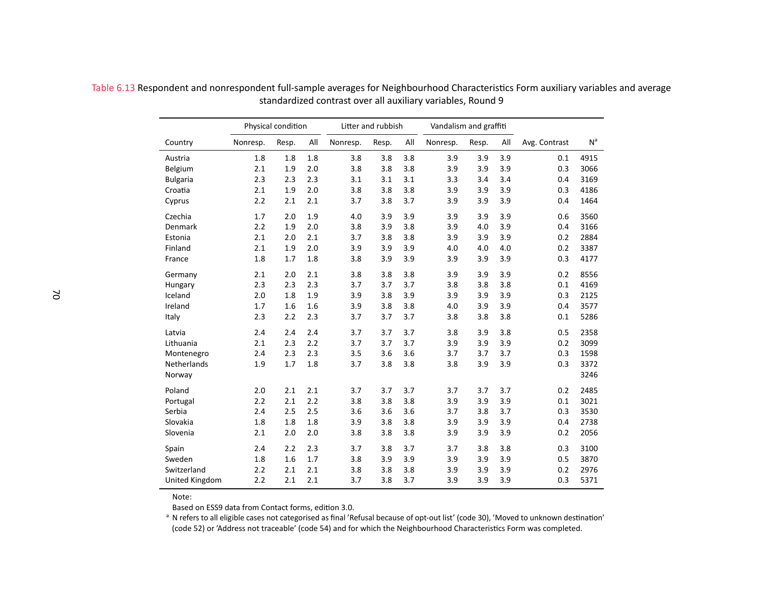Table 6.13 Respondent and nonrespondent full-sample averages for Neighbourhood Characteristics Form auxiliary variables and average standardized contrast over all auxiliary variables, Round 9

| | Physical condition | | | Litter and rubbish | | | Vandalism and graffiti | | | | |
|---|---|---|---|---|---|---|---|---|---|---|---|
| Country | Nonresp. | Resp. | All | Nonresp. | Resp. | All | Nonresp. | Resp. | All | Avg. Contrast | N[a] |
| Austria | 1.8 | 1.8 | 1.8 | 3.8 | 3.8 | 3.8 | 3.9 | 3.9 | 3.9 | 0.1 | 4915 |
| Belgium | 2.1 | 1.9 | 2.0 | 3.8 | 3.8 | 3.8 | 3.9 | 3.9 | 3.9 | 0.3 | 3066 |
| Bulgaria | 2.3 | 2.3 | 2.3 | 3.1 | 3.1 | 3.1 | 3.3 | 3.4 | 3.4 | 0.4 | 3169 |
| Croatia | 2.1 | 1.9 | 2.0 | 3.8 | 3.8 | 3.8 | 3.9 | 3.9 | 3.9 | 0.3 | 4186 |
| Cyprus | 2.2 | 2.1 | 2.1 | 3.7 | 3.8 | 3.7 | 3.9 | 3.9 | 3.9 | 0.4 | 1464 |
| Czechia | 1.7 | 2.0 | 1.9 | 4.0 | 3.9 | 3.9 | 3.9 | 3.9 | 3.9 | 0.6 | 3560 |
| Denmark | 2.2 | 1.9 | 2.0 | 3.8 | 3.9 | 3.8 | 3.9 | 4.0 | 3.9 | 0.4 | 3166 |
| Estonia | 2.1 | 2.0 | 2.1 | 3.7 | 3.8 | 3.8 | 3.9 | 3.9 | 3.9 | 0.2 | 2884 |
| Finland | 2.1 | 1.9 | 2.0 | 3.9 | 3.9 | 3.9 | 4.0 | 4.0 | 4.0 | 0.2 | 3387 |
| France | 1.8 | 1.7 | 1.8 | 3.8 | 3.9 | 3.9 | 3.9 | 3.9 | 3.9 | 0.3 | 4177 |
| Germany | 2.1 | 2.0 | 2.1 | 3.8 | 3.8 | 3.8 | 3.9 | 3.9 | 3.9 | 0.2 | 8556 |
| Hungary | 2.3 | 2.3 | 2.3 | 3.7 | 3.7 | 3.7 | 3.8 | 3.8 | 3.8 | 0.1 | 4169 |
| Iceland | 2.0 | 1.8 | 1.9 | 3.9 | 3.8 | 3.9 | 3.9 | 3.9 | 3.9 | 0.3 | 2125 |
| Ireland | 1.7 | 1.6 | 1.6 | 3.9 | 3.8 | 3.8 | 4.0 | 3.9 | 3.9 | 0.4 | 3577 |
| Italy | 2.3 | 2.2 | 2.3 | 3.7 | 3.7 | 3.7 | 3.8 | 3.8 | 3.8 | 0.1 | 5286 |
| Latvia | 2.4 | 2.4 | 2.4 | 3.7 | 3.7 | 3.7 | 3.8 | 3.9 | 3.8 | 0.5 | 2358 |
| Lithuania | 2.1 | 2.3 | 2.2 | 3.7 | 3.7 | 3.7 | 3.9 | 3.9 | 3.9 | 0.2 | 3099 |
| Montenegro | 2.4 | 2.3 | 2.3 | 3.5 | 3.6 | 3.6 | 3.7 | 3.7 | 3.7 | 0.3 | 1598 |
| Netherlands | 1.9 | 1.7 | 1.8 | 3.7 | 3.8 | 3.8 | 3.8 | 3.9 | 3.9 | 0.3 | 3372 |
| Norway | | | | | | | | | | | 3246 |
| Poland | 2.0 | 2.1 | 2.1 | 3.7 | 3.7 | 3.7 | 3.7 | 3.7 | 3.7 | 0.2 | 2485 |
| Portugal | 2.2 | 2.1 | 2.2 | 3.8 | 3.8 | 3.8 | 3.9 | 3.9 | 3.9 | 0.1 | 3021 |
| Serbia | 2.4 | 2.5 | 2.5 | 3.6 | 3.6 | 3.6 | 3.7 | 3.8 | 3.7 | 0.3 | 3530 |
| Slovakia | 1.8 | 1.8 | 1.8 | 3.9 | 3.8 | 3.8 | 3.9 | 3.9 | 3.9 | 0.4 | 2738 |
| Slovenia | 2.1 | 2.0 | 2.0 | 3.8 | 3.8 | 3.8 | 3.9 | 3.9 | 3.9 | 0.2 | 2056 |
| Spain | 2.4 | 2.2 | 2.3 | 3.7 | 3.8 | 3.7 | 3.7 | 3.8 | 3.8 | 0.3 | 3100 |
| Sweden | 1.8 | 1.6 | 1.7 | 3.8 | 3.9 | 3.9 | 3.9 | 3.9 | 3.9 | 0.5 | 3870 |
| Switzerland | 2.2 | 2.1 | 2.1 | 3.8 | 3.8 | 3.8 | 3.9 | 3.9 | 3.9 | 0.2 | 2976 |
| United Kingdom | 2.2 | 2.1 | 2.1 | 3.7 | 3.8 | 3.7 | 3.9 | 3.9 | 3.9 | 0.3 | 5371 |

Note:

Based on ESS9 data from Contact forms, edition 3.0.

[a] N refers to all eligible cases not categorised as final 'Refusal because of opt-out list' (code 30), 'Moved to unknown destination' (code 52) or 'Address not traceable' (code 54) and for which the Neighbourhood Characteristics Form was completed.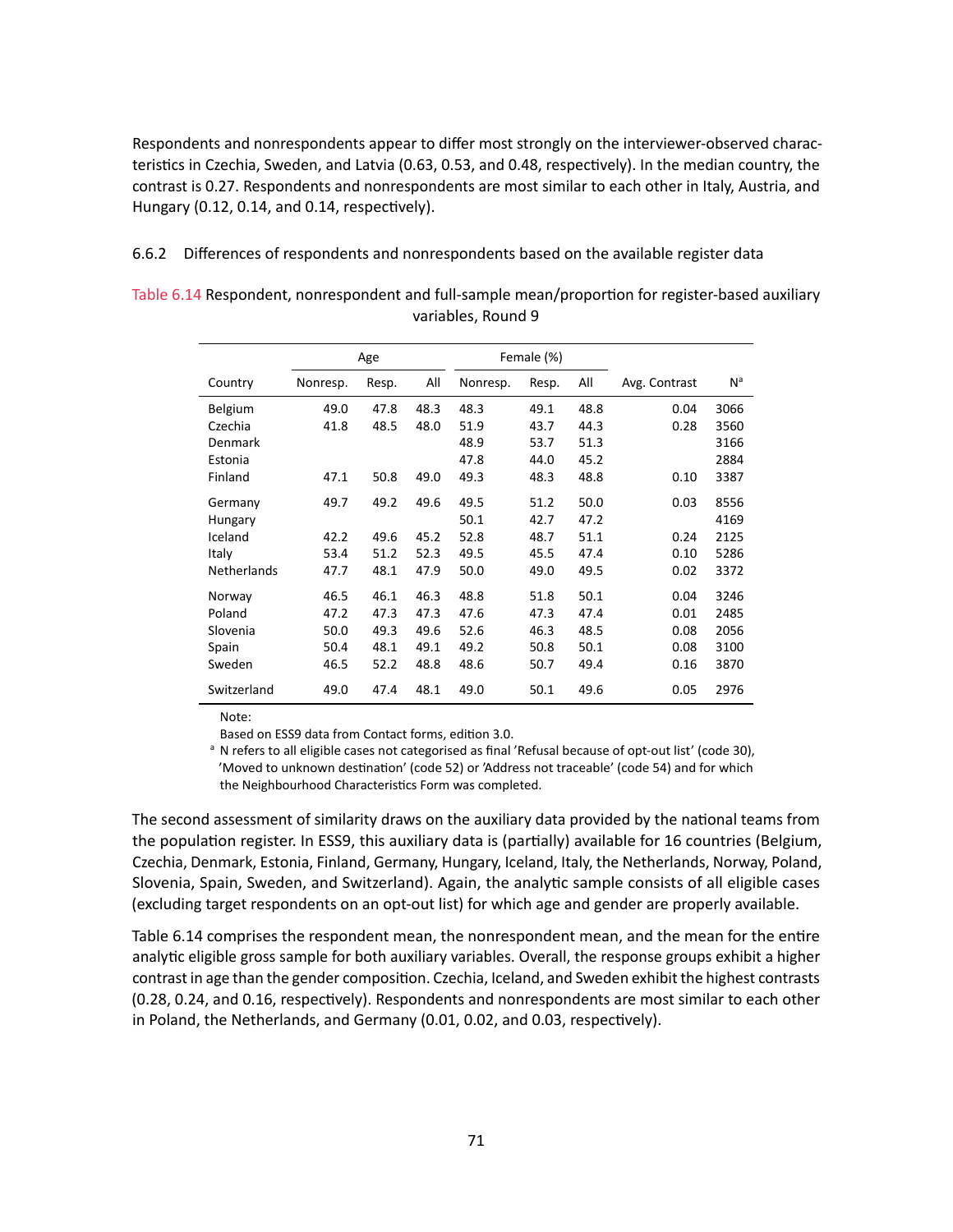Respondents and nonrespondents appear to differ most strongly on the interviewer-observed characteristics in Czechia, Sweden, and Latvia (0.63, 0.53, and 0.48, respectively). In the median country, the contrast is 0.27. Respondents and nonrespondents are most similar to each other in Italy, Austria, and Hungary (0.12, 0.14, and 0.14, respectively).

### 6.6.2 Differences of respondents and nonrespondents based on the available register data

Table 6.14 Respondent, nonrespondent and full-sample mean/proportion for register-based auxiliary variables, Round 9

| | Age | | | Female (%) | | | | |
|---|---|---|---|---|---|---|---|---|
| Country | Nonresp. | Resp. | All | Nonresp. | Resp. | All | Avg. Contrast | N[a] |
| Belgium | 49.0 | 47.8 | 48.3 | 48.3 | 49.1 | 48.8 | 0.04 | 3066 |
| Czechia | 41.8 | 48.5 | 48.0 | 51.9 | 43.7 | 44.3 | 0.28 | 3560 |
| Denmark | | | | 48.9 | 53.7 | 51.3 | | 3166 |
| Estonia | | | | 47.8 | 44.0 | 45.2 | | 2884 |
| Finland | 47.1 | 50.8 | 49.0 | 49.3 | 48.3 | 48.8 | 0.10 | 3387 |
| Germany | 49.7 | 49.2 | 49.6 | 49.5 | 51.2 | 50.0 | 0.03 | 8556 |
| Hungary | | | | 50.1 | 42.7 | 47.2 | | 4169 |
| Iceland | 42.2 | 49.6 | 45.2 | 52.8 | 48.7 | 51.1 | 0.24 | 2125 |
| Italy | 53.4 | 51.2 | 52.3 | 49.5 | 45.5 | 47.4 | 0.10 | 5286 |
| Netherlands | 47.7 | 48.1 | 47.9 | 50.0 | 49.0 | 49.5 | 0.02 | 3372 |
| Norway | 46.5 | 46.1 | 46.3 | 48.8 | 51.8 | 50.1 | 0.04 | 3246 |
| Poland | 47.2 | 47.3 | 47.3 | 47.6 | 47.3 | 47.4 | 0.01 | 2485 |
| Slovenia | 50.0 | 49.3 | 49.6 | 52.6 | 46.3 | 48.5 | 0.08 | 2056 |
| Spain | 50.4 | 48.1 | 49.1 | 49.2 | 50.8 | 50.1 | 0.08 | 3100 |
| Sweden | 46.5 | 52.2 | 48.8 | 48.6 | 50.7 | 49.4 | 0.16 | 3870 |
| Switzerland | 49.0 | 47.4 | 48.1 | 49.0 | 50.1 | 49.6 | 0.05 | 2976 |

Note:

Based on ESS9 data from Contact forms, edition 3.0.

[a] N refers to all eligible cases not categorised as final 'Refusal because of opt-out list' (code 30), 'Moved to unknown destination' (code 52) or 'Address not traceable' (code 54) and for which the Neighbourhood Characteristics Form was completed.

The second assessment of similarity draws on the auxiliary data provided by the national teams from the population register. In ESS9, this auxiliary data is (partially) available for 16 countries (Belgium, Czechia, Denmark, Estonia, Finland, Germany, Hungary, Iceland, Italy, the Netherlands, Norway, Poland, Slovenia, Spain, Sweden, and Switzerland). Again, the analytic sample consists of all eligible cases (excluding target respondents on an opt-out list) for which age and gender are properly available.

Table 6.14 comprises the respondent mean, the nonrespondent mean, and the mean for the entire analytic eligible gross sample for both auxiliary variables. Overall, the response groups exhibit a higher contrast in age than the gender composition. Czechia, Iceland, and Sweden exhibit the highest contrasts (0.28, 0.24, and 0.16, respectively). Respondents and nonrespondents are most similar to each other in Poland, the Netherlands, and Germany (0.01, 0.02, and 0.03, respectively).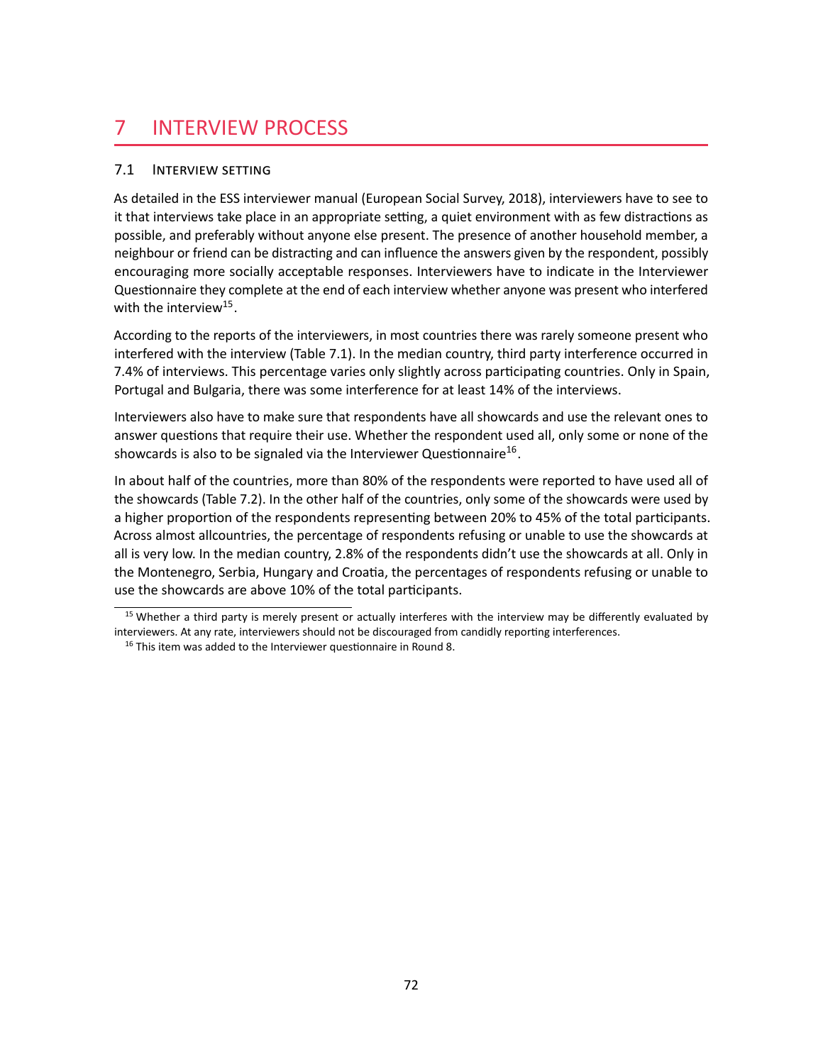# 7 INTERVIEW PROCESS

## 7.1 Interview setting

As detailed in the ESS interviewer manual (European Social Survey, 2018), interviewers have to see to it that interviews take place in an appropriate setting, a quiet environment with as few distractions as possible, and preferably without anyone else present. The presence of another household member, a neighbour or friend can be distracting and can influence the answers given by the respondent, possibly encouraging more socially acceptable responses. Interviewers have to indicate in the Interviewer Questionnaire they complete at the end of each interview whether anyone was present who interfered with the interview[15].

According to the reports of the interviewers, in most countries there was rarely someone present who interfered with the interview (Table 7.1). In the median country, third party interference occurred in 7.4% of interviews. This percentage varies only slightly across participating countries. Only in Spain, Portugal and Bulgaria, there was some interference for at least 14% of the interviews.

Interviewers also have to make sure that respondents have all showcards and use the relevant ones to answer questions that require their use. Whether the respondent used all, only some or none of the showcards is also to be signaled via the Interviewer Questionnaire[16].

In about half of the countries, more than 80% of the respondents were reported to have used all of the showcards (Table 7.2). In the other half of the countries, only some of the showcards were used by a higher proportion of the respondents representing between 20% to 45% of the total participants. Across almost allcountries, the percentage of respondents refusing or unable to use the showcards at all is very low. In the median country, 2.8% of the respondents didn't use the showcards at all. Only in the Montenegro, Serbia, Hungary and Croatia, the percentages of respondents refusing or unable to use the showcards are above 10% of the total participants.

---

[15] Whether a third party is merely present or actually interferes with the interview may be differently evaluated by interviewers. At any rate, interviewers should not be discouraged from candidly reporting interferences.

[16] This item was added to the Interviewer questionnaire in Round 8.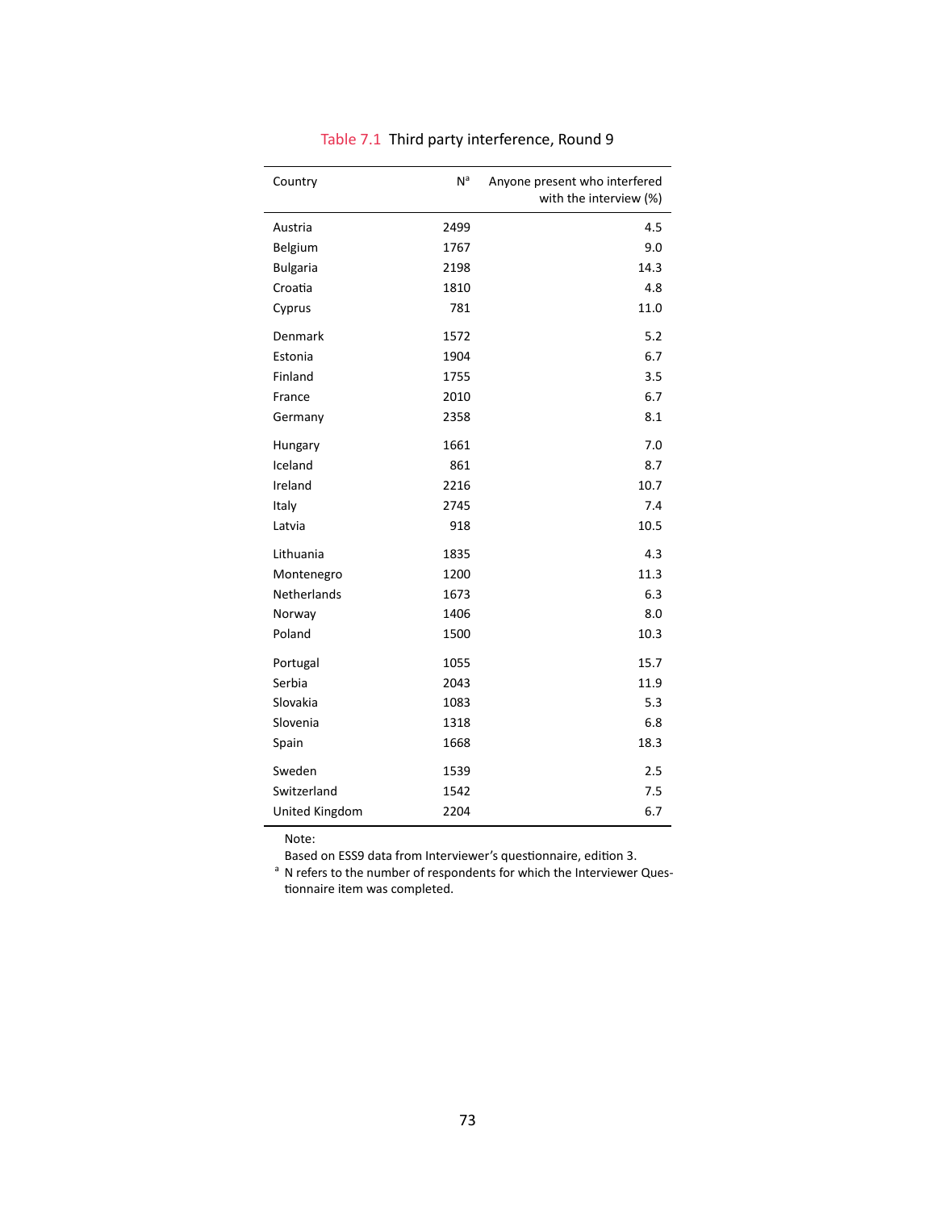Table 7.1 Third party interference, Round 9

| Country | N[a] | Anyone present who interfered with the interview (%) |
|---|---|---|
| Austria | 2499 | 4.5 |
| Belgium | 1767 | 9.0 |
| Bulgaria | 2198 | 14.3 |
| Croatia | 1810 | 4.8 |
| Cyprus | 781 | 11.0 |
| Denmark | 1572 | 5.2 |
| Estonia | 1904 | 6.7 |
| Finland | 1755 | 3.5 |
| France | 2010 | 6.7 |
| Germany | 2358 | 8.1 |
| Hungary | 1661 | 7.0 |
| Iceland | 861 | 8.7 |
| Ireland | 2216 | 10.7 |
| Italy | 2745 | 7.4 |
| Latvia | 918 | 10.5 |
| Lithuania | 1835 | 4.3 |
| Montenegro | 1200 | 11.3 |
| Netherlands | 1673 | 6.3 |
| Norway | 1406 | 8.0 |
| Poland | 1500 | 10.3 |
| Portugal | 1055 | 15.7 |
| Serbia | 2043 | 11.9 |
| Slovakia | 1083 | 5.3 |
| Slovenia | 1318 | 6.8 |
| Spain | 1668 | 18.3 |
| Sweden | 1539 | 2.5 |
| Switzerland | 1542 | 7.5 |
| United Kingdom | 2204 | 6.7 |

Note:
Based on ESS9 data from Interviewer's questionnaire, edition 3.
[a] N refers to the number of respondents for which the Interviewer Questionnaire item was completed.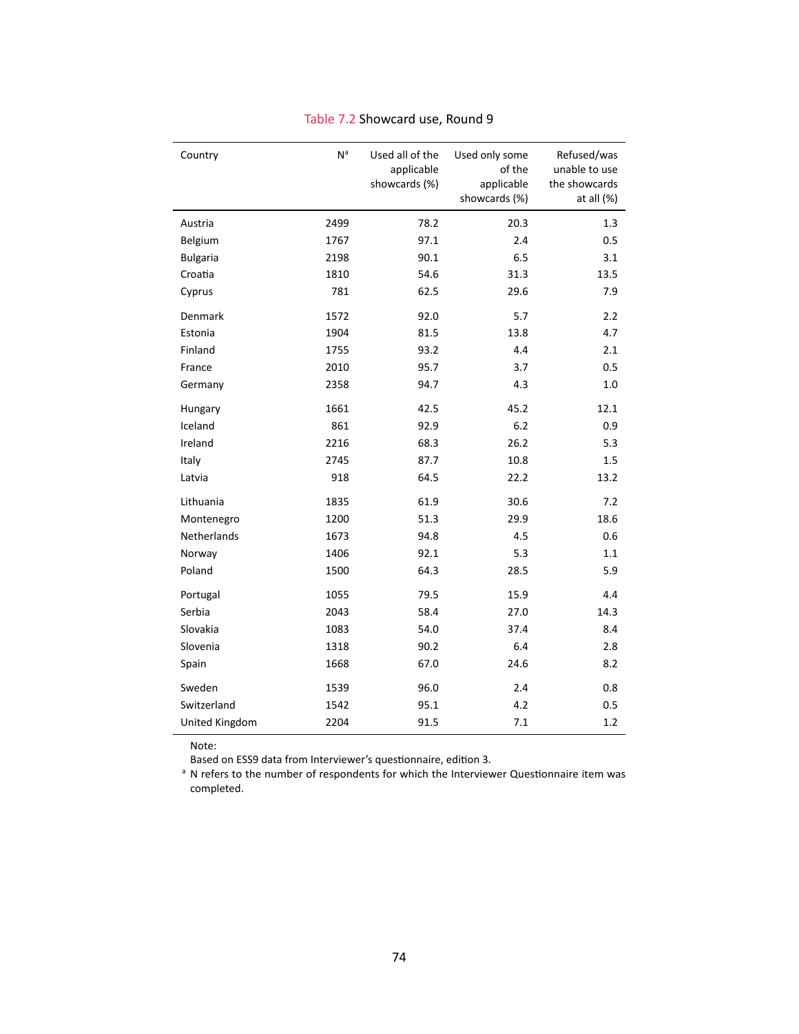Table 7.2 Showcard use, Round 9

| Country | N[a] | Used all of the applicable showcards (%) | Used only some of the applicable showcards (%) | Refused/was unable to use the showcards at all (%) |
|---|---|---|---|---|
| Austria | 2499 | 78.2 | 20.3 | 1.3 |
| Belgium | 1767 | 97.1 | 2.4 | 0.5 |
| Bulgaria | 2198 | 90.1 | 6.5 | 3.1 |
| Croatia | 1810 | 54.6 | 31.3 | 13.5 |
| Cyprus | 781 | 62.5 | 29.6 | 7.9 |
| Denmark | 1572 | 92.0 | 5.7 | 2.2 |
| Estonia | 1904 | 81.5 | 13.8 | 4.7 |
| Finland | 1755 | 93.2 | 4.4 | 2.1 |
| France | 2010 | 95.7 | 3.7 | 0.5 |
| Germany | 2358 | 94.7 | 4.3 | 1.0 |
| Hungary | 1661 | 42.5 | 45.2 | 12.1 |
| Iceland | 861 | 92.9 | 6.2 | 0.9 |
| Ireland | 2216 | 68.3 | 26.2 | 5.3 |
| Italy | 2745 | 87.7 | 10.8 | 1.5 |
| Latvia | 918 | 64.5 | 22.2 | 13.2 |
| Lithuania | 1835 | 61.9 | 30.6 | 7.2 |
| Montenegro | 1200 | 51.3 | 29.9 | 18.6 |
| Netherlands | 1673 | 94.8 | 4.5 | 0.6 |
| Norway | 1406 | 92.1 | 5.3 | 1.1 |
| Poland | 1500 | 64.3 | 28.5 | 5.9 |
| Portugal | 1055 | 79.5 | 15.9 | 4.4 |
| Serbia | 2043 | 58.4 | 27.0 | 14.3 |
| Slovakia | 1083 | 54.0 | 37.4 | 8.4 |
| Slovenia | 1318 | 90.2 | 6.4 | 2.8 |
| Spain | 1668 | 67.0 | 24.6 | 8.2 |
| Sweden | 1539 | 96.0 | 2.4 | 0.8 |
| Switzerland | 1542 | 95.1 | 4.2 | 0.5 |
| United Kingdom | 2204 | 91.5 | 7.1 | 1.2 |

Note:
Based on ESS9 data from Interviewer's questionnaire, edition 3.
[a] N refers to the number of respondents for which the Interviewer Questionnaire item was completed.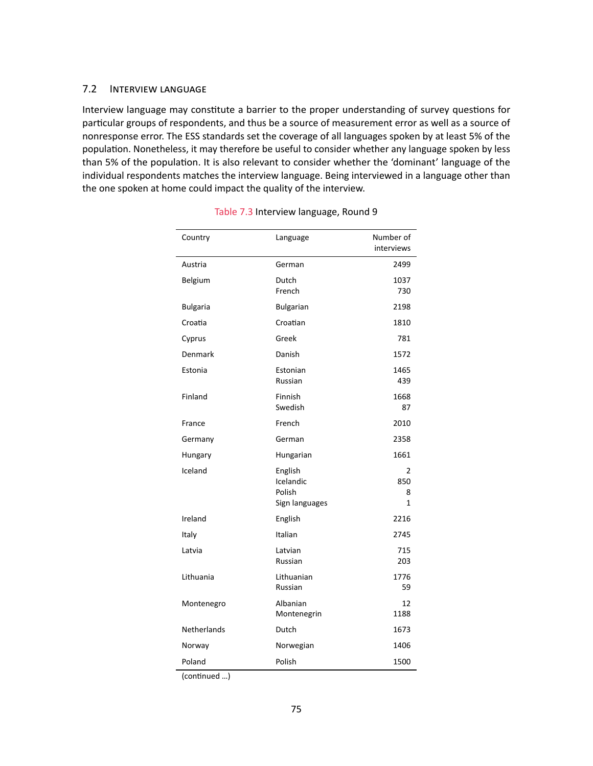## 7.2 Interview language

Interview language may constitute a barrier to the proper understanding of survey questions for particular groups of respondents, and thus be a source of measurement error as well as a source of nonresponse error. The ESS standards set the coverage of all languages spoken by at least 5% of the population. Nonetheless, it may therefore be useful to consider whether any language spoken by less than 5% of the population. It is also relevant to consider whether the 'dominant' language of the individual respondents matches the interview language. Being interviewed in a language other than the one spoken at home could impact the quality of the interview.

Table 7.3 Interview language, Round 9

| Country | Language | Number of interviews |
|---|---|---|
| Austria | German | 2499 |
| Belgium | Dutch | 1037 |
| | French | 730 |
| Bulgaria | Bulgarian | 2198 |
| Croatia | Croatian | 1810 |
| Cyprus | Greek | 781 |
| Denmark | Danish | 1572 |
| Estonia | Estonian | 1465 |
| | Russian | 439 |
| Finland | Finnish | 1668 |
| | Swedish | 87 |
| France | French | 2010 |
| Germany | German | 2358 |
| Hungary | Hungarian | 1661 |
| Iceland | English | 2 |
| | Icelandic | 850 |
| | Polish | 8 |
| | Sign languages | 1 |
| Ireland | English | 2216 |
| Italy | Italian | 2745 |
| Latvia | Latvian | 715 |
| | Russian | 203 |
| Lithuania | Lithuanian | 1776 |
| | Russian | 59 |
| Montenegro | Albanian | 12 |
| | Montenegrin | 1188 |
| Netherlands | Dutch | 1673 |
| Norway | Norwegian | 1406 |
| Poland | Polish | 1500 |

(continued ...)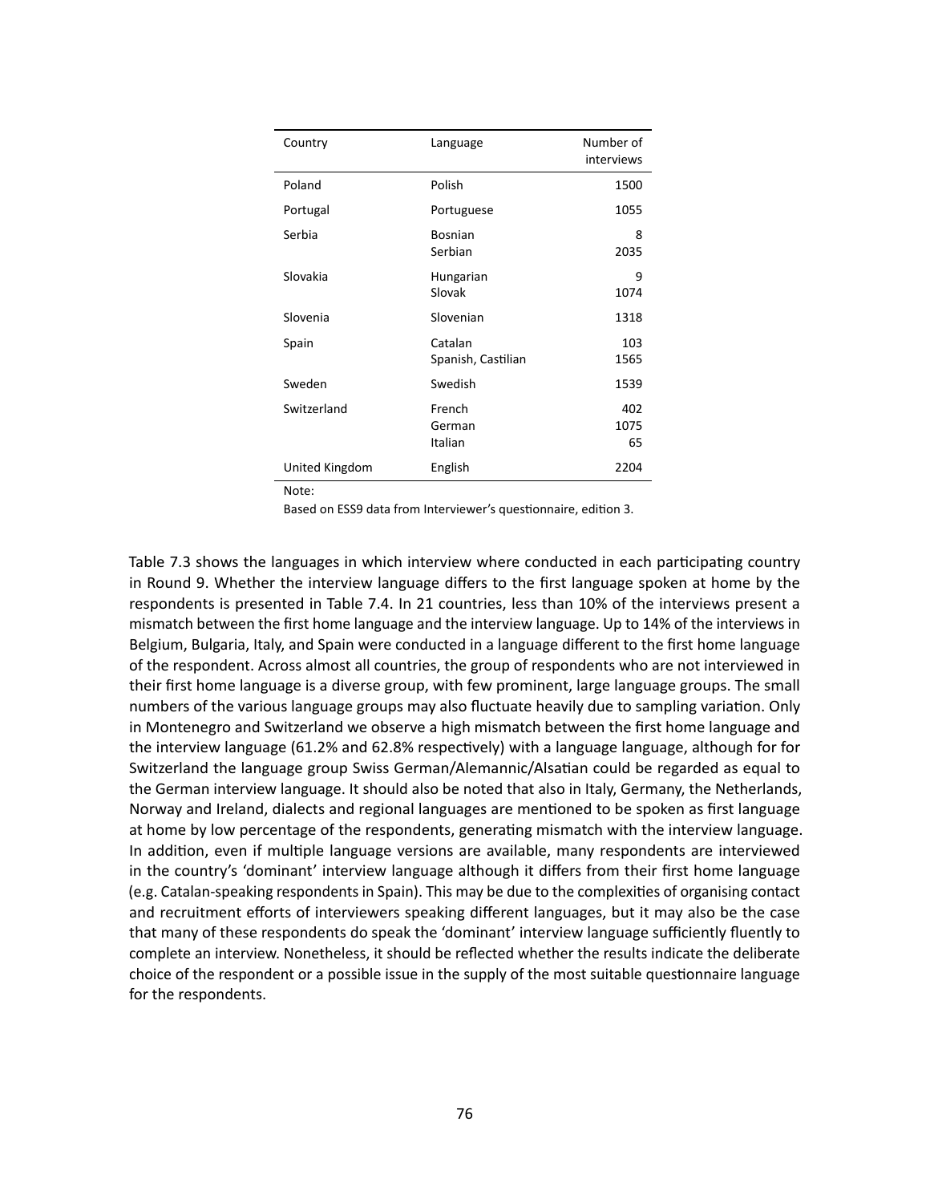| Country | Language | Number of interviews |
|---|---|---|
| Poland | Polish | 1500 |
| Portugal | Portuguese | 1055 |
| Serbia | Bosnian | 8 |
| | Serbian | 2035 |
| Slovakia | Hungarian | 9 |
| | Slovak | 1074 |
| Slovenia | Slovenian | 1318 |
| Spain | Catalan | 103 |
| | Spanish, Castilian | 1565 |
| Sweden | Swedish | 1539 |
| Switzerland | French | 402 |
| | German | 1075 |
| | Italian | 65 |
| United Kingdom | English | 2204 |

Note:

Based on ESS9 data from Interviewer's questionnaire, edition 3.

Table 7.3 shows the languages in which interview where conducted in each participating country in Round 9. Whether the interview language differs to the first language spoken at home by the respondents is presented in Table 7.4. In 21 countries, less than 10% of the interviews present a mismatch between the first home language and the interview language. Up to 14% of the interviews in Belgium, Bulgaria, Italy, and Spain were conducted in a language different to the first home language of the respondent. Across almost all countries, the group of respondents who are not interviewed in their first home language is a diverse group, with few prominent, large language groups. The small numbers of the various language groups may also fluctuate heavily due to sampling variation. Only in Montenegro and Switzerland we observe a high mismatch between the first home language and the interview language (61.2% and 62.8% respectively) with a language language, although for for Switzerland the language group Swiss German/Alemannic/Alsatian could be regarded as equal to the German interview language. It should also be noted that also in Italy, Germany, the Netherlands, Norway and Ireland, dialects and regional languages are mentioned to be spoken as first language at home by low percentage of the respondents, generating mismatch with the interview language. In addition, even if multiple language versions are available, many respondents are interviewed in the country's 'dominant' interview language although it differs from their first home language (e.g. Catalan-speaking respondents in Spain). This may be due to the complexities of organising contact and recruitment efforts of interviewers speaking different languages, but it may also be the case that many of these respondents do speak the 'dominant' interview language sufficiently fluently to complete an interview. Nonetheless, it should be reflected whether the results indicate the deliberate choice of the respondent or a possible issue in the supply of the most suitable questionnaire language for the respondents.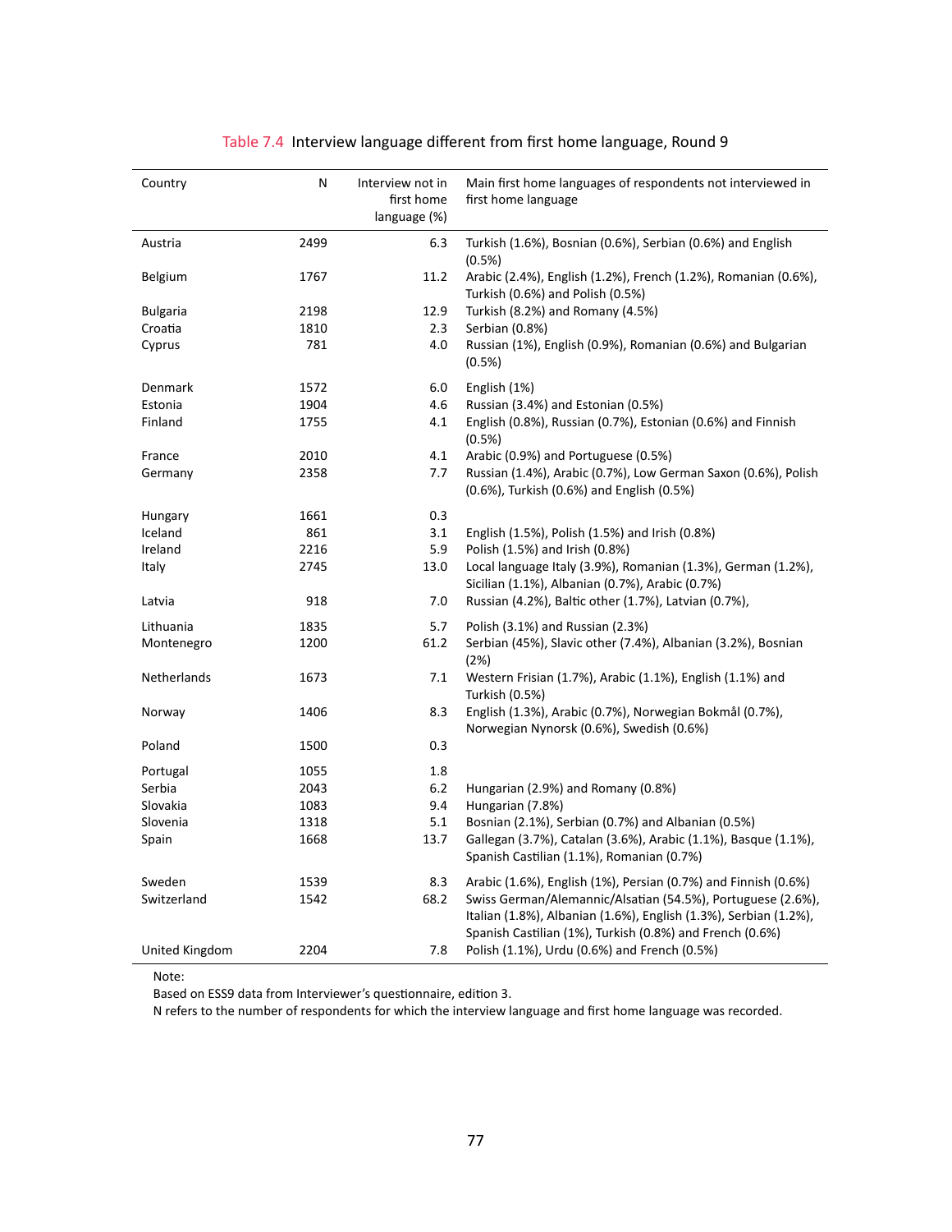Table 7.4 Interview language different from first home language, Round 9

| Country | N | Interview not in first home language (%) | Main first home languages of respondents not interviewed in first home language |
|---|---|---|---|
| Austria | 2499 | 6.3 | Turkish (1.6%), Bosnian (0.6%), Serbian (0.6%) and English (0.5%) |
| Belgium | 1767 | 11.2 | Arabic (2.4%), English (1.2%), French (1.2%), Romanian (0.6%), Turkish (0.6%) and Polish (0.5%) |
| Bulgaria | 2198 | 12.9 | Turkish (8.2%) and Romany (4.5%) |
| Croatia | 1810 | 2.3 | Serbian (0.8%) |
| Cyprus | 781 | 4.0 | Russian (1%), English (0.9%), Romanian (0.6%) and Bulgarian (0.5%) |
| Denmark | 1572 | 6.0 | English (1%) |
| Estonia | 1904 | 4.6 | Russian (3.4%) and Estonian (0.5%) |
| Finland | 1755 | 4.1 | English (0.8%), Russian (0.7%), Estonian (0.6%) and Finnish (0.5%) |
| France | 2010 | 4.1 | Arabic (0.9%) and Portuguese (0.5%) |
| Germany | 2358 | 7.7 | Russian (1.4%), Arabic (0.7%), Low German Saxon (0.6%), Polish (0.6%), Turkish (0.6%) and English (0.5%) |
| Hungary | 1661 | 0.3 | |
| Iceland | 861 | 3.1 | English (1.5%), Polish (1.5%) and Irish (0.8%) |
| Ireland | 2216 | 5.9 | Polish (1.5%) and Irish (0.8%) |
| Italy | 2745 | 13.0 | Local language Italy (3.9%), Romanian (1.3%), German (1.2%), Sicilian (1.1%), Albanian (0.7%), Arabic (0.7%) |
| Latvia | 918 | 7.0 | Russian (4.2%), Baltic other (1.7%), Latvian (0.7%), |
| Lithuania | 1835 | 5.7 | Polish (3.1%) and Russian (2.3%) |
| Montenegro | 1200 | 61.2 | Serbian (45%), Slavic other (7.4%), Albanian (3.2%), Bosnian (2%) |
| Netherlands | 1673 | 7.1 | Western Frisian (1.7%), Arabic (1.1%), English (1.1%) and Turkish (0.5%) |
| Norway | 1406 | 8.3 | English (1.3%), Arabic (0.7%), Norwegian Bokmål (0.7%), Norwegian Nynorsk (0.6%), Swedish (0.6%) |
| Poland | 1500 | 0.3 | |
| Portugal | 1055 | 1.8 | |
| Serbia | 2043 | 6.2 | Hungarian (2.9%) and Romany (0.8%) |
| Slovakia | 1083 | 9.4 | Hungarian (7.8%) |
| Slovenia | 1318 | 5.1 | Bosnian (2.1%), Serbian (0.7%) and Albanian (0.5%) |
| Spain | 1668 | 13.7 | Gallegan (3.7%), Catalan (3.6%), Arabic (1.1%), Basque (1.1%), Spanish Castilian (1.1%), Romanian (0.7%) |
| Sweden | 1539 | 8.3 | Arabic (1.6%), English (1%), Persian (0.7%) and Finnish (0.6%) |
| Switzerland | 1542 | 68.2 | Swiss German/Alemannic/Alsatian (54.5%), Portuguese (2.6%), Italian (1.8%), Albanian (1.6%), English (1.3%), Serbian (1.2%), Spanish Castilian (1%), Turkish (0.8%) and French (0.6%) |
| United Kingdom | 2204 | 7.8 | Polish (1.1%), Urdu (0.6%) and French (0.5%) |

Note:
Based on ESS9 data from Interviewer's questionnaire, edition 3.
N refers to the number of respondents for which the interview language and first home language was recorded.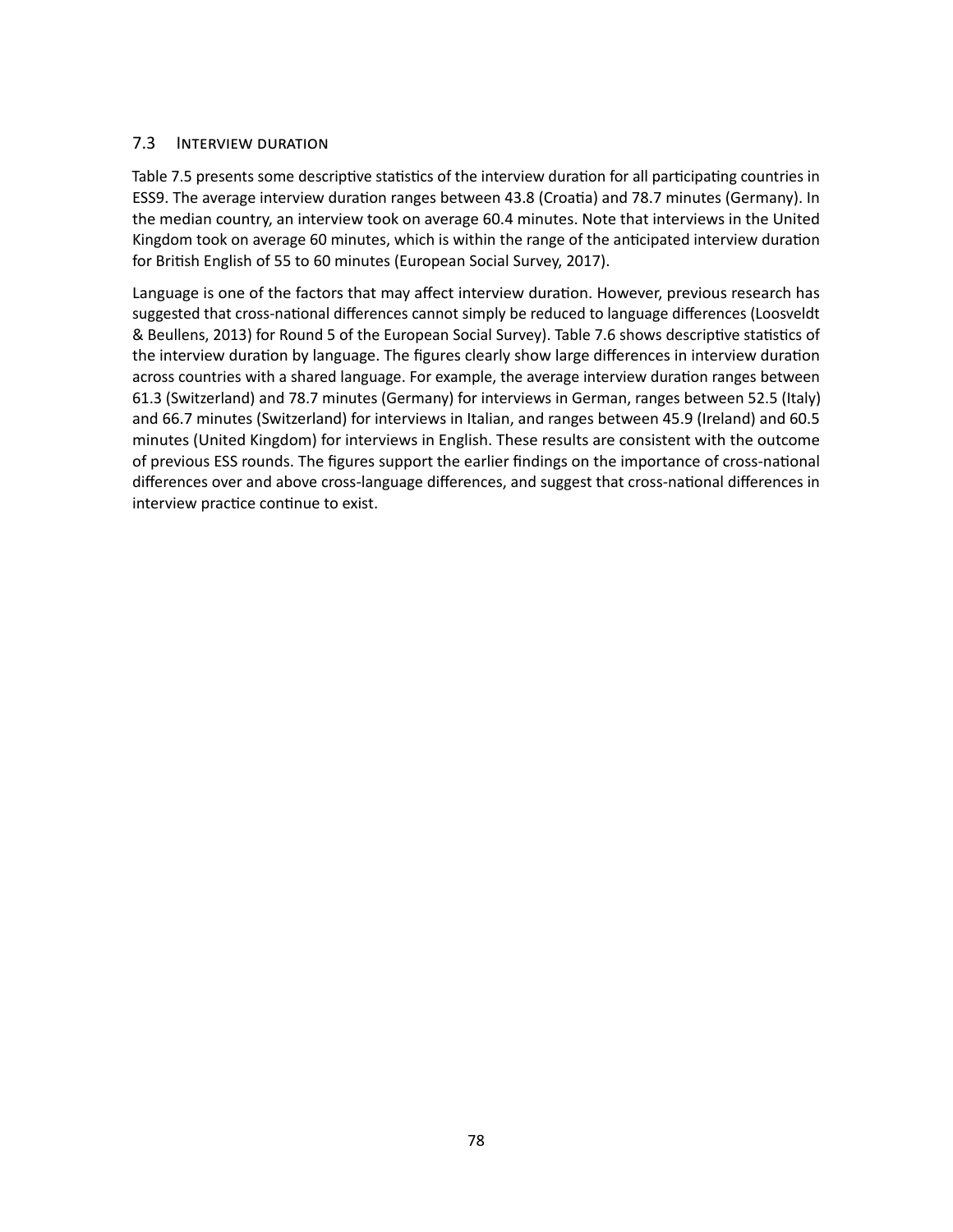## 7.3 Interview duration

Table 7.5 presents some descriptive statistics of the interview duration for all participating countries in ESS9. The average interview duration ranges between 43.8 (Croatia) and 78.7 minutes (Germany). In the median country, an interview took on average 60.4 minutes. Note that interviews in the United Kingdom took on average 60 minutes, which is within the range of the anticipated interview duration for British English of 55 to 60 minutes (European Social Survey, 2017).

Language is one of the factors that may affect interview duration. However, previous research has suggested that cross-national differences cannot simply be reduced to language differences (Loosveldt & Beullens, 2013) for Round 5 of the European Social Survey). Table 7.6 shows descriptive statistics of the interview duration by language. The figures clearly show large differences in interview duration across countries with a shared language. For example, the average interview duration ranges between 61.3 (Switzerland) and 78.7 minutes (Germany) for interviews in German, ranges between 52.5 (Italy) and 66.7 minutes (Switzerland) for interviews in Italian, and ranges between 45.9 (Ireland) and 60.5 minutes (United Kingdom) for interviews in English. These results are consistent with the outcome of previous ESS rounds. The figures support the earlier findings on the importance of cross-national differences over and above cross-language differences, and suggest that cross-national differences in interview practice continue to exist.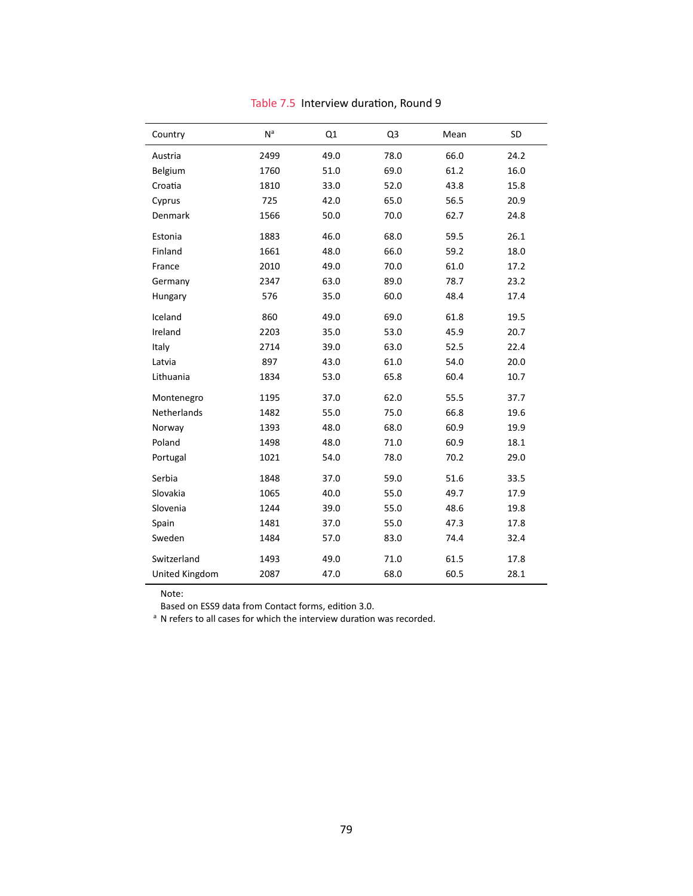Table 7.5 Interview duration, Round 9

| Country | N[a] | Q1 | Q3 | Mean | SD |
|---|---|---|---|---|---|
| Austria | 2499 | 49.0 | 78.0 | 66.0 | 24.2 |
| Belgium | 1760 | 51.0 | 69.0 | 61.2 | 16.0 |
| Croatia | 1810 | 33.0 | 52.0 | 43.8 | 15.8 |
| Cyprus | 725 | 42.0 | 65.0 | 56.5 | 20.9 |
| Denmark | 1566 | 50.0 | 70.0 | 62.7 | 24.8 |
| Estonia | 1883 | 46.0 | 68.0 | 59.5 | 26.1 |
| Finland | 1661 | 48.0 | 66.0 | 59.2 | 18.0 |
| France | 2010 | 49.0 | 70.0 | 61.0 | 17.2 |
| Germany | 2347 | 63.0 | 89.0 | 78.7 | 23.2 |
| Hungary | 576 | 35.0 | 60.0 | 48.4 | 17.4 |
| Iceland | 860 | 49.0 | 69.0 | 61.8 | 19.5 |
| Ireland | 2203 | 35.0 | 53.0 | 45.9 | 20.7 |
| Italy | 2714 | 39.0 | 63.0 | 52.5 | 22.4 |
| Latvia | 897 | 43.0 | 61.0 | 54.0 | 20.0 |
| Lithuania | 1834 | 53.0 | 65.8 | 60.4 | 10.7 |
| Montenegro | 1195 | 37.0 | 62.0 | 55.5 | 37.7 |
| Netherlands | 1482 | 55.0 | 75.0 | 66.8 | 19.6 |
| Norway | 1393 | 48.0 | 68.0 | 60.9 | 19.9 |
| Poland | 1498 | 48.0 | 71.0 | 60.9 | 18.1 |
| Portugal | 1021 | 54.0 | 78.0 | 70.2 | 29.0 |
| Serbia | 1848 | 37.0 | 59.0 | 51.6 | 33.5 |
| Slovakia | 1065 | 40.0 | 55.0 | 49.7 | 17.9 |
| Slovenia | 1244 | 39.0 | 55.0 | 48.6 | 19.8 |
| Spain | 1481 | 37.0 | 55.0 | 47.3 | 17.8 |
| Sweden | 1484 | 57.0 | 83.0 | 74.4 | 32.4 |
| Switzerland | 1493 | 49.0 | 71.0 | 61.5 | 17.8 |
| United Kingdom | 2087 | 47.0 | 68.0 | 60.5 | 28.1 |

Note:
Based on ESS9 data from Contact forms, edition 3.0.
[a] N refers to all cases for which the interview duration was recorded.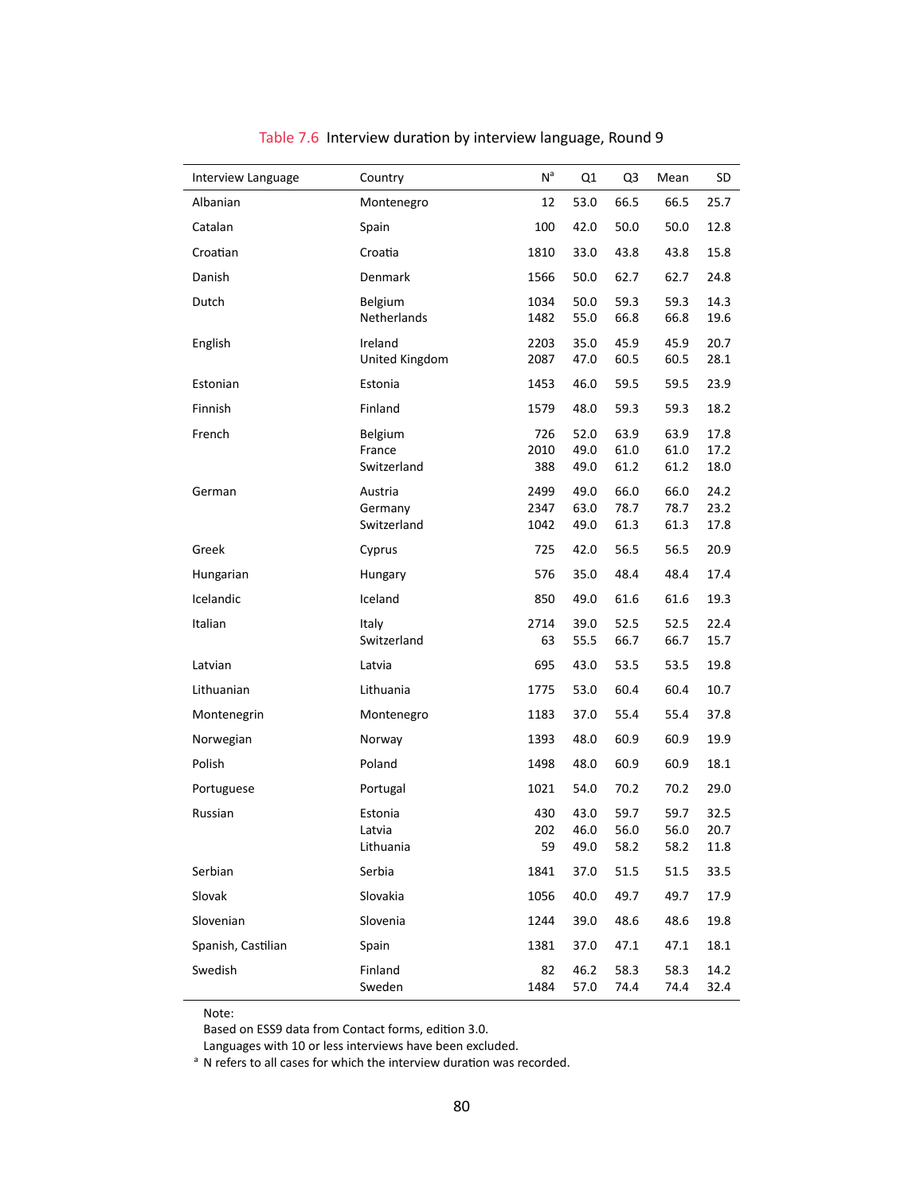Table 7.6 Interview duration by interview language, Round 9

| Interview Language | Country | N[a] | Q1 | Q3 | Mean | SD |
|---|---|---|---|---|---|---|
| Albanian | Montenegro | 12 | 53.0 | 66.5 | 66.5 | 25.7 |
| Catalan | Spain | 100 | 42.0 | 50.0 | 50.0 | 12.8 |
| Croatian | Croatia | 1810 | 33.0 | 43.8 | 43.8 | 15.8 |
| Danish | Denmark | 1566 | 50.0 | 62.7 | 62.7 | 24.8 |
| Dutch | Belgium | 1034 | 50.0 | 59.3 | 59.3 | 14.3 |
| | Netherlands | 1482 | 55.0 | 66.8 | 66.8 | 19.6 |
| English | Ireland | 2203 | 35.0 | 45.9 | 45.9 | 20.7 |
| | United Kingdom | 2087 | 47.0 | 60.5 | 60.5 | 28.1 |
| Estonian | Estonia | 1453 | 46.0 | 59.5 | 59.5 | 23.9 |
| Finnish | Finland | 1579 | 48.0 | 59.3 | 59.3 | 18.2 |
| French | Belgium | 726 | 52.0 | 63.9 | 63.9 | 17.8 |
| | France | 2010 | 49.0 | 61.0 | 61.0 | 17.2 |
| | Switzerland | 388 | 49.0 | 61.2 | 61.2 | 18.0 |
| German | Austria | 2499 | 49.0 | 66.0 | 66.0 | 24.2 |
| | Germany | 2347 | 63.0 | 78.7 | 78.7 | 23.2 |
| | Switzerland | 1042 | 49.0 | 61.3 | 61.3 | 17.8 |
| Greek | Cyprus | 725 | 42.0 | 56.5 | 56.5 | 20.9 |
| Hungarian | Hungary | 576 | 35.0 | 48.4 | 48.4 | 17.4 |
| Icelandic | Iceland | 850 | 49.0 | 61.6 | 61.6 | 19.3 |
| Italian | Italy | 2714 | 39.0 | 52.5 | 52.5 | 22.4 |
| | Switzerland | 63 | 55.5 | 66.7 | 66.7 | 15.7 |
| Latvian | Latvia | 695 | 43.0 | 53.5 | 53.5 | 19.8 |
| Lithuanian | Lithuania | 1775 | 53.0 | 60.4 | 60.4 | 10.7 |
| Montenegrin | Montenegro | 1183 | 37.0 | 55.4 | 55.4 | 37.8 |
| Norwegian | Norway | 1393 | 48.0 | 60.9 | 60.9 | 19.9 |
| Polish | Poland | 1498 | 48.0 | 60.9 | 60.9 | 18.1 |
| Portuguese | Portugal | 1021 | 54.0 | 70.2 | 70.2 | 29.0 |
| Russian | Estonia | 430 | 43.0 | 59.7 | 59.7 | 32.5 |
| | Latvia | 202 | 46.0 | 56.0 | 56.0 | 20.7 |
| | Lithuania | 59 | 49.0 | 58.2 | 58.2 | 11.8 |
| Serbian | Serbia | 1841 | 37.0 | 51.5 | 51.5 | 33.5 |
| Slovak | Slovakia | 1056 | 40.0 | 49.7 | 49.7 | 17.9 |
| Slovenian | Slovenia | 1244 | 39.0 | 48.6 | 48.6 | 19.8 |
| Spanish, Castilian | Spain | 1381 | 37.0 | 47.1 | 47.1 | 18.1 |
| Swedish | Finland | 82 | 46.2 | 58.3 | 58.3 | 14.2 |
| | Sweden | 1484 | 57.0 | 74.4 | 74.4 | 32.4 |

Note:
Based on ESS9 data from Contact forms, edition 3.0.
Languages with 10 or less interviews have been excluded.
[a] N refers to all cases for which the interview duration was recorded.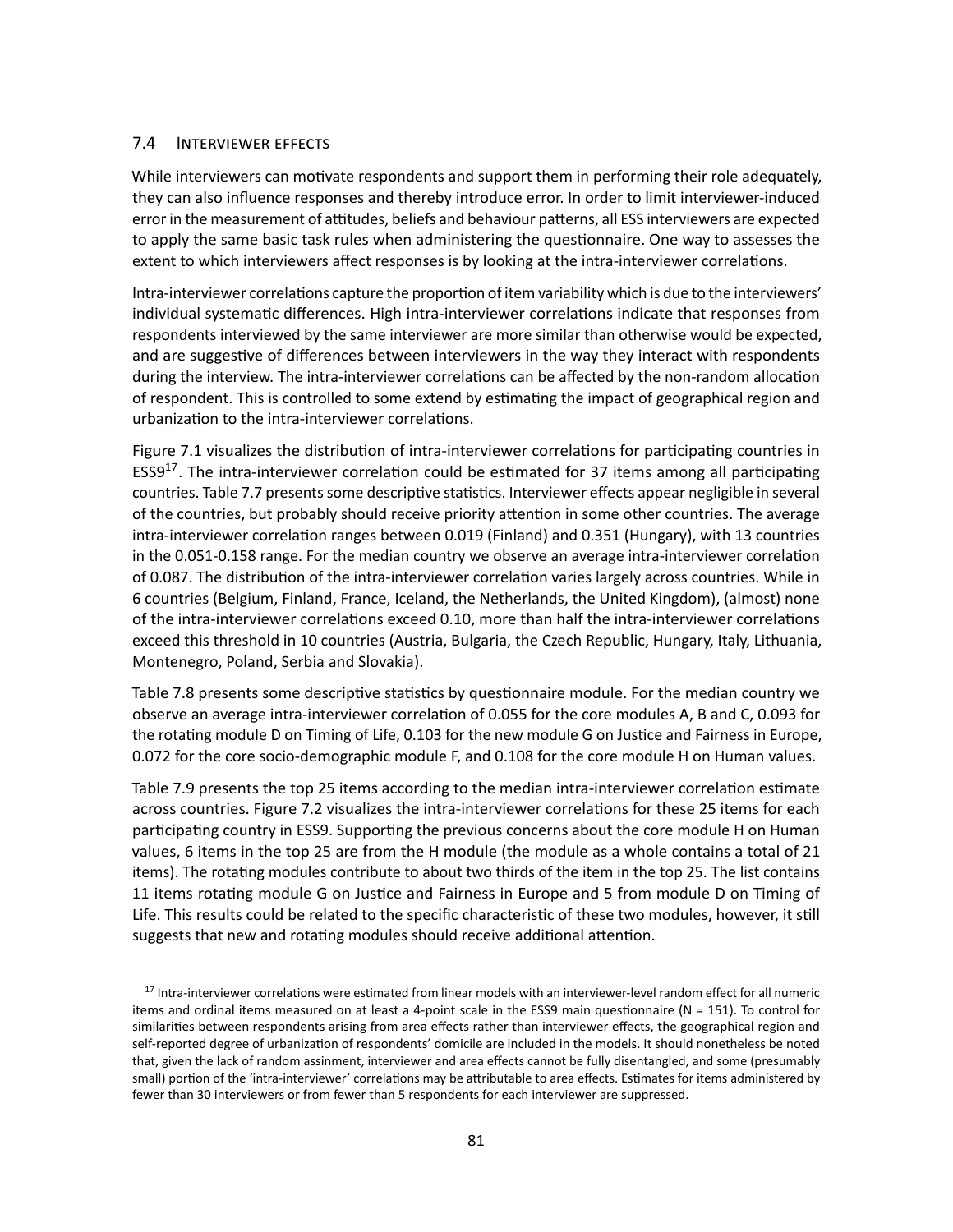### 7.4 Interviewer effects

While interviewers can motivate respondents and support them in performing their role adequately, they can also influence responses and thereby introduce error. In order to limit interviewer-induced error in the measurement of attitudes, beliefs and behaviour patterns, all ESS interviewers are expected to apply the same basic task rules when administering the questionnaire. One way to assesses the extent to which interviewers affect responses is by looking at the intra-interviewer correlations.

Intra-interviewer correlations capture the proportion of item variability which is due to the interviewers' individual systematic differences. High intra-interviewer correlations indicate that responses from respondents interviewed by the same interviewer are more similar than otherwise would be expected, and are suggestive of differences between interviewers in the way they interact with respondents during the interview. The intra-interviewer correlations can be affected by the non-random allocation of respondent. This is controlled to some extend by estimating the impact of geographical region and urbanization to the intra-interviewer correlations.

Figure 7.1 visualizes the distribution of intra-interviewer correlations for participating countries in ESS9[17]. The intra-interviewer correlation could be estimated for 37 items among all participating countries. Table 7.7 presents some descriptive statistics. Interviewer effects appear negligible in several of the countries, but probably should receive priority attention in some other countries. The average intra-interviewer correlation ranges between 0.019 (Finland) and 0.351 (Hungary), with 13 countries in the 0.051-0.158 range. For the median country we observe an average intra-interviewer correlation of 0.087. The distribution of the intra-interviewer correlation varies largely across countries. While in 6 countries (Belgium, Finland, France, Iceland, the Netherlands, the United Kingdom), (almost) none of the intra-interviewer correlations exceed 0.10, more than half the intra-interviewer correlations exceed this threshold in 10 countries (Austria, Bulgaria, the Czech Republic, Hungary, Italy, Lithuania, Montenegro, Poland, Serbia and Slovakia).

Table 7.8 presents some descriptive statistics by questionnaire module. For the median country we observe an average intra-interviewer correlation of 0.055 for the core modules A, B and C, 0.093 for the rotating module D on Timing of Life, 0.103 for the new module G on Justice and Fairness in Europe, 0.072 for the core socio-demographic module F, and 0.108 for the core module H on Human values.

Table 7.9 presents the top 25 items according to the median intra-interviewer correlation estimate across countries. Figure 7.2 visualizes the intra-interviewer correlations for these 25 items for each participating country in ESS9. Supporting the previous concerns about the core module H on Human values, 6 items in the top 25 are from the H module (the module as a whole contains a total of 21 items). The rotating modules contribute to about two thirds of the item in the top 25. The list contains 11 items rotating module G on Justice and Fairness in Europe and 5 from module D on Timing of Life. This results could be related to the specific characteristic of these two modules, however, it still suggests that new and rotating modules should receive additional attention.

---

[17] Intra-interviewer correlations were estimated from linear models with an interviewer-level random effect for all numeric items and ordinal items measured on at least a 4-point scale in the ESS9 main questionnaire (N = 151). To control for similarities between respondents arising from area effects rather than interviewer effects, the geographical region and self-reported degree of urbanization of respondents' domicile are included in the models. It should nonetheless be noted that, given the lack of random assinment, interviewer and area effects cannot be fully disentangled, and some (presumably small) portion of the 'intra-interviewer' correlations may be attributable to area effects. Estimates for items administered by fewer than 30 interviewers or from fewer than 5 respondents for each interviewer are suppressed.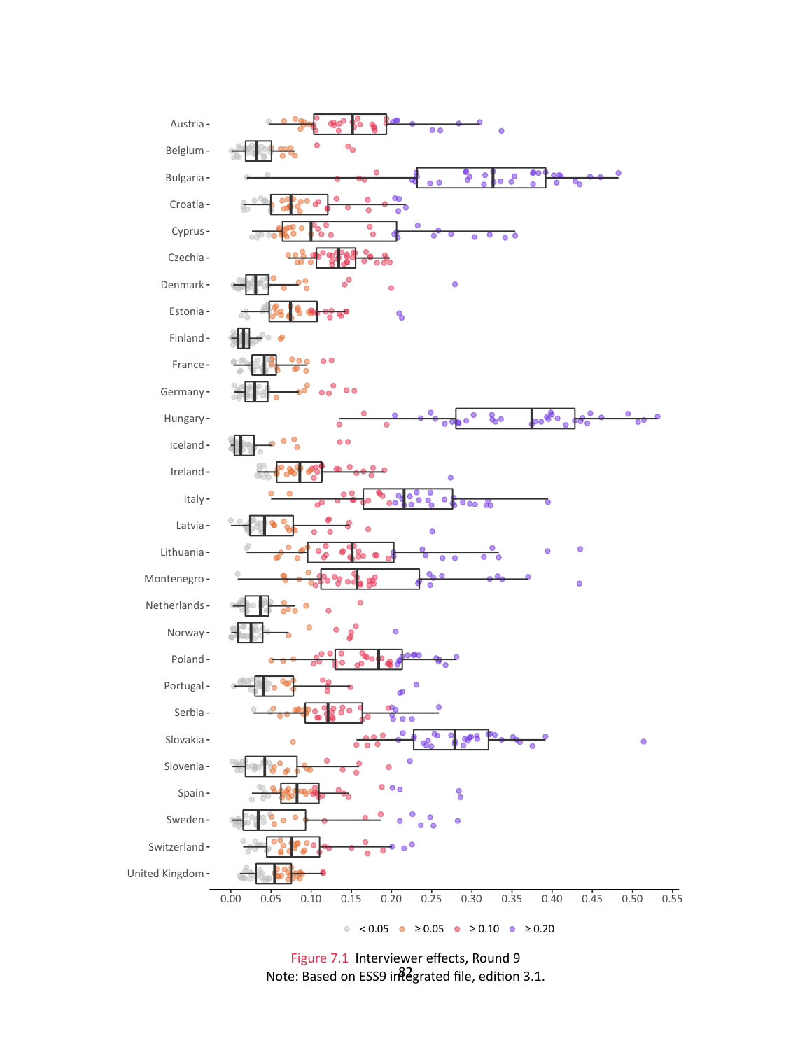Figure 7.1 Interviewer effects, Round 9
Note: Based on ESS9 integrated file, edition 3.1.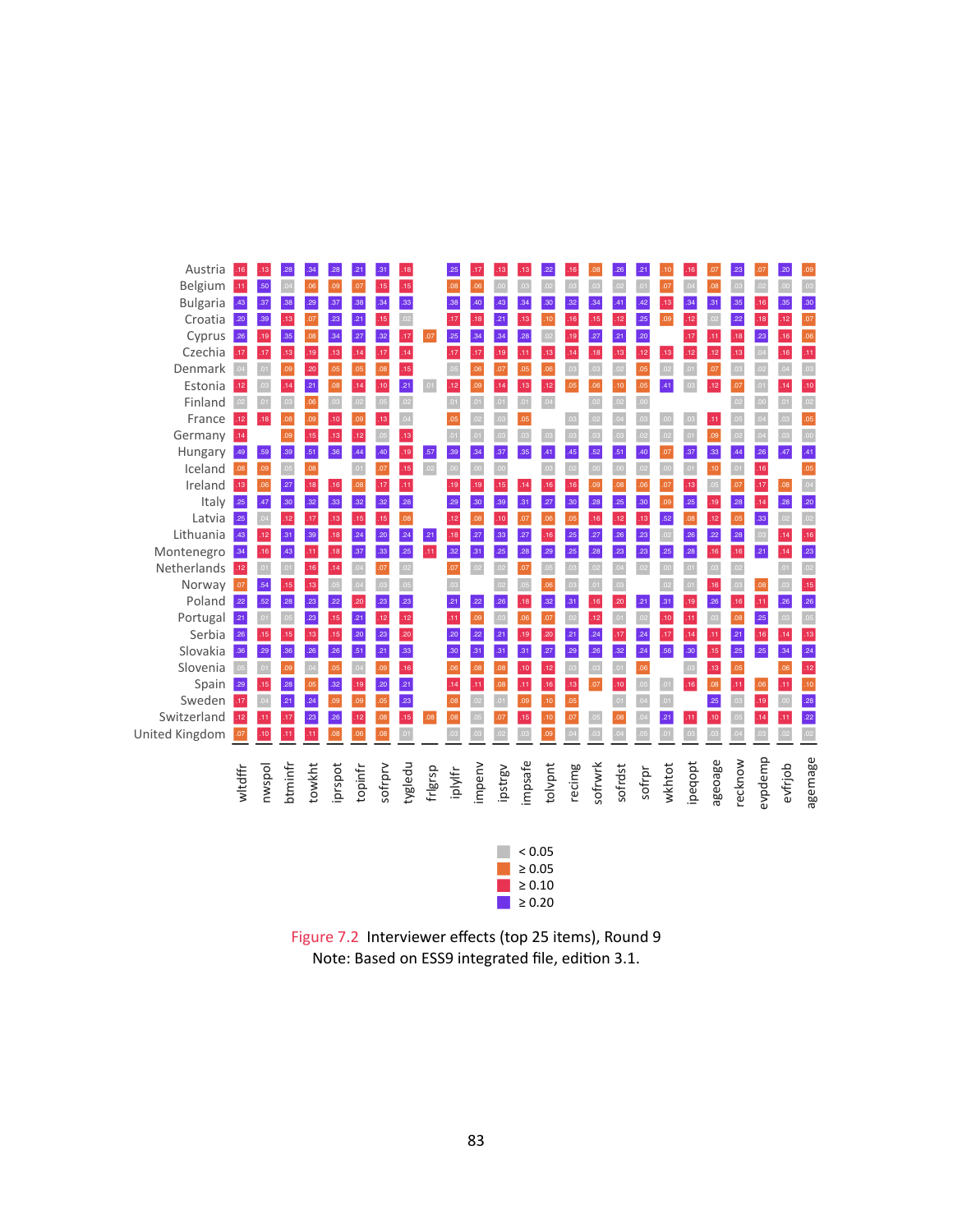| | wltdffr | nwspol | btminfr | towkht | iprspot | topinfr | sofrprv | tygledu | frlgrsp | iplylfr | impenv | ipstrgv | impsafe | tolvpnt | recimg | sofrwrk | sofrdst | sofrpr | wkhtot | ipeqopt | ageoage | recknow | evpdemp | evfrjob | agemage |
|---|---|---|---|---|---|---|---|---|---|---|---|---|---|---|---|---|---|---|---|---|---|---|---|---|---|
| Austria | .16 | .13 | .28 | .34 | .28 | .21 | .31 | .18 | | .25 | .17 | .13 | .13 | .22 | .16 | .08 | .26 | .21 | .10 | .16 | .07 | .23 | .07 | .20 | .09 |
| Belgium | .11 | .50 | .04 | .06 | .09 | .07 | .15 | .15 | | .08 | .06 | .00 | .03 | .02 | .03 | .03 | .02 | .01 | .07 | .04 | .08 | .03 | .02 | .00 | .03 |
| Bulgaria | .43 | .37 | .38 | .29 | .37 | .38 | .34 | .33 | | .38 | .40 | .43 | .34 | .30 | .32 | .34 | .41 | .42 | .13 | .34 | .31 | .35 | .16 | .35 | .30 |
| Croatia | .20 | .39 | .13 | .07 | .23 | .21 | .15 | .02 | | .17 | .18 | .21 | .13 | .10 | .16 | .15 | .12 | .25 | .09 | .12 | .02 | .22 | .18 | .12 | .07 |
| Cyprus | .26 | .19 | .35 | .08 | .34 | .27 | .32 | .17 | .07 | .25 | .34 | .34 | .28 | .02 | .19 | .27 | .21 | .20 | | .17 | .11 | .18 | .23 | .16 | .06 |
| Czechia | .17 | .17 | .13 | .19 | .13 | .14 | .17 | .14 | | .17 | .17 | .19 | .11 | .13 | .14 | .18 | .13 | .12 | .13 | .12 | .12 | .13 | .04 | .16 | .11 |
| Denmark | .04 | .01 | .09 | .20 | .05 | .05 | .08 | .15 | | .05 | .06 | .07 | .05 | .06 | .03 | .03 | .02 | .05 | .02 | .01 | .07 | .03 | .02 | .04 | .03 |
| Estonia | .12 | .03 | .14 | .21 | .08 | .14 | .10 | .21 | .01 | .12 | .09 | .14 | .13 | .12 | .05 | .06 | .10 | .05 | .41 | .03 | .12 | .07 | .01 | .14 | .10 |
| Finland | .02 | .01 | .03 | .06 | .03 | .02 | .05 | .02 | | .01 | .01 | .01 | .01 | .04 | | .02 | .02 | .00 | | | | .02 | .00 | .01 | .02 |
| France | .12 | .18 | .08 | .09 | .10 | .09 | .13 | .04 | | .05 | .02 | .03 | .05 | | .03 | .02 | .04 | .03 | .00 | .03 | .11 | .05 | .04 | .03 | .05 |
| Germany | .14 | | .09 | .15 | .13 | .12 | .05 | .13 | | .01 | .01 | .03 | .03 | .03 | .03 | .03 | .03 | .02 | .02 | .01 | .09 | .02 | .04 | .03 | .00 |
| Hungary | .49 | .59 | .39 | .51 | .36 | .44 | .40 | .19 | .57 | .39 | .34 | .37 | .35 | .41 | .45 | .52 | .51 | .40 | .07 | .37 | .33 | .44 | .26 | .47 | .41 |
| Iceland | .08 | .09 | .05 | .08 | | .01 | .07 | .15 | .02 | .00 | .00 | .00 | | .03 | .02 | .00 | .00 | .02 | .00 | .01 | .10 | .01 | .16 | | .05 |
| Ireland | .13 | .06 | .27 | .18 | .16 | .08 | .17 | .11 | | .19 | .19 | .15 | .14 | .16 | .16 | .09 | .08 | .06 | .07 | .13 | .05 | .07 | .17 | .08 | .04 |
| Italy | .25 | .47 | .30 | .32 | .33 | .32 | .32 | .28 | | .29 | .30 | .39 | .31 | .27 | .30 | .28 | .25 | .30 | .09 | .25 | .19 | .28 | .14 | .28 | .20 |
| Latvia | .25 | .04 | .12 | .17 | .13 | .15 | .15 | .08 | | .12 | .08 | .10 | .07 | .06 | .05 | .16 | .12 | .13 | .52 | .08 | .12 | .05 | .33 | .02 | .02 |
| Lithuania | .43 | .12 | .31 | .39 | .18 | .24 | .20 | .24 | .21 | .18 | .27 | .33 | .27 | .16 | .25 | .27 | .26 | .23 | .02 | .26 | .22 | .28 | .03 | .14 | .16 |
| Montenegro | .34 | .16 | .43 | .11 | .18 | .37 | .33 | .25 | .11 | .32 | .31 | .25 | .28 | .29 | .25 | .28 | .23 | .23 | .25 | .28 | .16 | .16 | .21 | .14 | .23 |
| Netherlands | .12 | .01 | .01 | .16 | .14 | .04 | .07 | .02 | | .07 | .02 | .02 | .07 | .05 | .03 | .02 | .04 | .02 | .00 | .01 | .03 | .02 | | .01 | .02 |
| Norway | .07 | .54 | .15 | .13 | .05 | .04 | .03 | .05 | | .03 | | .02 | .05 | .06 | .03 | .01 | .03 | | .02 | .01 | .16 | .03 | .08 | .03 | .15 |
| Poland | .22 | .52 | .28 | .23 | .22 | .20 | .23 | .23 | | .21 | .22 | .26 | .18 | .32 | .31 | .16 | .20 | .21 | .31 | .19 | .26 | .16 | .11 | .26 | .26 |
| Portugal | .21 | .01 | .05 | .23 | .15 | .21 | .12 | .12 | | .11 | .09 | .03 | .06 | .07 | .02 | .12 | .01 | .02 | .10 | .11 | .03 | .08 | .25 | .03 | .05 |
| Serbia | .26 | .15 | .15 | .13 | .15 | .20 | .23 | .20 | | .20 | .22 | .21 | .19 | .20 | .21 | .24 | .17 | .24 | .17 | .14 | .11 | .21 | .16 | .14 | .13 |
| Slovakia | .36 | .29 | .36 | .26 | .26 | .51 | .21 | .33 | | .30 | .31 | .31 | .31 | .27 | .29 | .26 | .32 | .24 | .56 | .30 | .15 | .25 | .25 | .34 | .24 |
| Slovenia | .05 | .01 | .09 | .04 | .05 | .04 | .09 | .16 | | .06 | .06 | .08 | .10 | .12 | .03 | .03 | .01 | .06 | | .03 | .13 | .05 | | .06 | .12 |
| Spain | .29 | .15 | .28 | .05 | .32 | .19 | .20 | .21 | | .14 | .11 | .08 | .11 | .16 | .13 | .07 | .10 | .05 | .01 | .16 | .08 | .11 | .06 | .11 | .10 |
| Sweden | .17 | .04 | .21 | .24 | .09 | .09 | .05 | .23 | | .08 | .02 | .01 | .09 | .10 | .05 | | .01 | .04 | .01 | | .25 | .03 | .19 | .00 | .26 |
| Switzerland | .12 | .11 | .17 | .23 | .26 | .12 | .08 | .15 | .08 | .08 | .05 | .07 | .15 | .10 | .07 | .05 | .08 | .04 | .21 | .11 | .10 | .05 | .14 | .11 | .22 |
| United Kingdom | .07 | .10 | .11 | .11 | .08 | .06 | .08 | .01 | | .03 | .03 | .02 | .03 | .09 | .04 | .03 | .04 | .05 | .01 | .03 | .03 | .04 | .03 | .02 | .02 |

Legend: < 0.05; ≥ 0.05; ≥ 0.10; ≥ 0.20

Figure 7.2 Interviewer effects (top 25 items), Round 9
Note: Based on ESS9 integrated file, edition 3.1.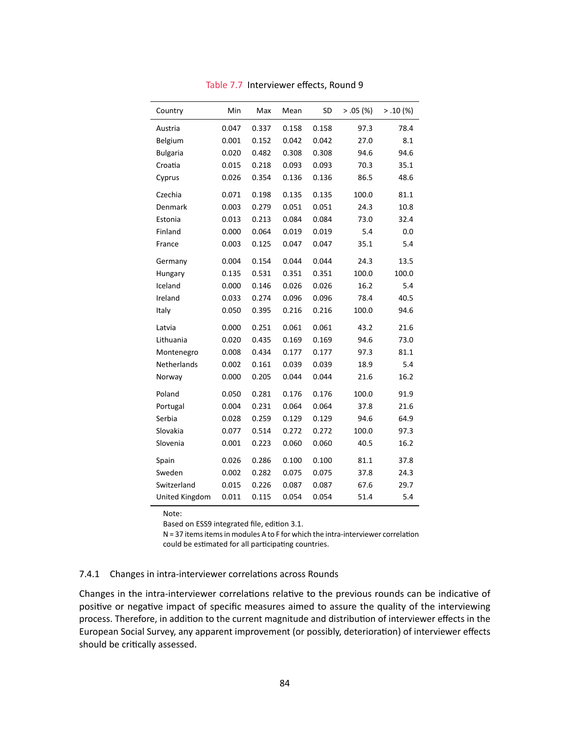Table 7.7 Interviewer effects, Round 9

| Country | Min | Max | Mean | SD | > .05 (%) | > .10 (%) |
|---|---|---|---|---|---|---|
| Austria | 0.047 | 0.337 | 0.158 | 0.158 | 97.3 | 78.4 |
| Belgium | 0.001 | 0.152 | 0.042 | 0.042 | 27.0 | 8.1 |
| Bulgaria | 0.020 | 0.482 | 0.308 | 0.308 | 94.6 | 94.6 |
| Croatia | 0.015 | 0.218 | 0.093 | 0.093 | 70.3 | 35.1 |
| Cyprus | 0.026 | 0.354 | 0.136 | 0.136 | 86.5 | 48.6 |
| Czechia | 0.071 | 0.198 | 0.135 | 0.135 | 100.0 | 81.1 |
| Denmark | 0.003 | 0.279 | 0.051 | 0.051 | 24.3 | 10.8 |
| Estonia | 0.013 | 0.213 | 0.084 | 0.084 | 73.0 | 32.4 |
| Finland | 0.000 | 0.064 | 0.019 | 0.019 | 5.4 | 0.0 |
| France | 0.003 | 0.125 | 0.047 | 0.047 | 35.1 | 5.4 |
| Germany | 0.004 | 0.154 | 0.044 | 0.044 | 24.3 | 13.5 |
| Hungary | 0.135 | 0.531 | 0.351 | 0.351 | 100.0 | 100.0 |
| Iceland | 0.000 | 0.146 | 0.026 | 0.026 | 16.2 | 5.4 |
| Ireland | 0.033 | 0.274 | 0.096 | 0.096 | 78.4 | 40.5 |
| Italy | 0.050 | 0.395 | 0.216 | 0.216 | 100.0 | 94.6 |
| Latvia | 0.000 | 0.251 | 0.061 | 0.061 | 43.2 | 21.6 |
| Lithuania | 0.020 | 0.435 | 0.169 | 0.169 | 94.6 | 73.0 |
| Montenegro | 0.008 | 0.434 | 0.177 | 0.177 | 97.3 | 81.1 |
| Netherlands | 0.002 | 0.161 | 0.039 | 0.039 | 18.9 | 5.4 |
| Norway | 0.000 | 0.205 | 0.044 | 0.044 | 21.6 | 16.2 |
| Poland | 0.050 | 0.281 | 0.176 | 0.176 | 100.0 | 91.9 |
| Portugal | 0.004 | 0.231 | 0.064 | 0.064 | 37.8 | 21.6 |
| Serbia | 0.028 | 0.259 | 0.129 | 0.129 | 94.6 | 64.9 |
| Slovakia | 0.077 | 0.514 | 0.272 | 0.272 | 100.0 | 97.3 |
| Slovenia | 0.001 | 0.223 | 0.060 | 0.060 | 40.5 | 16.2 |
| Spain | 0.026 | 0.286 | 0.100 | 0.100 | 81.1 | 37.8 |
| Sweden | 0.002 | 0.282 | 0.075 | 0.075 | 37.8 | 24.3 |
| Switzerland | 0.015 | 0.226 | 0.087 | 0.087 | 67.6 | 29.7 |
| United Kingdom | 0.011 | 0.115 | 0.054 | 0.054 | 51.4 | 5.4 |

Note:
Based on ESS9 integrated file, edition 3.1.
N = 37 items items in modules A to F for which the intra-interviewer correlation could be estimated for all participating countries.

### 7.4.1 Changes in intra-interviewer correlations across Rounds

Changes in the intra-interviewer correlations relative to the previous rounds can be indicative of positive or negative impact of specific measures aimed to assure the quality of the interviewing process. Therefore, in addition to the current magnitude and distribution of interviewer effects in the European Social Survey, any apparent improvement (or possibly, deterioration) of interviewer effects should be critically assessed.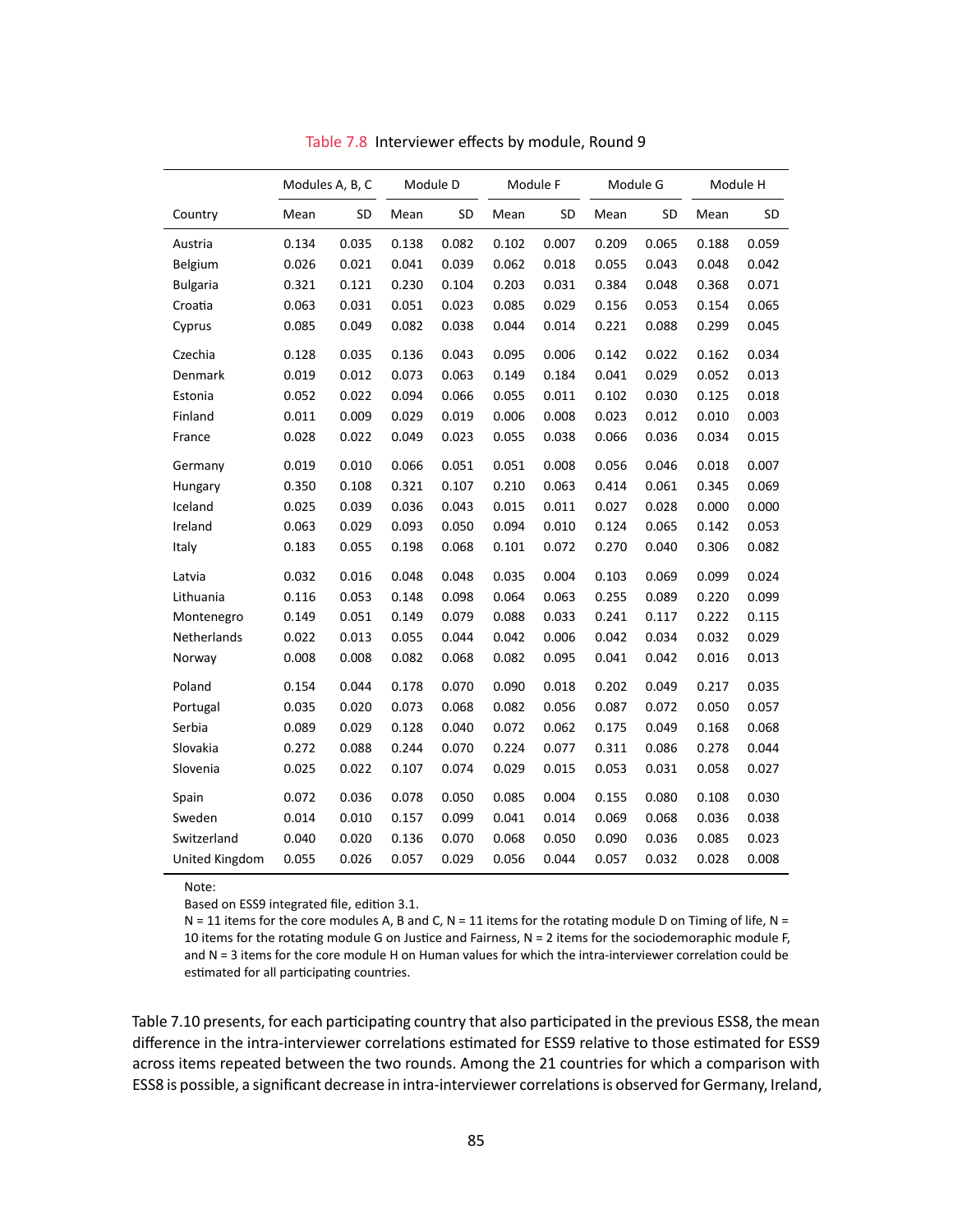Table 7.8 Interviewer effects by module, Round 9

| | Modules A, B, C | | Module D | | Module F | | Module G | | Module H | |
|---|---|---|---|---|---|---|---|---|---|---|
| Country | Mean | SD | Mean | SD | Mean | SD | Mean | SD | Mean | SD |
| Austria | 0.134 | 0.035 | 0.138 | 0.082 | 0.102 | 0.007 | 0.209 | 0.065 | 0.188 | 0.059 |
| Belgium | 0.026 | 0.021 | 0.041 | 0.039 | 0.062 | 0.018 | 0.055 | 0.043 | 0.048 | 0.042 |
| Bulgaria | 0.321 | 0.121 | 0.230 | 0.104 | 0.203 | 0.031 | 0.384 | 0.048 | 0.368 | 0.071 |
| Croatia | 0.063 | 0.031 | 0.051 | 0.023 | 0.085 | 0.029 | 0.156 | 0.053 | 0.154 | 0.065 |
| Cyprus | 0.085 | 0.049 | 0.082 | 0.038 | 0.044 | 0.014 | 0.221 | 0.088 | 0.299 | 0.045 |
| Czechia | 0.128 | 0.035 | 0.136 | 0.043 | 0.095 | 0.006 | 0.142 | 0.022 | 0.162 | 0.034 |
| Denmark | 0.019 | 0.012 | 0.073 | 0.063 | 0.149 | 0.184 | 0.041 | 0.029 | 0.052 | 0.013 |
| Estonia | 0.052 | 0.022 | 0.094 | 0.066 | 0.055 | 0.011 | 0.102 | 0.030 | 0.125 | 0.018 |
| Finland | 0.011 | 0.009 | 0.029 | 0.019 | 0.006 | 0.008 | 0.023 | 0.012 | 0.010 | 0.003 |
| France | 0.028 | 0.022 | 0.049 | 0.023 | 0.055 | 0.038 | 0.066 | 0.036 | 0.034 | 0.015 |
| Germany | 0.019 | 0.010 | 0.066 | 0.051 | 0.051 | 0.008 | 0.056 | 0.046 | 0.018 | 0.007 |
| Hungary | 0.350 | 0.108 | 0.321 | 0.107 | 0.210 | 0.063 | 0.414 | 0.061 | 0.345 | 0.069 |
| Iceland | 0.025 | 0.039 | 0.036 | 0.043 | 0.015 | 0.011 | 0.027 | 0.028 | 0.000 | 0.000 |
| Ireland | 0.063 | 0.029 | 0.093 | 0.050 | 0.094 | 0.010 | 0.124 | 0.065 | 0.142 | 0.053 |
| Italy | 0.183 | 0.055 | 0.198 | 0.068 | 0.101 | 0.072 | 0.270 | 0.040 | 0.306 | 0.082 |
| Latvia | 0.032 | 0.016 | 0.048 | 0.048 | 0.035 | 0.004 | 0.103 | 0.069 | 0.099 | 0.024 |
| Lithuania | 0.116 | 0.053 | 0.148 | 0.098 | 0.064 | 0.063 | 0.255 | 0.089 | 0.220 | 0.099 |
| Montenegro | 0.149 | 0.051 | 0.149 | 0.079 | 0.088 | 0.033 | 0.241 | 0.117 | 0.222 | 0.115 |
| Netherlands | 0.022 | 0.013 | 0.055 | 0.044 | 0.042 | 0.006 | 0.042 | 0.034 | 0.032 | 0.029 |
| Norway | 0.008 | 0.008 | 0.082 | 0.068 | 0.082 | 0.095 | 0.041 | 0.042 | 0.016 | 0.013 |
| Poland | 0.154 | 0.044 | 0.178 | 0.070 | 0.090 | 0.018 | 0.202 | 0.049 | 0.217 | 0.035 |
| Portugal | 0.035 | 0.020 | 0.073 | 0.068 | 0.082 | 0.056 | 0.087 | 0.072 | 0.050 | 0.057 |
| Serbia | 0.089 | 0.029 | 0.128 | 0.040 | 0.072 | 0.062 | 0.175 | 0.049 | 0.168 | 0.068 |
| Slovakia | 0.272 | 0.088 | 0.244 | 0.070 | 0.224 | 0.077 | 0.311 | 0.086 | 0.278 | 0.044 |
| Slovenia | 0.025 | 0.022 | 0.107 | 0.074 | 0.029 | 0.015 | 0.053 | 0.031 | 0.058 | 0.027 |
| Spain | 0.072 | 0.036 | 0.078 | 0.050 | 0.085 | 0.004 | 0.155 | 0.080 | 0.108 | 0.030 |
| Sweden | 0.014 | 0.010 | 0.157 | 0.099 | 0.041 | 0.014 | 0.069 | 0.068 | 0.036 | 0.038 |
| Switzerland | 0.040 | 0.020 | 0.136 | 0.070 | 0.068 | 0.050 | 0.090 | 0.036 | 0.085 | 0.023 |
| United Kingdom | 0.055 | 0.026 | 0.057 | 0.029 | 0.056 | 0.044 | 0.057 | 0.032 | 0.028 | 0.008 |

Note:
Based on ESS9 integrated file, edition 3.1.
N = 11 items for the core modules A, B and C, N = 11 items for the rotating module D on Timing of life, N = 10 items for the rotating module G on Justice and Fairness, N = 2 items for the sociodemoraphic module F, and N = 3 items for the core module H on Human values for which the intra-interviewer correlation could be estimated for all participating countries.

Table 7.10 presents, for each participating country that also participated in the previous ESS8, the mean difference in the intra-interviewer correlations estimated for ESS9 relative to those estimated for ESS9 across items repeated between the two rounds. Among the 21 countries for which a comparison with ESS8 is possible, a significant decrease in intra-interviewer correlations is observed for Germany, Ireland,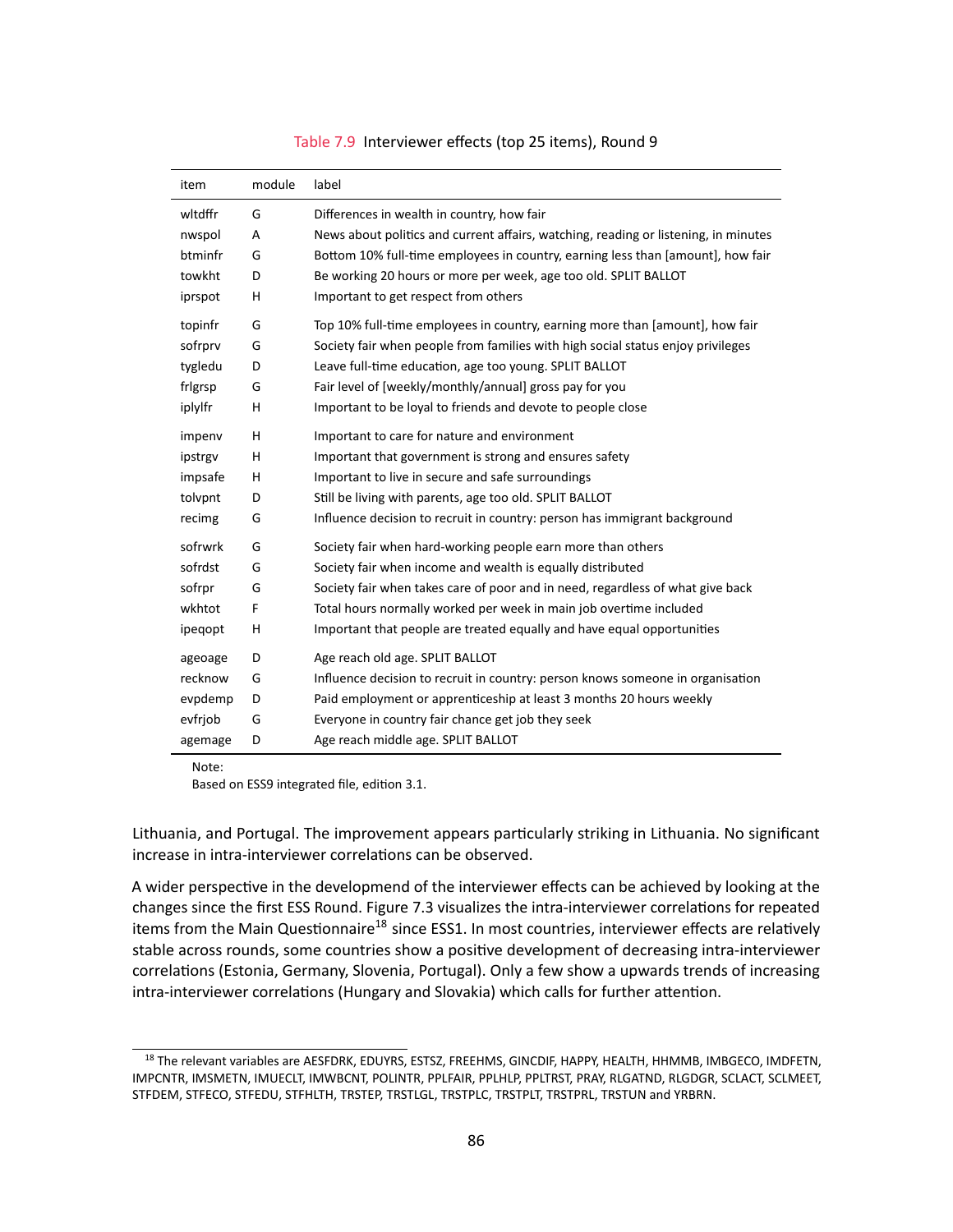Table 7.9 Interviewer effects (top 25 items), Round 9

| item | module | label |
|---|---|---|
| wltdffr | G | Differences in wealth in country, how fair |
| nwspol | A | News about politics and current affairs, watching, reading or listening, in minutes |
| btminfr | G | Bottom 10% full-time employees in country, earning less than [amount], how fair |
| towkht | D | Be working 20 hours or more per week, age too old. SPLIT BALLOT |
| iprspot | H | Important to get respect from others |
| topinfr | G | Top 10% full-time employees in country, earning more than [amount], how fair |
| sofrprv | G | Society fair when people from families with high social status enjoy privileges |
| tygledu | D | Leave full-time education, age too young. SPLIT BALLOT |
| frlgrsp | G | Fair level of [weekly/monthly/annual] gross pay for you |
| iplylfr | H | Important to be loyal to friends and devote to people close |
| impenv | H | Important to care for nature and environment |
| ipstrgv | H | Important that government is strong and ensures safety |
| impsafe | H | Important to live in secure and safe surroundings |
| tolvpnt | D | Still be living with parents, age too old. SPLIT BALLOT |
| recimg | G | Influence decision to recruit in country: person has immigrant background |
| sofrwrk | G | Society fair when hard-working people earn more than others |
| sofrdst | G | Society fair when income and wealth is equally distributed |
| sofrpr | G | Society fair when takes care of poor and in need, regardless of what give back |
| wkhtot | F | Total hours normally worked per week in main job overtime included |
| ipeqopt | H | Important that people are treated equally and have equal opportunities |
| ageoage | D | Age reach old age. SPLIT BALLOT |
| recknow | G | Influence decision to recruit in country: person knows someone in organisation |
| evpdemp | D | Paid employment or apprenticeship at least 3 months 20 hours weekly |
| evfrjob | G | Everyone in country fair chance get job they seek |
| agemage | D | Age reach middle age. SPLIT BALLOT |

Note:
Based on ESS9 integrated file, edition 3.1.

Lithuania, and Portugal. The improvement appears particularly striking in Lithuania. No significant increase in intra-interviewer correlations can be observed.

A wider perspective in the developmend of the interviewer effects can be achieved by looking at the changes since the first ESS Round. Figure 7.3 visualizes the intra-interviewer correlations for repeated items from the Main Questionnaire[18] since ESS1. In most countries, interviewer effects are relatively stable across rounds, some countries show a positive development of decreasing intra-interviewer correlations (Estonia, Germany, Slovenia, Portugal). Only a few show a upwards trends of increasing intra-interviewer correlations (Hungary and Slovakia) which calls for further attention.

[18] The relevant variables are AESFDRK, EDUYRS, ESTSZ, FREEHMS, GINCDIF, HAPPY, HEALTH, HHMMB, IMBGECO, IMDFETN, IMPCNTR, IMSMETN, IMUECLT, IMWBCNT, POLINTR, PPLFAIR, PPLHLP, PPLTRST, PRAY, RLGATND, RLGDGR, SCLACT, SCLMEET, STFDEM, STFECO, STFEDU, STFHLTH, TRSTEP, TRSTLGL, TRSTPLC, TRSTPLT, TRSTPRL, TRSTUN and YRBRN.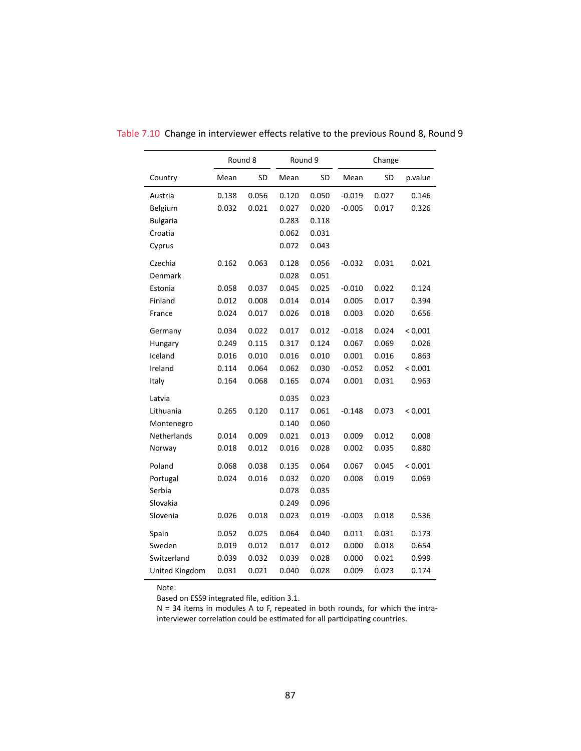Table 7.10 Change in interviewer effects relative to the previous Round 8, Round 9

| | Round 8 | | Round 9 | | Change | | |
|---|---|---|---|---|---|---|---|
| Country | Mean | SD | Mean | SD | Mean | SD | p.value |
| Austria | 0.138 | 0.056 | 0.120 | 0.050 | -0.019 | 0.027 | 0.146 |
| Belgium | 0.032 | 0.021 | 0.027 | 0.020 | -0.005 | 0.017 | 0.326 |
| Bulgaria | | | 0.283 | 0.118 | | | |
| Croatia | | | 0.062 | 0.031 | | | |
| Cyprus | | | 0.072 | 0.043 | | | |
| Czechia | 0.162 | 0.063 | 0.128 | 0.056 | -0.032 | 0.031 | 0.021 |
| Denmark | | | 0.028 | 0.051 | | | |
| Estonia | 0.058 | 0.037 | 0.045 | 0.025 | -0.010 | 0.022 | 0.124 |
| Finland | 0.012 | 0.008 | 0.014 | 0.014 | 0.005 | 0.017 | 0.394 |
| France | 0.024 | 0.017 | 0.026 | 0.018 | 0.003 | 0.020 | 0.656 |
| Germany | 0.034 | 0.022 | 0.017 | 0.012 | -0.018 | 0.024 | < 0.001 |
| Hungary | 0.249 | 0.115 | 0.317 | 0.124 | 0.067 | 0.069 | 0.026 |
| Iceland | 0.016 | 0.010 | 0.016 | 0.010 | 0.001 | 0.016 | 0.863 |
| Ireland | 0.114 | 0.064 | 0.062 | 0.030 | -0.052 | 0.052 | < 0.001 |
| Italy | 0.164 | 0.068 | 0.165 | 0.074 | 0.001 | 0.031 | 0.963 |
| Latvia | | | 0.035 | 0.023 | | | |
| Lithuania | 0.265 | 0.120 | 0.117 | 0.061 | -0.148 | 0.073 | < 0.001 |
| Montenegro | | | 0.140 | 0.060 | | | |
| Netherlands | 0.014 | 0.009 | 0.021 | 0.013 | 0.009 | 0.012 | 0.008 |
| Norway | 0.018 | 0.012 | 0.016 | 0.028 | 0.002 | 0.035 | 0.880 |
| Poland | 0.068 | 0.038 | 0.135 | 0.064 | 0.067 | 0.045 | < 0.001 |
| Portugal | 0.024 | 0.016 | 0.032 | 0.020 | 0.008 | 0.019 | 0.069 |
| Serbia | | | 0.078 | 0.035 | | | |
| Slovakia | | | 0.249 | 0.096 | | | |
| Slovenia | 0.026 | 0.018 | 0.023 | 0.019 | -0.003 | 0.018 | 0.536 |
| Spain | 0.052 | 0.025 | 0.064 | 0.040 | 0.011 | 0.031 | 0.173 |
| Sweden | 0.019 | 0.012 | 0.017 | 0.012 | 0.000 | 0.018 | 0.654 |
| Switzerland | 0.039 | 0.032 | 0.039 | 0.028 | 0.000 | 0.021 | 0.999 |
| United Kingdom | 0.031 | 0.021 | 0.040 | 0.028 | 0.009 | 0.023 | 0.174 |

Note:
Based on ESS9 integrated file, edition 3.1.
N = 34 items in modules A to F, repeated in both rounds, for which the intra-interviewer correlation could be estimated for all participating countries.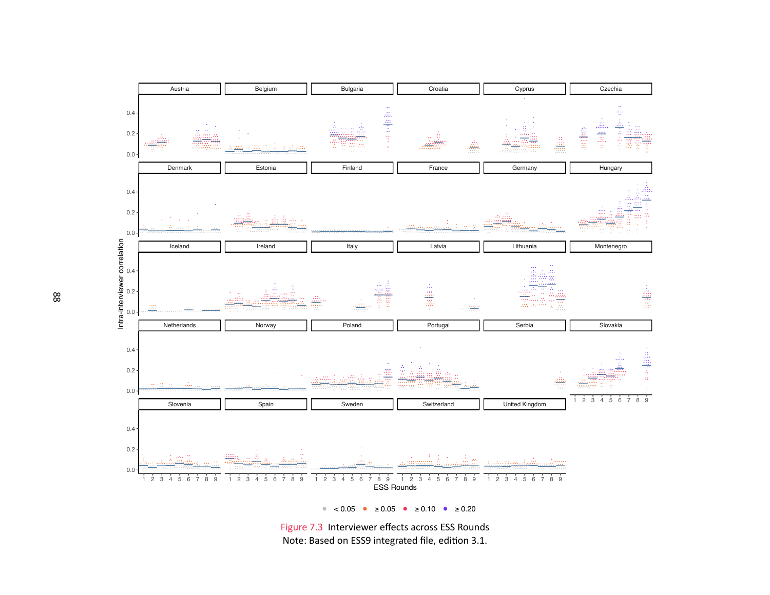Figure 7.3 Interviewer effects across ESS Rounds
Note: Based on ESS9 integrated file, edition 3.1.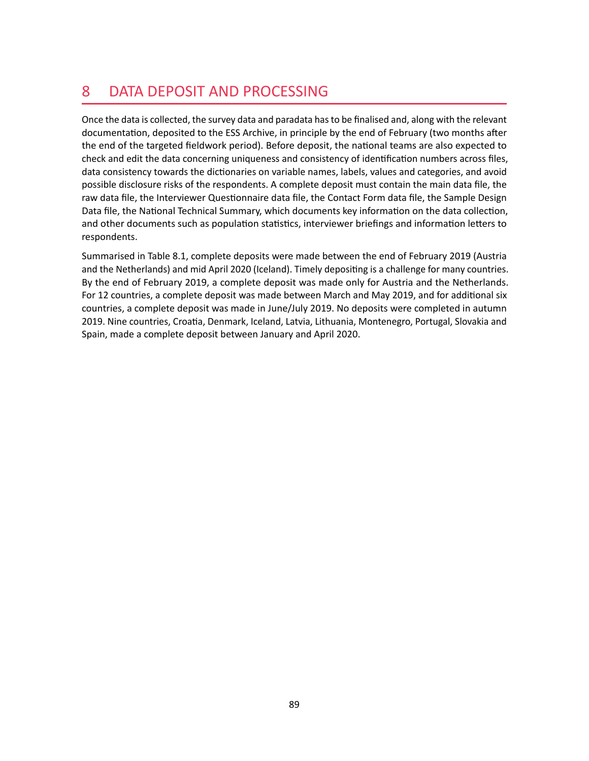# 8 DATA DEPOSIT AND PROCESSING

Once the data is collected, the survey data and paradata has to be finalised and, along with the relevant documentation, deposited to the ESS Archive, in principle by the end of February (two months after the end of the targeted fieldwork period). Before deposit, the national teams are also expected to check and edit the data concerning uniqueness and consistency of identification numbers across files, data consistency towards the dictionaries on variable names, labels, values and categories, and avoid possible disclosure risks of the respondents. A complete deposit must contain the main data file, the raw data file, the Interviewer Questionnaire data file, the Contact Form data file, the Sample Design Data file, the National Technical Summary, which documents key information on the data collection, and other documents such as population statistics, interviewer briefings and information letters to respondents.

Summarised in Table 8.1, complete deposits were made between the end of February 2019 (Austria and the Netherlands) and mid April 2020 (Iceland). Timely depositing is a challenge for many countries. By the end of February 2019, a complete deposit was made only for Austria and the Netherlands. For 12 countries, a complete deposit was made between March and May 2019, and for additional six countries, a complete deposit was made in June/July 2019. No deposits were completed in autumn 2019. Nine countries, Croatia, Denmark, Iceland, Latvia, Lithuania, Montenegro, Portugal, Slovakia and Spain, made a complete deposit between January and April 2020.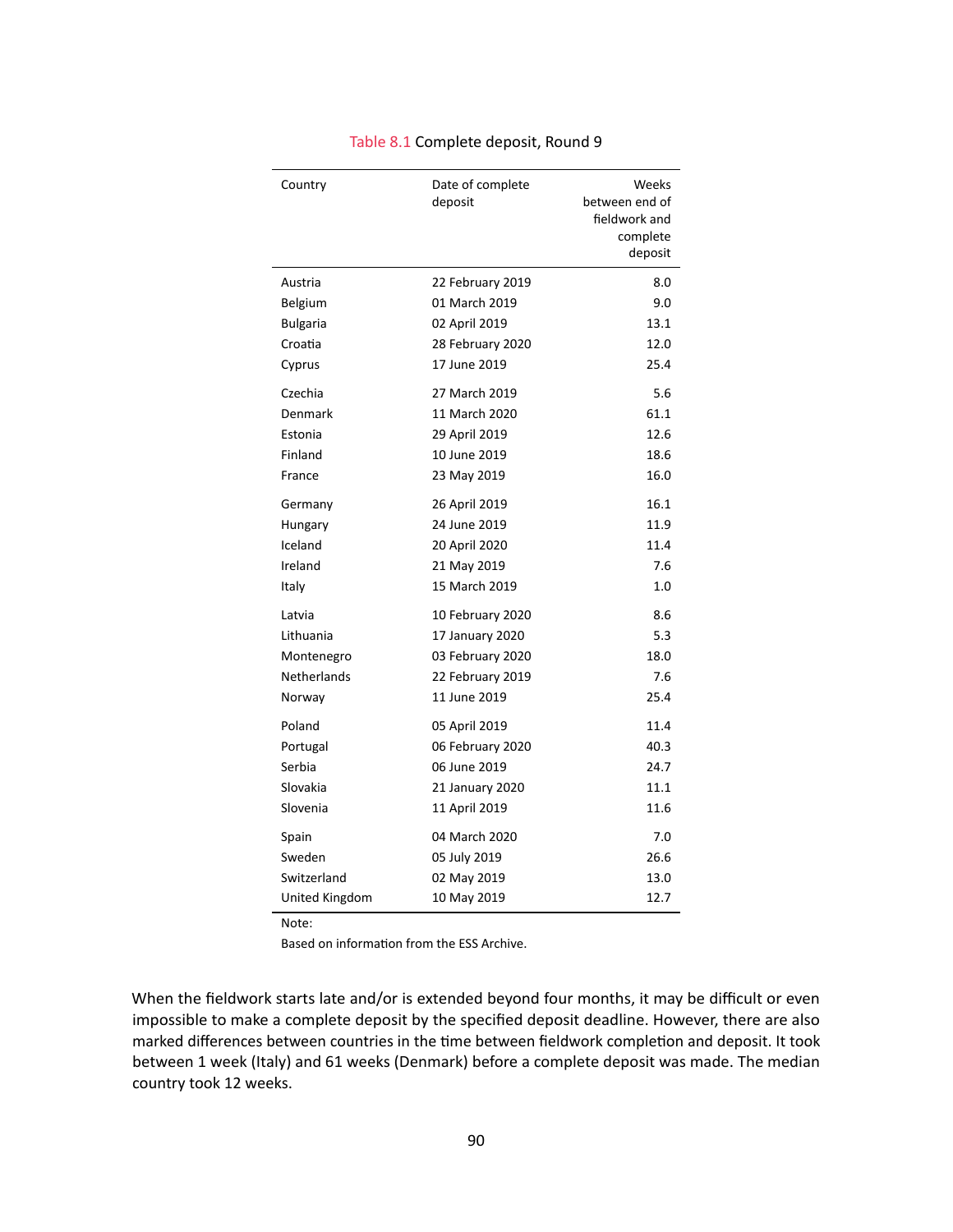Table 8.1 Complete deposit, Round 9

| Country | Date of complete deposit | Weeks between end of fieldwork and complete deposit |
|---|---|---:|
| Austria | 22 February 2019 | 8.0 |
| Belgium | 01 March 2019 | 9.0 |
| Bulgaria | 02 April 2019 | 13.1 |
| Croatia | 28 February 2020 | 12.0 |
| Cyprus | 17 June 2019 | 25.4 |
| Czechia | 27 March 2019 | 5.6 |
| Denmark | 11 March 2020 | 61.1 |
| Estonia | 29 April 2019 | 12.6 |
| Finland | 10 June 2019 | 18.6 |
| France | 23 May 2019 | 16.0 |
| Germany | 26 April 2019 | 16.1 |
| Hungary | 24 June 2019 | 11.9 |
| Iceland | 20 April 2020 | 11.4 |
| Ireland | 21 May 2019 | 7.6 |
| Italy | 15 March 2019 | 1.0 |
| Latvia | 10 February 2020 | 8.6 |
| Lithuania | 17 January 2020 | 5.3 |
| Montenegro | 03 February 2020 | 18.0 |
| Netherlands | 22 February 2019 | 7.6 |
| Norway | 11 June 2019 | 25.4 |
| Poland | 05 April 2019 | 11.4 |
| Portugal | 06 February 2020 | 40.3 |
| Serbia | 06 June 2019 | 24.7 |
| Slovakia | 21 January 2020 | 11.1 |
| Slovenia | 11 April 2019 | 11.6 |
| Spain | 04 March 2020 | 7.0 |
| Sweden | 05 July 2019 | 26.6 |
| Switzerland | 02 May 2019 | 13.0 |
| United Kingdom | 10 May 2019 | 12.7 |

Note:

Based on information from the ESS Archive.

When the fieldwork starts late and/or is extended beyond four months, it may be difficult or even impossible to make a complete deposit by the specified deposit deadline. However, there are also marked differences between countries in the time between fieldwork completion and deposit. It took between 1 week (Italy) and 61 weeks (Denmark) before a complete deposit was made. The median country took 12 weeks.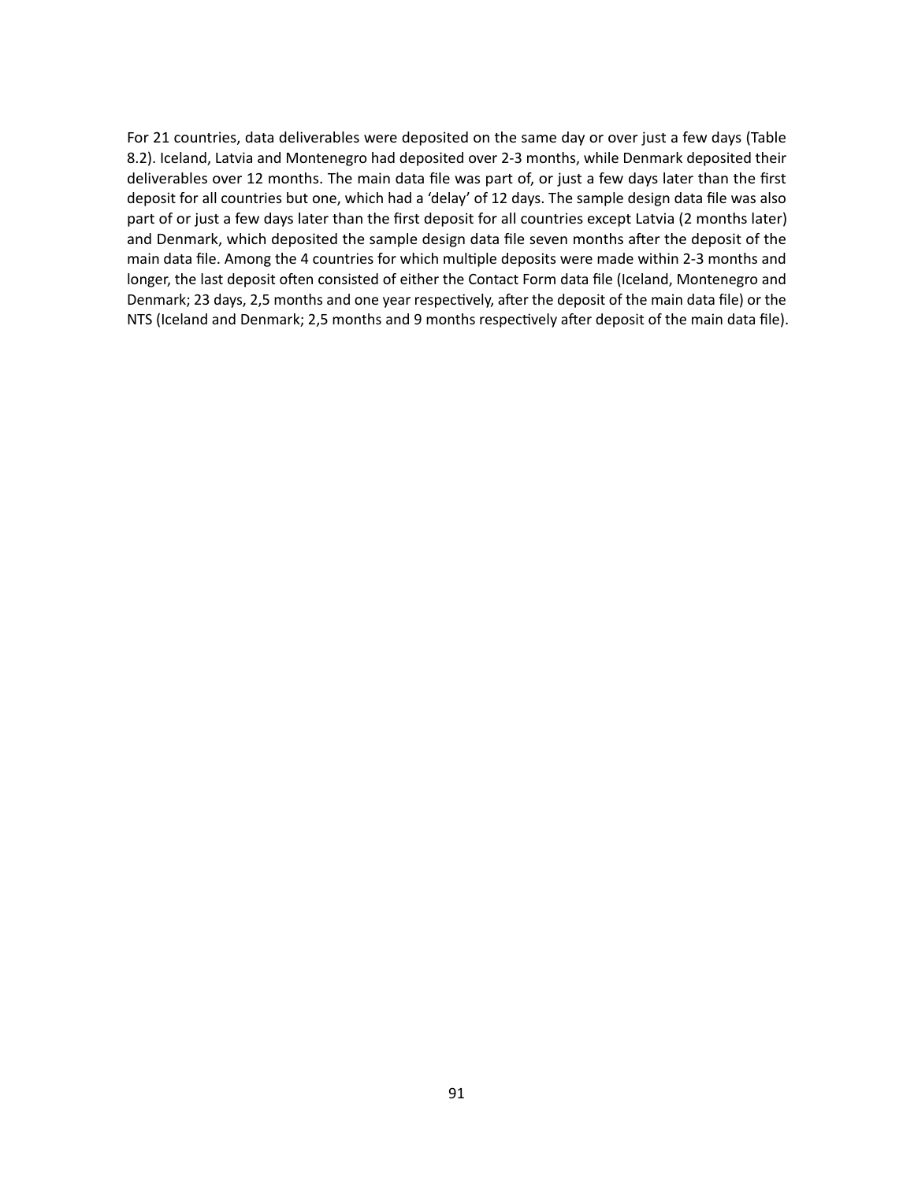For 21 countries, data deliverables were deposited on the same day or over just a few days (Table 8.2). Iceland, Latvia and Montenegro had deposited over 2-3 months, while Denmark deposited their deliverables over 12 months. The main data file was part of, or just a few days later than the first deposit for all countries but one, which had a 'delay' of 12 days. The sample design data file was also part of or just a few days later than the first deposit for all countries except Latvia (2 months later) and Denmark, which deposited the sample design data file seven months after the deposit of the main data file. Among the 4 countries for which multiple deposits were made within 2-3 months and longer, the last deposit often consisted of either the Contact Form data file (Iceland, Montenegro and Denmark; 23 days, 2,5 months and one year respectively, after the deposit of the main data file) or the NTS (Iceland and Denmark; 2,5 months and 9 months respectively after deposit of the main data file).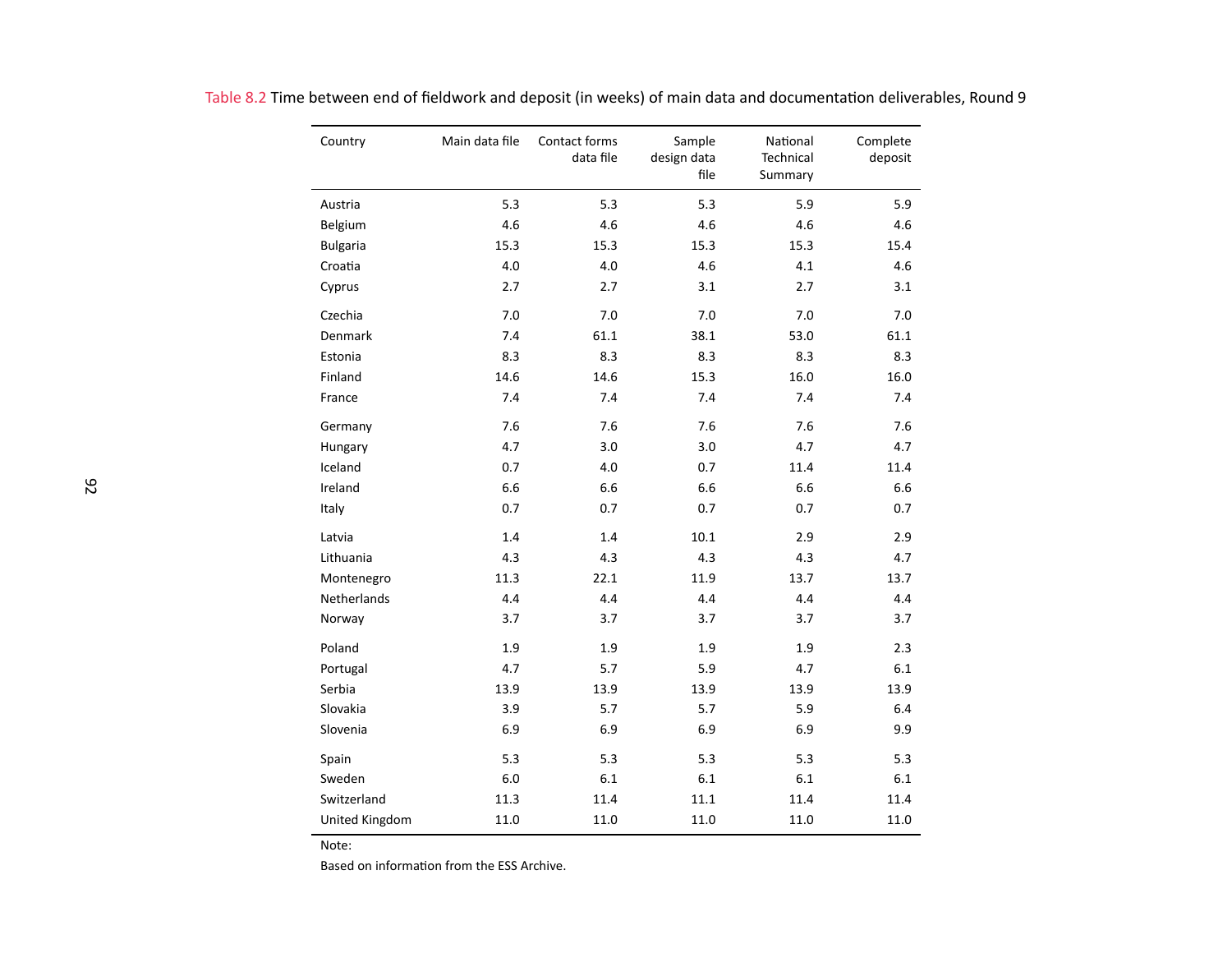Table 8.2 Time between end of fieldwork and deposit (in weeks) of main data and documentation deliverables, Round 9

| Country | Main data file | Contact forms data file | Sample design data file | National Technical Summary | Complete deposit |
|---|---|---|---|---|---|
| Austria | 5.3 | 5.3 | 5.3 | 5.9 | 5.9 |
| Belgium | 4.6 | 4.6 | 4.6 | 4.6 | 4.6 |
| Bulgaria | 15.3 | 15.3 | 15.3 | 15.3 | 15.4 |
| Croatia | 4.0 | 4.0 | 4.6 | 4.1 | 4.6 |
| Cyprus | 2.7 | 2.7 | 3.1 | 2.7 | 3.1 |
| Czechia | 7.0 | 7.0 | 7.0 | 7.0 | 7.0 |
| Denmark | 7.4 | 61.1 | 38.1 | 53.0 | 61.1 |
| Estonia | 8.3 | 8.3 | 8.3 | 8.3 | 8.3 |
| Finland | 14.6 | 14.6 | 15.3 | 16.0 | 16.0 |
| France | 7.4 | 7.4 | 7.4 | 7.4 | 7.4 |
| Germany | 7.6 | 7.6 | 7.6 | 7.6 | 7.6 |
| Hungary | 4.7 | 3.0 | 3.0 | 4.7 | 4.7 |
| Iceland | 0.7 | 4.0 | 0.7 | 11.4 | 11.4 |
| Ireland | 6.6 | 6.6 | 6.6 | 6.6 | 6.6 |
| Italy | 0.7 | 0.7 | 0.7 | 0.7 | 0.7 |
| Latvia | 1.4 | 1.4 | 10.1 | 2.9 | 2.9 |
| Lithuania | 4.3 | 4.3 | 4.3 | 4.3 | 4.7 |
| Montenegro | 11.3 | 22.1 | 11.9 | 13.7 | 13.7 |
| Netherlands | 4.4 | 4.4 | 4.4 | 4.4 | 4.4 |
| Norway | 3.7 | 3.7 | 3.7 | 3.7 | 3.7 |
| Poland | 1.9 | 1.9 | 1.9 | 1.9 | 2.3 |
| Portugal | 4.7 | 5.7 | 5.9 | 4.7 | 6.1 |
| Serbia | 13.9 | 13.9 | 13.9 | 13.9 | 13.9 |
| Slovakia | 3.9 | 5.7 | 5.7 | 5.9 | 6.4 |
| Slovenia | 6.9 | 6.9 | 6.9 | 6.9 | 9.9 |
| Spain | 5.3 | 5.3 | 5.3 | 5.3 | 5.3 |
| Sweden | 6.0 | 6.1 | 6.1 | 6.1 | 6.1 |
| Switzerland | 11.3 | 11.4 | 11.1 | 11.4 | 11.4 |
| United Kingdom | 11.0 | 11.0 | 11.0 | 11.0 | 11.0 |

Note:

Based on information from the ESS Archive.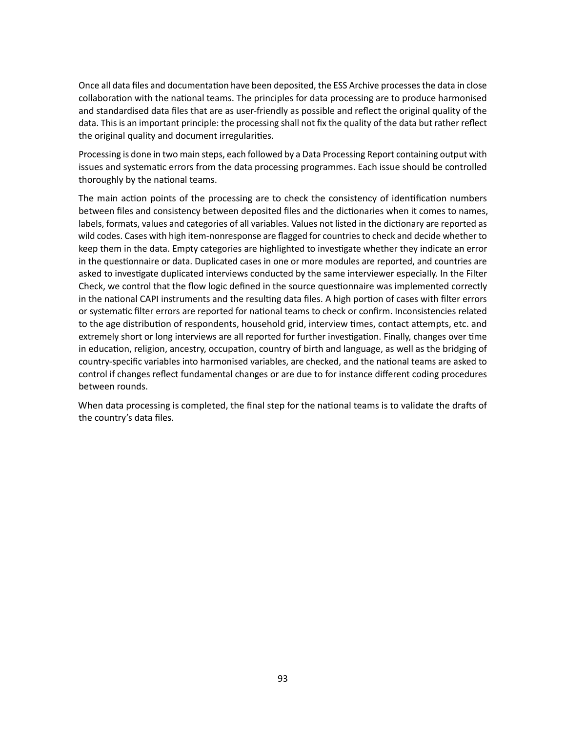Once all data files and documentation have been deposited, the ESS Archive processes the data in close collaboration with the national teams. The principles for data processing are to produce harmonised and standardised data files that are as user-friendly as possible and reflect the original quality of the data. This is an important principle: the processing shall not fix the quality of the data but rather reflect the original quality and document irregularities.

Processing is done in two main steps, each followed by a Data Processing Report containing output with issues and systematic errors from the data processing programmes. Each issue should be controlled thoroughly by the national teams.

The main action points of the processing are to check the consistency of identification numbers between files and consistency between deposited files and the dictionaries when it comes to names, labels, formats, values and categories of all variables. Values not listed in the dictionary are reported as wild codes. Cases with high item-nonresponse are flagged for countries to check and decide whether to keep them in the data. Empty categories are highlighted to investigate whether they indicate an error in the questionnaire or data. Duplicated cases in one or more modules are reported, and countries are asked to investigate duplicated interviews conducted by the same interviewer especially. In the Filter Check, we control that the flow logic defined in the source questionnaire was implemented correctly in the national CAPI instruments and the resulting data files. A high portion of cases with filter errors or systematic filter errors are reported for national teams to check or confirm. Inconsistencies related to the age distribution of respondents, household grid, interview times, contact attempts, etc. and extremely short or long interviews are all reported for further investigation. Finally, changes over time in education, religion, ancestry, occupation, country of birth and language, as well as the bridging of country-specific variables into harmonised variables, are checked, and the national teams are asked to control if changes reflect fundamental changes or are due to for instance different coding procedures between rounds.

When data processing is completed, the final step for the national teams is to validate the drafts of the country's data files.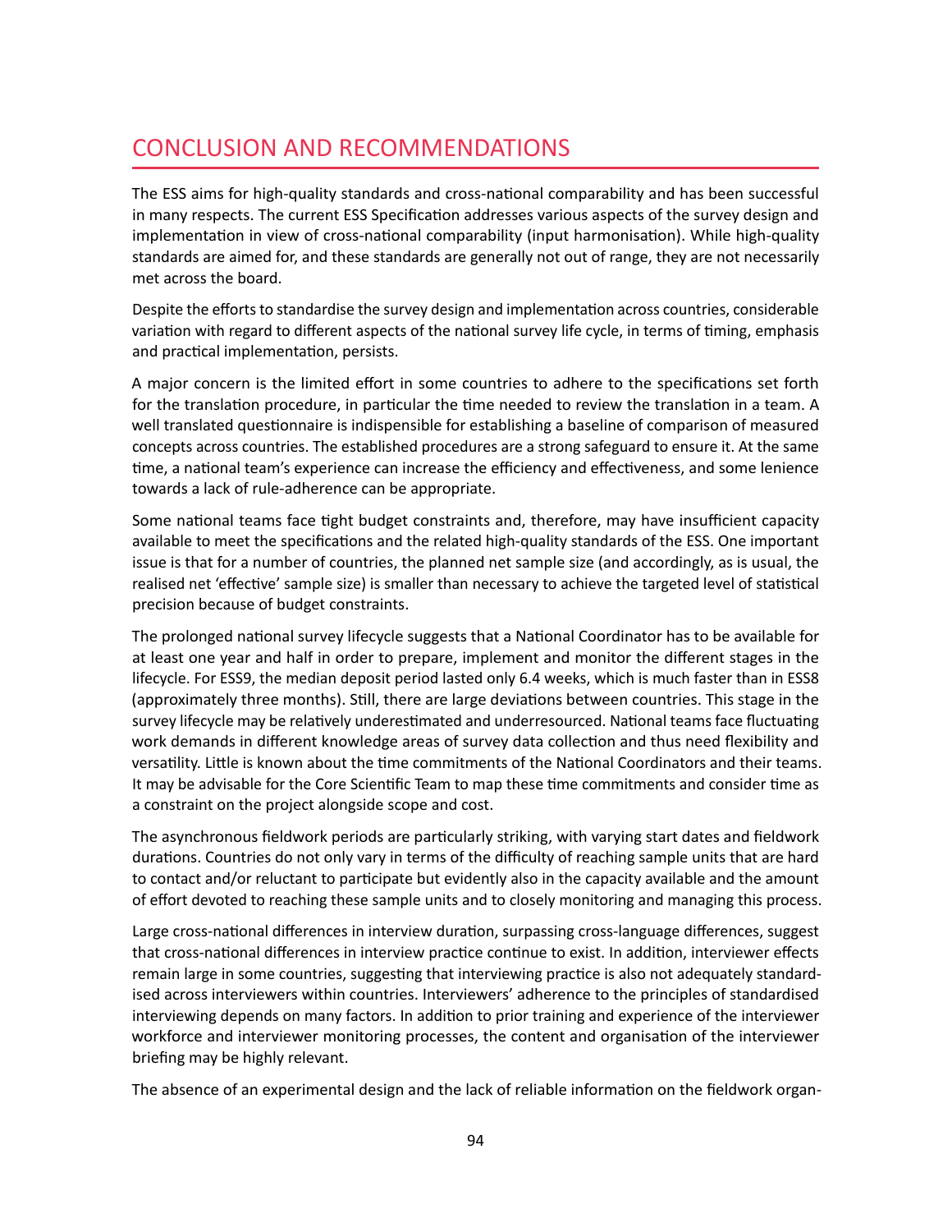# CONCLUSION AND RECOMMENDATIONS

The ESS aims for high-quality standards and cross-national comparability and has been successful in many respects. The current ESS Specification addresses various aspects of the survey design and implementation in view of cross-national comparability (input harmonisation). While high-quality standards are aimed for, and these standards are generally not out of range, they are not necessarily met across the board.

Despite the efforts to standardise the survey design and implementation across countries, considerable variation with regard to different aspects of the national survey life cycle, in terms of timing, emphasis and practical implementation, persists.

A major concern is the limited effort in some countries to adhere to the specifications set forth for the translation procedure, in particular the time needed to review the translation in a team. A well translated questionnaire is indispensible for establishing a baseline of comparison of measured concepts across countries. The established procedures are a strong safeguard to ensure it. At the same time, a national team's experience can increase the efficiency and effectiveness, and some lenience towards a lack of rule-adherence can be appropriate.

Some national teams face tight budget constraints and, therefore, may have insufficient capacity available to meet the specifications and the related high-quality standards of the ESS. One important issue is that for a number of countries, the planned net sample size (and accordingly, as is usual, the realised net 'effective' sample size) is smaller than necessary to achieve the targeted level of statistical precision because of budget constraints.

The prolonged national survey lifecycle suggests that a National Coordinator has to be available for at least one year and half in order to prepare, implement and monitor the different stages in the lifecycle. For ESS9, the median deposit period lasted only 6.4 weeks, which is much faster than in ESS8 (approximately three months). Still, there are large deviations between countries. This stage in the survey lifecycle may be relatively underestimated and underresourced. National teams face fluctuating work demands in different knowledge areas of survey data collection and thus need flexibility and versatility. Little is known about the time commitments of the National Coordinators and their teams. It may be advisable for the Core Scientific Team to map these time commitments and consider time as a constraint on the project alongside scope and cost.

The asynchronous fieldwork periods are particularly striking, with varying start dates and fieldwork durations. Countries do not only vary in terms of the difficulty of reaching sample units that are hard to contact and/or reluctant to participate but evidently also in the capacity available and the amount of effort devoted to reaching these sample units and to closely monitoring and managing this process.

Large cross-national differences in interview duration, surpassing cross-language differences, suggest that cross-national differences in interview practice continue to exist. In addition, interviewer effects remain large in some countries, suggesting that interviewing practice is also not adequately standardised across interviewers within countries. Interviewers' adherence to the principles of standardised interviewing depends on many factors. In addition to prior training and experience of the interviewer workforce and interviewer monitoring processes, the content and organisation of the interviewer briefing may be highly relevant.

The absence of an experimental design and the lack of reliable information on the fieldwork organ-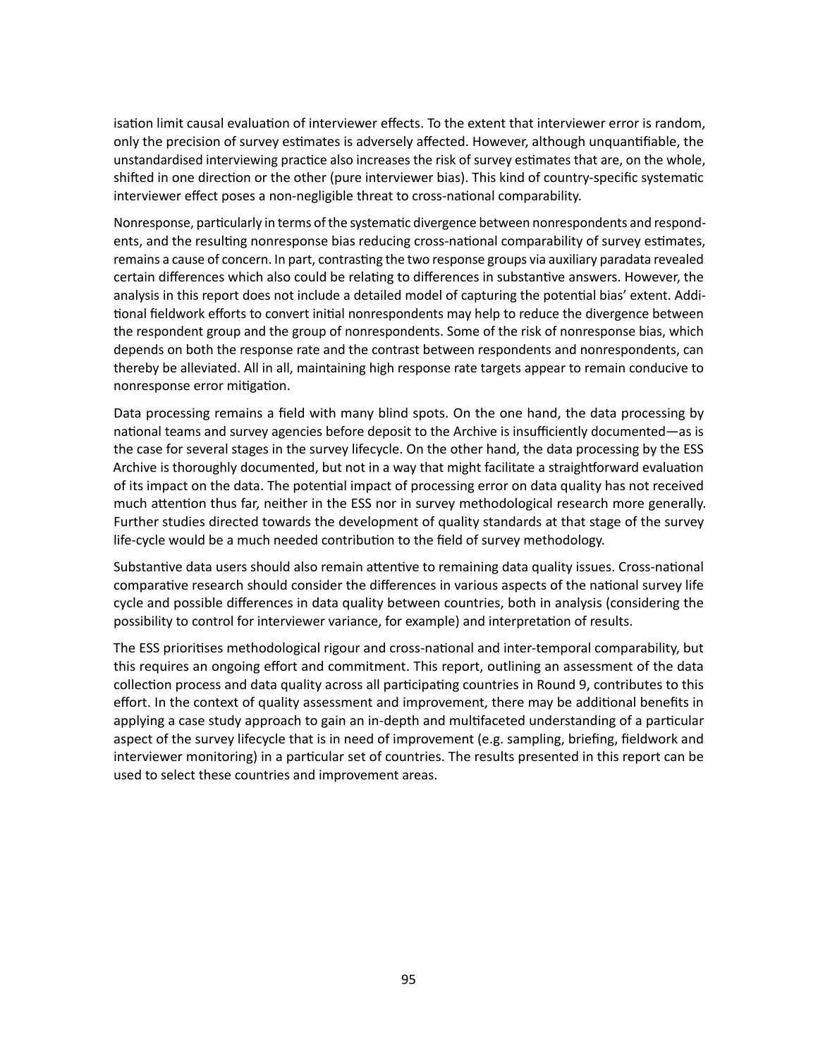isation limit causal evaluation of interviewer effects. To the extent that interviewer error is random, only the precision of survey estimates is adversely affected. However, although unquantifiable, the unstandardised interviewing practice also increases the risk of survey estimates that are, on the whole, shifted in one direction or the other (pure interviewer bias). This kind of country-specific systematic interviewer effect poses a non-negligible threat to cross-national comparability.

Nonresponse, particularly in terms of the systematic divergence between nonrespondents and respondents, and the resulting nonresponse bias reducing cross-national comparability of survey estimates, remains a cause of concern. In part, contrasting the two response groups via auxiliary paradata revealed certain differences which also could be relating to differences in substantive answers. However, the analysis in this report does not include a detailed model of capturing the potential bias' extent. Additional fieldwork efforts to convert initial nonrespondents may help to reduce the divergence between the respondent group and the group of nonrespondents. Some of the risk of nonresponse bias, which depends on both the response rate and the contrast between respondents and nonrespondents, can thereby be alleviated. All in all, maintaining high response rate targets appear to remain conducive to nonresponse error mitigation.

Data processing remains a field with many blind spots. On the one hand, the data processing by national teams and survey agencies before deposit to the Archive is insufficiently documented—as is the case for several stages in the survey lifecycle. On the other hand, the data processing by the ESS Archive is thoroughly documented, but not in a way that might facilitate a straightforward evaluation of its impact on the data. The potential impact of processing error on data quality has not received much attention thus far, neither in the ESS nor in survey methodological research more generally. Further studies directed towards the development of quality standards at that stage of the survey life-cycle would be a much needed contribution to the field of survey methodology.

Substantive data users should also remain attentive to remaining data quality issues. Cross-national comparative research should consider the differences in various aspects of the national survey life cycle and possible differences in data quality between countries, both in analysis (considering the possibility to control for interviewer variance, for example) and interpretation of results.

The ESS prioritises methodological rigour and cross-national and inter-temporal comparability, but this requires an ongoing effort and commitment. This report, outlining an assessment of the data collection process and data quality across all participating countries in Round 9, contributes to this effort. In the context of quality assessment and improvement, there may be additional benefits in applying a case study approach to gain an in-depth and multifaceted understanding of a particular aspect of the survey lifecycle that is in need of improvement (e.g. sampling, briefing, fieldwork and interviewer monitoring) in a particular set of countries. The results presented in this report can be used to select these countries and improvement areas.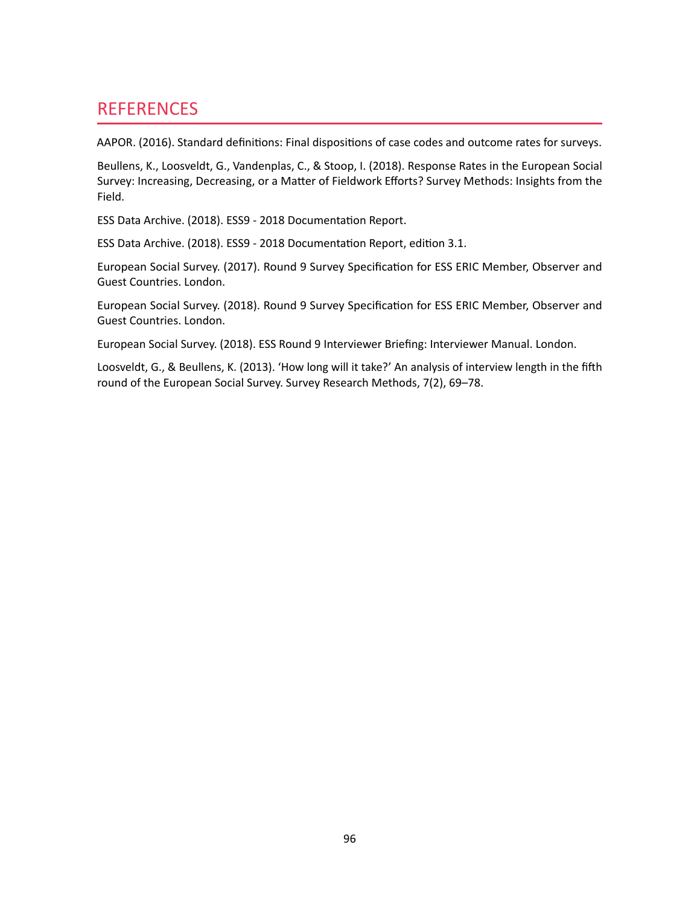# REFERENCES

AAPOR. (2016). Standard definitions: Final dispositions of case codes and outcome rates for surveys.

Beullens, K., Loosveldt, G., Vandenplas, C., & Stoop, I. (2018). Response Rates in the European Social Survey: Increasing, Decreasing, or a Matter of Fieldwork Efforts? Survey Methods: Insights from the Field.

ESS Data Archive. (2018). ESS9 - 2018 Documentation Report.

ESS Data Archive. (2018). ESS9 - 2018 Documentation Report, edition 3.1.

European Social Survey. (2017). Round 9 Survey Specification for ESS ERIC Member, Observer and Guest Countries. London.

European Social Survey. (2018). Round 9 Survey Specification for ESS ERIC Member, Observer and Guest Countries. London.

European Social Survey. (2018). ESS Round 9 Interviewer Briefing: Interviewer Manual. London.

Loosveldt, G., & Beullens, K. (2013). 'How long will it take?' An analysis of interview length in the fifth round of the European Social Survey. Survey Research Methods, 7(2), 69–78.